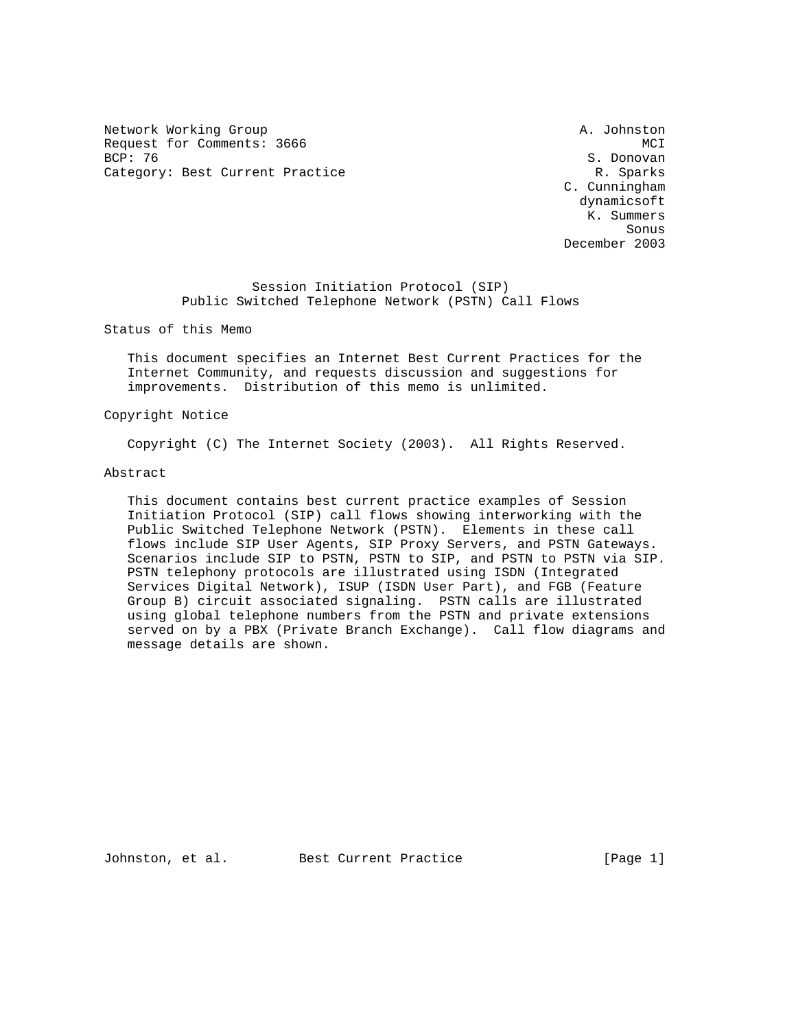Network Working Group                                        A. Johnston
Request for Comments: 3666                                           MCI
BCP: 76                                                       S. Donovan
Category: Best Current Practice                                R. Sparks
                                                            C. Cunningham
                                                              dynamicsoft
                                                               K. Summers
                                                                    Sonus
                                                            December 2003

# Session Initiation Protocol (SIP) Public Switched Telephone Network (PSTN) Call Flows

## Status of this Memo

This document specifies an Internet Best Current Practices for the Internet Community, and requests discussion and suggestions for improvements. Distribution of this memo is unlimited.

## Copyright Notice

Copyright (C) The Internet Society (2003). All Rights Reserved.

## Abstract

This document contains best current practice examples of Session Initiation Protocol (SIP) call flows showing interworking with the Public Switched Telephone Network (PSTN). Elements in these call flows include SIP User Agents, SIP Proxy Servers, and PSTN Gateways. Scenarios include SIP to PSTN, PSTN to SIP, and PSTN to PSTN via SIP. PSTN telephony protocols are illustrated using ISDN (Integrated Services Digital Network), ISUP (ISDN User Part), and FGB (Feature Group B) circuit associated signaling. PSTN calls are illustrated using global telephone numbers from the PSTN and private extensions served on by a PBX (Private Branch Exchange). Call flow diagrams and message details are shown.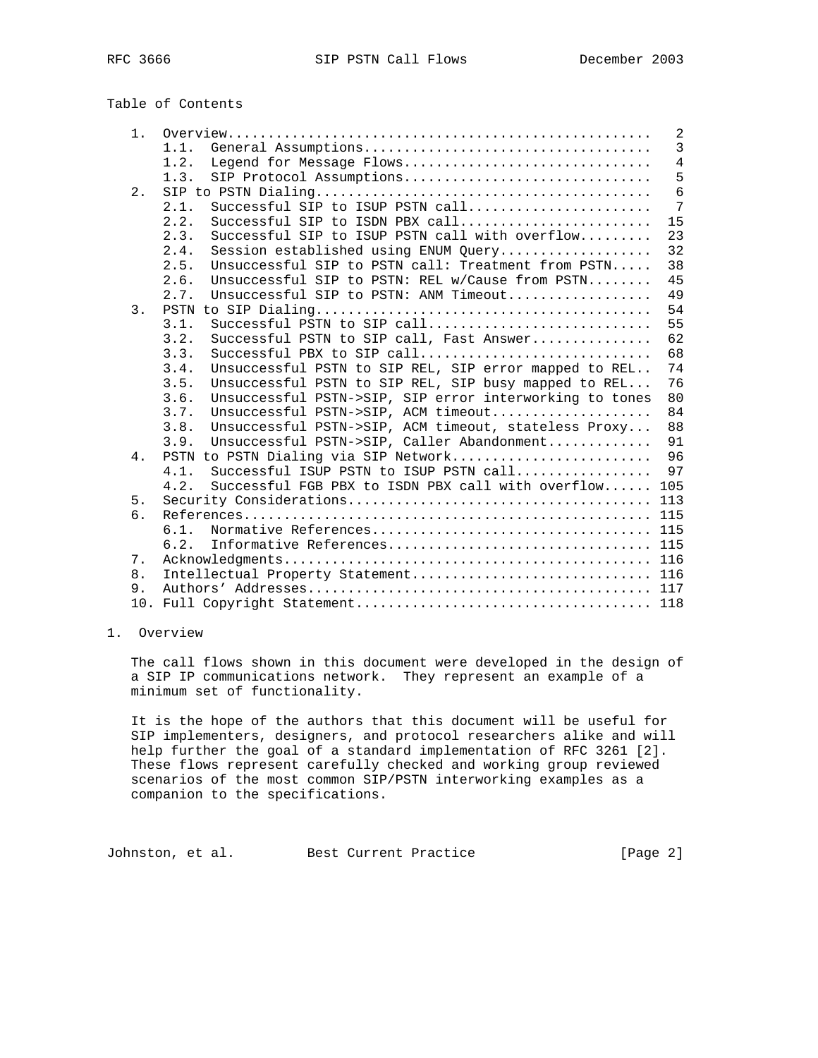Table of Contents

```
   1.  Overview....................................................   2
       1.1.  General Assumptions...................................   3
       1.2.  Legend for Message Flows..............................   4
       1.3.  SIP Protocol Assumptions..............................   5
   2.  SIP to PSTN Dialing.........................................   6
       2.1.  Successful SIP to ISUP PSTN call......................   7
       2.2.  Successful SIP to ISDN PBX call.......................  15
       2.3.  Successful SIP to ISUP PSTN call with overflow........  23
       2.4.  Session established using ENUM Query..................  32
       2.5.  Unsuccessful SIP to PSTN call: Treatment from PSTN....  38
       2.6.  Unsuccessful SIP to PSTN: REL w/Cause from PSTN.......  45
       2.7.  Unsuccessful SIP to PSTN: ANM Timeout.................  49
   3.  PSTN to SIP Dialing.........................................  54
       3.1.  Successful PSTN to SIP call...........................  55
       3.2.  Successful PSTN to SIP call, Fast Answer..............  62
       3.3.  Successful PBX to SIP call............................  68
       3.4.  Unsuccessful PSTN to SIP REL, SIP error mapped to REL..  74
       3.5.  Unsuccessful PSTN to SIP REL, SIP busy mapped to REL...  76
       3.6.  Unsuccessful PSTN->SIP, SIP error interworking to tones  80
       3.7.  Unsuccessful PSTN->SIP, ACM timeout...................  84
       3.8.  Unsuccessful PSTN->SIP, ACM timeout, stateless Proxy...  88
       3.9.  Unsuccessful PSTN->SIP, Caller Abandonment............  91
   4.  PSTN to PSTN Dialing via SIP Network........................  96
       4.1.  Successful ISUP PSTN to ISUP PSTN call................  97
       4.2.  Successful FGB PBX to ISDN PBX call with overflow...... 105
   5.  Security Considerations..................................... 113
   6.  References.................................................. 115
       6.1.  Normative References.................................. 115
       6.2.  Informative References................................ 115
   7.  Acknowledgments............................................. 116
   8.  Intellectual Property Statement............................. 116
   9.  Authors' Addresses.......................................... 117
   10. Full Copyright Statement.................................... 118
```

## 1. Overview

The call flows shown in this document were developed in the design of a SIP IP communications network. They represent an example of a minimum set of functionality.

It is the hope of the authors that this document will be useful for SIP implementers, designers, and protocol researchers alike and will help further the goal of a standard implementation of RFC 3261 [2]. These flows represent carefully checked and working group reviewed scenarios of the most common SIP/PSTN interworking examples as a companion to the specifications.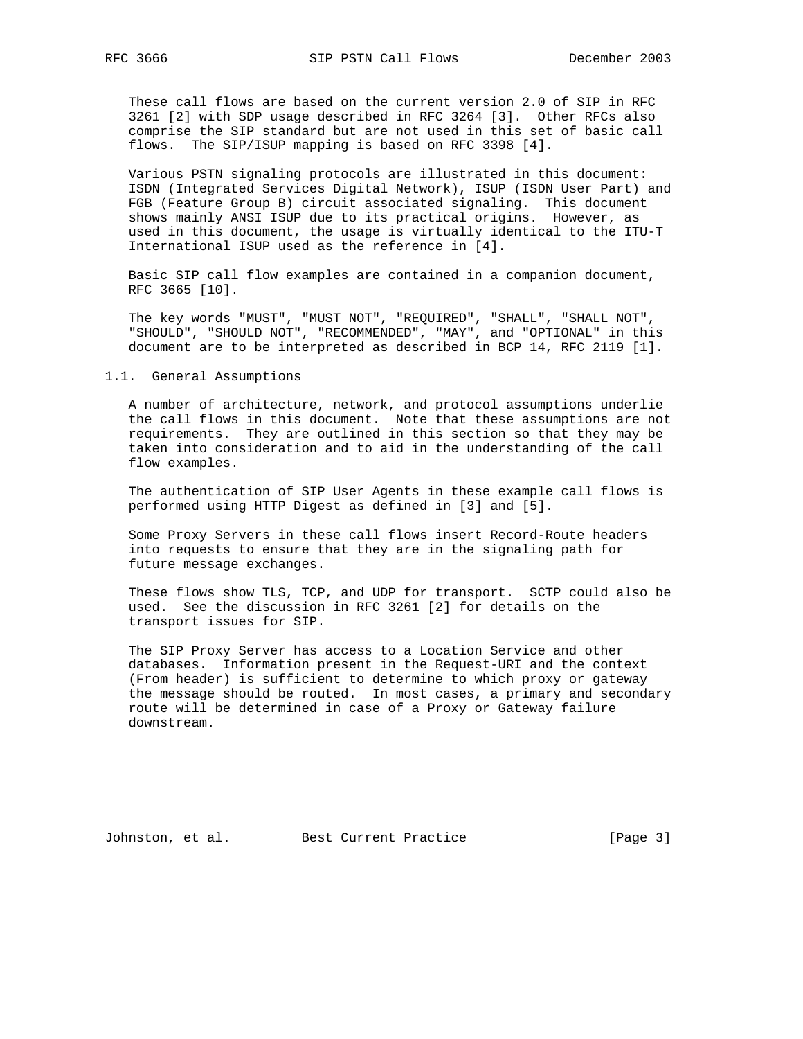These call flows are based on the current version 2.0 of SIP in RFC 3261 [2] with SDP usage described in RFC 3264 [3]. Other RFCs also comprise the SIP standard but are not used in this set of basic call flows. The SIP/ISUP mapping is based on RFC 3398 [4].

Various PSTN signaling protocols are illustrated in this document: ISDN (Integrated Services Digital Network), ISUP (ISDN User Part) and FGB (Feature Group B) circuit associated signaling. This document shows mainly ANSI ISUP due to its practical origins. However, as used in this document, the usage is virtually identical to the ITU-T International ISUP used as the reference in [4].

Basic SIP call flow examples are contained in a companion document, RFC 3665 [10].

The key words "MUST", "MUST NOT", "REQUIRED", "SHALL", "SHALL NOT", "SHOULD", "SHOULD NOT", "RECOMMENDED", "MAY", and "OPTIONAL" in this document are to be interpreted as described in BCP 14, RFC 2119 [1].

## 1.1. General Assumptions

A number of architecture, network, and protocol assumptions underlie the call flows in this document. Note that these assumptions are not requirements. They are outlined in this section so that they may be taken into consideration and to aid in the understanding of the call flow examples.

The authentication of SIP User Agents in these example call flows is performed using HTTP Digest as defined in [3] and [5].

Some Proxy Servers in these call flows insert Record-Route headers into requests to ensure that they are in the signaling path for future message exchanges.

These flows show TLS, TCP, and UDP for transport. SCTP could also be used. See the discussion in RFC 3261 [2] for details on the transport issues for SIP.

The SIP Proxy Server has access to a Location Service and other databases. Information present in the Request-URI and the context (From header) is sufficient to determine to which proxy or gateway the message should be routed. In most cases, a primary and secondary route will be determined in case of a Proxy or Gateway failure downstream.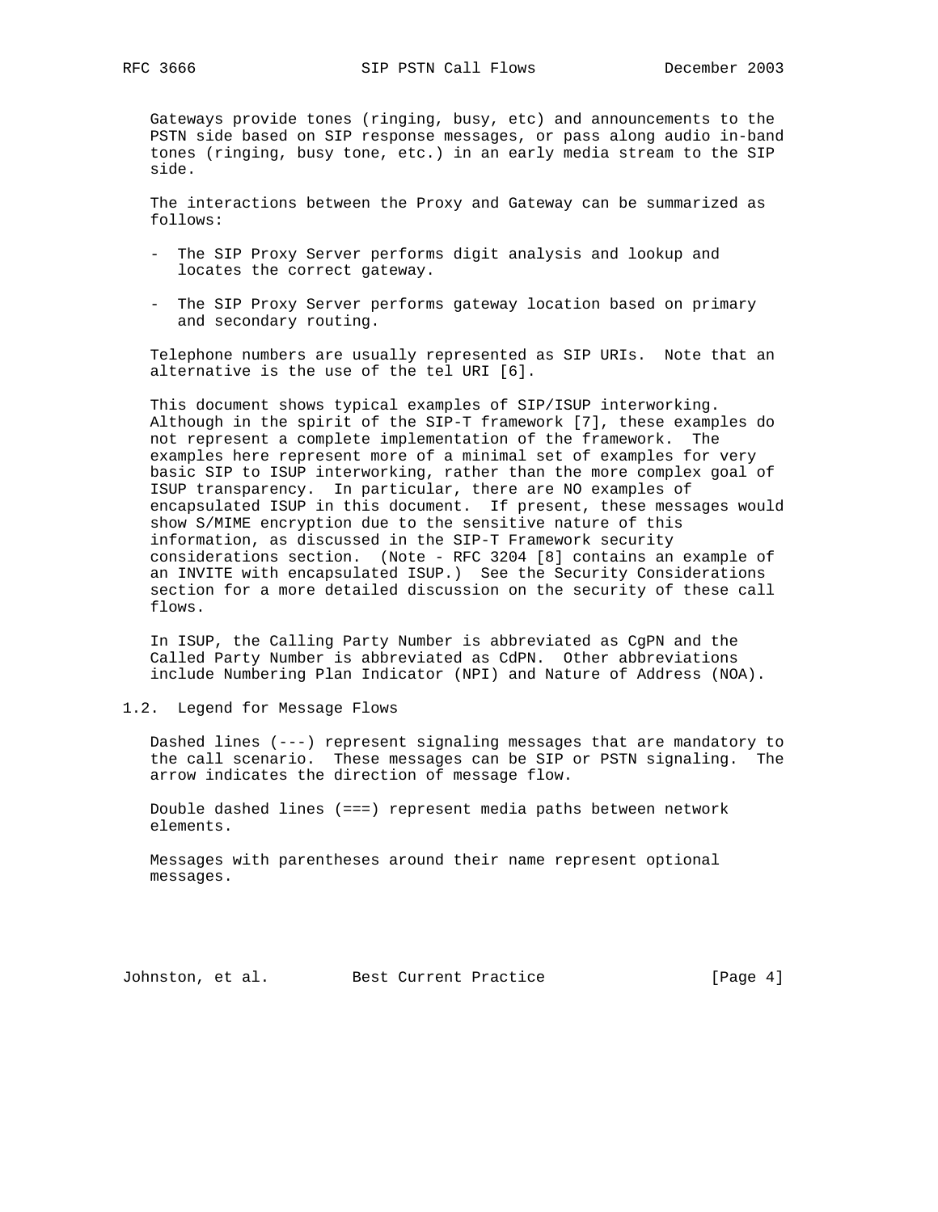Gateways provide tones (ringing, busy, etc) and announcements to the PSTN side based on SIP response messages, or pass along audio in-band tones (ringing, busy tone, etc.) in an early media stream to the SIP side.

The interactions between the Proxy and Gateway can be summarized as follows:

- The SIP Proxy Server performs digit analysis and lookup and locates the correct gateway.

- The SIP Proxy Server performs gateway location based on primary and secondary routing.

Telephone numbers are usually represented as SIP URIs. Note that an alternative is the use of the tel URI [6].

This document shows typical examples of SIP/ISUP interworking. Although in the spirit of the SIP-T framework [7], these examples do not represent a complete implementation of the framework. The examples here represent more of a minimal set of examples for very basic SIP to ISUP interworking, rather than the more complex goal of ISUP transparency. In particular, there are NO examples of encapsulated ISUP in this document. If present, these messages would show S/MIME encryption due to the sensitive nature of this information, as discussed in the SIP-T Framework security considerations section. (Note - RFC 3204 [8] contains an example of an INVITE with encapsulated ISUP.) See the Security Considerations section for a more detailed discussion on the security of these call flows.

In ISUP, the Calling Party Number is abbreviated as CgPN and the Called Party Number is abbreviated as CdPN. Other abbreviations include Numbering Plan Indicator (NPI) and Nature of Address (NOA).

## 1.2. Legend for Message Flows

Dashed lines (---) represent signaling messages that are mandatory to the call scenario. These messages can be SIP or PSTN signaling. The arrow indicates the direction of message flow.

Double dashed lines (===) represent media paths between network elements.

Messages with parentheses around their name represent optional messages.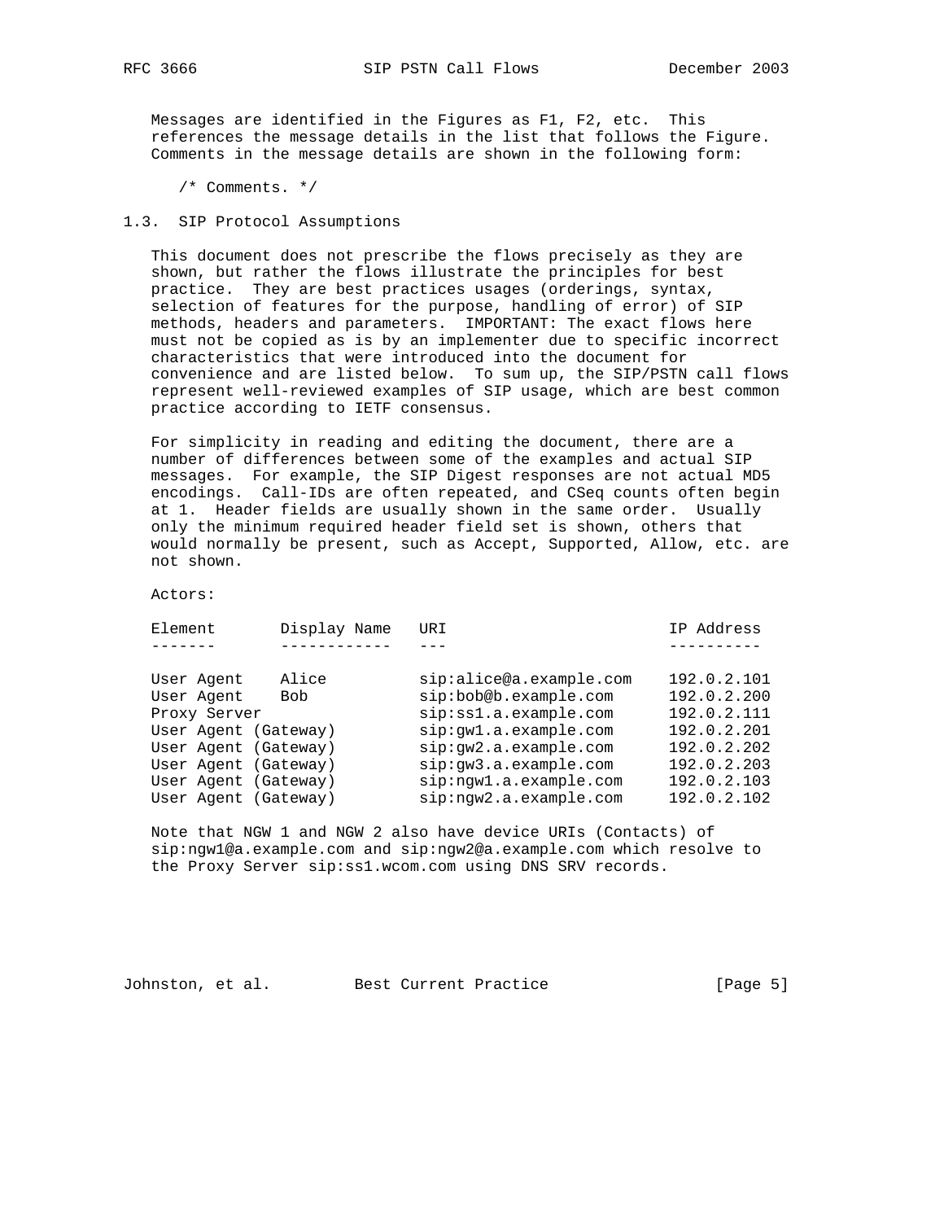Messages are identified in the Figures as F1, F2, etc. This references the message details in the list that follows the Figure. Comments in the message details are shown in the following form:

```
/* Comments. */
```

## 1.3. SIP Protocol Assumptions

This document does not prescribe the flows precisely as they are shown, but rather the flows illustrate the principles for best practice. They are best practices usages (orderings, syntax, selection of features for the purpose, handling of error) of SIP methods, headers and parameters. IMPORTANT: The exact flows here must not be copied as is by an implementer due to specific incorrect characteristics that were introduced into the document for convenience and are listed below. To sum up, the SIP/PSTN call flows represent well-reviewed examples of SIP usage, which are best common practice according to IETF consensus.

For simplicity in reading and editing the document, there are a number of differences between some of the examples and actual SIP messages. For example, the SIP Digest responses are not actual MD5 encodings. Call-IDs are often repeated, and CSeq counts often begin at 1. Header fields are usually shown in the same order. Usually only the minimum required header field set is shown, others that would normally be present, such as Accept, Supported, Allow, etc. are not shown.

Actors:

| Element | Display Name | URI | IP Address |
|---|---|---|---|
| User Agent | Alice | sip:alice@a.example.com | 192.0.2.101 |
| User Agent | Bob | sip:bob@b.example.com | 192.0.2.200 |
| Proxy Server | | sip:ss1.a.example.com | 192.0.2.111 |
| User Agent (Gateway) | | sip:gw1.a.example.com | 192.0.2.201 |
| User Agent (Gateway) | | sip:gw2.a.example.com | 192.0.2.202 |
| User Agent (Gateway) | | sip:gw3.a.example.com | 192.0.2.203 |
| User Agent (Gateway) | | sip:ngw1.a.example.com | 192.0.2.103 |
| User Agent (Gateway) | | sip:ngw2.a.example.com | 192.0.2.102 |

Note that NGW 1 and NGW 2 also have device URIs (Contacts) of sip:ngw1@a.example.com and sip:ngw2@a.example.com which resolve to the Proxy Server sip:ss1.wcom.com using DNS SRV records.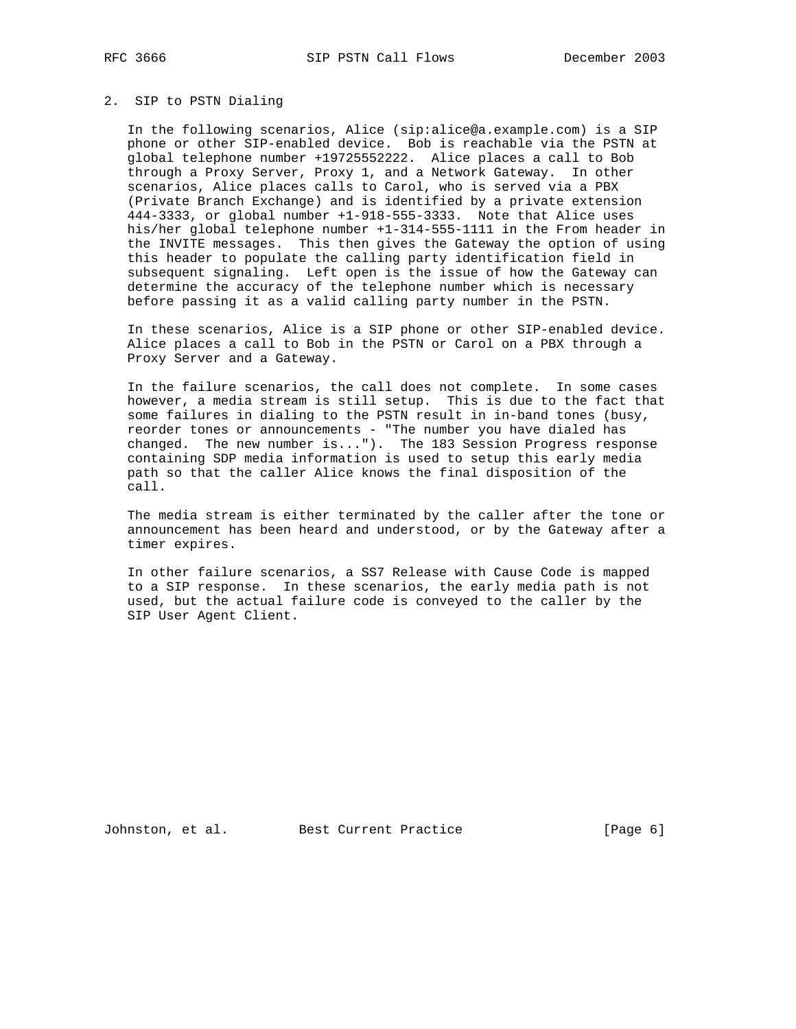## 2. SIP to PSTN Dialing

In the following scenarios, Alice (sip:alice@a.example.com) is a SIP phone or other SIP-enabled device. Bob is reachable via the PSTN at global telephone number +19725552222. Alice places a call to Bob through a Proxy Server, Proxy 1, and a Network Gateway. In other scenarios, Alice places calls to Carol, who is served via a PBX (Private Branch Exchange) and is identified by a private extension 444-3333, or global number +1-918-555-3333. Note that Alice uses his/her global telephone number +1-314-555-1111 in the From header in the INVITE messages. This then gives the Gateway the option of using this header to populate the calling party identification field in subsequent signaling. Left open is the issue of how the Gateway can determine the accuracy of the telephone number which is necessary before passing it as a valid calling party number in the PSTN.

In these scenarios, Alice is a SIP phone or other SIP-enabled device. Alice places a call to Bob in the PSTN or Carol on a PBX through a Proxy Server and a Gateway.

In the failure scenarios, the call does not complete. In some cases however, a media stream is still setup. This is due to the fact that some failures in dialing to the PSTN result in in-band tones (busy, reorder tones or announcements - "The number you have dialed has changed. The new number is..."). The 183 Session Progress response containing SDP media information is used to setup this early media path so that the caller Alice knows the final disposition of the call.

The media stream is either terminated by the caller after the tone or announcement has been heard and understood, or by the Gateway after a timer expires.

In other failure scenarios, a SS7 Release with Cause Code is mapped to a SIP response. In these scenarios, the early media path is not used, but the actual failure code is conveyed to the caller by the SIP User Agent Client.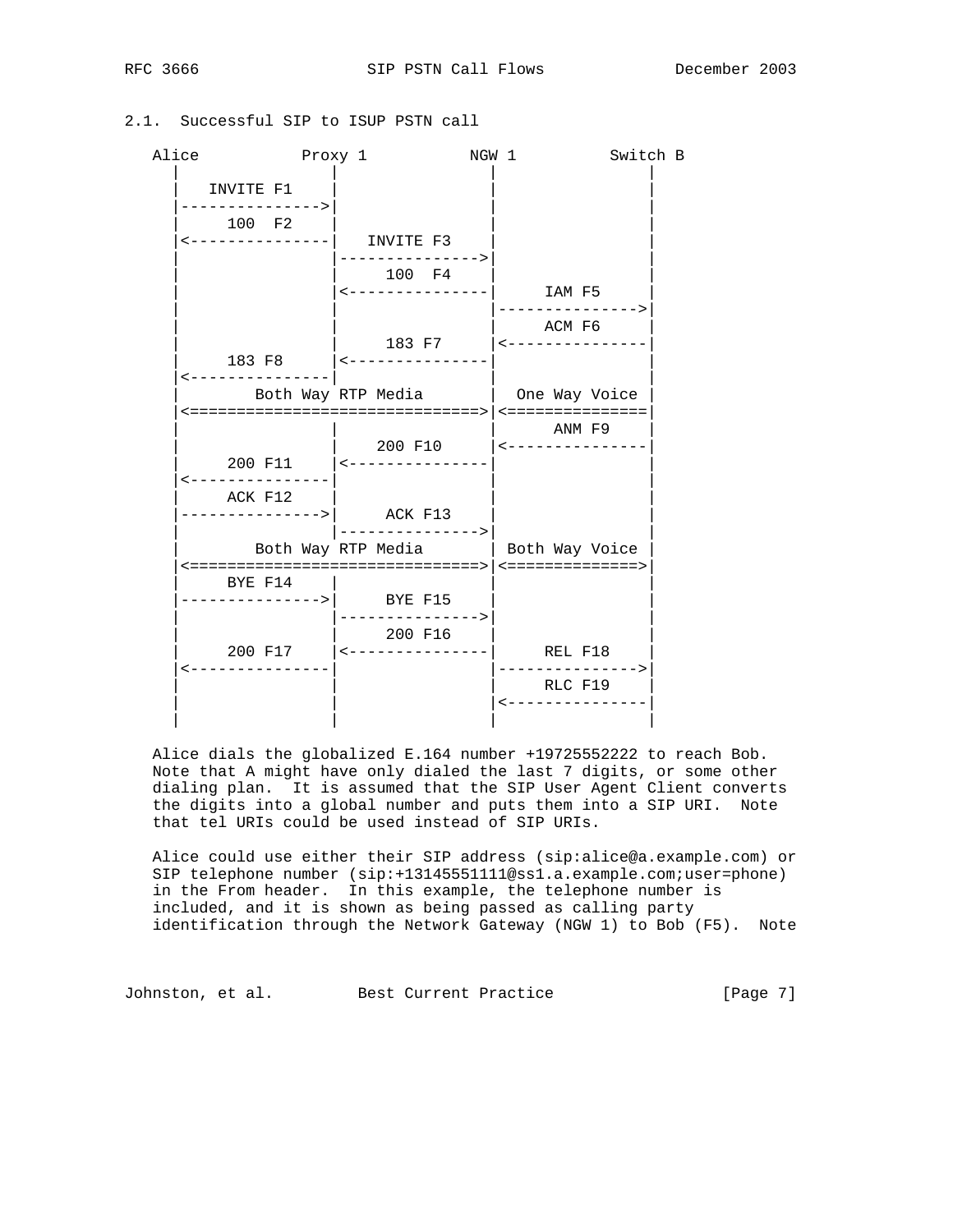## 2.1. Successful SIP to ISUP PSTN call

```
   Alice           Proxy 1           NGW 1          Switch B
     |                |                |                |
     |   INVITE F1    |                |                |
     |--------------->|                |                |
     |      100  F2   |                |                |
     |<---------------|   INVITE F3    |                |
     |                |--------------->|                |
     |                |      100  F4   |                |
     |                |<---------------|     IAM F5     |
     |                |                |--------------->|
     |                |                |     ACM F6     |
     |                |      183 F7    |<---------------|
     |      183 F8    |<---------------|                |
     |<---------------|                |                |
     |        Both Way RTP Media       |  One Way Voice |
     |<===============================>|<===============|
     |                |                |     ANM F9     |
     |                |     200 F10    |<---------------|
     |      200 F11   |<---------------|                |
     |<---------------|                |                |
     |      ACK F12   |                |                |
     |--------------->|      ACK F13   |                |
     |                |--------------->|                |
     |        Both Way RTP Media       | Both Way Voice |
     |<===============================>|<==============>|
     |      BYE F14   |                |                |
     |--------------->|      BYE F15   |                |
     |                |--------------->|                |
     |                |      200 F16   |                |
     |      200 F17   |<---------------|     REL F18    |
     |<---------------|                |--------------->|
     |                |                |     RLC F19    |
     |                |                |<---------------|
     |                |                |                |
```

Alice dials the globalized E.164 number +19725552222 to reach Bob. Note that A might have only dialed the last 7 digits, or some other dialing plan. It is assumed that the SIP User Agent Client converts the digits into a global number and puts them into a SIP URI. Note that tel URIs could be used instead of SIP URIs.

Alice could use either their SIP address (sip:alice@a.example.com) or SIP telephone number (sip:+13145551111@ss1.a.example.com;user=phone) in the From header. In this example, the telephone number is included, and it is shown as being passed as calling party identification through the Network Gateway (NGW 1) to Bob (F5). Note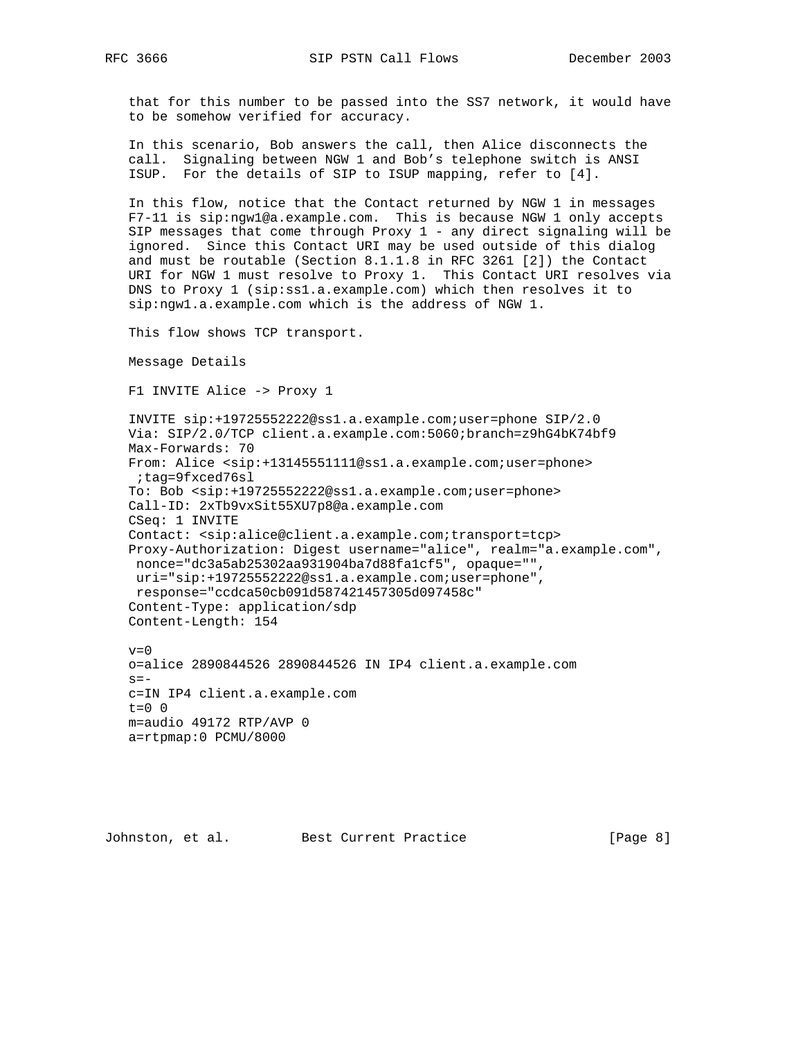that for this number to be passed into the SS7 network, it would have to be somehow verified for accuracy.

In this scenario, Bob answers the call, then Alice disconnects the call. Signaling between NGW 1 and Bob's telephone switch is ANSI ISUP. For the details of SIP to ISUP mapping, refer to [4].

In this flow, notice that the Contact returned by NGW 1 in messages F7-11 is sip:ngw1@a.example.com. This is because NGW 1 only accepts SIP messages that come through Proxy 1 - any direct signaling will be ignored. Since this Contact URI may be used outside of this dialog and must be routable (Section 8.1.1.8 in RFC 3261 [2]) the Contact URI for NGW 1 must resolve to Proxy 1. This Contact URI resolves via DNS to Proxy 1 (sip:ss1.a.example.com) which then resolves it to sip:ngw1.a.example.com which is the address of NGW 1.

This flow shows TCP transport.

Message Details

F1 INVITE Alice -> Proxy 1

```
INVITE sip:+19725552222@ss1.a.example.com;user=phone SIP/2.0
Via: SIP/2.0/TCP client.a.example.com:5060;branch=z9hG4bK74bf9
Max-Forwards: 70
From: Alice <sip:+13145551111@ss1.a.example.com;user=phone>
 ;tag=9fxced76sl
To: Bob <sip:+19725552222@ss1.a.example.com;user=phone>
Call-ID: 2xTb9vxSit55XU7p8@a.example.com
CSeq: 1 INVITE
Contact: <sip:alice@client.a.example.com;transport=tcp>
Proxy-Authorization: Digest username="alice", realm="a.example.com",
 nonce="dc3a5ab25302aa931904ba7d88fa1cf5", opaque="",
 uri="sip:+19725552222@ss1.a.example.com;user=phone",
 response="ccdca50cb091d587421457305d097458c"
Content-Type: application/sdp
Content-Length: 154

v=0
o=alice 2890844526 2890844526 IN IP4 client.a.example.com
s=-
c=IN IP4 client.a.example.com
t=0 0
m=audio 49172 RTP/AVP 0
a=rtpmap:0 PCMU/8000
```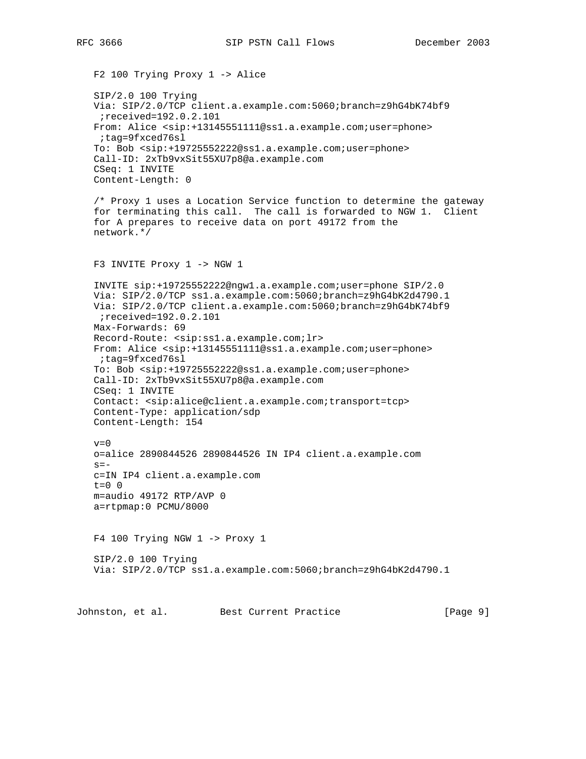F2 100 Trying Proxy 1 -> Alice

```
SIP/2.0 100 Trying
Via: SIP/2.0/TCP client.a.example.com:5060;branch=z9hG4bK74bf9
 ;received=192.0.2.101
From: Alice <sip:+13145551111@ss1.a.example.com;user=phone>
 ;tag=9fxced76sl
To: Bob <sip:+19725552222@ss1.a.example.com;user=phone>
Call-ID: 2xTb9vxSit55XU7p8@a.example.com
CSeq: 1 INVITE
Content-Length: 0
```

/* Proxy 1 uses a Location Service function to determine the gateway for terminating this call. The call is forwarded to NGW 1. Client for A prepares to receive data on port 49172 from the network.*/

F3 INVITE Proxy 1 -> NGW 1

```
INVITE sip:+19725552222@ngw1.a.example.com;user=phone SIP/2.0
Via: SIP/2.0/TCP ss1.a.example.com:5060;branch=z9hG4bK2d4790.1
Via: SIP/2.0/TCP client.a.example.com:5060;branch=z9hG4bK74bf9
 ;received=192.0.2.101
Max-Forwards: 69
Record-Route: <sip:ss1.a.example.com;lr>
From: Alice <sip:+13145551111@ss1.a.example.com;user=phone>
 ;tag=9fxced76sl
To: Bob <sip:+19725552222@ss1.a.example.com;user=phone>
Call-ID: 2xTb9vxSit55XU7p8@a.example.com
CSeq: 1 INVITE
Contact: <sip:alice@client.a.example.com;transport=tcp>
Content-Type: application/sdp
Content-Length: 154

v=0
o=alice 2890844526 2890844526 IN IP4 client.a.example.com
s=-
c=IN IP4 client.a.example.com
t=0 0
m=audio 49172 RTP/AVP 0
a=rtpmap:0 PCMU/8000
```

F4 100 Trying NGW 1 -> Proxy 1

```
SIP/2.0 100 Trying
Via: SIP/2.0/TCP ss1.a.example.com:5060;branch=z9hG4bK2d4790.1
```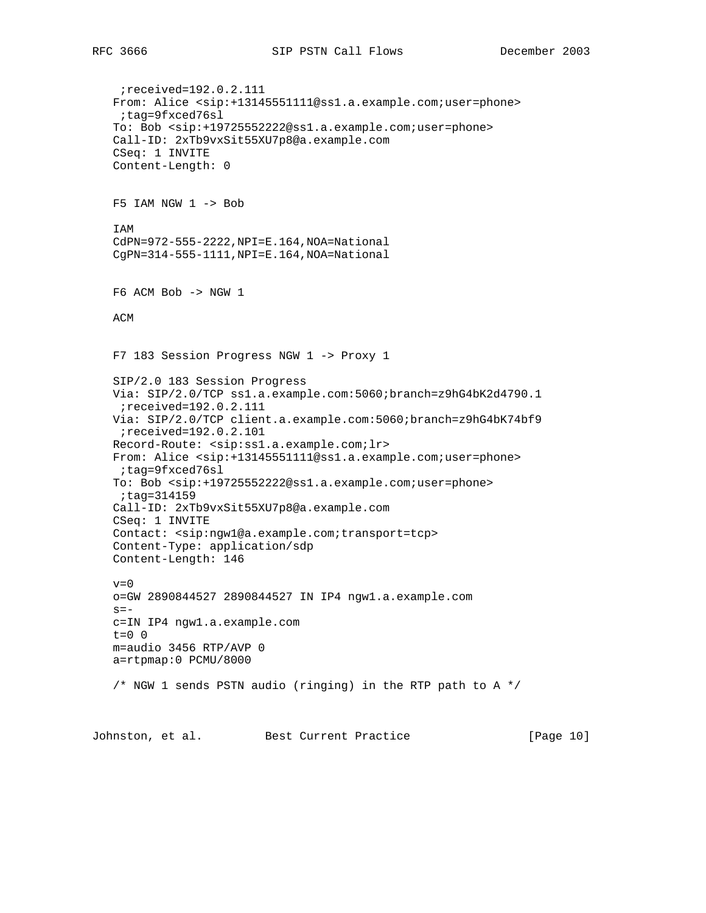```
    ;received=192.0.2.111
   From: Alice <sip:+13145551111@ss1.a.example.com;user=phone>
    ;tag=9fxced76sl
   To: Bob <sip:+19725552222@ss1.a.example.com;user=phone>
   Call-ID: 2xTb9vxSit55XU7p8@a.example.com
   CSeq: 1 INVITE
   Content-Length: 0


   F5 IAM NGW 1 -> Bob

   IAM
   CdPN=972-555-2222,NPI=E.164,NOA=National
   CgPN=314-555-1111,NPI=E.164,NOA=National


   F6 ACM Bob -> NGW 1

   ACM


   F7 183 Session Progress NGW 1 -> Proxy 1

   SIP/2.0 183 Session Progress
   Via: SIP/2.0/TCP ss1.a.example.com:5060;branch=z9hG4bK2d4790.1
    ;received=192.0.2.111
   Via: SIP/2.0/TCP client.a.example.com:5060;branch=z9hG4bK74bf9
    ;received=192.0.2.101
   Record-Route: <sip:ss1.a.example.com;lr>
   From: Alice <sip:+13145551111@ss1.a.example.com;user=phone>
    ;tag=9fxced76sl
   To: Bob <sip:+19725552222@ss1.a.example.com;user=phone>
    ;tag=314159
   Call-ID: 2xTb9vxSit55XU7p8@a.example.com
   CSeq: 1 INVITE
   Contact: <sip:ngw1@a.example.com;transport=tcp>
   Content-Type: application/sdp
   Content-Length: 146

   v=0
   o=GW 2890844527 2890844527 IN IP4 ngw1.a.example.com
   s=-
   c=IN IP4 ngw1.a.example.com
   t=0 0
   m=audio 3456 RTP/AVP 0
   a=rtpmap:0 PCMU/8000

   /* NGW 1 sends PSTN audio (ringing) in the RTP path to A */
```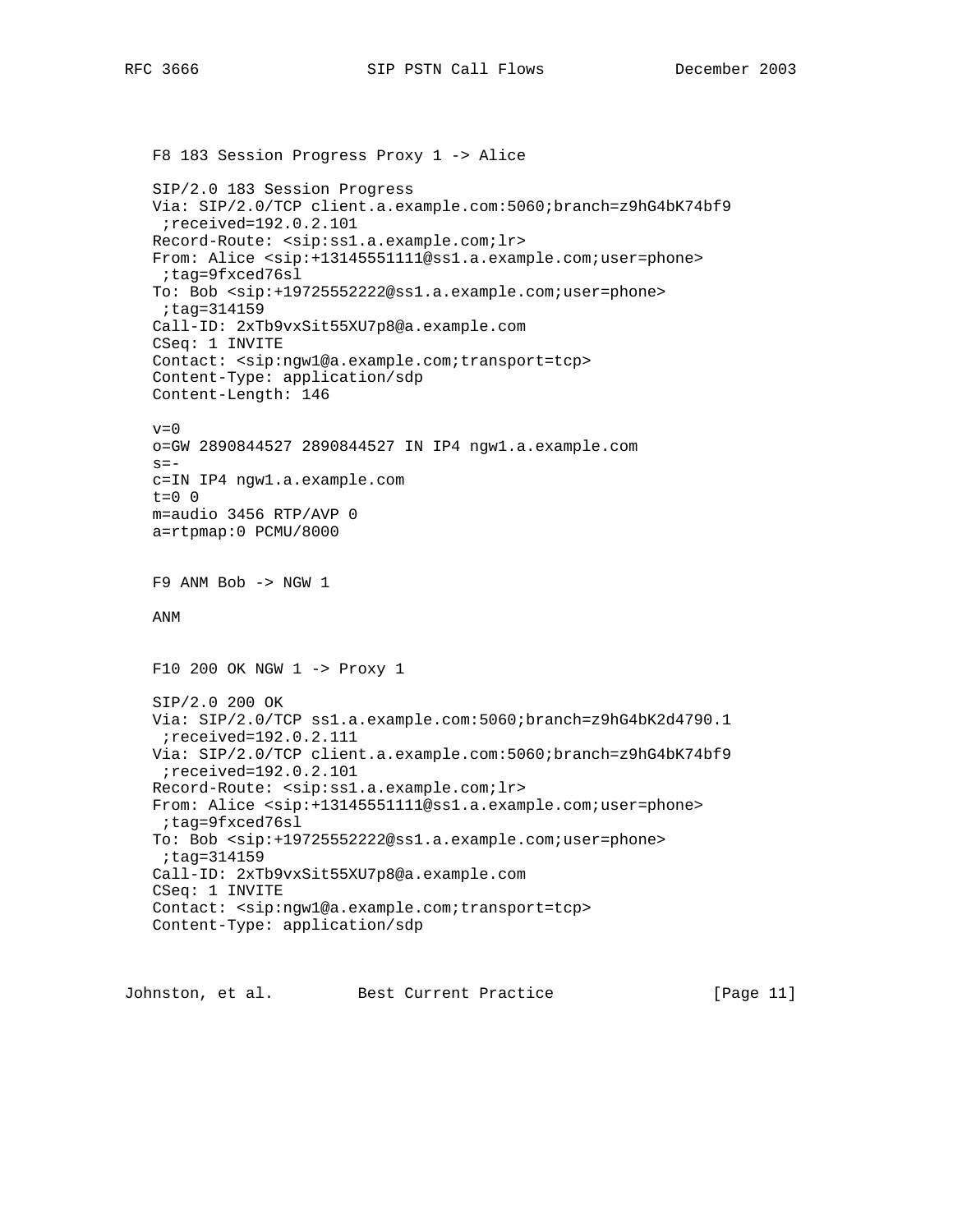F8 183 Session Progress Proxy 1 -> Alice

```
SIP/2.0 183 Session Progress
Via: SIP/2.0/TCP client.a.example.com:5060;branch=z9hG4bK74bf9
 ;received=192.0.2.101
Record-Route: <sip:ss1.a.example.com;lr>
From: Alice <sip:+13145551111@ss1.a.example.com;user=phone>
 ;tag=9fxced76sl
To: Bob <sip:+19725552222@ss1.a.example.com;user=phone>
 ;tag=314159
Call-ID: 2xTb9vxSit55XU7p8@a.example.com
CSeq: 1 INVITE
Contact: <sip:ngw1@a.example.com;transport=tcp>
Content-Type: application/sdp
Content-Length: 146

v=0
o=GW 2890844527 2890844527 IN IP4 ngw1.a.example.com
s=-
c=IN IP4 ngw1.a.example.com
t=0 0
m=audio 3456 RTP/AVP 0
a=rtpmap:0 PCMU/8000
```

F9 ANM Bob -> NGW 1

```
ANM
```

F10 200 OK NGW 1 -> Proxy 1

```
SIP/2.0 200 OK
Via: SIP/2.0/TCP ss1.a.example.com:5060;branch=z9hG4bK2d4790.1
 ;received=192.0.2.111
Via: SIP/2.0/TCP client.a.example.com:5060;branch=z9hG4bK74bf9
 ;received=192.0.2.101
Record-Route: <sip:ss1.a.example.com;lr>
From: Alice <sip:+13145551111@ss1.a.example.com;user=phone>
 ;tag=9fxced76sl
To: Bob <sip:+19725552222@ss1.a.example.com;user=phone>
 ;tag=314159
Call-ID: 2xTb9vxSit55XU7p8@a.example.com
CSeq: 1 INVITE
Contact: <sip:ngw1@a.example.com;transport=tcp>
Content-Type: application/sdp
```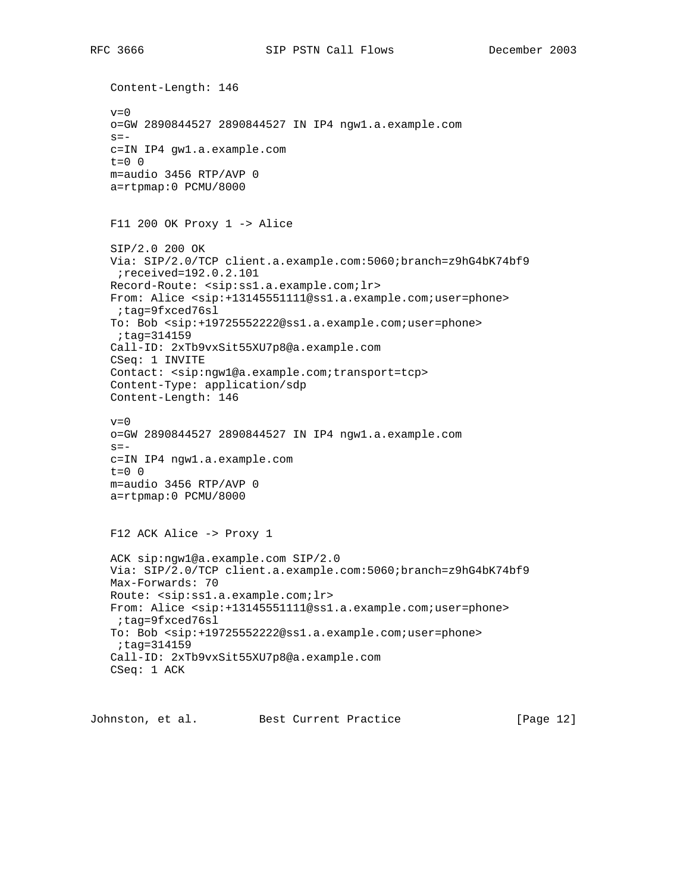```
Content-Length: 146

v=0
o=GW 2890844527 2890844527 IN IP4 ngw1.a.example.com
s=-
c=IN IP4 gw1.a.example.com
t=0 0
m=audio 3456 RTP/AVP 0
a=rtpmap:0 PCMU/8000
```

F11 200 OK Proxy 1 -> Alice

```
SIP/2.0 200 OK
Via: SIP/2.0/TCP client.a.example.com:5060;branch=z9hG4bK74bf9
 ;received=192.0.2.101
Record-Route: <sip:ss1.a.example.com;lr>
From: Alice <sip:+13145551111@ss1.a.example.com;user=phone>
 ;tag=9fxced76sl
To: Bob <sip:+19725552222@ss1.a.example.com;user=phone>
 ;tag=314159
Call-ID: 2xTb9vxSit55XU7p8@a.example.com
CSeq: 1 INVITE
Contact: <sip:ngw1@a.example.com;transport=tcp>
Content-Type: application/sdp
Content-Length: 146

v=0
o=GW 2890844527 2890844527 IN IP4 ngw1.a.example.com
s=-
c=IN IP4 ngw1.a.example.com
t=0 0
m=audio 3456 RTP/AVP 0
a=rtpmap:0 PCMU/8000
```

F12 ACK Alice -> Proxy 1

```
ACK sip:ngw1@a.example.com SIP/2.0
Via: SIP/2.0/TCP client.a.example.com:5060;branch=z9hG4bK74bf9
Max-Forwards: 70
Route: <sip:ss1.a.example.com;lr>
From: Alice <sip:+13145551111@ss1.a.example.com;user=phone>
 ;tag=9fxced76sl
To: Bob <sip:+19725552222@ss1.a.example.com;user=phone>
 ;tag=314159
Call-ID: 2xTb9vxSit55XU7p8@a.example.com
CSeq: 1 ACK
```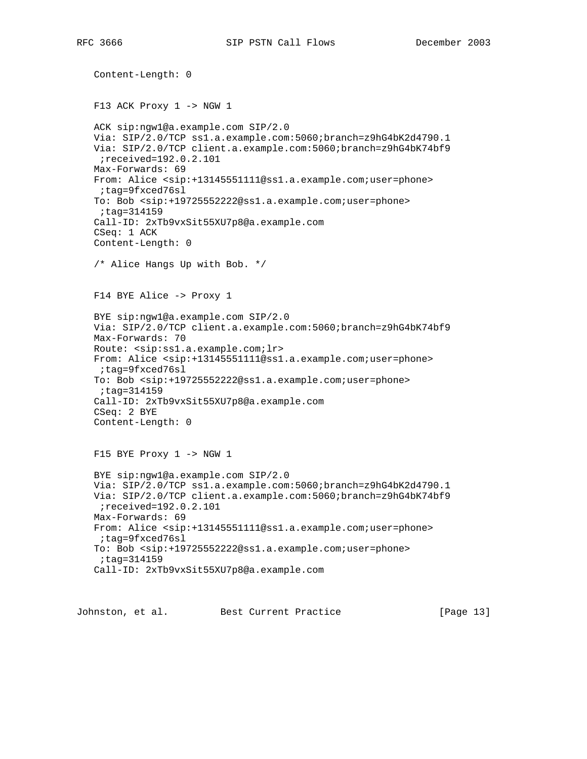```
   Content-Length: 0
```

F13 ACK Proxy 1 -> NGW 1

```
   ACK sip:ngw1@a.example.com SIP/2.0
   Via: SIP/2.0/TCP ss1.a.example.com:5060;branch=z9hG4bK2d4790.1
   Via: SIP/2.0/TCP client.a.example.com:5060;branch=z9hG4bK74bf9
    ;received=192.0.2.101
   Max-Forwards: 69
   From: Alice <sip:+13145551111@ss1.a.example.com;user=phone>
    ;tag=9fxced76sl
   To: Bob <sip:+19725552222@ss1.a.example.com;user=phone>
    ;tag=314159
   Call-ID: 2xTb9vxSit55XU7p8@a.example.com
   CSeq: 1 ACK
   Content-Length: 0
```

/* Alice Hangs Up with Bob. */

F14 BYE Alice -> Proxy 1

```
   BYE sip:ngw1@a.example.com SIP/2.0
   Via: SIP/2.0/TCP client.a.example.com:5060;branch=z9hG4bK74bf9
   Max-Forwards: 70
   Route: <sip:ss1.a.example.com;lr>
   From: Alice <sip:+13145551111@ss1.a.example.com;user=phone>
    ;tag=9fxced76sl
   To: Bob <sip:+19725552222@ss1.a.example.com;user=phone>
    ;tag=314159
   Call-ID: 2xTb9vxSit55XU7p8@a.example.com
   CSeq: 2 BYE
   Content-Length: 0
```

F15 BYE Proxy 1 -> NGW 1

```
   BYE sip:ngw1@a.example.com SIP/2.0
   Via: SIP/2.0/TCP ss1.a.example.com:5060;branch=z9hG4bK2d4790.1
   Via: SIP/2.0/TCP client.a.example.com:5060;branch=z9hG4bK74bf9
    ;received=192.0.2.101
   Max-Forwards: 69
   From: Alice <sip:+13145551111@ss1.a.example.com;user=phone>
    ;tag=9fxced76sl
   To: Bob <sip:+19725552222@ss1.a.example.com;user=phone>
    ;tag=314159
   Call-ID: 2xTb9vxSit55XU7p8@a.example.com
```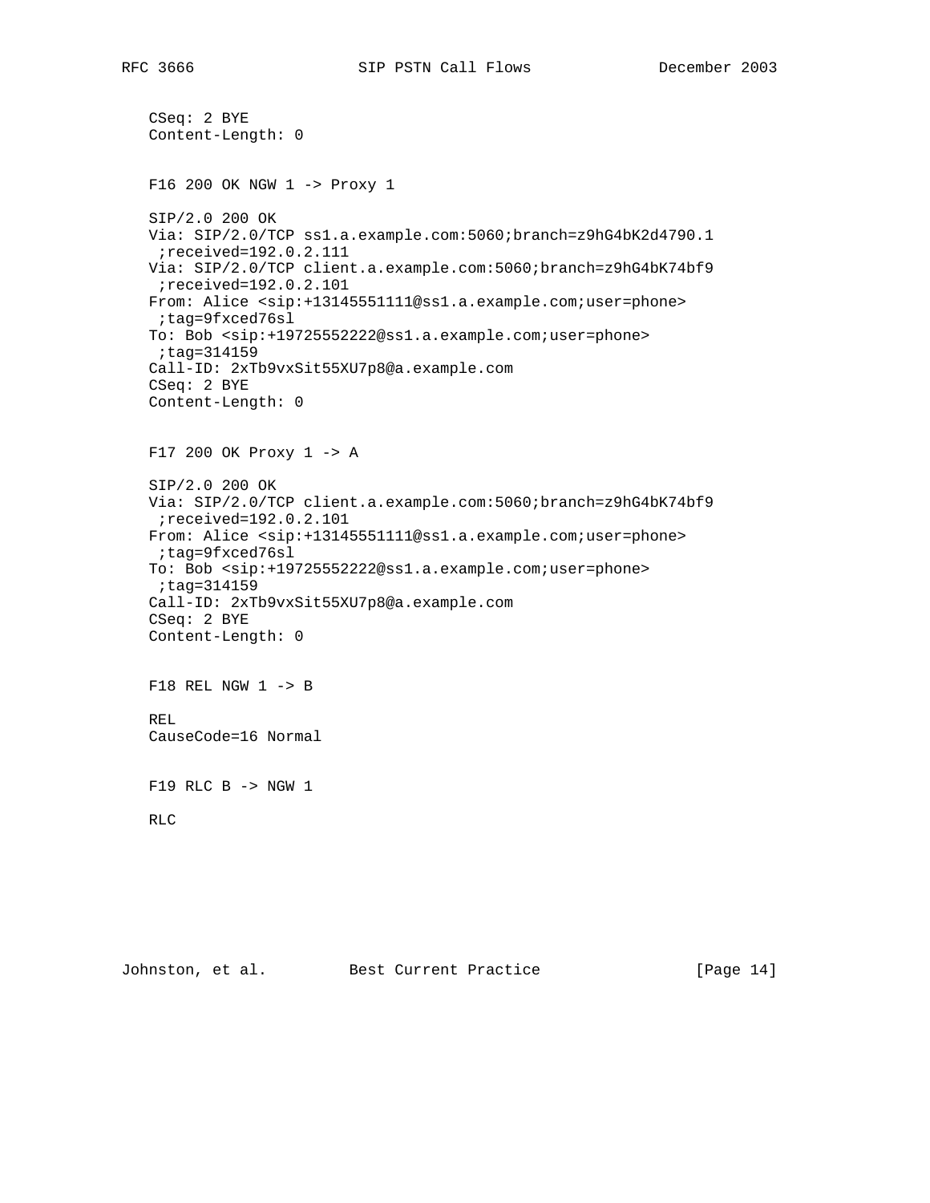```
   CSeq: 2 BYE
   Content-Length: 0


   F16 200 OK NGW 1 -> Proxy 1

   SIP/2.0 200 OK
   Via: SIP/2.0/TCP ss1.a.example.com:5060;branch=z9hG4bK2d4790.1
    ;received=192.0.2.111
   Via: SIP/2.0/TCP client.a.example.com:5060;branch=z9hG4bK74bf9
    ;received=192.0.2.101
   From: Alice <sip:+13145551111@ss1.a.example.com;user=phone>
    ;tag=9fxced76sl
   To: Bob <sip:+19725552222@ss1.a.example.com;user=phone>
    ;tag=314159
   Call-ID: 2xTb9vxSit55XU7p8@a.example.com
   CSeq: 2 BYE
   Content-Length: 0


   F17 200 OK Proxy 1 -> A

   SIP/2.0 200 OK
   Via: SIP/2.0/TCP client.a.example.com:5060;branch=z9hG4bK74bf9
    ;received=192.0.2.101
   From: Alice <sip:+13145551111@ss1.a.example.com;user=phone>
    ;tag=9fxced76sl
   To: Bob <sip:+19725552222@ss1.a.example.com;user=phone>
    ;tag=314159
   Call-ID: 2xTb9vxSit55XU7p8@a.example.com
   CSeq: 2 BYE
   Content-Length: 0


   F18 REL NGW 1 -> B

   REL
   CauseCode=16 Normal


   F19 RLC B -> NGW 1

   RLC
```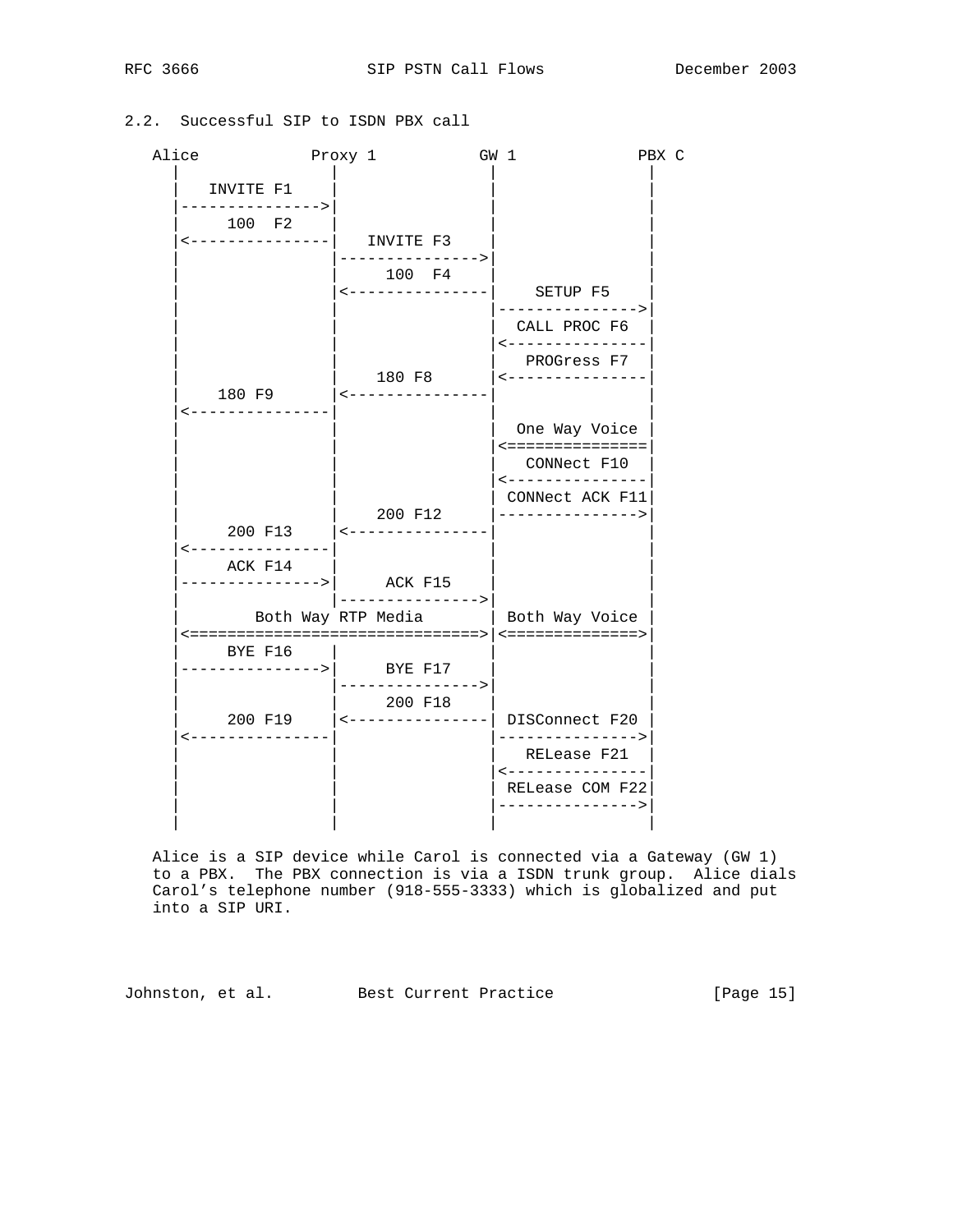## 2.2. Successful SIP to ISDN PBX call

```
   Alice           Proxy 1          GW 1            PBX C
     |                |                |                |
     |   INVITE F1    |                |                |
     |--------------->|                |                |
     |      100  F2   |                |                |
     |<---------------|   INVITE F3    |                |
     |                |--------------->|                |
     |                |      100  F4   |                |
     |                |<---------------|    SETUP F5    |
     |                |                |--------------->|
     |                |                |  CALL PROC F6  |
     |                |                |<---------------|
     |                |                |   PROGress F7  |
     |                |     180 F8     |<---------------|
     |    180 F9      |<---------------|                |
     |<---------------|                |                |
     |                |                |  One Way Voice |
     |                |                |<===============|
     |                |                |   CONNect F10  |
     |                |                |<---------------|
     |                |                | CONNect ACK F11|
     |                |     200 F12    |--------------->|
     |      200 F13   |<---------------|                |
     |<---------------|                |                |
     |      ACK F14   |                |                |
     |--------------->|     ACK F15    |                |
     |                |--------------->|                |
     |         Both Way RTP Media      | Both Way Voice |
     |<===============================>|<==============>|
     |      BYE F16   |                |                |
     |--------------->|     BYE F17    |                |
     |                |--------------->|                |
     |                |     200 F18    |                |
     |      200 F19   |<---------------| DISConnect F20 |
     |<---------------|                |--------------->|
     |                |                |   RELease F21  |
     |                |                |<---------------|
     |                |                | RELease COM F22|
     |                |                |--------------->|
     |                |                |                |
```

Alice is a SIP device while Carol is connected via a Gateway (GW 1) to a PBX. The PBX connection is via a ISDN trunk group. Alice dials Carol's telephone number (918-555-3333) which is globalized and put into a SIP URI.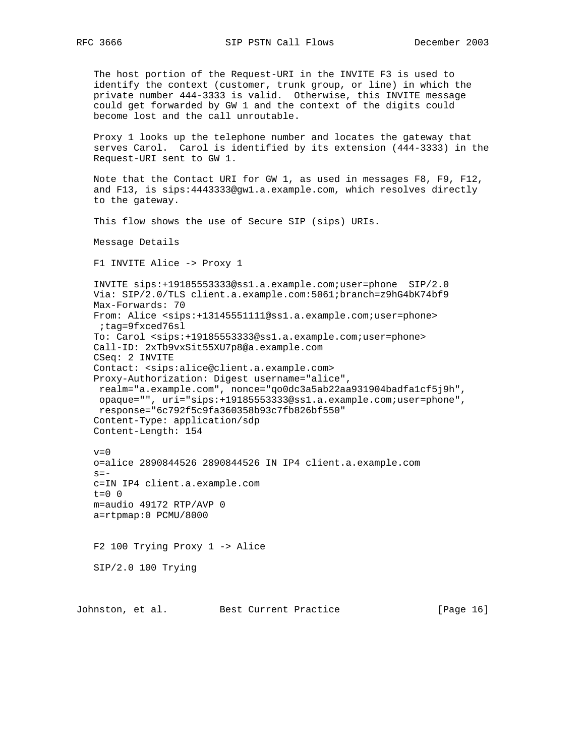The host portion of the Request-URI in the INVITE F3 is used to identify the context (customer, trunk group, or line) in which the private number 444-3333 is valid. Otherwise, this INVITE message could get forwarded by GW 1 and the context of the digits could become lost and the call unroutable.

Proxy 1 looks up the telephone number and locates the gateway that serves Carol. Carol is identified by its extension (444-3333) in the Request-URI sent to GW 1.

Note that the Contact URI for GW 1, as used in messages F8, F9, F12, and F13, is sips:4443333@gw1.a.example.com, which resolves directly to the gateway.

This flow shows the use of Secure SIP (sips) URIs.

Message Details

F1 INVITE Alice -> Proxy 1

```
INVITE sips:+19185553333@ss1.a.example.com;user=phone  SIP/2.0
Via: SIP/2.0/TLS client.a.example.com:5061;branch=z9hG4bK74bf9
Max-Forwards: 70
From: Alice <sips:+13145551111@ss1.a.example.com;user=phone>
 ;tag=9fxced76sl
To: Carol <sips:+19185553333@ss1.a.example.com;user=phone>
Call-ID: 2xTb9vxSit55XU7p8@a.example.com
CSeq: 2 INVITE
Contact: <sips:alice@client.a.example.com>
Proxy-Authorization: Digest username="alice",
 realm="a.example.com", nonce="qo0dc3a5ab22aa931904badfa1cf5j9h",
 opaque="", uri="sips:+19185553333@ss1.a.example.com;user=phone",
 response="6c792f5c9fa360358b93c7fb826bf550"
Content-Type: application/sdp
Content-Length: 154

v=0
o=alice 2890844526 2890844526 IN IP4 client.a.example.com
s=-
c=IN IP4 client.a.example.com
t=0 0
m=audio 49172 RTP/AVP 0
a=rtpmap:0 PCMU/8000
```

F2 100 Trying Proxy 1 -> Alice

```
SIP/2.0 100 Trying
```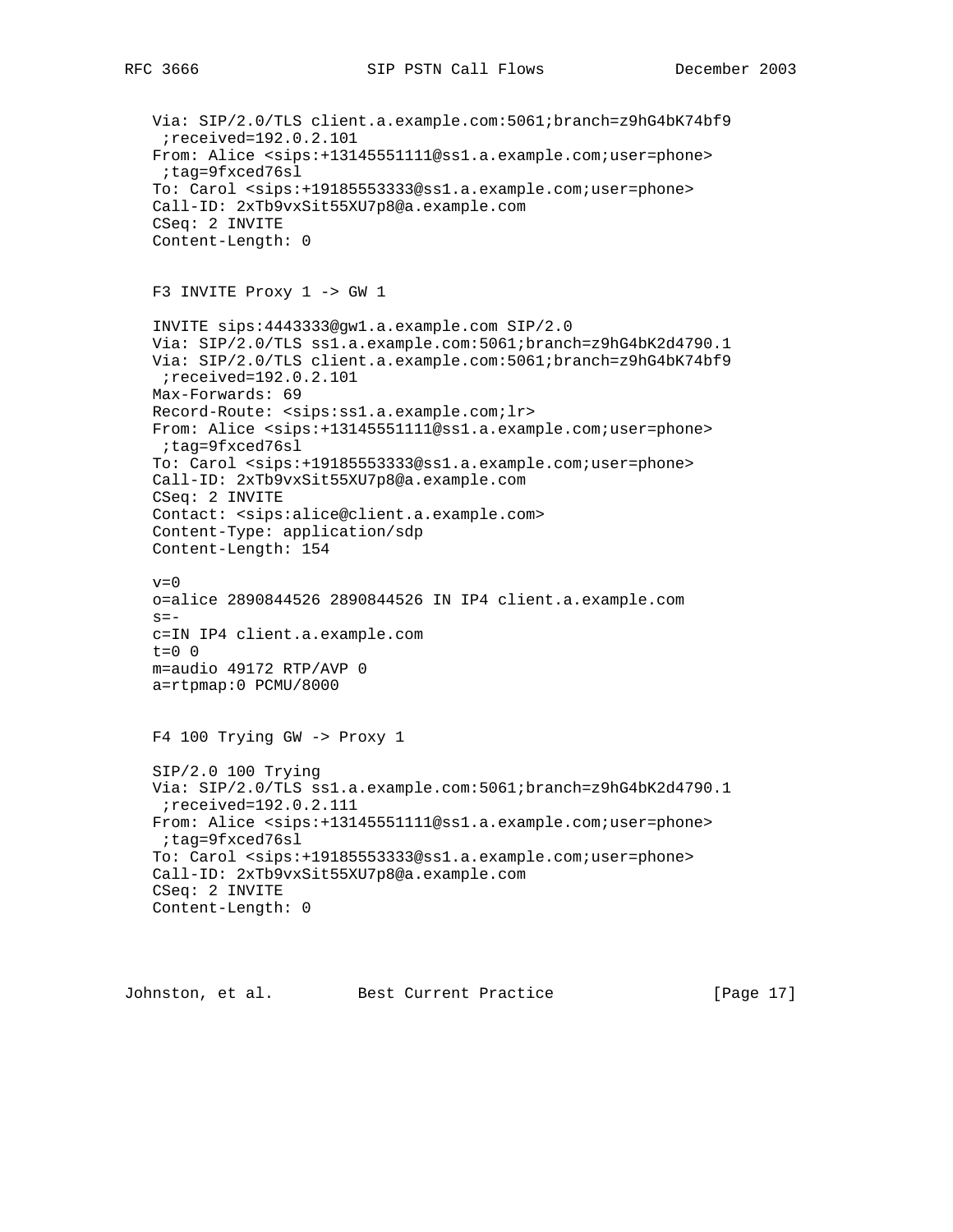```
Via: SIP/2.0/TLS client.a.example.com:5061;branch=z9hG4bK74bf9
 ;received=192.0.2.101
From: Alice <sips:+13145551111@ss1.a.example.com;user=phone>
 ;tag=9fxced76sl
To: Carol <sips:+19185553333@ss1.a.example.com;user=phone>
Call-ID: 2xTb9vxSit55XU7p8@a.example.com
CSeq: 2 INVITE
Content-Length: 0
```

F3 INVITE Proxy 1 -> GW 1

```
INVITE sips:4443333@gw1.a.example.com SIP/2.0
Via: SIP/2.0/TLS ss1.a.example.com:5061;branch=z9hG4bK2d4790.1
Via: SIP/2.0/TLS client.a.example.com:5061;branch=z9hG4bK74bf9
 ;received=192.0.2.101
Max-Forwards: 69
Record-Route: <sips:ss1.a.example.com;lr>
From: Alice <sips:+13145551111@ss1.a.example.com;user=phone>
 ;tag=9fxced76sl
To: Carol <sips:+19185553333@ss1.a.example.com;user=phone>
Call-ID: 2xTb9vxSit55XU7p8@a.example.com
CSeq: 2 INVITE
Contact: <sips:alice@client.a.example.com>
Content-Type: application/sdp
Content-Length: 154

v=0
o=alice 2890844526 2890844526 IN IP4 client.a.example.com
s=-
c=IN IP4 client.a.example.com
t=0 0
m=audio 49172 RTP/AVP 0
a=rtpmap:0 PCMU/8000
```

F4 100 Trying GW -> Proxy 1

```
SIP/2.0 100 Trying
Via: SIP/2.0/TLS ss1.a.example.com:5061;branch=z9hG4bK2d4790.1
 ;received=192.0.2.111
From: Alice <sips:+13145551111@ss1.a.example.com;user=phone>
 ;tag=9fxced76sl
To: Carol <sips:+19185553333@ss1.a.example.com;user=phone>
Call-ID: 2xTb9vxSit55XU7p8@a.example.com
CSeq: 2 INVITE
Content-Length: 0
```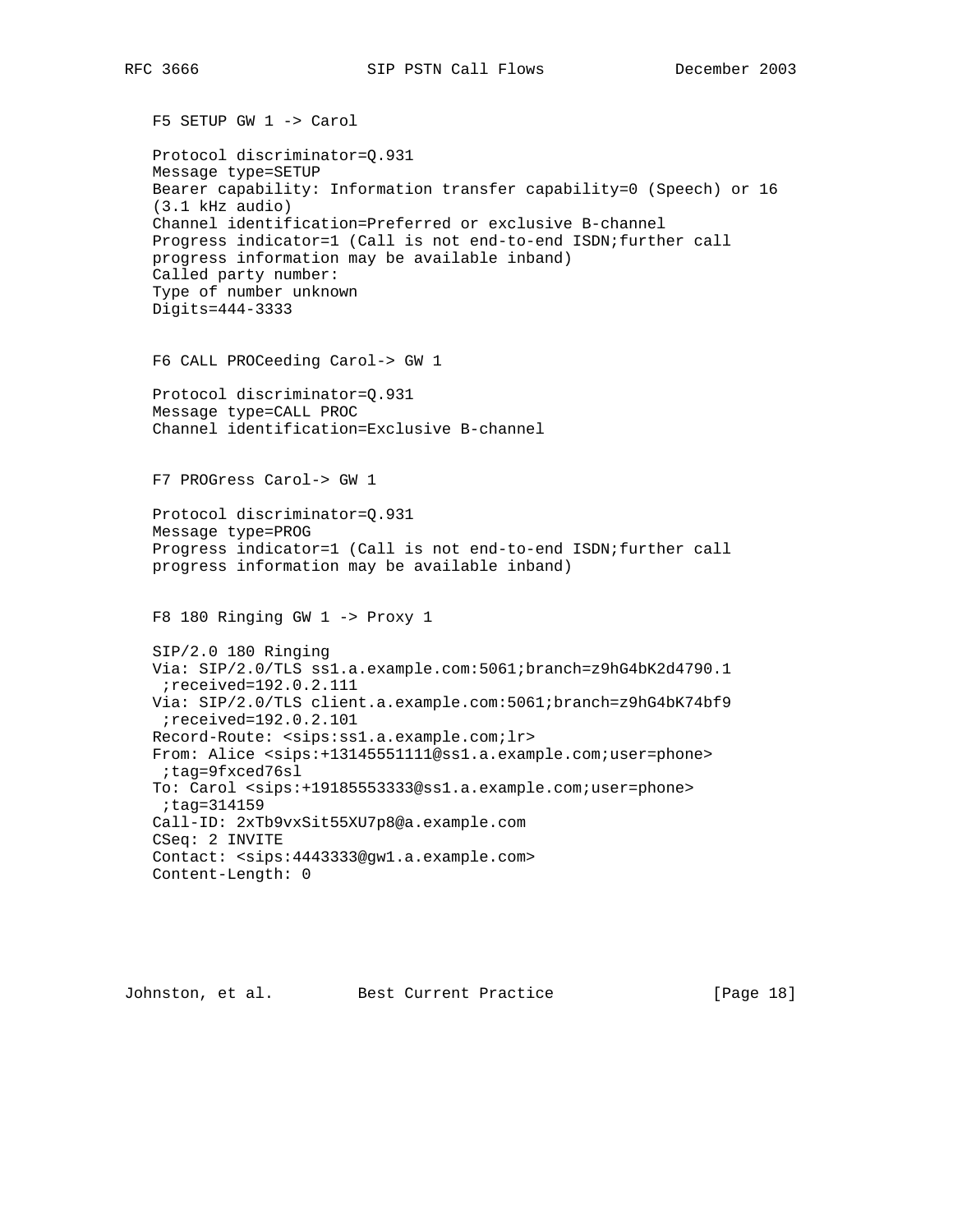F5 SETUP GW 1 -> Carol

```
Protocol discriminator=Q.931
Message type=SETUP
Bearer capability: Information transfer capability=0 (Speech) or 16
(3.1 kHz audio)
Channel identification=Preferred or exclusive B-channel
Progress indicator=1 (Call is not end-to-end ISDN;further call
progress information may be available inband)
Called party number:
Type of number unknown
Digits=444-3333
```

F6 CALL PROCeeding Carol-> GW 1

```
Protocol discriminator=Q.931
Message type=CALL PROC
Channel identification=Exclusive B-channel
```

F7 PROGress Carol-> GW 1

```
Protocol discriminator=Q.931
Message type=PROG
Progress indicator=1 (Call is not end-to-end ISDN;further call
progress information may be available inband)
```

F8 180 Ringing GW 1 -> Proxy 1

```
SIP/2.0 180 Ringing
Via: SIP/2.0/TLS ss1.a.example.com:5061;branch=z9hG4bK2d4790.1
 ;received=192.0.2.111
Via: SIP/2.0/TLS client.a.example.com:5061;branch=z9hG4bK74bf9
 ;received=192.0.2.101
Record-Route: <sips:ss1.a.example.com;lr>
From: Alice <sips:+13145551111@ss1.a.example.com;user=phone>
 ;tag=9fxced76sl
To: Carol <sips:+19185553333@ss1.a.example.com;user=phone>
 ;tag=314159
Call-ID: 2xTb9vxSit55XU7p8@a.example.com
CSeq: 2 INVITE
Contact: <sips:4443333@gw1.a.example.com>
Content-Length: 0
```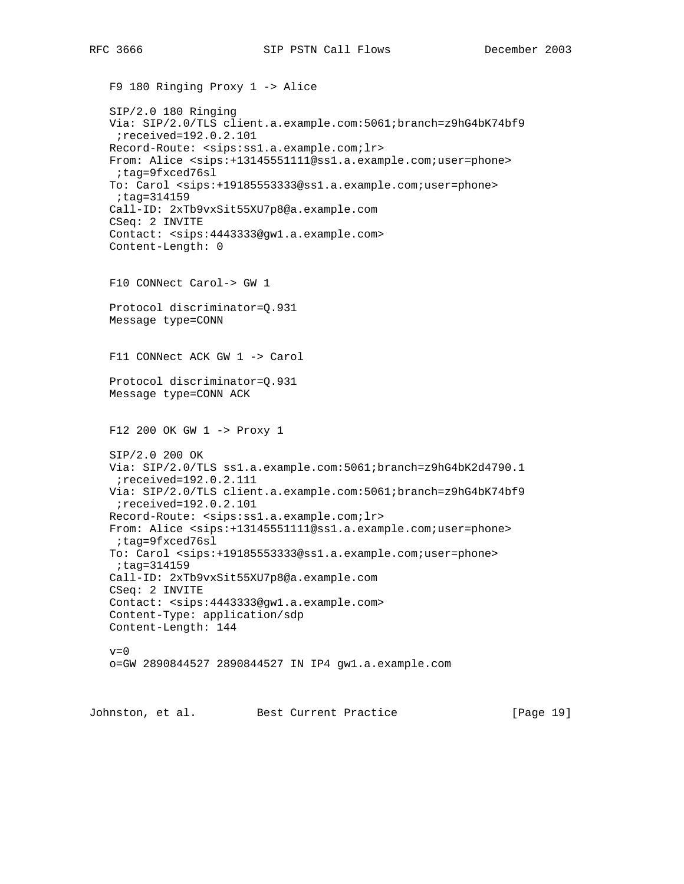F9 180 Ringing Proxy 1 -> Alice

```
SIP/2.0 180 Ringing
Via: SIP/2.0/TLS client.a.example.com:5061;branch=z9hG4bK74bf9
 ;received=192.0.2.101
Record-Route: <sips:ss1.a.example.com;lr>
From: Alice <sips:+13145551111@ss1.a.example.com;user=phone>
 ;tag=9fxced76sl
To: Carol <sips:+19185553333@ss1.a.example.com;user=phone>
 ;tag=314159
Call-ID: 2xTb9vxSit55XU7p8@a.example.com
CSeq: 2 INVITE
Contact: <sips:4443333@gw1.a.example.com>
Content-Length: 0
```

F10 CONNect Carol-> GW 1

```
Protocol discriminator=Q.931
Message type=CONN
```

F11 CONNect ACK GW 1 -> Carol

```
Protocol discriminator=Q.931
Message type=CONN ACK
```

F12 200 OK GW 1 -> Proxy 1

```
SIP/2.0 200 OK
Via: SIP/2.0/TLS ss1.a.example.com:5061;branch=z9hG4bK2d4790.1
 ;received=192.0.2.111
Via: SIP/2.0/TLS client.a.example.com:5061;branch=z9hG4bK74bf9
 ;received=192.0.2.101
Record-Route: <sips:ss1.a.example.com;lr>
From: Alice <sips:+13145551111@ss1.a.example.com;user=phone>
 ;tag=9fxced76sl
To: Carol <sips:+19185553333@ss1.a.example.com;user=phone>
 ;tag=314159
Call-ID: 2xTb9vxSit55XU7p8@a.example.com
CSeq: 2 INVITE
Contact: <sips:4443333@gw1.a.example.com>
Content-Type: application/sdp
Content-Length: 144

v=0
o=GW 2890844527 2890844527 IN IP4 gw1.a.example.com
```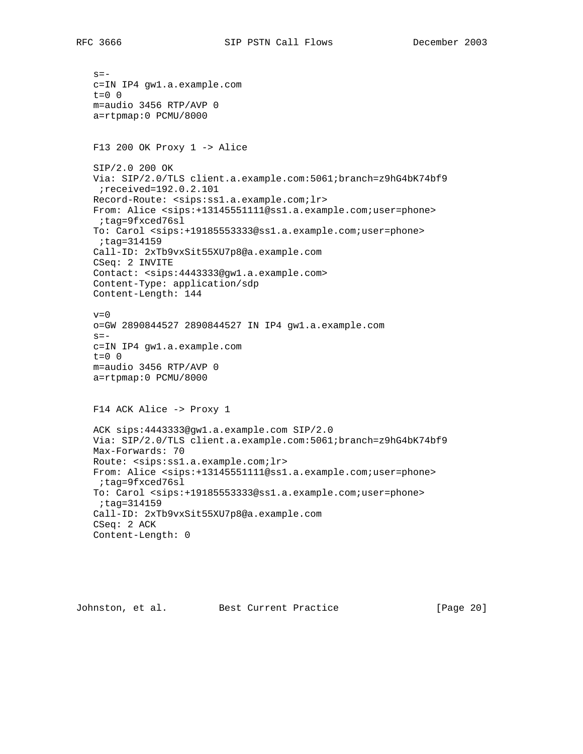```
   s=-
   c=IN IP4 gw1.a.example.com
   t=0 0
   m=audio 3456 RTP/AVP 0
   a=rtpmap:0 PCMU/8000


   F13 200 OK Proxy 1 -> Alice

   SIP/2.0 200 OK
   Via: SIP/2.0/TLS client.a.example.com:5061;branch=z9hG4bK74bf9
    ;received=192.0.2.101
   Record-Route: <sips:ss1.a.example.com;lr>
   From: Alice <sips:+13145551111@ss1.a.example.com;user=phone>
    ;tag=9fxced76sl
   To: Carol <sips:+19185553333@ss1.a.example.com;user=phone>
    ;tag=314159
   Call-ID: 2xTb9vxSit55XU7p8@a.example.com
   CSeq: 2 INVITE
   Contact: <sips:4443333@gw1.a.example.com>
   Content-Type: application/sdp
   Content-Length: 144

   v=0
   o=GW 2890844527 2890844527 IN IP4 gw1.a.example.com
   s=-
   c=IN IP4 gw1.a.example.com
   t=0 0
   m=audio 3456 RTP/AVP 0
   a=rtpmap:0 PCMU/8000


   F14 ACK Alice -> Proxy 1

   ACK sips:4443333@gw1.a.example.com SIP/2.0
   Via: SIP/2.0/TLS client.a.example.com:5061;branch=z9hG4bK74bf9
   Max-Forwards: 70
   Route: <sips:ss1.a.example.com;lr>
   From: Alice <sips:+13145551111@ss1.a.example.com;user=phone>
    ;tag=9fxced76sl
   To: Carol <sips:+19185553333@ss1.a.example.com;user=phone>
    ;tag=314159
   Call-ID: 2xTb9vxSit55XU7p8@a.example.com
   CSeq: 2 ACK
   Content-Length: 0
```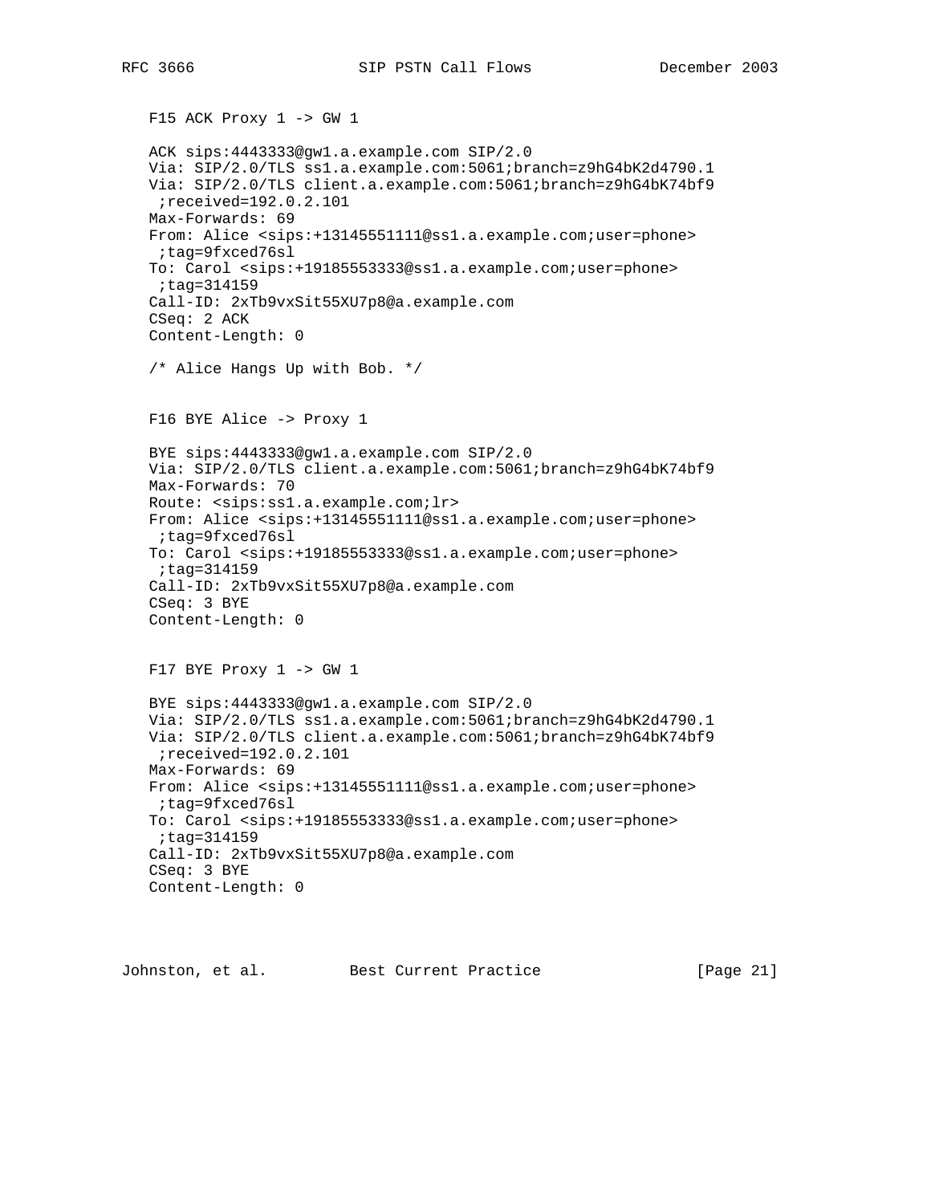F15 ACK Proxy 1 -> GW 1

```
ACK sips:4443333@gw1.a.example.com SIP/2.0
Via: SIP/2.0/TLS ss1.a.example.com:5061;branch=z9hG4bK2d4790.1
Via: SIP/2.0/TLS client.a.example.com:5061;branch=z9hG4bK74bf9
 ;received=192.0.2.101
Max-Forwards: 69
From: Alice <sips:+13145551111@ss1.a.example.com;user=phone>
 ;tag=9fxced76sl
To: Carol <sips:+19185553333@ss1.a.example.com;user=phone>
 ;tag=314159
Call-ID: 2xTb9vxSit55XU7p8@a.example.com
CSeq: 2 ACK
Content-Length: 0
```

/* Alice Hangs Up with Bob. */

F16 BYE Alice -> Proxy 1

```
BYE sips:4443333@gw1.a.example.com SIP/2.0
Via: SIP/2.0/TLS client.a.example.com:5061;branch=z9hG4bK74bf9
Max-Forwards: 70
Route: <sips:ss1.a.example.com;lr>
From: Alice <sips:+13145551111@ss1.a.example.com;user=phone>
 ;tag=9fxced76sl
To: Carol <sips:+19185553333@ss1.a.example.com;user=phone>
 ;tag=314159
Call-ID: 2xTb9vxSit55XU7p8@a.example.com
CSeq: 3 BYE
Content-Length: 0
```

F17 BYE Proxy 1 -> GW 1

```
BYE sips:4443333@gw1.a.example.com SIP/2.0
Via: SIP/2.0/TLS ss1.a.example.com:5061;branch=z9hG4bK2d4790.1
Via: SIP/2.0/TLS client.a.example.com:5061;branch=z9hG4bK74bf9
 ;received=192.0.2.101
Max-Forwards: 69
From: Alice <sips:+13145551111@ss1.a.example.com;user=phone>
 ;tag=9fxced76sl
To: Carol <sips:+19185553333@ss1.a.example.com;user=phone>
 ;tag=314159
Call-ID: 2xTb9vxSit55XU7p8@a.example.com
CSeq: 3 BYE
Content-Length: 0
```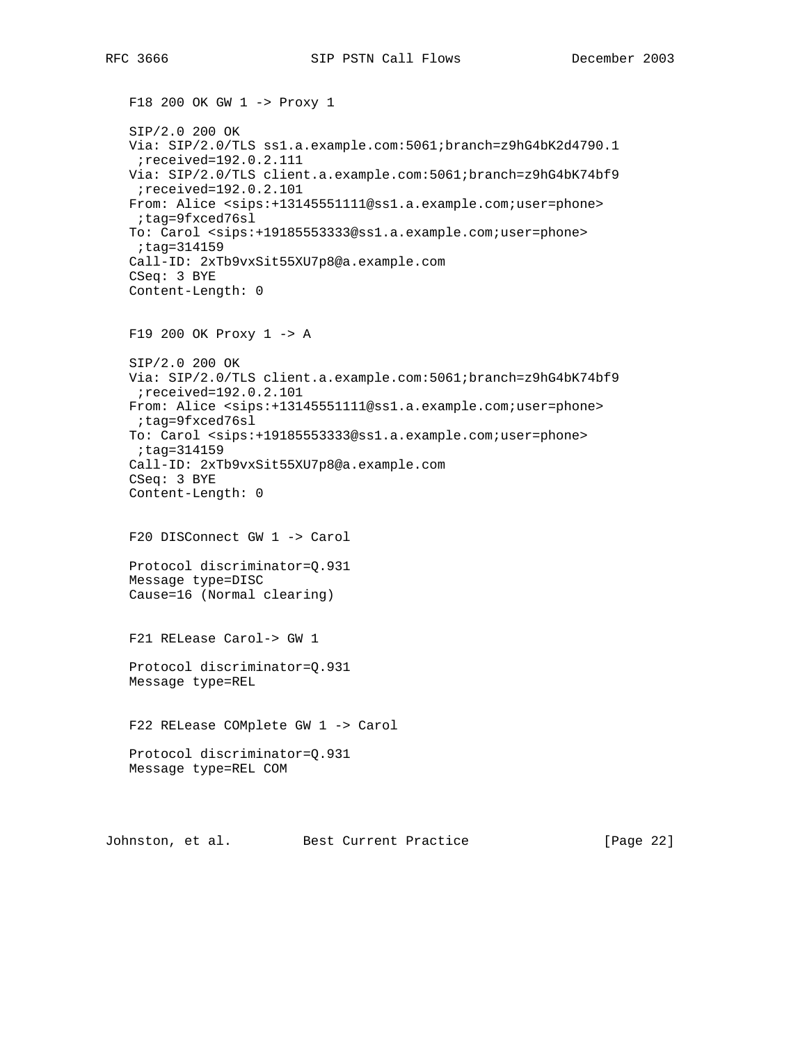F18 200 OK GW 1 -> Proxy 1

```
SIP/2.0 200 OK
Via: SIP/2.0/TLS ss1.a.example.com:5061;branch=z9hG4bK2d4790.1
 ;received=192.0.2.111
Via: SIP/2.0/TLS client.a.example.com:5061;branch=z9hG4bK74bf9
 ;received=192.0.2.101
From: Alice <sips:+13145551111@ss1.a.example.com;user=phone>
 ;tag=9fxced76sl
To: Carol <sips:+19185553333@ss1.a.example.com;user=phone>
 ;tag=314159
Call-ID: 2xTb9vxSit55XU7p8@a.example.com
CSeq: 3 BYE
Content-Length: 0
```

F19 200 OK Proxy 1 -> A

```
SIP/2.0 200 OK
Via: SIP/2.0/TLS client.a.example.com:5061;branch=z9hG4bK74bf9
 ;received=192.0.2.101
From: Alice <sips:+13145551111@ss1.a.example.com;user=phone>
 ;tag=9fxced76sl
To: Carol <sips:+19185553333@ss1.a.example.com;user=phone>
 ;tag=314159
Call-ID: 2xTb9vxSit55XU7p8@a.example.com
CSeq: 3 BYE
Content-Length: 0
```

F20 DISConnect GW 1 -> Carol

```
Protocol discriminator=Q.931
Message type=DISC
Cause=16 (Normal clearing)
```

F21 RELease Carol-> GW 1

```
Protocol discriminator=Q.931
Message type=REL
```

F22 RELease COMplete GW 1 -> Carol

```
Protocol discriminator=Q.931
Message type=REL COM
```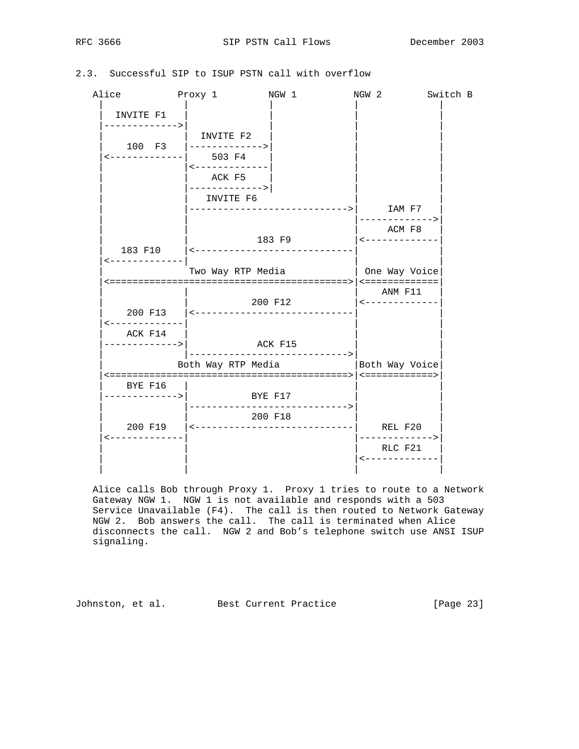## 2.3. Successful SIP to ISUP PSTN call with overflow

```
   Alice          Proxy 1         NGW 1          NGW 2        Switch B
     |              |               |              |              |
     |  INVITE F1   |               |              |              |
     |------------->|               |              |              |
     |              |  INVITE F2    |              |              |
     |    100  F3   |-------------->|              |              |
     |<-------------|    503 F4     |              |              |
     |              |<--------------|              |              |
     |              |    ACK F5     |              |              |
     |              |-------------->|              |              |
     |              |  INVITE F6                   |              |
     |              |----------------------------->|     IAM F7   |
     |              |                              |------------->|
     |              |                              |     ACK F8   |
     |              |              183 F9          |<-------------|
     |   183 F10    |<-----------------------------|              |
     |<-------------|                              |              |
     |              Two Way RTP Media              | One Way Voice|
     |<===========================================>|<=============|
     |              |                              |     ANM F11  |
     |              |              200 F12         |<-------------|
     |    200 F13   |<-----------------------------|              |
     |<-------------|                              |              |
     |    ACK F14   |                              |              |
     |------------->|              ACK F15         |              |
     |              |----------------------------->|              |
     |            Both Way RTP Media               |Both Way Voice|
     |<===========================================>|<============>|
     |    BYE F16   |                              |              |
     |------------->|              BYE F17         |              |
     |              |----------------------------->|              |
     |              |              200 F18         |              |
     |    200 F19   |<-----------------------------|    REL F20   |
     |<-------------|                              |------------->|
     |              |                              |    RLC F21   |
     |              |                              |<-------------|
     |              |                              |              |
```

Alice calls Bob through Proxy 1. Proxy 1 tries to route to a Network Gateway NGW 1. NGW 1 is not available and responds with a 503 Service Unavailable (F4). The call is then routed to Network Gateway NGW 2. Bob answers the call. The call is terminated when Alice disconnects the call. NGW 2 and Bob's telephone switch use ANSI ISUP signaling.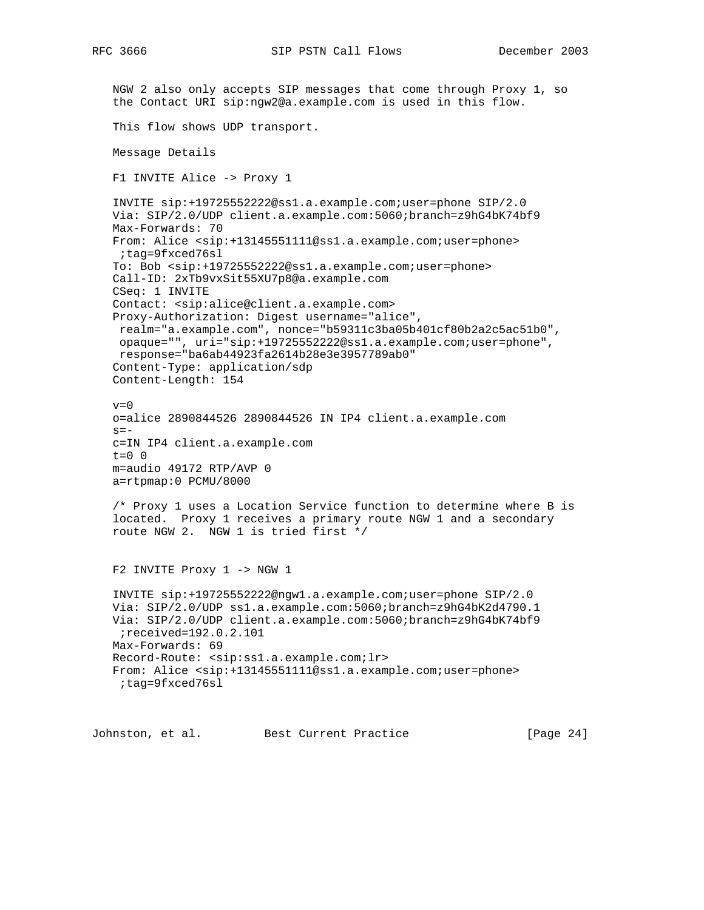NGW 2 also only accepts SIP messages that come through Proxy 1, so the Contact URI sip:ngw2@a.example.com is used in this flow.

This flow shows UDP transport.

Message Details

F1 INVITE Alice -> Proxy 1

```
INVITE sip:+19725552222@ss1.a.example.com;user=phone SIP/2.0
Via: SIP/2.0/UDP client.a.example.com:5060;branch=z9hG4bK74bf9
Max-Forwards: 70
From: Alice <sip:+13145551111@ss1.a.example.com;user=phone>
 ;tag=9fxced76sl
To: Bob <sip:+19725552222@ss1.a.example.com;user=phone>
Call-ID: 2xTb9vxSit55XU7p8@a.example.com
CSeq: 1 INVITE
Contact: <sip:alice@client.a.example.com>
Proxy-Authorization: Digest username="alice",
 realm="a.example.com", nonce="b59311c3ba05b401cf80b2a2c5ac51b0",
 opaque="", uri="sip:+19725552222@ss1.a.example.com;user=phone",
 response="ba6ab44923fa2614b28e3e3957789ab0"
Content-Type: application/sdp
Content-Length: 154

v=0
o=alice 2890844526 2890844526 IN IP4 client.a.example.com
s=-
c=IN IP4 client.a.example.com
t=0 0
m=audio 49172 RTP/AVP 0
a=rtpmap:0 PCMU/8000
```

/* Proxy 1 uses a Location Service function to determine where B is located. Proxy 1 receives a primary route NGW 1 and a secondary route NGW 2. NGW 1 is tried first */

F2 INVITE Proxy 1 -> NGW 1

```
INVITE sip:+19725552222@ngw1.a.example.com;user=phone SIP/2.0
Via: SIP/2.0/UDP ss1.a.example.com:5060;branch=z9hG4bK2d4790.1
Via: SIP/2.0/UDP client.a.example.com:5060;branch=z9hG4bK74bf9
 ;received=192.0.2.101
Max-Forwards: 69
Record-Route: <sip:ss1.a.example.com;lr>
From: Alice <sip:+13145551111@ss1.a.example.com;user=phone>
 ;tag=9fxced76sl
```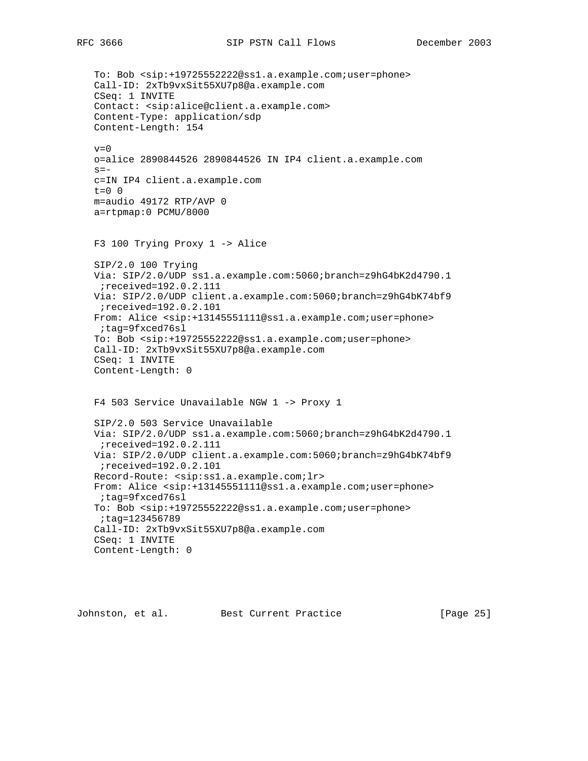```
To: Bob <sip:+19725552222@ss1.a.example.com;user=phone>
Call-ID: 2xTb9vxSit55XU7p8@a.example.com
CSeq: 1 INVITE
Contact: <sip:alice@client.a.example.com>
Content-Type: application/sdp
Content-Length: 154

v=0
o=alice 2890844526 2890844526 IN IP4 client.a.example.com
s=-
c=IN IP4 client.a.example.com
t=0 0
m=audio 49172 RTP/AVP 0
a=rtpmap:0 PCMU/8000
```

F3 100 Trying Proxy 1 -> Alice

```
SIP/2.0 100 Trying
Via: SIP/2.0/UDP ss1.a.example.com:5060;branch=z9hG4bK2d4790.1
 ;received=192.0.2.111
Via: SIP/2.0/UDP client.a.example.com:5060;branch=z9hG4bK74bf9
 ;received=192.0.2.101
From: Alice <sip:+13145551111@ss1.a.example.com;user=phone>
 ;tag=9fxced76sl
To: Bob <sip:+19725552222@ss1.a.example.com;user=phone>
Call-ID: 2xTb9vxSit55XU7p8@a.example.com
CSeq: 1 INVITE
Content-Length: 0
```

F4 503 Service Unavailable NGW 1 -> Proxy 1

```
SIP/2.0 503 Service Unavailable
Via: SIP/2.0/UDP ss1.a.example.com:5060;branch=z9hG4bK2d4790.1
 ;received=192.0.2.111
Via: SIP/2.0/UDP client.a.example.com:5060;branch=z9hG4bK74bf9
 ;received=192.0.2.101
Record-Route: <sip:ss1.a.example.com;lr>
From: Alice <sip:+13145551111@ss1.a.example.com;user=phone>
 ;tag=9fxced76sl
To: Bob <sip:+19725552222@ss1.a.example.com;user=phone>
 ;tag=123456789
Call-ID: 2xTb9vxSit55XU7p8@a.example.com
CSeq: 1 INVITE
Content-Length: 0
```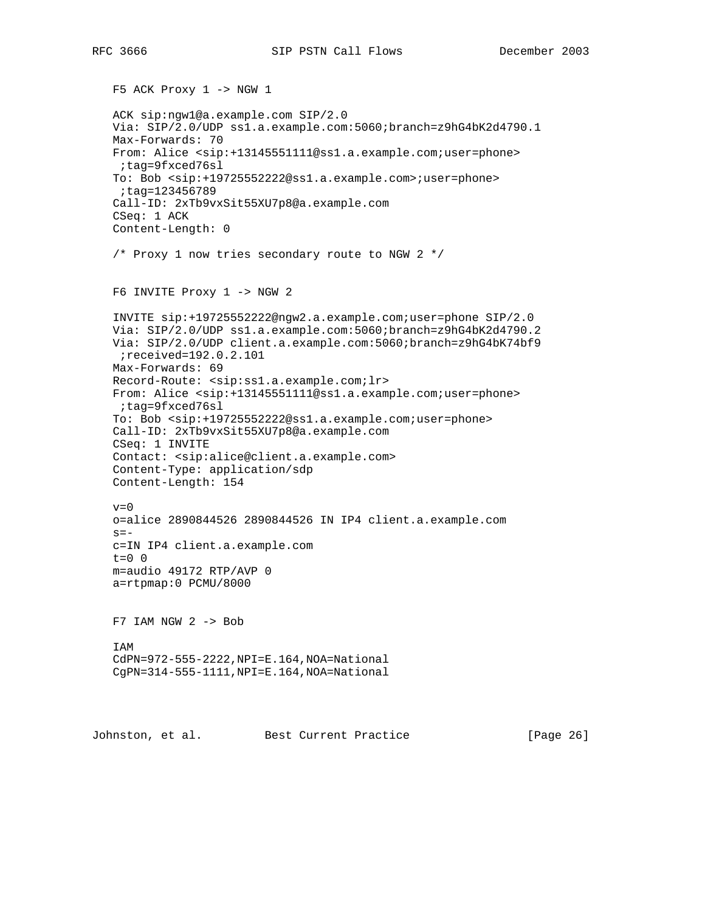F5 ACK Proxy 1 -> NGW 1

```
ACK sip:ngw1@a.example.com SIP/2.0
Via: SIP/2.0/UDP ss1.a.example.com:5060;branch=z9hG4bK2d4790.1
Max-Forwards: 70
From: Alice <sip:+13145551111@ss1.a.example.com;user=phone>
 ;tag=9fxced76sl
To: Bob <sip:+19725552222@ss1.a.example.com>;user=phone>
 ;tag=123456789
Call-ID: 2xTb9vxSit55XU7p8@a.example.com
CSeq: 1 ACK
Content-Length: 0
```

/* Proxy 1 now tries secondary route to NGW 2 */

F6 INVITE Proxy 1 -> NGW 2

```
INVITE sip:+19725552222@ngw2.a.example.com;user=phone SIP/2.0
Via: SIP/2.0/UDP ss1.a.example.com:5060;branch=z9hG4bK2d4790.2
Via: SIP/2.0/UDP client.a.example.com:5060;branch=z9hG4bK74bf9
 ;received=192.0.2.101
Max-Forwards: 69
Record-Route: <sip:ss1.a.example.com;lr>
From: Alice <sip:+13145551111@ss1.a.example.com;user=phone>
 ;tag=9fxced76sl
To: Bob <sip:+19725552222@ss1.a.example.com;user=phone>
Call-ID: 2xTb9vxSit55XU7p8@a.example.com
CSeq: 1 INVITE
Contact: <sip:alice@client.a.example.com>
Content-Type: application/sdp
Content-Length: 154

v=0
o=alice 2890844526 2890844526 IN IP4 client.a.example.com
s=-
c=IN IP4 client.a.example.com
t=0 0
m=audio 49172 RTP/AVP 0
a=rtpmap:0 PCMU/8000
```

F7 IAM NGW 2 -> Bob

```
IAM
CdPN=972-555-2222,NPI=E.164,NOA=National
CgPN=314-555-1111,NPI=E.164,NOA=National
```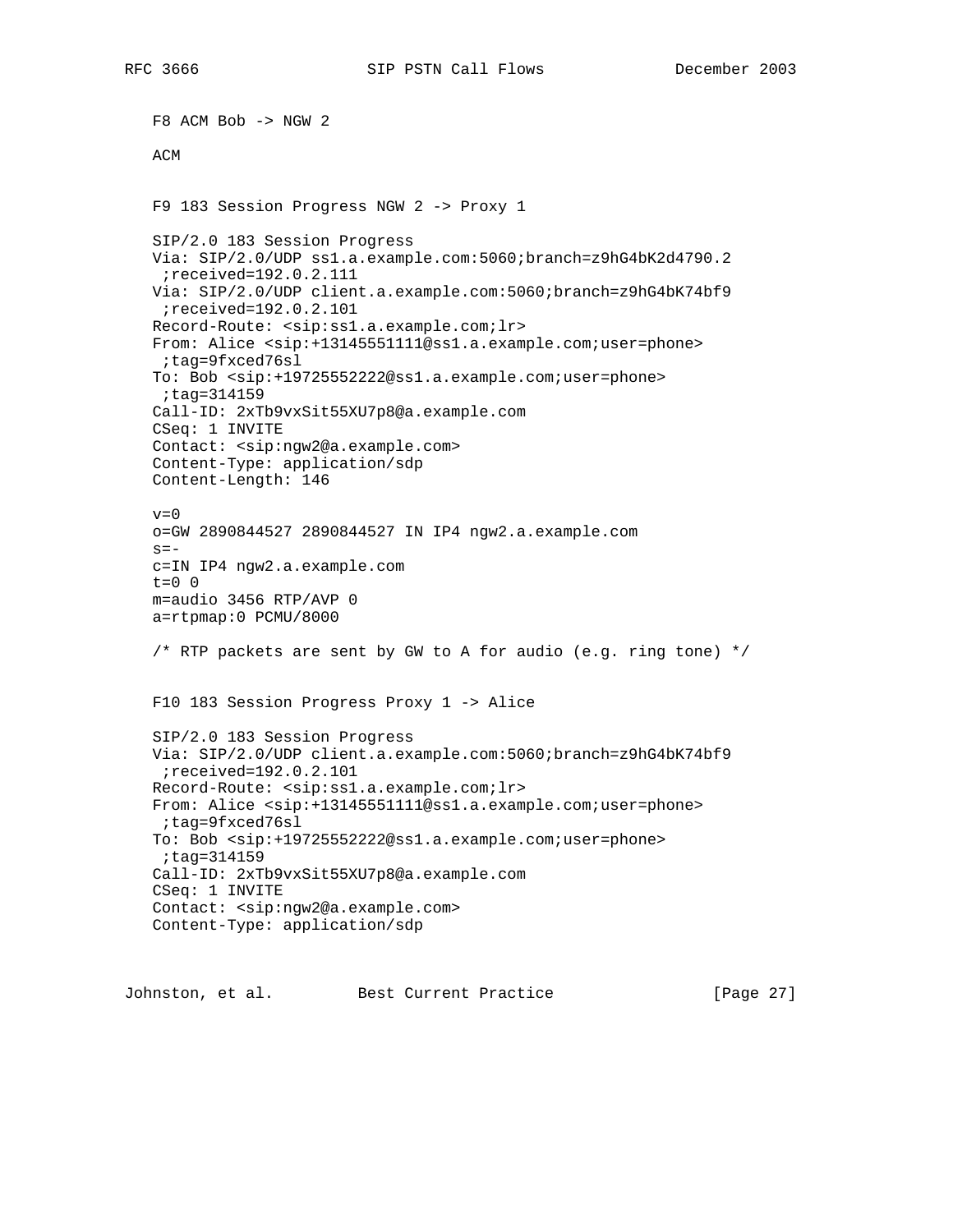F8 ACM Bob -> NGW 2

```
ACM
```

F9 183 Session Progress NGW 2 -> Proxy 1

```
SIP/2.0 183 Session Progress
Via: SIP/2.0/UDP ss1.a.example.com:5060;branch=z9hG4bK2d4790.2
 ;received=192.0.2.111
Via: SIP/2.0/UDP client.a.example.com:5060;branch=z9hG4bK74bf9
 ;received=192.0.2.101
Record-Route: <sip:ss1.a.example.com;lr>
From: Alice <sip:+13145551111@ss1.a.example.com;user=phone>
 ;tag=9fxced76sl
To: Bob <sip:+19725552222@ss1.a.example.com;user=phone>
 ;tag=314159
Call-ID: 2xTb9vxSit55XU7p8@a.example.com
CSeq: 1 INVITE
Contact: <sip:ngw2@a.example.com>
Content-Type: application/sdp
Content-Length: 146

v=0
o=GW 2890844527 2890844527 IN IP4 ngw2.a.example.com
s=-
c=IN IP4 ngw2.a.example.com
t=0 0
m=audio 3456 RTP/AVP 0
a=rtpmap:0 PCMU/8000

/* RTP packets are sent by GW to A for audio (e.g. ring tone) */
```

F10 183 Session Progress Proxy 1 -> Alice

```
SIP/2.0 183 Session Progress
Via: SIP/2.0/UDP client.a.example.com:5060;branch=z9hG4bK74bf9
 ;received=192.0.2.101
Record-Route: <sip:ss1.a.example.com;lr>
From: Alice <sip:+13145551111@ss1.a.example.com;user=phone>
 ;tag=9fxced76sl
To: Bob <sip:+19725552222@ss1.a.example.com;user=phone>
 ;tag=314159
Call-ID: 2xTb9vxSit55XU7p8@a.example.com
CSeq: 1 INVITE
Contact: <sip:ngw2@a.example.com>
Content-Type: application/sdp
```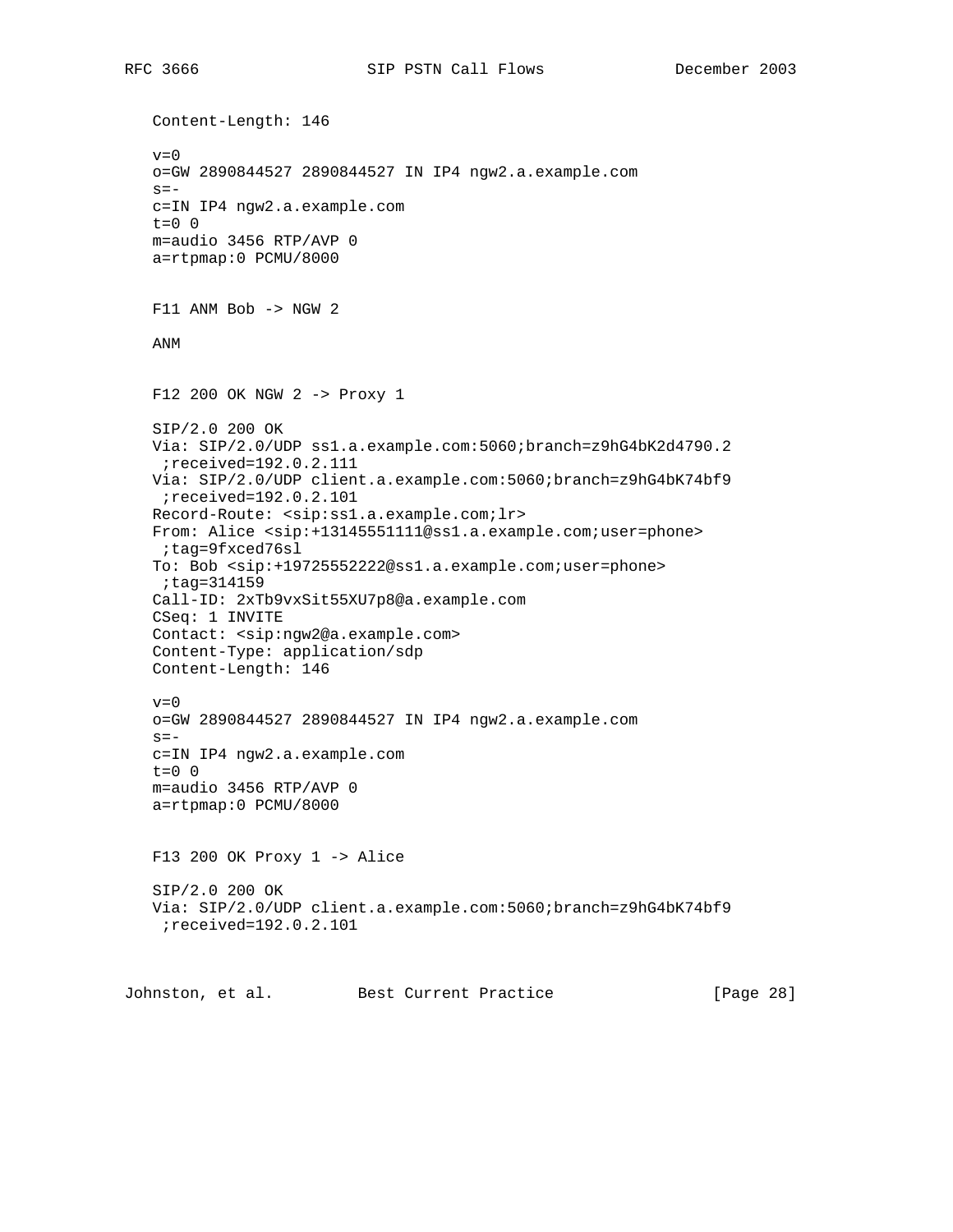```
Content-Length: 146

v=0
o=GW 2890844527 2890844527 IN IP4 ngw2.a.example.com
s=-
c=IN IP4 ngw2.a.example.com
t=0 0
m=audio 3456 RTP/AVP 0
a=rtpmap:0 PCMU/8000
```

F11 ANM Bob -> NGW 2

```
ANM
```

F12 200 OK NGW 2 -> Proxy 1

```
SIP/2.0 200 OK
Via: SIP/2.0/UDP ss1.a.example.com:5060;branch=z9hG4bK2d4790.2
 ;received=192.0.2.111
Via: SIP/2.0/UDP client.a.example.com:5060;branch=z9hG4bK74bf9
 ;received=192.0.2.101
Record-Route: <sip:ss1.a.example.com;lr>
From: Alice <sip:+13145551111@ss1.a.example.com;user=phone>
 ;tag=9fxced76sl
To: Bob <sip:+19725552222@ss1.a.example.com;user=phone>
 ;tag=314159
Call-ID: 2xTb9vxSit55XU7p8@a.example.com
CSeq: 1 INVITE
Contact: <sip:ngw2@a.example.com>
Content-Type: application/sdp
Content-Length: 146

v=0
o=GW 2890844527 2890844527 IN IP4 ngw2.a.example.com
s=-
c=IN IP4 ngw2.a.example.com
t=0 0
m=audio 3456 RTP/AVP 0
a=rtpmap:0 PCMU/8000
```

F13 200 OK Proxy 1 -> Alice

```
SIP/2.0 200 OK
Via: SIP/2.0/UDP client.a.example.com:5060;branch=z9hG4bK74bf9
 ;received=192.0.2.101
```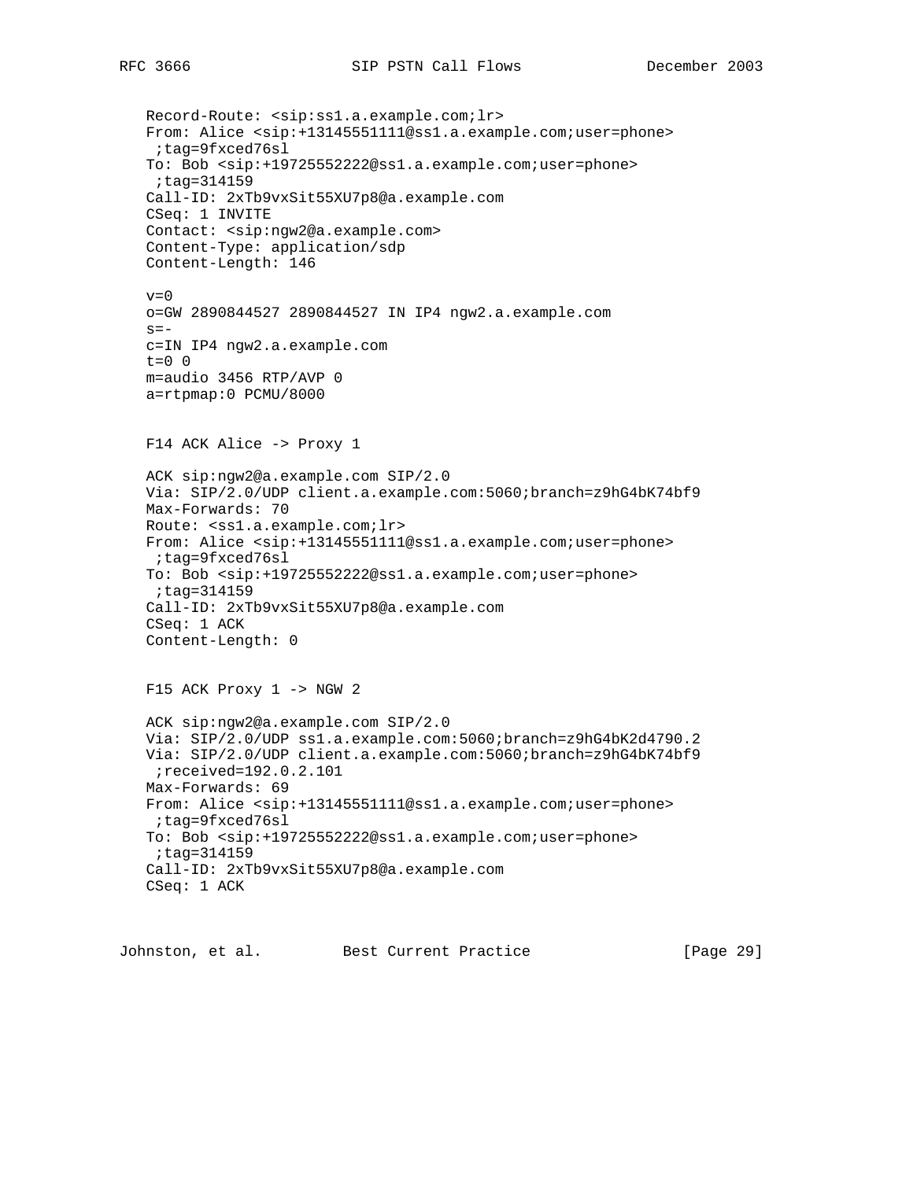```
   Record-Route: <sip:ss1.a.example.com;lr>
   From: Alice <sip:+13145551111@ss1.a.example.com;user=phone>
    ;tag=9fxced76sl
   To: Bob <sip:+19725552222@ss1.a.example.com;user=phone>
    ;tag=314159
   Call-ID: 2xTb9vxSit55XU7p8@a.example.com
   CSeq: 1 INVITE
   Contact: <sip:ngw2@a.example.com>
   Content-Type: application/sdp
   Content-Length: 146

   v=0
   o=GW 2890844527 2890844527 IN IP4 ngw2.a.example.com
   s=-
   c=IN IP4 ngw2.a.example.com
   t=0 0
   m=audio 3456 RTP/AVP 0
   a=rtpmap:0 PCMU/8000


   F14 ACK Alice -> Proxy 1

   ACK sip:ngw2@a.example.com SIP/2.0
   Via: SIP/2.0/UDP client.a.example.com:5060;branch=z9hG4bK74bf9
   Max-Forwards: 70
   Route: <ss1.a.example.com;lr>
   From: Alice <sip:+13145551111@ss1.a.example.com;user=phone>
    ;tag=9fxced76sl
   To: Bob <sip:+19725552222@ss1.a.example.com;user=phone>
    ;tag=314159
   Call-ID: 2xTb9vxSit55XU7p8@a.example.com
   CSeq: 1 ACK
   Content-Length: 0


   F15 ACK Proxy 1 -> NGW 2

   ACK sip:ngw2@a.example.com SIP/2.0
   Via: SIP/2.0/UDP ss1.a.example.com:5060;branch=z9hG4bK2d4790.2
   Via: SIP/2.0/UDP client.a.example.com:5060;branch=z9hG4bK74bf9
    ;received=192.0.2.101
   Max-Forwards: 69
   From: Alice <sip:+13145551111@ss1.a.example.com;user=phone>
    ;tag=9fxced76sl
   To: Bob <sip:+19725552222@ss1.a.example.com;user=phone>
    ;tag=314159
   Call-ID: 2xTb9vxSit55XU7p8@a.example.com
   CSeq: 1 ACK
```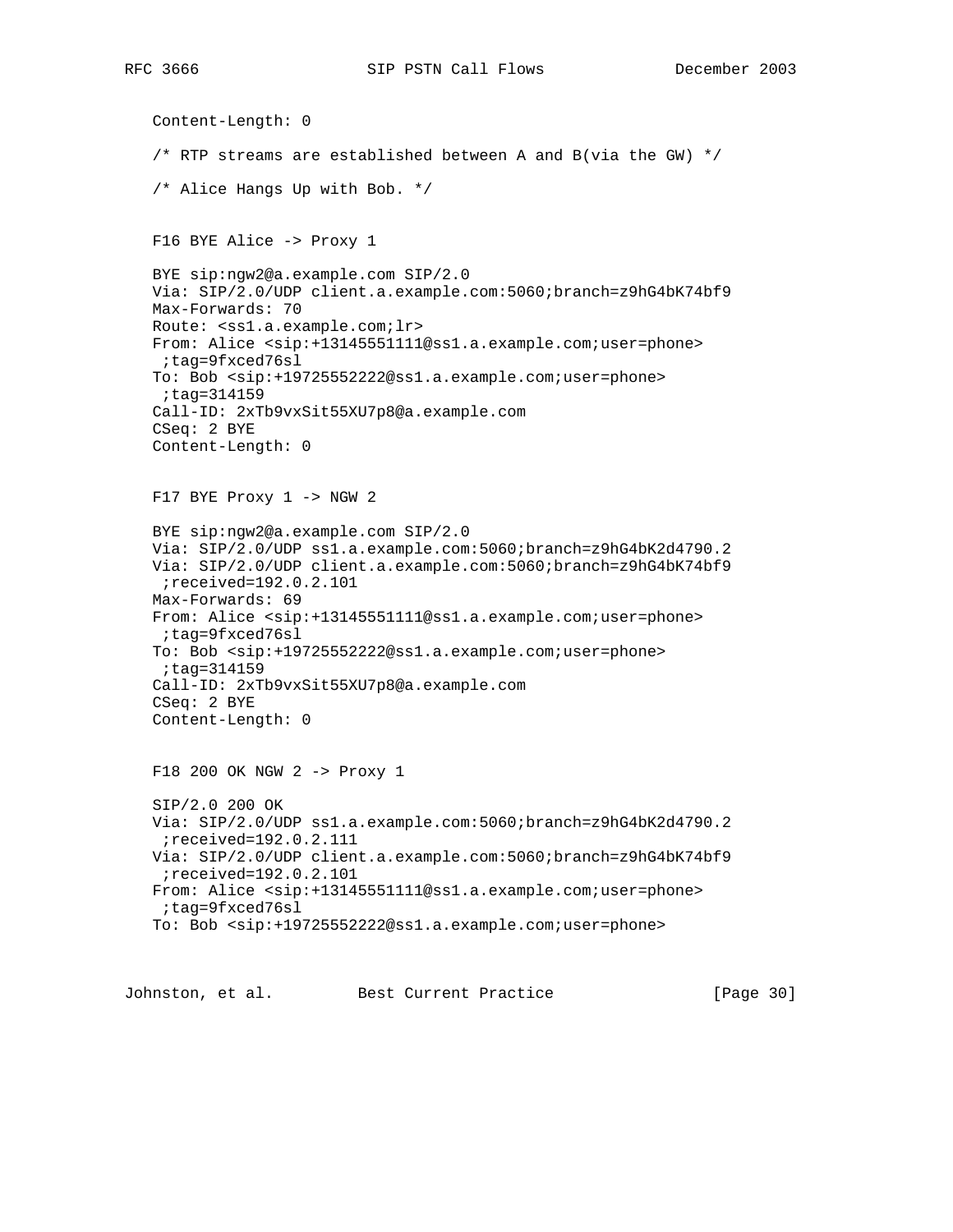```
   Content-Length: 0

   /* RTP streams are established between A and B(via the GW) */

   /* Alice Hangs Up with Bob. */


   F16 BYE Alice -> Proxy 1

   BYE sip:ngw2@a.example.com SIP/2.0
   Via: SIP/2.0/UDP client.a.example.com:5060;branch=z9hG4bK74bf9
   Max-Forwards: 70
   Route: <ss1.a.example.com;lr>
   From: Alice <sip:+13145551111@ss1.a.example.com;user=phone>
    ;tag=9fxced76sl
   To: Bob <sip:+19725552222@ss1.a.example.com;user=phone>
    ;tag=314159
   Call-ID: 2xTb9vxSit55XU7p8@a.example.com
   CSeq: 2 BYE
   Content-Length: 0


   F17 BYE Proxy 1 -> NGW 2

   BYE sip:ngw2@a.example.com SIP/2.0
   Via: SIP/2.0/UDP ss1.a.example.com:5060;branch=z9hG4bK2d4790.2
   Via: SIP/2.0/UDP client.a.example.com:5060;branch=z9hG4bK74bf9
    ;received=192.0.2.101
   Max-Forwards: 69
   From: Alice <sip:+13145551111@ss1.a.example.com;user=phone>
    ;tag=9fxced76sl
   To: Bob <sip:+19725552222@ss1.a.example.com;user=phone>
    ;tag=314159
   Call-ID: 2xTb9vxSit55XU7p8@a.example.com
   CSeq: 2 BYE
   Content-Length: 0


   F18 200 OK NGW 2 -> Proxy 1

   SIP/2.0 200 OK
   Via: SIP/2.0/UDP ss1.a.example.com:5060;branch=z9hG4bK2d4790.2
    ;received=192.0.2.111
   Via: SIP/2.0/UDP client.a.example.com:5060;branch=z9hG4bK74bf9
    ;received=192.0.2.101
   From: Alice <sip:+13145551111@ss1.a.example.com;user=phone>
    ;tag=9fxced76sl
   To: Bob <sip:+19725552222@ss1.a.example.com;user=phone>
```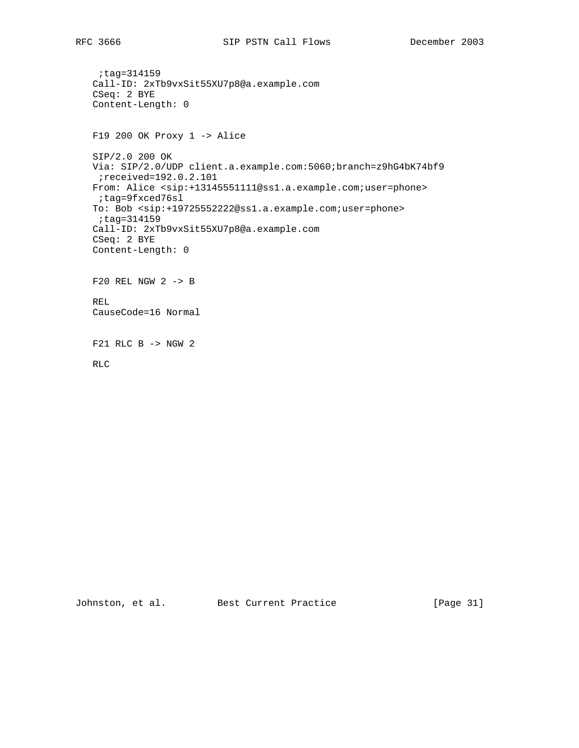```
    ;tag=314159
   Call-ID: 2xTb9vxSit55XU7p8@a.example.com
   CSeq: 2 BYE
   Content-Length: 0
```

F19 200 OK Proxy 1 -> Alice

```
   SIP/2.0 200 OK
   Via: SIP/2.0/UDP client.a.example.com:5060;branch=z9hG4bK74bf9
    ;received=192.0.2.101
   From: Alice <sip:+13145551111@ss1.a.example.com;user=phone>
    ;tag=9fxced76sl
   To: Bob <sip:+19725552222@ss1.a.example.com;user=phone>
    ;tag=314159
   Call-ID: 2xTb9vxSit55XU7p8@a.example.com
   CSeq: 2 BYE
   Content-Length: 0
```

F20 REL NGW 2 -> B

```
   REL
   CauseCode=16 Normal
```

F21 RLC B -> NGW 2

```
   RLC
```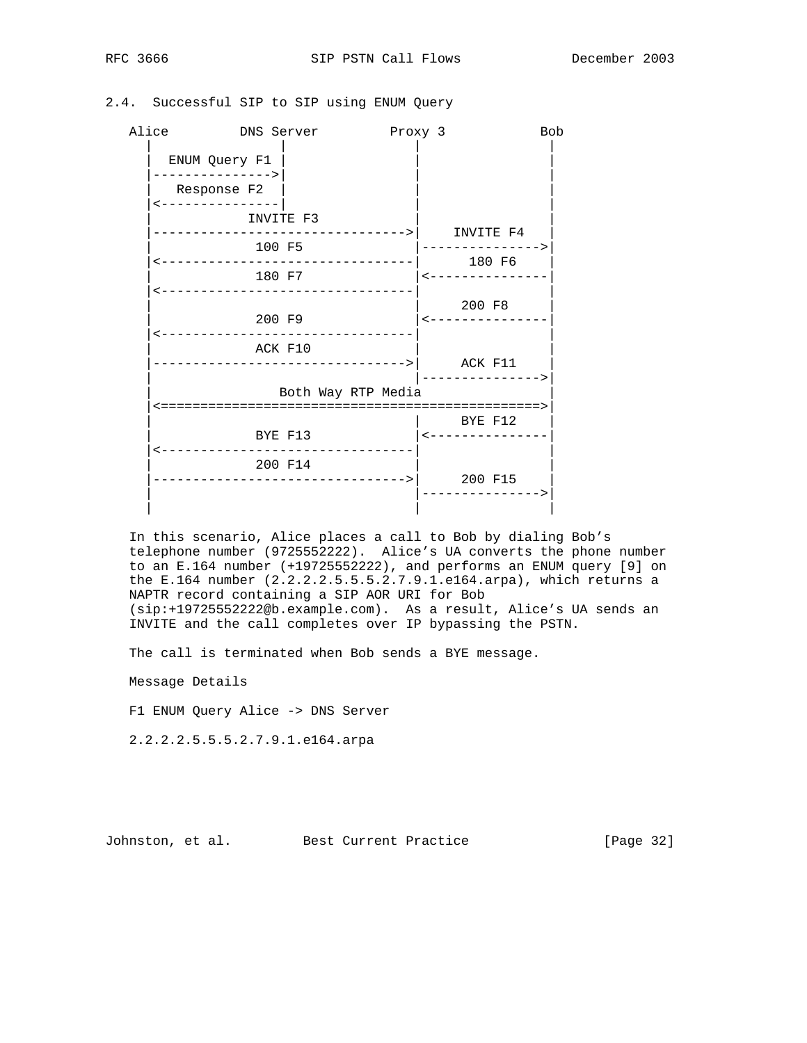## 2.4. Successful SIP to SIP using ENUM Query

```
   Alice         DNS Server         Proxy 3            Bob
     |               |                 |                 |
     |  ENUM Query F1 |                 |                 |
     |--------------->|                 |                 |
     |   Response F2  |                 |                 |
     |<---------------|                 |                 |
     |           INVITE F3              |                 |
     |--------------------------------->|    INVITE F4    |
     |            100 F5                |---------------->|
     |<---------------------------------|     180 F6      |
     |            180 F7                |<----------------|
     |<---------------------------------|                 |
     |                                  |     200 F8      |
     |            200 F9                |<----------------|
     |<---------------------------------|                 |
     |            ACK F10               |                 |
     |--------------------------------->|     ACK F11     |
     |                                  |---------------->|
     |                Both Way RTP Media                  |
     |<==================================================>|
     |                                  |     BYE F12     |
     |            BYE F13               |<----------------|
     |<---------------------------------|                 |
     |            200 F14               |                 |
     |--------------------------------->|     200 F15     |
     |                                  |---------------->|
     |                                  |                 |
```

In this scenario, Alice places a call to Bob by dialing Bob's telephone number (9725552222). Alice's UA converts the phone number to an E.164 number (+19725552222), and performs an ENUM query [9] on the E.164 number (2.2.2.2.5.5.5.2.7.9.1.e164.arpa), which returns a NAPTR record containing a SIP AOR URI for Bob (sip:+19725552222@b.example.com). As a result, Alice's UA sends an INVITE and the call completes over IP bypassing the PSTN.

The call is terminated when Bob sends a BYE message.

Message Details

F1 ENUM Query Alice -> DNS Server

2.2.2.2.5.5.5.2.7.9.1.e164.arpa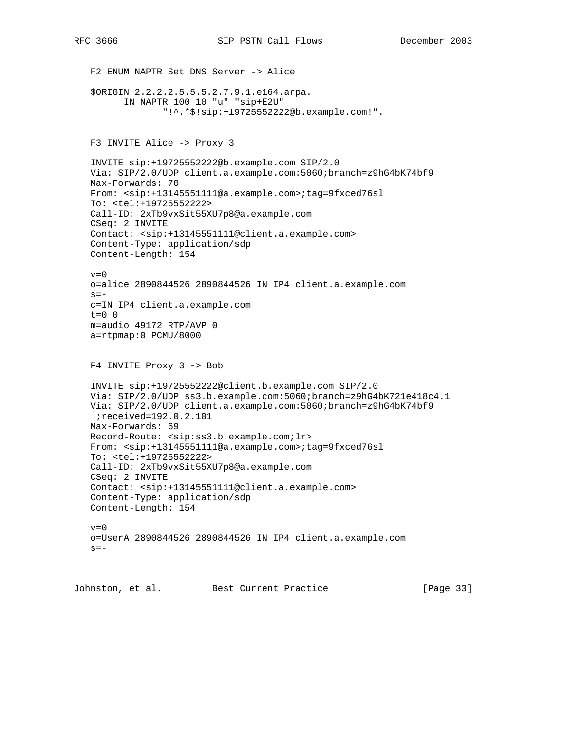F2 ENUM NAPTR Set DNS Server -> Alice

```
$ORIGIN 2.2.2.2.5.5.5.2.7.9.1.e164.arpa.
      IN NAPTR 100 10 "u" "sip+E2U"
             "!^.*$!sip:+19725552222@b.example.com!".
```

F3 INVITE Alice -> Proxy 3

```
INVITE sip:+19725552222@b.example.com SIP/2.0
Via: SIP/2.0/UDP client.a.example.com:5060;branch=z9hG4bK74bf9
Max-Forwards: 70
From: <sip:+13145551111@a.example.com>;tag=9fxced76sl
To: <tel:+19725552222>
Call-ID: 2xTb9vxSit55XU7p8@a.example.com
CSeq: 2 INVITE
Contact: <sip:+13145551111@client.a.example.com>
Content-Type: application/sdp
Content-Length: 154

v=0
o=alice 2890844526 2890844526 IN IP4 client.a.example.com
s=-
c=IN IP4 client.a.example.com
t=0 0
m=audio 49172 RTP/AVP 0
a=rtpmap:0 PCMU/8000
```

F4 INVITE Proxy 3 -> Bob

```
INVITE sip:+19725552222@client.b.example.com SIP/2.0
Via: SIP/2.0/UDP ss3.b.example.com:5060;branch=z9hG4bK721e418c4.1
Via: SIP/2.0/UDP client.a.example.com:5060;branch=z9hG4bK74bf9
 ;received=192.0.2.101
Max-Forwards: 69
Record-Route: <sip:ss3.b.example.com;lr>
From: <sip:+13145551111@a.example.com>;tag=9fxced76sl
To: <tel:+19725552222>
Call-ID: 2xTb9vxSit55XU7p8@a.example.com
CSeq: 2 INVITE
Contact: <sip:+13145551111@client.a.example.com>
Content-Type: application/sdp
Content-Length: 154

v=0
o=UserA 2890844526 2890844526 IN IP4 client.a.example.com
s=-
```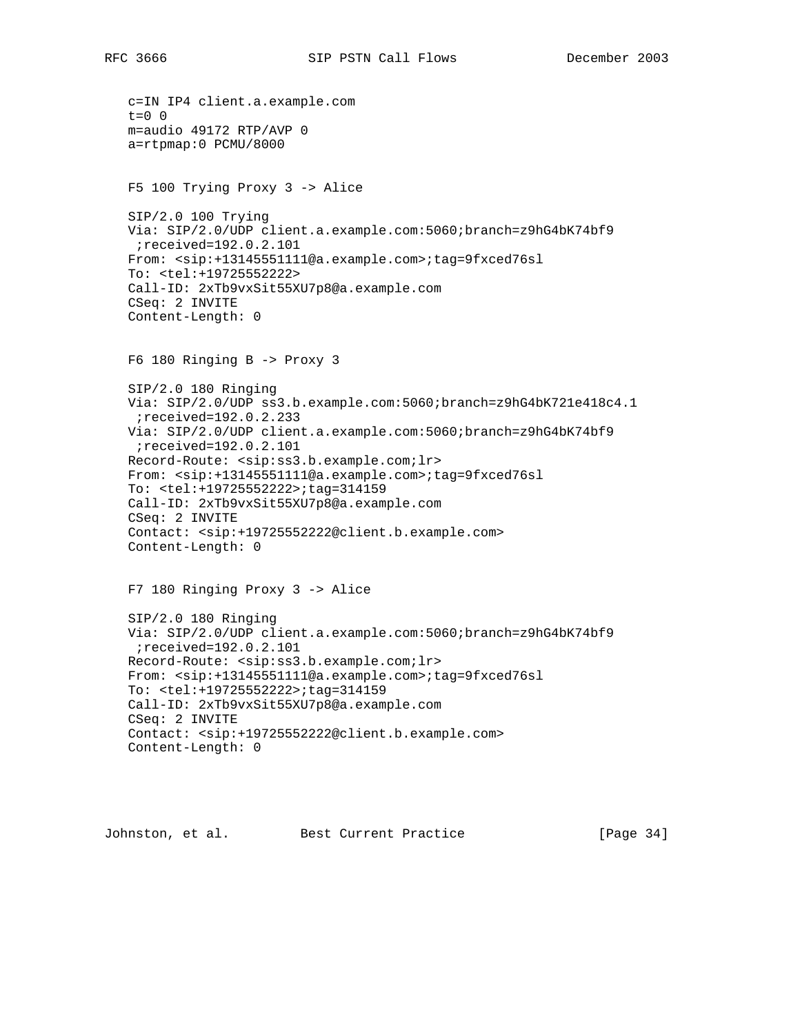```
c=IN IP4 client.a.example.com
t=0 0
m=audio 49172 RTP/AVP 0
a=rtpmap:0 PCMU/8000
```

F5 100 Trying Proxy 3 -> Alice

```
SIP/2.0 100 Trying
Via: SIP/2.0/UDP client.a.example.com:5060;branch=z9hG4bK74bf9
 ;received=192.0.2.101
From: <sip:+13145551111@a.example.com>;tag=9fxced76sl
To: <tel:+19725552222>
Call-ID: 2xTb9vxSit55XU7p8@a.example.com
CSeq: 2 INVITE
Content-Length: 0
```

F6 180 Ringing B -> Proxy 3

```
SIP/2.0 180 Ringing
Via: SIP/2.0/UDP ss3.b.example.com:5060;branch=z9hG4bK721e418c4.1
 ;received=192.0.2.233
Via: SIP/2.0/UDP client.a.example.com:5060;branch=z9hG4bK74bf9
 ;received=192.0.2.101
Record-Route: <sip:ss3.b.example.com;lr>
From: <sip:+13145551111@a.example.com>;tag=9fxced76sl
To: <tel:+19725552222>;tag=314159
Call-ID: 2xTb9vxSit55XU7p8@a.example.com
CSeq: 2 INVITE
Contact: <sip:+19725552222@client.b.example.com>
Content-Length: 0
```

F7 180 Ringing Proxy 3 -> Alice

```
SIP/2.0 180 Ringing
Via: SIP/2.0/UDP client.a.example.com:5060;branch=z9hG4bK74bf9
 ;received=192.0.2.101
Record-Route: <sip:ss3.b.example.com;lr>
From: <sip:+13145551111@a.example.com>;tag=9fxced76sl
To: <tel:+19725552222>;tag=314159
Call-ID: 2xTb9vxSit55XU7p8@a.example.com
CSeq: 2 INVITE
Contact: <sip:+19725552222@client.b.example.com>
Content-Length: 0
```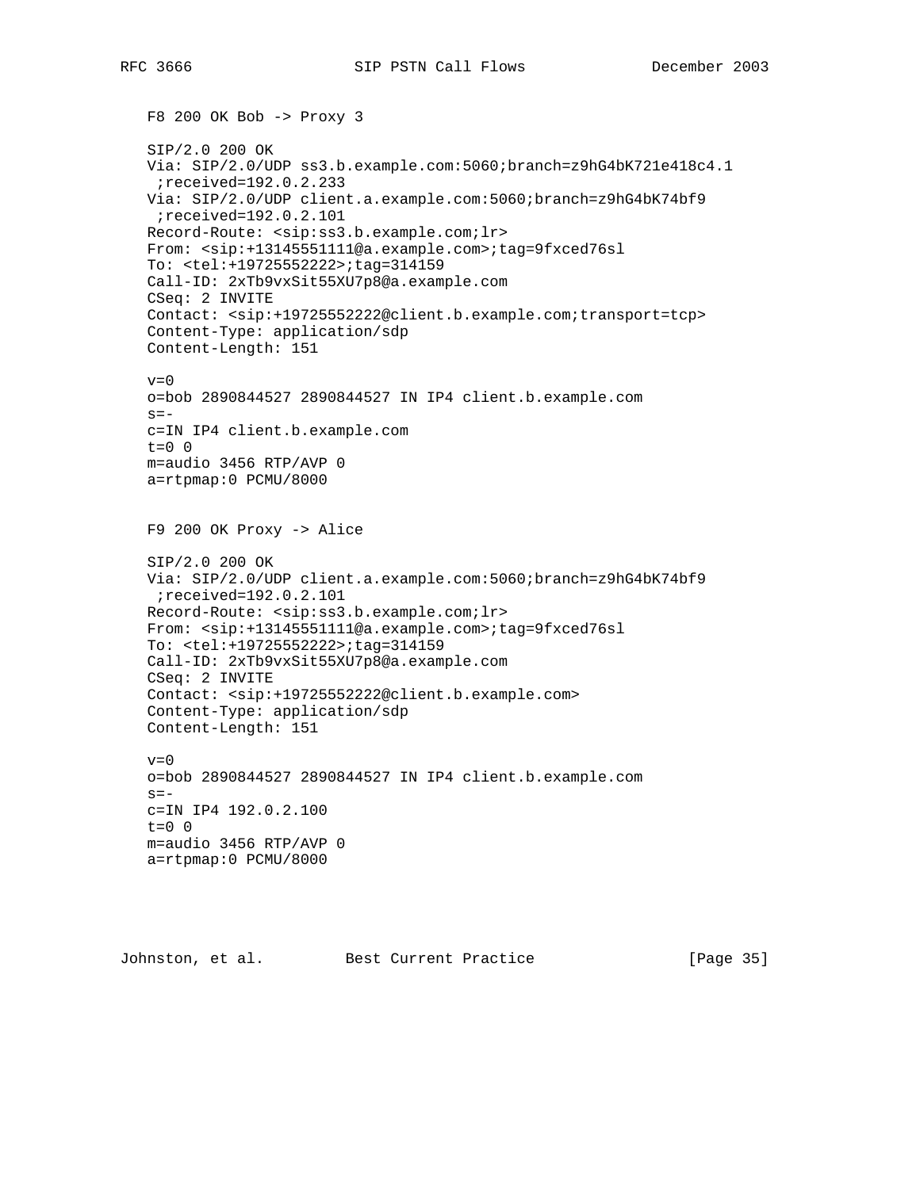F8 200 OK Bob -> Proxy 3

```
SIP/2.0 200 OK
Via: SIP/2.0/UDP ss3.b.example.com:5060;branch=z9hG4bK721e418c4.1
 ;received=192.0.2.233
Via: SIP/2.0/UDP client.a.example.com:5060;branch=z9hG4bK74bf9
 ;received=192.0.2.101
Record-Route: <sip:ss3.b.example.com;lr>
From: <sip:+13145551111@a.example.com>;tag=9fxced76sl
To: <tel:+19725552222>;tag=314159
Call-ID: 2xTb9vxSit55XU7p8@a.example.com
CSeq: 2 INVITE
Contact: <sip:+19725552222@client.b.example.com;transport=tcp>
Content-Type: application/sdp
Content-Length: 151

v=0
o=bob 2890844527 2890844527 IN IP4 client.b.example.com
s=-
c=IN IP4 client.b.example.com
t=0 0
m=audio 3456 RTP/AVP 0
a=rtpmap:0 PCMU/8000
```

F9 200 OK Proxy -> Alice

```
SIP/2.0 200 OK
Via: SIP/2.0/UDP client.a.example.com:5060;branch=z9hG4bK74bf9
 ;received=192.0.2.101
Record-Route: <sip:ss3.b.example.com;lr>
From: <sip:+13145551111@a.example.com>;tag=9fxced76sl
To: <tel:+19725552222>;tag=314159
Call-ID: 2xTb9vxSit55XU7p8@a.example.com
CSeq: 2 INVITE
Contact: <sip:+19725552222@client.b.example.com>
Content-Type: application/sdp
Content-Length: 151

v=0
o=bob 2890844527 2890844527 IN IP4 client.b.example.com
s=-
c=IN IP4 192.0.2.100
t=0 0
m=audio 3456 RTP/AVP 0
a=rtpmap:0 PCMU/8000
```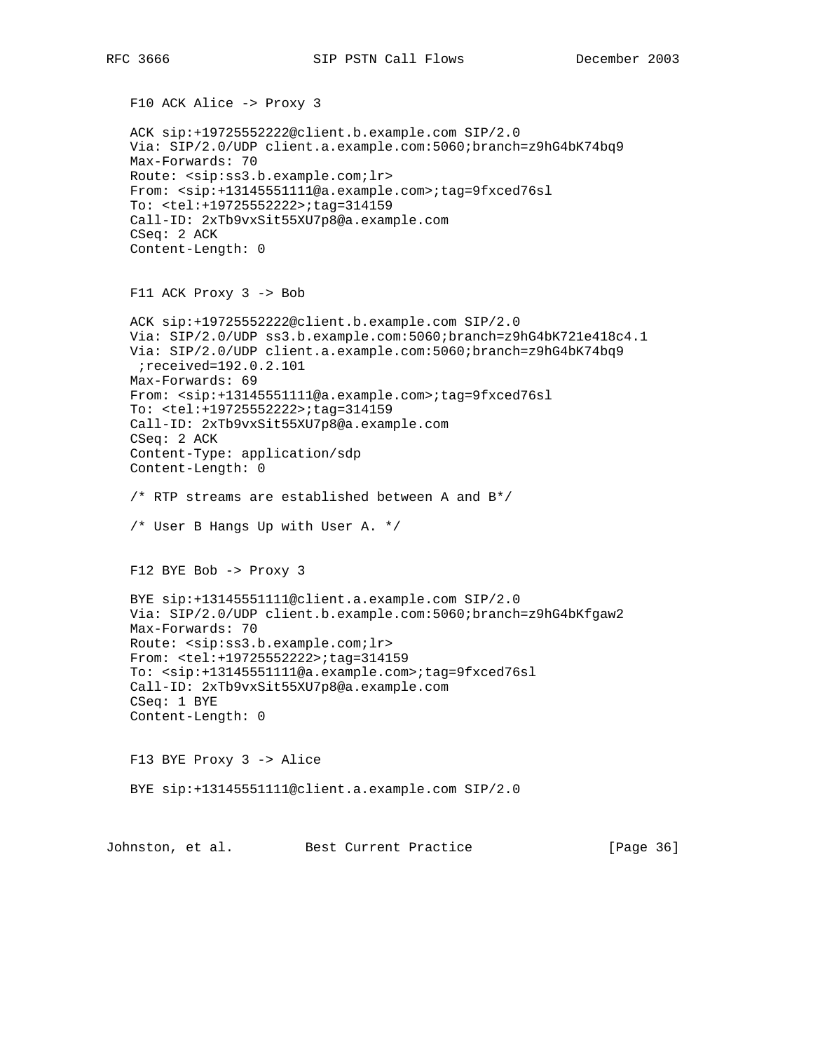F10 ACK Alice -> Proxy 3

```
ACK sip:+19725552222@client.b.example.com SIP/2.0
Via: SIP/2.0/UDP client.a.example.com:5060;branch=z9hG4bK74bq9
Max-Forwards: 70
Route: <sip:ss3.b.example.com;lr>
From: <sip:+13145551111@a.example.com>;tag=9fxced76sl
To: <tel:+19725552222>;tag=314159
Call-ID: 2xTb9vxSit55XU7p8@a.example.com
CSeq: 2 ACK
Content-Length: 0
```

F11 ACK Proxy 3 -> Bob

```
ACK sip:+19725552222@client.b.example.com SIP/2.0
Via: SIP/2.0/UDP ss3.b.example.com:5060;branch=z9hG4bK721e418c4.1
Via: SIP/2.0/UDP client.a.example.com:5060;branch=z9hG4bK74bq9
 ;received=192.0.2.101
Max-Forwards: 69
From: <sip:+13145551111@a.example.com>;tag=9fxced76sl
To: <tel:+19725552222>;tag=314159
Call-ID: 2xTb9vxSit55XU7p8@a.example.com
CSeq: 2 ACK
Content-Type: application/sdp
Content-Length: 0
```

/* RTP streams are established between A and B*/

/* User B Hangs Up with User A. */

F12 BYE Bob -> Proxy 3

```
BYE sip:+13145551111@client.a.example.com SIP/2.0
Via: SIP/2.0/UDP client.b.example.com:5060;branch=z9hG4bKfgaw2
Max-Forwards: 70
Route: <sip:ss3.b.example.com;lr>
From: <tel:+19725552222>;tag=314159
To: <sip:+13145551111@a.example.com>;tag=9fxced76sl
Call-ID: 2xTb9vxSit55XU7p8@a.example.com
CSeq: 1 BYE
Content-Length: 0
```

F13 BYE Proxy 3 -> Alice

```
BYE sip:+13145551111@client.a.example.com SIP/2.0
```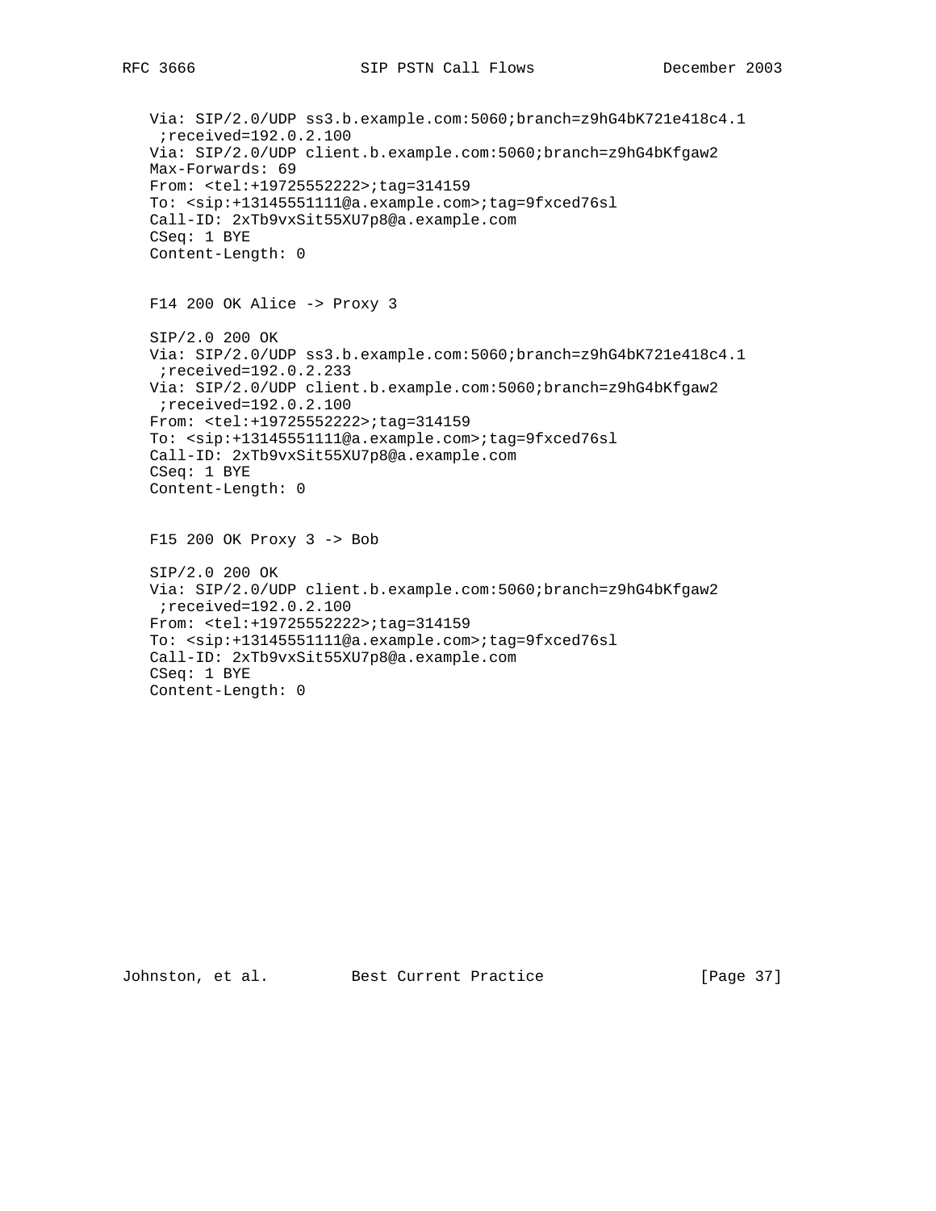```
   Via: SIP/2.0/UDP ss3.b.example.com:5060;branch=z9hG4bK721e418c4.1
    ;received=192.0.2.100
   Via: SIP/2.0/UDP client.b.example.com:5060;branch=z9hG4bKfgaw2
   Max-Forwards: 69
   From: <tel:+19725552222>;tag=314159
   To: <sip:+13145551111@a.example.com>;tag=9fxced76sl
   Call-ID: 2xTb9vxSit55XU7p8@a.example.com
   CSeq: 1 BYE
   Content-Length: 0
```

F14 200 OK Alice -> Proxy 3

```
   SIP/2.0 200 OK
   Via: SIP/2.0/UDP ss3.b.example.com:5060;branch=z9hG4bK721e418c4.1
    ;received=192.0.2.233
   Via: SIP/2.0/UDP client.b.example.com:5060;branch=z9hG4bKfgaw2
    ;received=192.0.2.100
   From: <tel:+19725552222>;tag=314159
   To: <sip:+13145551111@a.example.com>;tag=9fxced76sl
   Call-ID: 2xTb9vxSit55XU7p8@a.example.com
   CSeq: 1 BYE
   Content-Length: 0
```

F15 200 OK Proxy 3 -> Bob

```
   SIP/2.0 200 OK
   Via: SIP/2.0/UDP client.b.example.com:5060;branch=z9hG4bKfgaw2
    ;received=192.0.2.100
   From: <tel:+19725552222>;tag=314159
   To: <sip:+13145551111@a.example.com>;tag=9fxced76sl
   Call-ID: 2xTb9vxSit55XU7p8@a.example.com
   CSeq: 1 BYE
   Content-Length: 0
```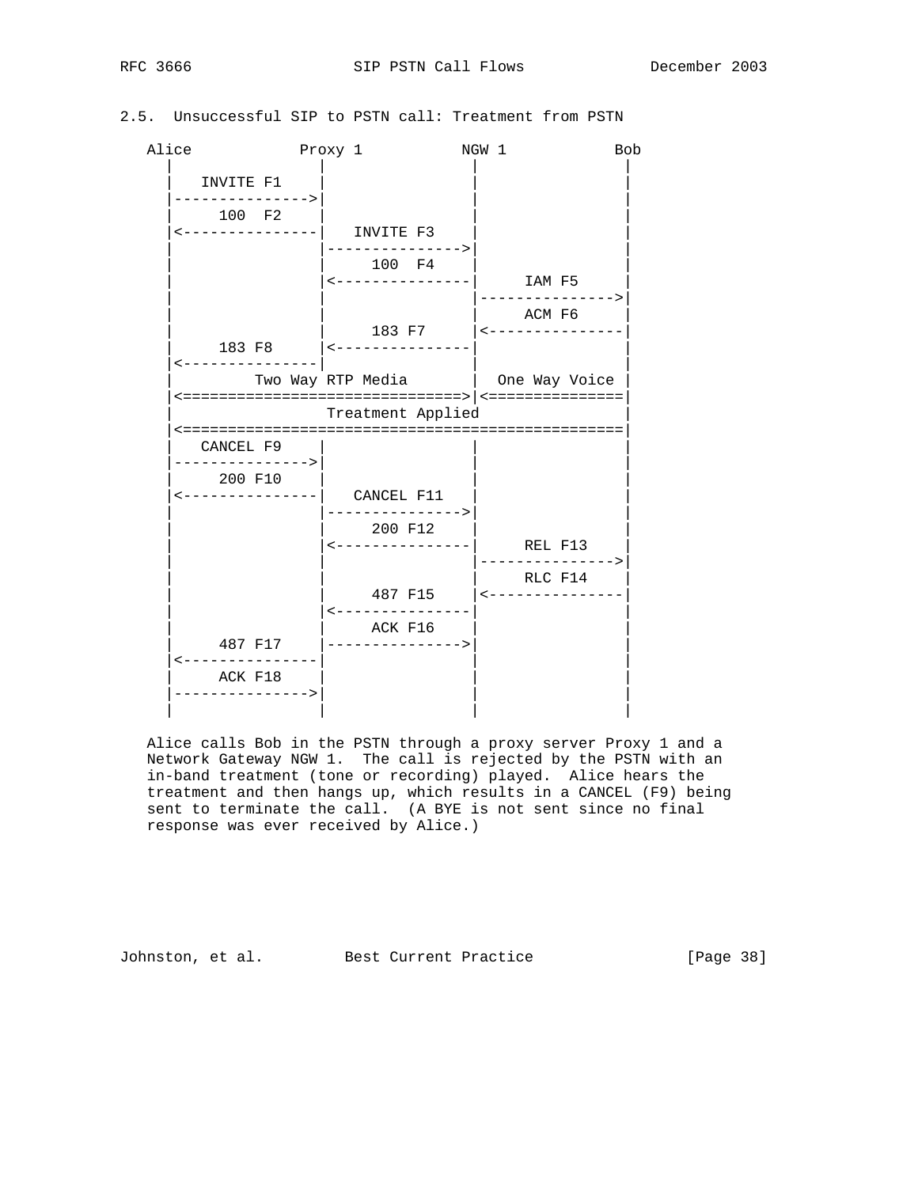### 2.5. Unsuccessful SIP to PSTN call: Treatment from PSTN

```
   Alice           Proxy 1          NGW 1            Bob
     |                |                |                |
     |   INVITE F1    |                |                |
     |--------------->|                |                |
     |      100  F2   |                |                |
     |<---------------|   INVITE F3    |                |
     |                |--------------->|                |
     |                |     100  F4    |                |
     |                |<---------------|     IAM F5     |
     |                |                |--------------->|
     |                |                |     ACM F6     |
     |                |     183 F7     |<---------------|
     |      183 F8    |<---------------|                |
     |<---------------|                |                |
     |         Two Way RTP Media       |  One Way Voice |
     |<===============================>|<===============|
     |                 Treatment Applied                |
     |<=================================================|
     |   CANCEL F9    |                |                |
     |--------------->|                |                |
     |      200 F10   |                |                |
     |<---------------|   CANCEL F11   |                |
     |                |--------------->|                |
     |                |     200 F12    |                |
     |                |<---------------|     REL F13    |
     |                |                |--------------->|
     |                |                |     RLC F14    |
     |                |     487 F15    |<---------------|
     |                |<---------------|                |
     |                |     ACK F16    |                |
     |      487 F17   |--------------->|                |
     |<---------------|                |                |
     |      ACK F18   |                |                |
     |--------------->|                |                |
     |                |                |                |
```

Alice calls Bob in the PSTN through a proxy server Proxy 1 and a Network Gateway NGW 1. The call is rejected by the PSTN with an in-band treatment (tone or recording) played. Alice hears the treatment and then hangs up, which results in a CANCEL (F9) being sent to terminate the call. (A BYE is not sent since no final response was ever received by Alice.)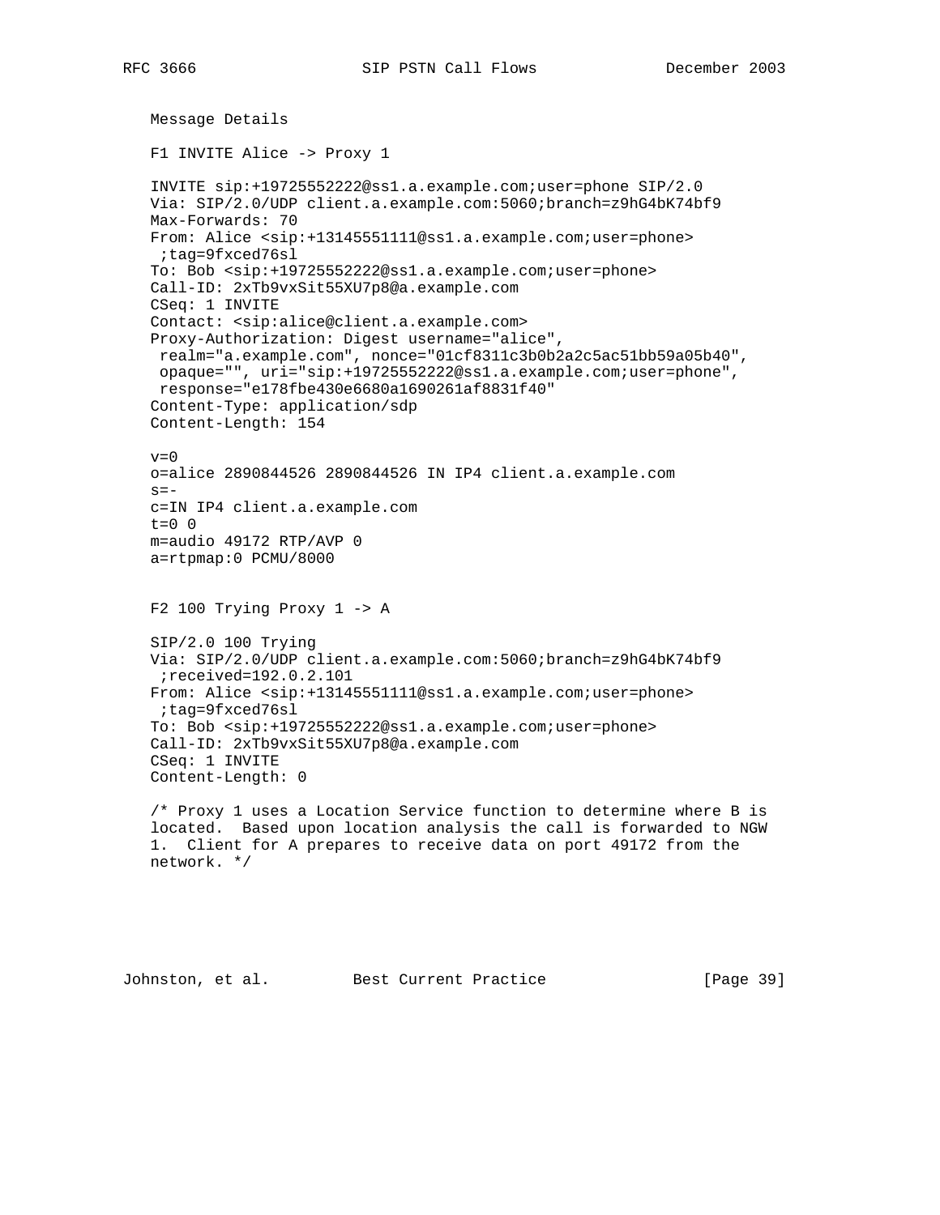Message Details

F1 INVITE Alice -> Proxy 1

```
INVITE sip:+19725552222@ss1.a.example.com;user=phone SIP/2.0
Via: SIP/2.0/UDP client.a.example.com:5060;branch=z9hG4bK74bf9
Max-Forwards: 70
From: Alice <sip:+13145551111@ss1.a.example.com;user=phone>
 ;tag=9fxced76sl
To: Bob <sip:+19725552222@ss1.a.example.com;user=phone>
Call-ID: 2xTb9vxSit55XU7p8@a.example.com
CSeq: 1 INVITE
Contact: <sip:alice@client.a.example.com>
Proxy-Authorization: Digest username="alice",
 realm="a.example.com", nonce="01cf8311c3b0b2a2c5ac51bb59a05b40",
 opaque="", uri="sip:+19725552222@ss1.a.example.com;user=phone",
 response="e178fbe430e6680a1690261af8831f40"
Content-Type: application/sdp
Content-Length: 154

v=0
o=alice 2890844526 2890844526 IN IP4 client.a.example.com
s=-
c=IN IP4 client.a.example.com
t=0 0
m=audio 49172 RTP/AVP 0
a=rtpmap:0 PCMU/8000
```

F2 100 Trying Proxy 1 -> A

```
SIP/2.0 100 Trying
Via: SIP/2.0/UDP client.a.example.com:5060;branch=z9hG4bK74bf9
 ;received=192.0.2.101
From: Alice <sip:+13145551111@ss1.a.example.com;user=phone>
 ;tag=9fxced76sl
To: Bob <sip:+19725552222@ss1.a.example.com;user=phone>
Call-ID: 2xTb9vxSit55XU7p8@a.example.com
CSeq: 1 INVITE
Content-Length: 0
```

/* Proxy 1 uses a Location Service function to determine where B is located. Based upon location analysis the call is forwarded to NGW 1. Client for A prepares to receive data on port 49172 from the network. */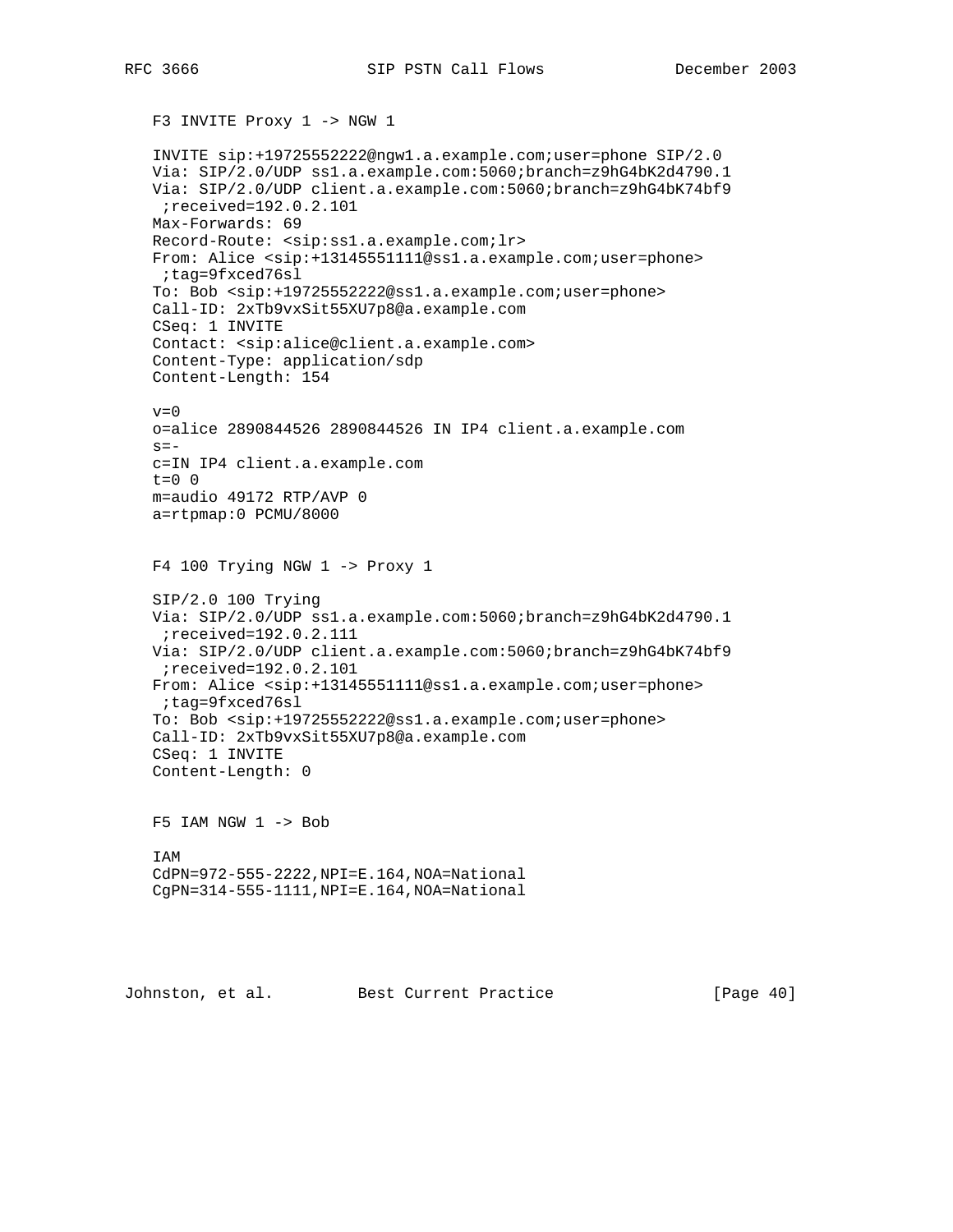F3 INVITE Proxy 1 -> NGW 1

```
INVITE sip:+19725552222@ngw1.a.example.com;user=phone SIP/2.0
Via: SIP/2.0/UDP ss1.a.example.com:5060;branch=z9hG4bK2d4790.1
Via: SIP/2.0/UDP client.a.example.com:5060;branch=z9hG4bK74bf9
 ;received=192.0.2.101
Max-Forwards: 69
Record-Route: <sip:ss1.a.example.com;lr>
From: Alice <sip:+13145551111@ss1.a.example.com;user=phone>
 ;tag=9fxced76sl
To: Bob <sip:+19725552222@ss1.a.example.com;user=phone>
Call-ID: 2xTb9vxSit55XU7p8@a.example.com
CSeq: 1 INVITE
Contact: <sip:alice@client.a.example.com>
Content-Type: application/sdp
Content-Length: 154

v=0
o=alice 2890844526 2890844526 IN IP4 client.a.example.com
s=-
c=IN IP4 client.a.example.com
t=0 0
m=audio 49172 RTP/AVP 0
a=rtpmap:0 PCMU/8000
```

F4 100 Trying NGW 1 -> Proxy 1

```
SIP/2.0 100 Trying
Via: SIP/2.0/UDP ss1.a.example.com:5060;branch=z9hG4bK2d4790.1
 ;received=192.0.2.111
Via: SIP/2.0/UDP client.a.example.com:5060;branch=z9hG4bK74bf9
 ;received=192.0.2.101
From: Alice <sip:+13145551111@ss1.a.example.com;user=phone>
 ;tag=9fxced76sl
To: Bob <sip:+19725552222@ss1.a.example.com;user=phone>
Call-ID: 2xTb9vxSit55XU7p8@a.example.com
CSeq: 1 INVITE
Content-Length: 0
```

F5 IAM NGW 1 -> Bob

```
IAM
CdPN=972-555-2222,NPI=E.164,NOA=National
CgPN=314-555-1111,NPI=E.164,NOA=National
```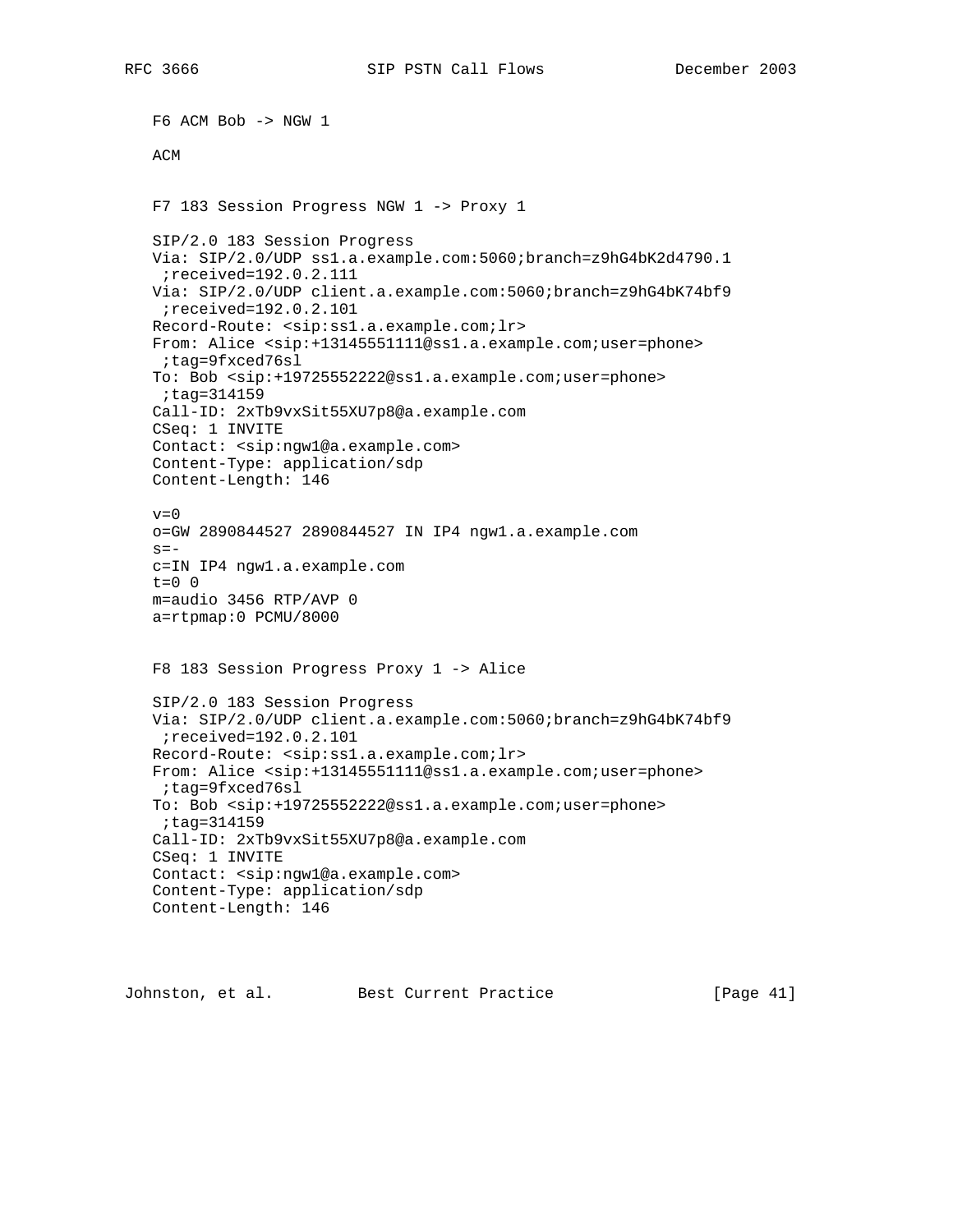F6 ACM Bob -> NGW 1

ACM

F7 183 Session Progress NGW 1 -> Proxy 1

```
SIP/2.0 183 Session Progress
Via: SIP/2.0/UDP ss1.a.example.com:5060;branch=z9hG4bK2d4790.1
 ;received=192.0.2.111
Via: SIP/2.0/UDP client.a.example.com:5060;branch=z9hG4bK74bf9
 ;received=192.0.2.101
Record-Route: <sip:ss1.a.example.com;lr>
From: Alice <sip:+13145551111@ss1.a.example.com;user=phone>
 ;tag=9fxced76sl
To: Bob <sip:+19725552222@ss1.a.example.com;user=phone>
 ;tag=314159
Call-ID: 2xTb9vxSit55XU7p8@a.example.com
CSeq: 1 INVITE
Contact: <sip:ngw1@a.example.com>
Content-Type: application/sdp
Content-Length: 146

v=0
o=GW 2890844527 2890844527 IN IP4 ngw1.a.example.com
s=-
c=IN IP4 ngw1.a.example.com
t=0 0
m=audio 3456 RTP/AVP 0
a=rtpmap:0 PCMU/8000
```

F8 183 Session Progress Proxy 1 -> Alice

```
SIP/2.0 183 Session Progress
Via: SIP/2.0/UDP client.a.example.com:5060;branch=z9hG4bK74bf9
 ;received=192.0.2.101
Record-Route: <sip:ss1.a.example.com;lr>
From: Alice <sip:+13145551111@ss1.a.example.com;user=phone>
 ;tag=9fxced76sl
To: Bob <sip:+19725552222@ss1.a.example.com;user=phone>
 ;tag=314159
Call-ID: 2xTb9vxSit55XU7p8@a.example.com
CSeq: 1 INVITE
Contact: <sip:ngw1@a.example.com>
Content-Type: application/sdp
Content-Length: 146
```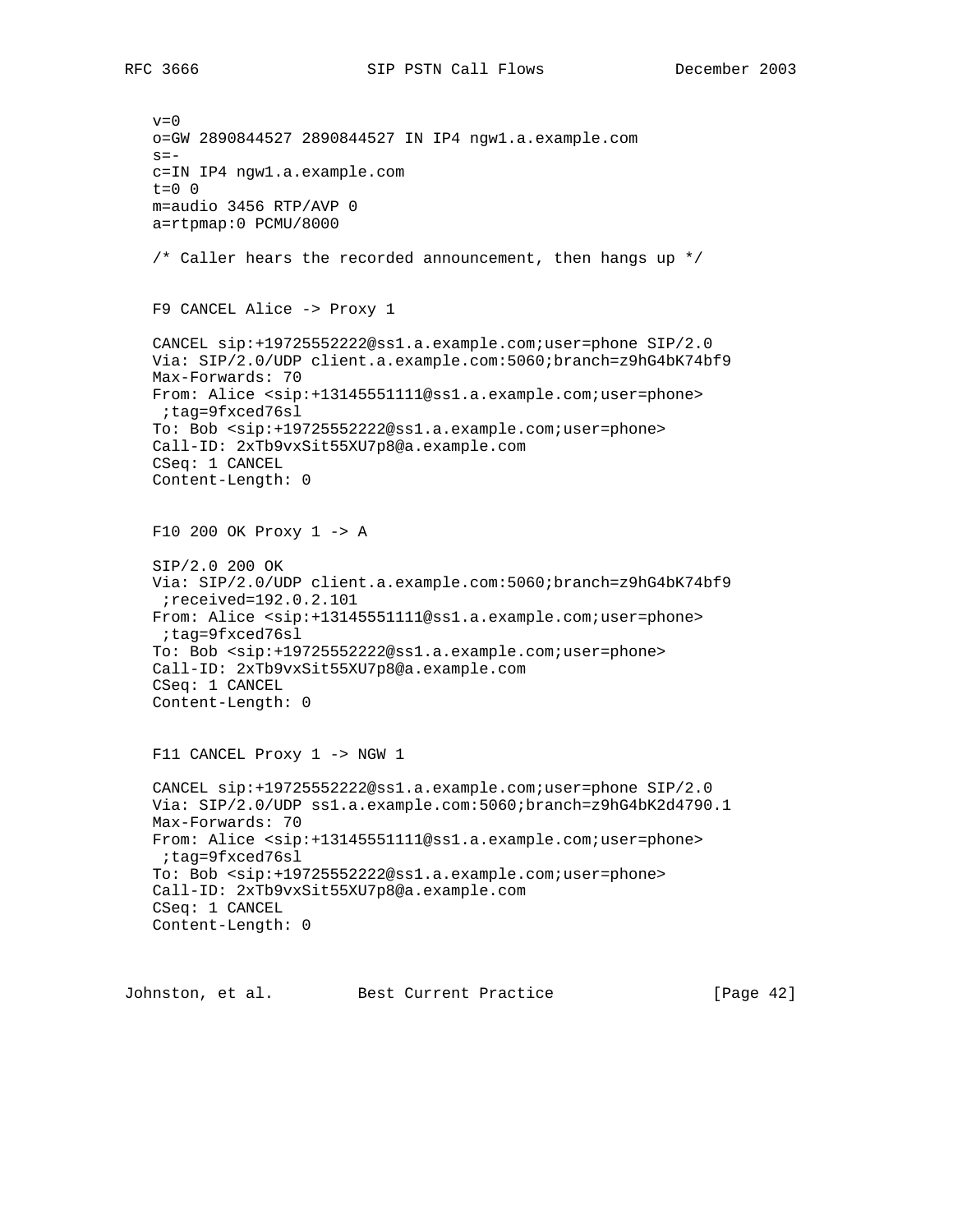```
v=0
o=GW 2890844527 2890844527 IN IP4 ngw1.a.example.com
s=-
c=IN IP4 ngw1.a.example.com
t=0 0
m=audio 3456 RTP/AVP 0
a=rtpmap:0 PCMU/8000

/* Caller hears the recorded announcement, then hangs up */
```

F9 CANCEL Alice -> Proxy 1

```
CANCEL sip:+19725552222@ss1.a.example.com;user=phone SIP/2.0
Via: SIP/2.0/UDP client.a.example.com:5060;branch=z9hG4bK74bf9
Max-Forwards: 70
From: Alice <sip:+13145551111@ss1.a.example.com;user=phone>
 ;tag=9fxced76sl
To: Bob <sip:+19725552222@ss1.a.example.com;user=phone>
Call-ID: 2xTb9vxSit55XU7p8@a.example.com
CSeq: 1 CANCEL
Content-Length: 0
```

F10 200 OK Proxy 1 -> A

```
SIP/2.0 200 OK
Via: SIP/2.0/UDP client.a.example.com:5060;branch=z9hG4bK74bf9
 ;received=192.0.2.101
From: Alice <sip:+13145551111@ss1.a.example.com;user=phone>
 ;tag=9fxced76sl
To: Bob <sip:+19725552222@ss1.a.example.com;user=phone>
Call-ID: 2xTb9vxSit55XU7p8@a.example.com
CSeq: 1 CANCEL
Content-Length: 0
```

F11 CANCEL Proxy 1 -> NGW 1

```
CANCEL sip:+19725552222@ss1.a.example.com;user=phone SIP/2.0
Via: SIP/2.0/UDP ss1.a.example.com:5060;branch=z9hG4bK2d4790.1
Max-Forwards: 70
From: Alice <sip:+13145551111@ss1.a.example.com;user=phone>
 ;tag=9fxced76sl
To: Bob <sip:+19725552222@ss1.a.example.com;user=phone>
Call-ID: 2xTb9vxSit55XU7p8@a.example.com
CSeq: 1 CANCEL
Content-Length: 0
```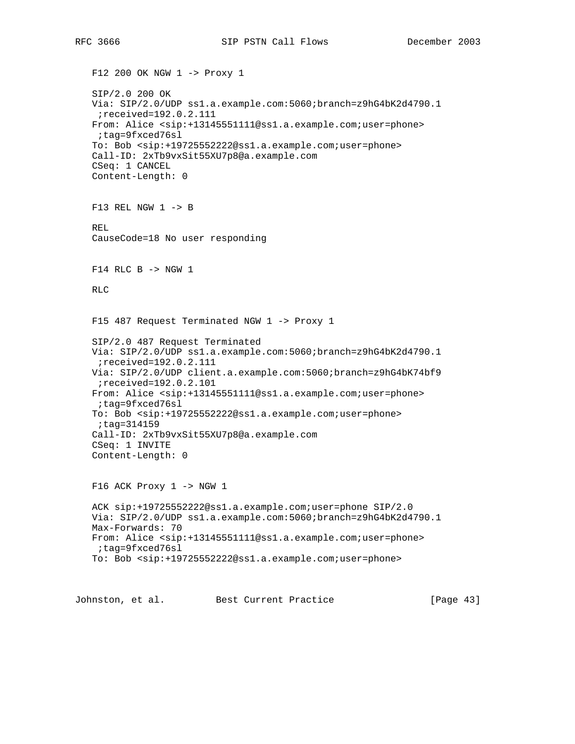F12 200 OK NGW 1 -> Proxy 1

```
SIP/2.0 200 OK
Via: SIP/2.0/UDP ss1.a.example.com:5060;branch=z9hG4bK2d4790.1
 ;received=192.0.2.111
From: Alice <sip:+13145551111@ss1.a.example.com;user=phone>
 ;tag=9fxced76sl
To: Bob <sip:+19725552222@ss1.a.example.com;user=phone>
Call-ID: 2xTb9vxSit55XU7p8@a.example.com
CSeq: 1 CANCEL
Content-Length: 0
```

F13 REL NGW 1 -> B

```
REL
CauseCode=18 No user responding
```

F14 RLC B -> NGW 1

```
RLC
```

F15 487 Request Terminated NGW 1 -> Proxy 1

```
SIP/2.0 487 Request Terminated
Via: SIP/2.0/UDP ss1.a.example.com:5060;branch=z9hG4bK2d4790.1
 ;received=192.0.2.111
Via: SIP/2.0/UDP client.a.example.com:5060;branch=z9hG4bK74bf9
 ;received=192.0.2.101
From: Alice <sip:+13145551111@ss1.a.example.com;user=phone>
 ;tag=9fxced76sl
To: Bob <sip:+19725552222@ss1.a.example.com;user=phone>
 ;tag=314159
Call-ID: 2xTb9vxSit55XU7p8@a.example.com
CSeq: 1 INVITE
Content-Length: 0
```

F16 ACK Proxy 1 -> NGW 1

```
ACK sip:+19725552222@ss1.a.example.com;user=phone SIP/2.0
Via: SIP/2.0/UDP ss1.a.example.com:5060;branch=z9hG4bK2d4790.1
Max-Forwards: 70
From: Alice <sip:+13145551111@ss1.a.example.com;user=phone>
 ;tag=9fxced76sl
To: Bob <sip:+19725552222@ss1.a.example.com;user=phone>
```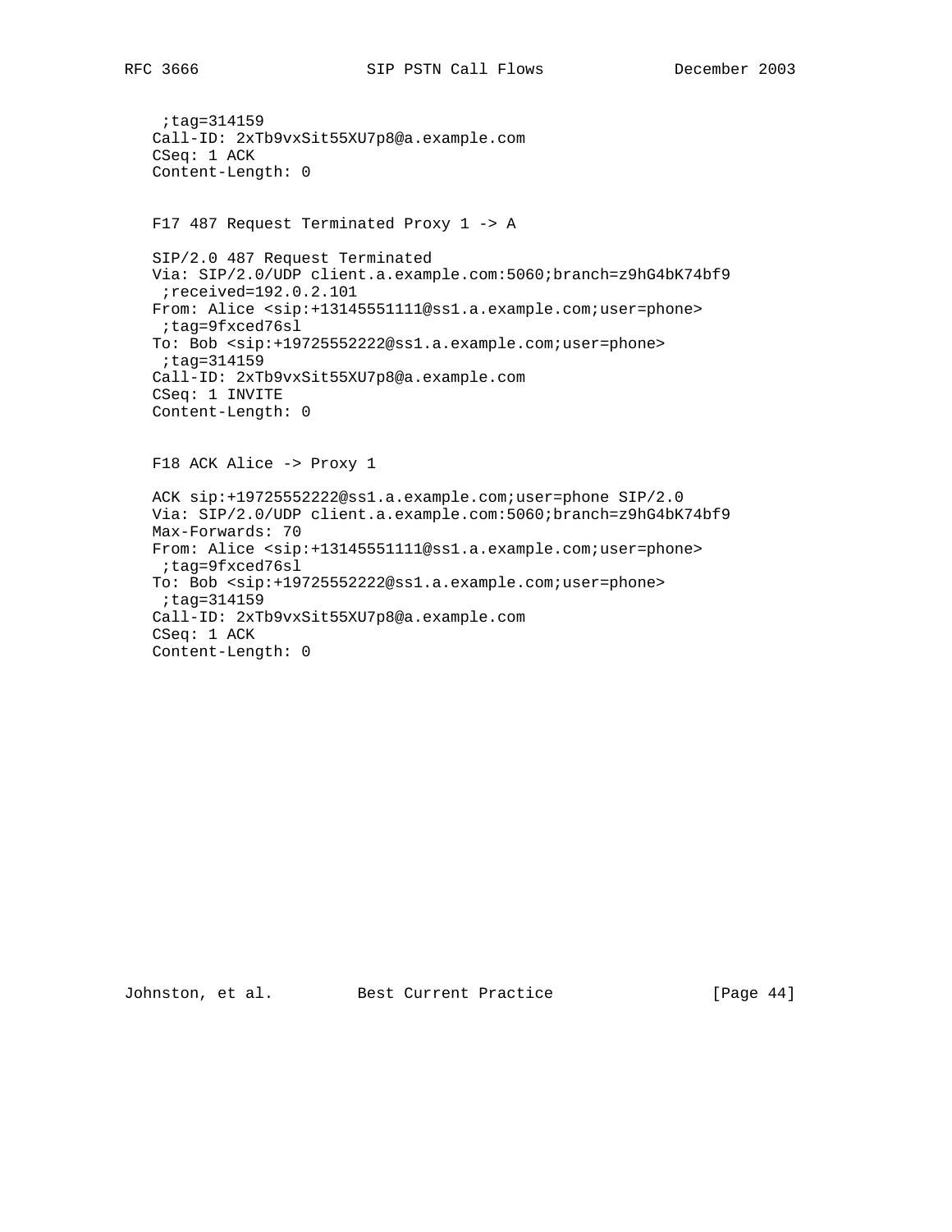```
    ;tag=314159
   Call-ID: 2xTb9vxSit55XU7p8@a.example.com
   CSeq: 1 ACK
   Content-Length: 0
```

F17 487 Request Terminated Proxy 1 -> A

```
   SIP/2.0 487 Request Terminated
   Via: SIP/2.0/UDP client.a.example.com:5060;branch=z9hG4bK74bf9
    ;received=192.0.2.101
   From: Alice <sip:+13145551111@ss1.a.example.com;user=phone>
    ;tag=9fxced76sl
   To: Bob <sip:+19725552222@ss1.a.example.com;user=phone>
    ;tag=314159
   Call-ID: 2xTb9vxSit55XU7p8@a.example.com
   CSeq: 1 INVITE
   Content-Length: 0
```

F18 ACK Alice -> Proxy 1

```
   ACK sip:+19725552222@ss1.a.example.com;user=phone SIP/2.0
   Via: SIP/2.0/UDP client.a.example.com:5060;branch=z9hG4bK74bf9
   Max-Forwards: 70
   From: Alice <sip:+13145551111@ss1.a.example.com;user=phone>
    ;tag=9fxced76sl
   To: Bob <sip:+19725552222@ss1.a.example.com;user=phone>
    ;tag=314159
   Call-ID: 2xTb9vxSit55XU7p8@a.example.com
   CSeq: 1 ACK
   Content-Length: 0
```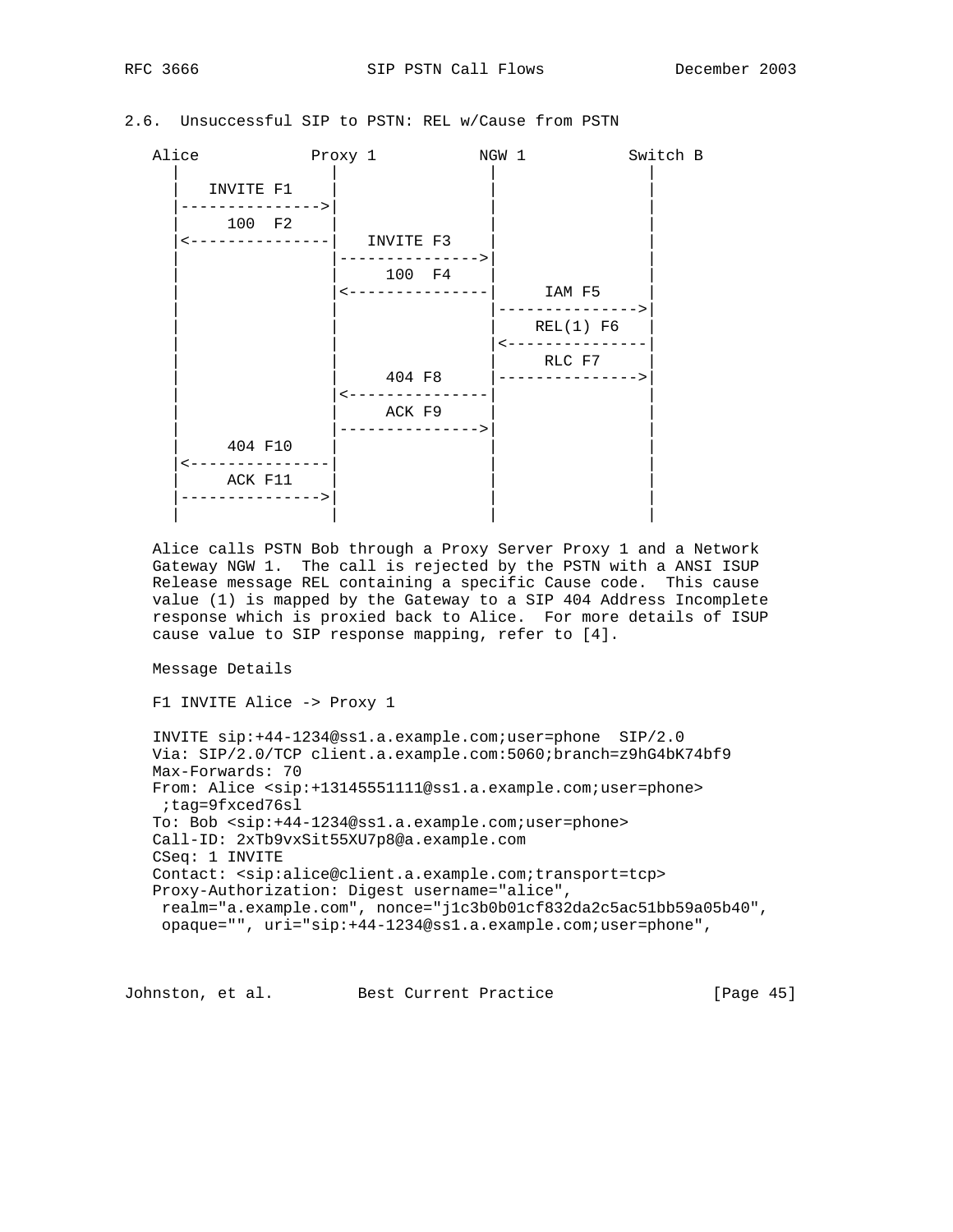### 2.6. Unsuccessful SIP to PSTN: REL w/Cause from PSTN

```
   Alice            Proxy 1           NGW 1           Switch B
     |                 |                 |                 |
     |   INVITE F1     |                 |                 |
     |---------------->|                 |                 |
     |      100  F2    |                 |                 |
     |<----------------|   INVITE F3     |                 |
     |                 |---------------->|                 |
     |                 |      100  F4    |                 |
     |                 |<----------------|     IAM F5      |
     |                 |                 |---------------->|
     |                 |                 |    REL(1) F6    |
     |                 |                 |<----------------|
     |                 |                 |     RLC F7      |
     |                 |      404 F8     |---------------->|
     |                 |<----------------|                 |
     |                 |      ACK F9     |                 |
     |                 |---------------->|                 |
     |      404 F10    |                 |                 |
     |<----------------|                 |                 |
     |      ACK F11    |                 |                 |
     |---------------->|                 |                 |
     |                 |                 |                 |
```

Alice calls PSTN Bob through a Proxy Server Proxy 1 and a Network Gateway NGW 1. The call is rejected by the PSTN with a ANSI ISUP Release message REL containing a specific Cause code. This cause value (1) is mapped by the Gateway to a SIP 404 Address Incomplete response which is proxied back to Alice. For more details of ISUP cause value to SIP response mapping, refer to [4].

Message Details

F1 INVITE Alice -> Proxy 1

```
INVITE sip:+44-1234@ss1.a.example.com;user=phone  SIP/2.0
Via: SIP/2.0/TCP client.a.example.com:5060;branch=z9hG4bK74bf9
Max-Forwards: 70
From: Alice <sip:+13145551111@ss1.a.example.com;user=phone>
 ;tag=9fxced76sl
To: Bob <sip:+44-1234@ss1.a.example.com;user=phone>
Call-ID: 2xTb9vxSit55XU7p8@a.example.com
CSeq: 1 INVITE
Contact: <sip:alice@client.a.example.com;transport=tcp>
Proxy-Authorization: Digest username="alice",
 realm="a.example.com", nonce="j1c3b0b01cf832da2c5ac51bb59a05b40",
 opaque="", uri="sip:+44-1234@ss1.a.example.com;user=phone",
```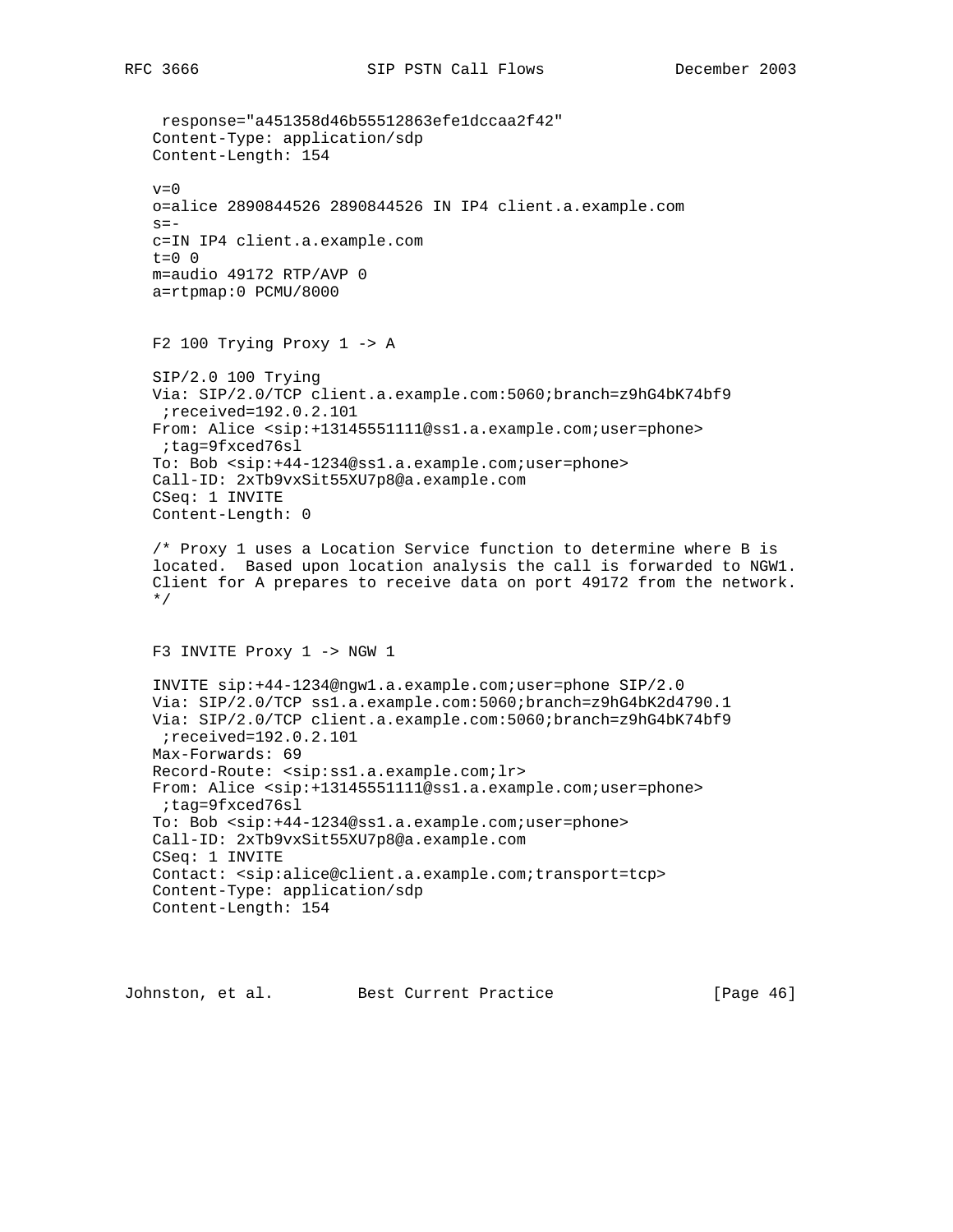```
 response="a451358d46b55512863efe1dccaa2f42"
Content-Type: application/sdp
Content-Length: 154

v=0
o=alice 2890844526 2890844526 IN IP4 client.a.example.com
s=-
c=IN IP4 client.a.example.com
t=0 0
m=audio 49172 RTP/AVP 0
a=rtpmap:0 PCMU/8000
```

F2 100 Trying Proxy 1 -> A

```
SIP/2.0 100 Trying
Via: SIP/2.0/TCP client.a.example.com:5060;branch=z9hG4bK74bf9
 ;received=192.0.2.101
From: Alice <sip:+13145551111@ss1.a.example.com;user=phone>
 ;tag=9fxced76sl
To: Bob <sip:+44-1234@ss1.a.example.com;user=phone>
Call-ID: 2xTb9vxSit55XU7p8@a.example.com
CSeq: 1 INVITE
Content-Length: 0
```

/* Proxy 1 uses a Location Service function to determine where B is located. Based upon location analysis the call is forwarded to NGW1. Client for A prepares to receive data on port 49172 from the network. */

F3 INVITE Proxy 1 -> NGW 1

```
INVITE sip:+44-1234@ngw1.a.example.com;user=phone SIP/2.0
Via: SIP/2.0/TCP ss1.a.example.com:5060;branch=z9hG4bK2d4790.1
Via: SIP/2.0/TCP client.a.example.com:5060;branch=z9hG4bK74bf9
 ;received=192.0.2.101
Max-Forwards: 69
Record-Route: <sip:ss1.a.example.com;lr>
From: Alice <sip:+13145551111@ss1.a.example.com;user=phone>
 ;tag=9fxced76sl
To: Bob <sip:+44-1234@ss1.a.example.com;user=phone>
Call-ID: 2xTb9vxSit55XU7p8@a.example.com
CSeq: 1 INVITE
Contact: <sip:alice@client.a.example.com;transport=tcp>
Content-Type: application/sdp
Content-Length: 154
```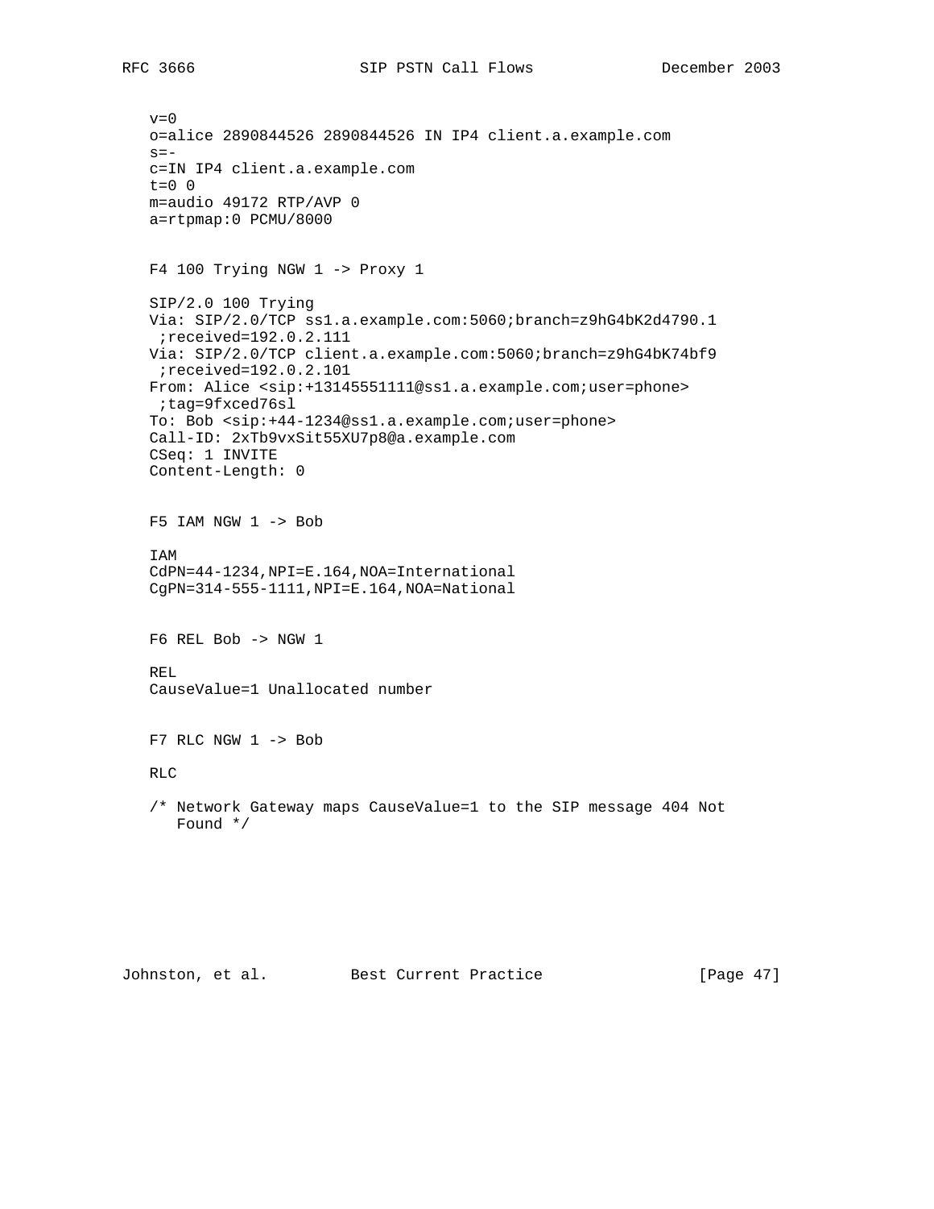```
v=0
o=alice 2890844526 2890844526 IN IP4 client.a.example.com
s=-
c=IN IP4 client.a.example.com
t=0 0
m=audio 49172 RTP/AVP 0
a=rtpmap:0 PCMU/8000
```

F4 100 Trying NGW 1 -> Proxy 1

```
SIP/2.0 100 Trying
Via: SIP/2.0/TCP ss1.a.example.com:5060;branch=z9hG4bK2d4790.1
 ;received=192.0.2.111
Via: SIP/2.0/TCP client.a.example.com:5060;branch=z9hG4bK74bf9
 ;received=192.0.2.101
From: Alice <sip:+13145551111@ss1.a.example.com;user=phone>
 ;tag=9fxced76sl
To: Bob <sip:+44-1234@ss1.a.example.com;user=phone>
Call-ID: 2xTb9vxSit55XU7p8@a.example.com
CSeq: 1 INVITE
Content-Length: 0
```

F5 IAM NGW 1 -> Bob

```
IAM
CdPN=44-1234,NPI=E.164,NOA=International
CgPN=314-555-1111,NPI=E.164,NOA=National
```

F6 REL Bob -> NGW 1

```
REL
CauseValue=1 Unallocated number
```

F7 RLC NGW 1 -> Bob

```
RLC
```

/* Network Gateway maps CauseValue=1 to the SIP message 404 Not Found */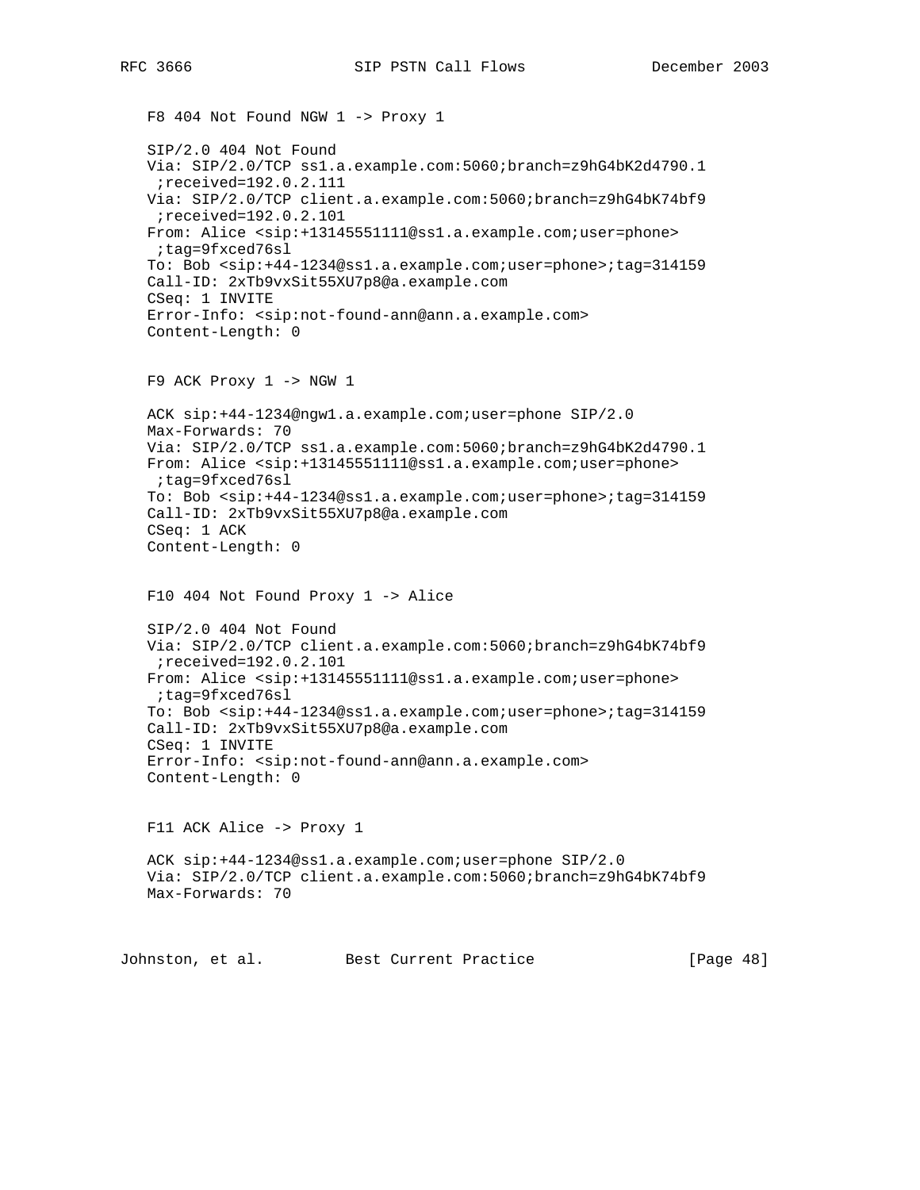F8 404 Not Found NGW 1 -> Proxy 1

```
SIP/2.0 404 Not Found
Via: SIP/2.0/TCP ss1.a.example.com:5060;branch=z9hG4bK2d4790.1
 ;received=192.0.2.111
Via: SIP/2.0/TCP client.a.example.com:5060;branch=z9hG4bK74bf9
 ;received=192.0.2.101
From: Alice <sip:+13145551111@ss1.a.example.com;user=phone>
 ;tag=9fxced76sl
To: Bob <sip:+44-1234@ss1.a.example.com;user=phone>;tag=314159
Call-ID: 2xTb9vxSit55XU7p8@a.example.com
CSeq: 1 INVITE
Error-Info: <sip:not-found-ann@ann.a.example.com>
Content-Length: 0
```

F9 ACK Proxy 1 -> NGW 1

```
ACK sip:+44-1234@ngw1.a.example.com;user=phone SIP/2.0
Max-Forwards: 70
Via: SIP/2.0/TCP ss1.a.example.com:5060;branch=z9hG4bK2d4790.1
From: Alice <sip:+13145551111@ss1.a.example.com;user=phone>
 ;tag=9fxced76sl
To: Bob <sip:+44-1234@ss1.a.example.com;user=phone>;tag=314159
Call-ID: 2xTb9vxSit55XU7p8@a.example.com
CSeq: 1 ACK
Content-Length: 0
```

F10 404 Not Found Proxy 1 -> Alice

```
SIP/2.0 404 Not Found
Via: SIP/2.0/TCP client.a.example.com:5060;branch=z9hG4bK74bf9
 ;received=192.0.2.101
From: Alice <sip:+13145551111@ss1.a.example.com;user=phone>
 ;tag=9fxced76sl
To: Bob <sip:+44-1234@ss1.a.example.com;user=phone>;tag=314159
Call-ID: 2xTb9vxSit55XU7p8@a.example.com
CSeq: 1 INVITE
Error-Info: <sip:not-found-ann@ann.a.example.com>
Content-Length: 0
```

F11 ACK Alice -> Proxy 1

```
ACK sip:+44-1234@ss1.a.example.com;user=phone SIP/2.0
Via: SIP/2.0/TCP client.a.example.com:5060;branch=z9hG4bK74bf9
Max-Forwards: 70
```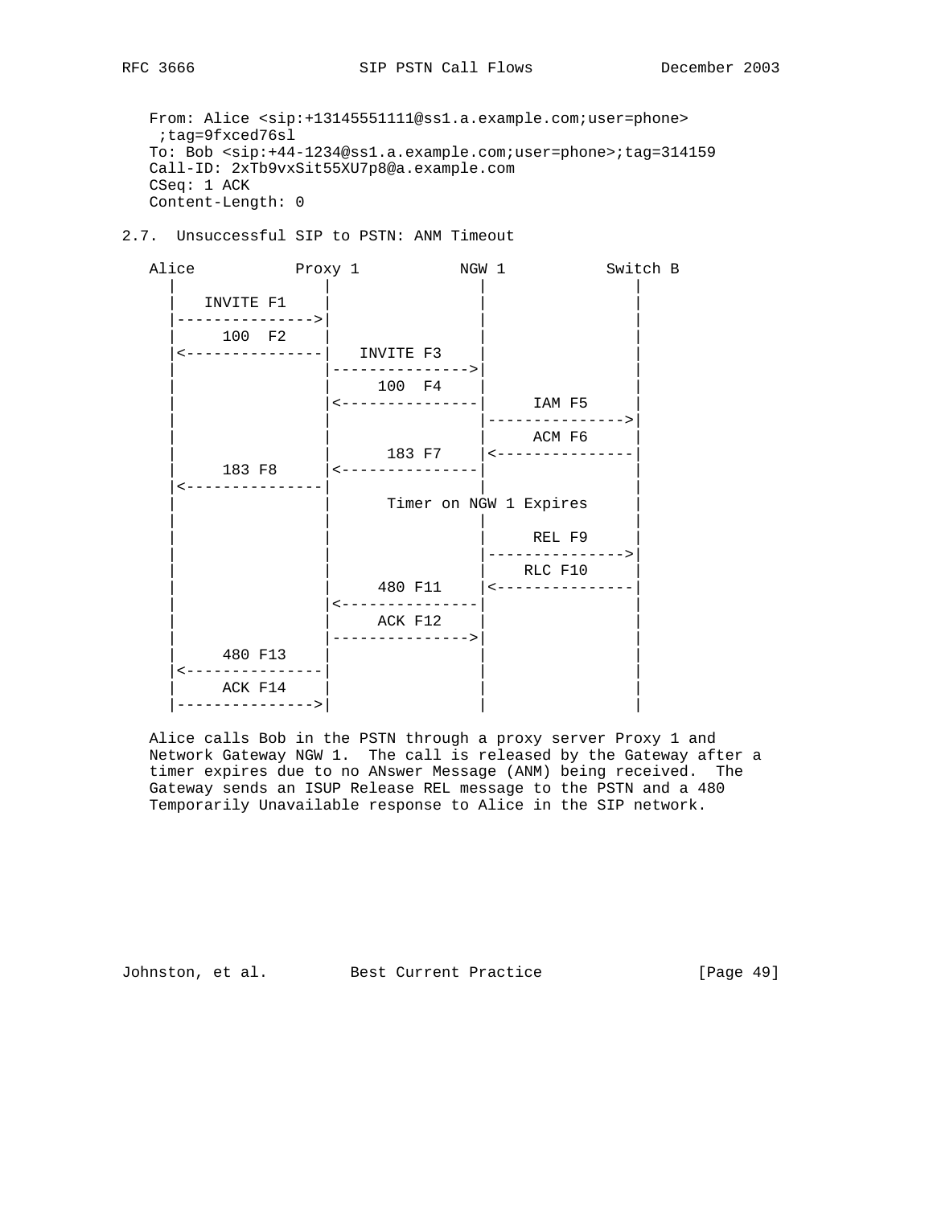```
   From: Alice <sip:+13145551111@ss1.a.example.com;user=phone>
    ;tag=9fxced76sl
   To: Bob <sip:+44-1234@ss1.a.example.com;user=phone>;tag=314159
   Call-ID: 2xTb9vxSit55XU7p8@a.example.com
   CSeq: 1 ACK
   Content-Length: 0
```

## 2.7. Unsuccessful SIP to PSTN: ANM Timeout

```
   Alice           Proxy 1           NGW 1           Switch B
     |                |                 |                |
     |   INVITE F1    |                 |                |
     |--------------->|                 |                |
     |    100  F2     |                 |                |
     |<---------------|   INVITE F3     |                |
     |                |---------------->|                |
     |                |     100  F4     |                |
     |                |<----------------|     IAM F5     |
     |                |                 |--------------->|
     |                |                 |     ACM F6     |
     |                |      183 F7     |<---------------|
     |     183 F8     |<----------------|                |
     |<---------------|                 |                |
     |                |      Timer on NGW 1 Expires      |
     |                |                 |                |
     |                |                 |     REL F9     |
     |                |                 |--------------->|
     |                |                 |    RLC F10     |
     |                |     480 F11     |<---------------|
     |                |<----------------|                |
     |                |     ACK F12     |                |
     |                |---------------->|                |
     |     480 F13    |                 |                |
     |<---------------|                 |                |
     |     ACK F14    |                 |                |
     |--------------->|                 |                |
```

Alice calls Bob in the PSTN through a proxy server Proxy 1 and Network Gateway NGW 1. The call is released by the Gateway after a timer expires due to no ANswer Message (ANM) being received. The Gateway sends an ISUP Release REL message to the PSTN and a 480 Temporarily Unavailable response to Alice in the SIP network.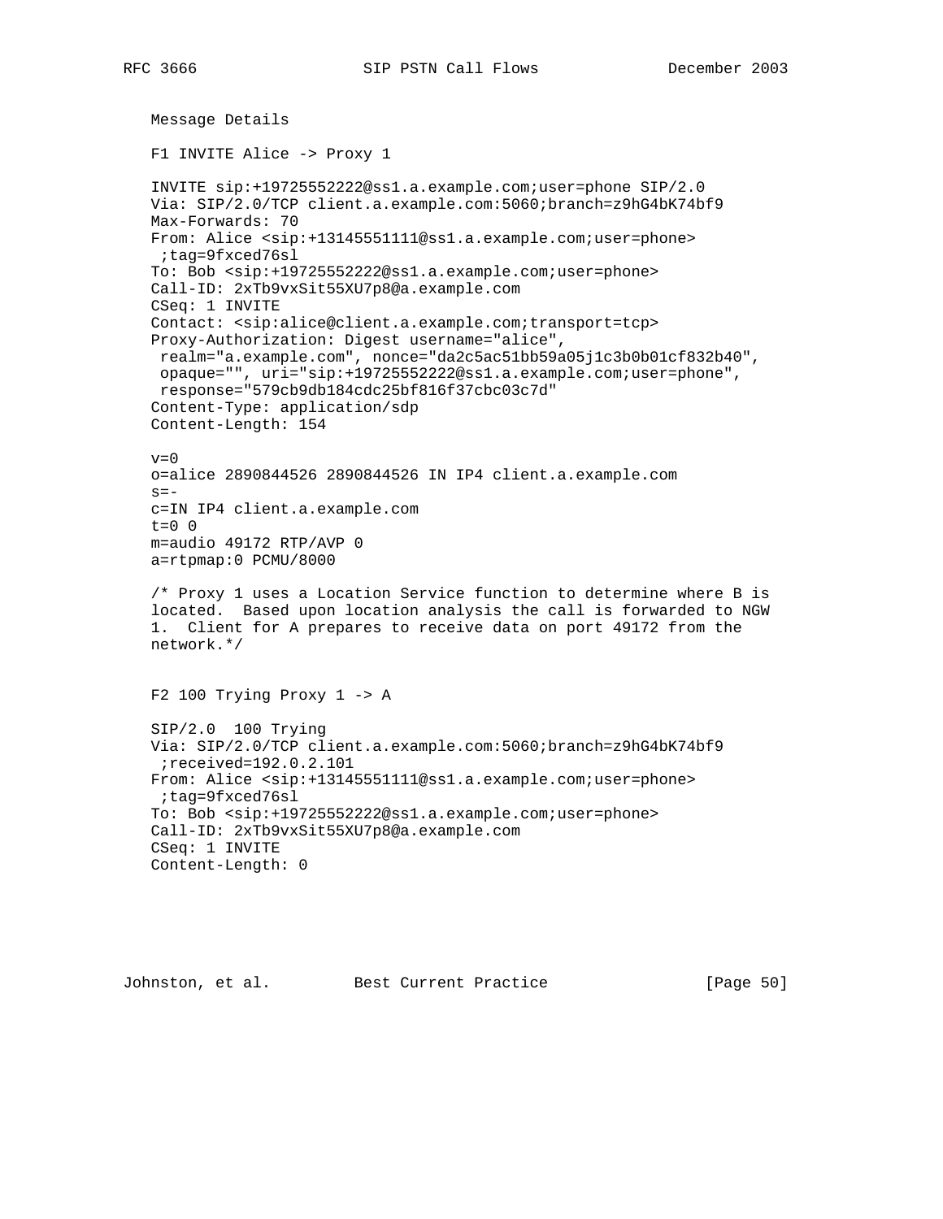Message Details

F1 INVITE Alice -> Proxy 1

```
INVITE sip:+19725552222@ss1.a.example.com;user=phone SIP/2.0
Via: SIP/2.0/TCP client.a.example.com:5060;branch=z9hG4bK74bf9
Max-Forwards: 70
From: Alice <sip:+13145551111@ss1.a.example.com;user=phone>
 ;tag=9fxced76sl
To: Bob <sip:+19725552222@ss1.a.example.com;user=phone>
Call-ID: 2xTb9vxSit55XU7p8@a.example.com
CSeq: 1 INVITE
Contact: <sip:alice@client.a.example.com;transport=tcp>
Proxy-Authorization: Digest username="alice",
 realm="a.example.com", nonce="da2c5ac51bb59a05j1c3b0b01cf832b40",
 opaque="", uri="sip:+19725552222@ss1.a.example.com;user=phone",
 response="579cb9db184cdc25bf816f37cbc03c7d"
Content-Type: application/sdp
Content-Length: 154

v=0
o=alice 2890844526 2890844526 IN IP4 client.a.example.com
s=-
c=IN IP4 client.a.example.com
t=0 0
m=audio 49172 RTP/AVP 0
a=rtpmap:0 PCMU/8000
```

/* Proxy 1 uses a Location Service function to determine where B is located. Based upon location analysis the call is forwarded to NGW 1. Client for A prepares to receive data on port 49172 from the network.*/

F2 100 Trying Proxy 1 -> A

```
SIP/2.0  100 Trying
Via: SIP/2.0/TCP client.a.example.com:5060;branch=z9hG4bK74bf9
 ;received=192.0.2.101
From: Alice <sip:+13145551111@ss1.a.example.com;user=phone>
 ;tag=9fxced76sl
To: Bob <sip:+19725552222@ss1.a.example.com;user=phone>
Call-ID: 2xTb9vxSit55XU7p8@a.example.com
CSeq: 1 INVITE
Content-Length: 0
```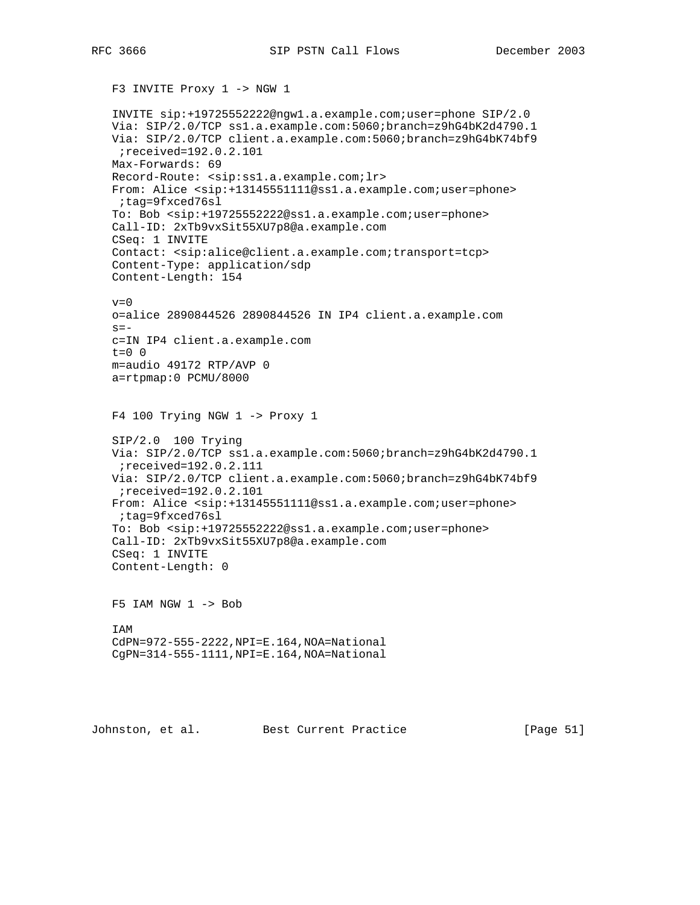F3 INVITE Proxy 1 -> NGW 1

```
INVITE sip:+19725552222@ngw1.a.example.com;user=phone SIP/2.0
Via: SIP/2.0/TCP ss1.a.example.com:5060;branch=z9hG4bK2d4790.1
Via: SIP/2.0/TCP client.a.example.com:5060;branch=z9hG4bK74bf9
 ;received=192.0.2.101
Max-Forwards: 69
Record-Route: <sip:ss1.a.example.com;lr>
From: Alice <sip:+13145551111@ss1.a.example.com;user=phone>
 ;tag=9fxced76sl
To: Bob <sip:+19725552222@ss1.a.example.com;user=phone>
Call-ID: 2xTb9vxSit55XU7p8@a.example.com
CSeq: 1 INVITE
Contact: <sip:alice@client.a.example.com;transport=tcp>
Content-Type: application/sdp
Content-Length: 154

v=0
o=alice 2890844526 2890844526 IN IP4 client.a.example.com
s=-
c=IN IP4 client.a.example.com
t=0 0
m=audio 49172 RTP/AVP 0
a=rtpmap:0 PCMU/8000
```

F4 100 Trying NGW 1 -> Proxy 1

```
SIP/2.0  100 Trying
Via: SIP/2.0/TCP ss1.a.example.com:5060;branch=z9hG4bK2d4790.1
 ;received=192.0.2.111
Via: SIP/2.0/TCP client.a.example.com:5060;branch=z9hG4bK74bf9
 ;received=192.0.2.101
From: Alice <sip:+13145551111@ss1.a.example.com;user=phone>
 ;tag=9fxced76sl
To: Bob <sip:+19725552222@ss1.a.example.com;user=phone>
Call-ID: 2xTb9vxSit55XU7p8@a.example.com
CSeq: 1 INVITE
Content-Length: 0
```

F5 IAM NGW 1 -> Bob

```
IAM
CdPN=972-555-2222,NPI=E.164,NOA=National
CgPN=314-555-1111,NPI=E.164,NOA=National
```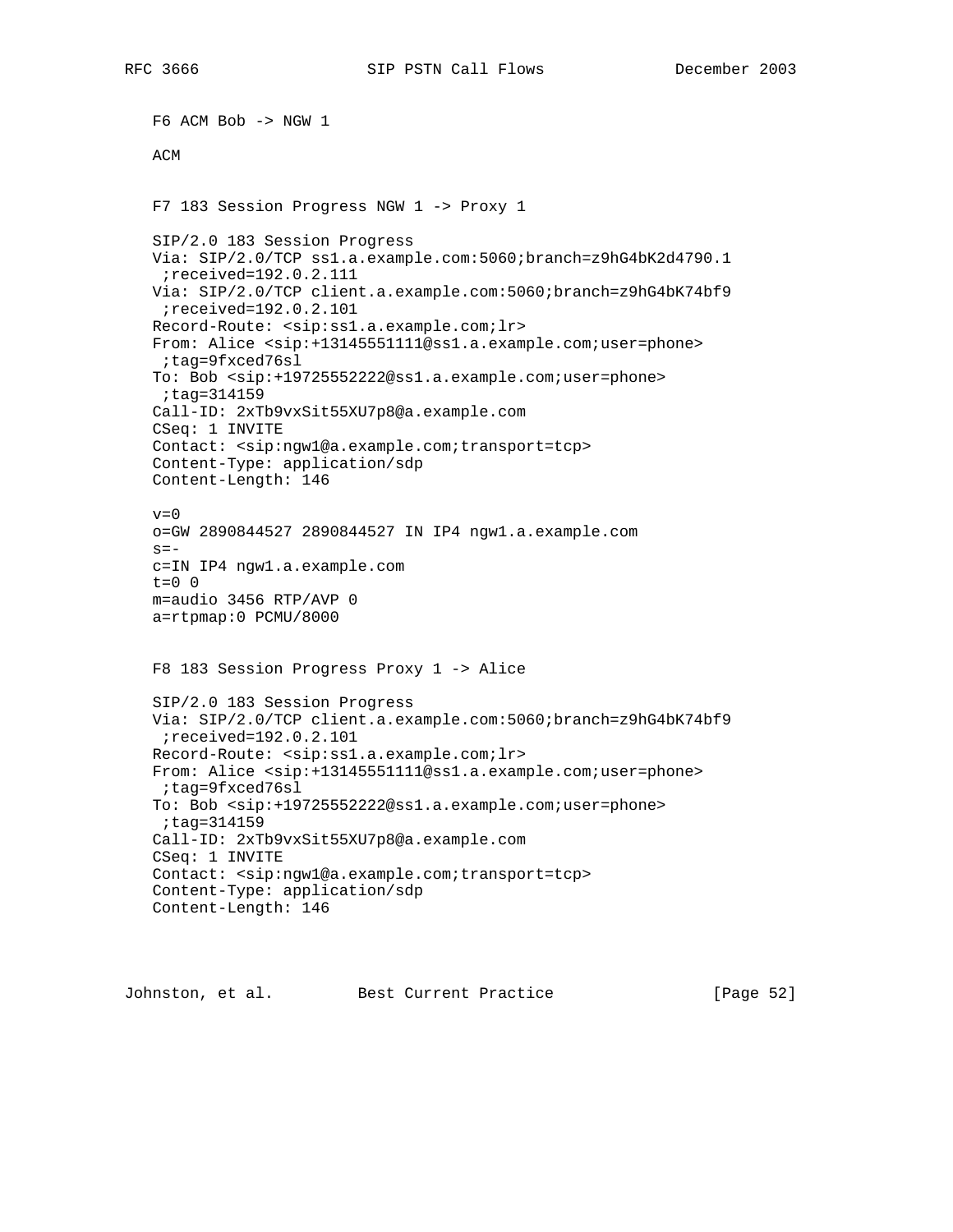F6 ACM Bob -> NGW 1

```
ACM
```

F7 183 Session Progress NGW 1 -> Proxy 1

```
SIP/2.0 183 Session Progress
Via: SIP/2.0/TCP ss1.a.example.com:5060;branch=z9hG4bK2d4790.1
 ;received=192.0.2.111
Via: SIP/2.0/TCP client.a.example.com:5060;branch=z9hG4bK74bf9
 ;received=192.0.2.101
Record-Route: <sip:ss1.a.example.com;lr>
From: Alice <sip:+13145551111@ss1.a.example.com;user=phone>
 ;tag=9fxced76sl
To: Bob <sip:+19725552222@ss1.a.example.com;user=phone>
 ;tag=314159
Call-ID: 2xTb9vxSit55XU7p8@a.example.com
CSeq: 1 INVITE
Contact: <sip:ngw1@a.example.com;transport=tcp>
Content-Type: application/sdp
Content-Length: 146

v=0
o=GW 2890844527 2890844527 IN IP4 ngw1.a.example.com
s=-
c=IN IP4 ngw1.a.example.com
t=0 0
m=audio 3456 RTP/AVP 0
a=rtpmap:0 PCMU/8000
```

F8 183 Session Progress Proxy 1 -> Alice

```
SIP/2.0 183 Session Progress
Via: SIP/2.0/TCP client.a.example.com:5060;branch=z9hG4bK74bf9
 ;received=192.0.2.101
Record-Route: <sip:ss1.a.example.com;lr>
From: Alice <sip:+13145551111@ss1.a.example.com;user=phone>
 ;tag=9fxced76sl
To: Bob <sip:+19725552222@ss1.a.example.com;user=phone>
 ;tag=314159
Call-ID: 2xTb9vxSit55XU7p8@a.example.com
CSeq: 1 INVITE
Contact: <sip:ngw1@a.example.com;transport=tcp>
Content-Type: application/sdp
Content-Length: 146
```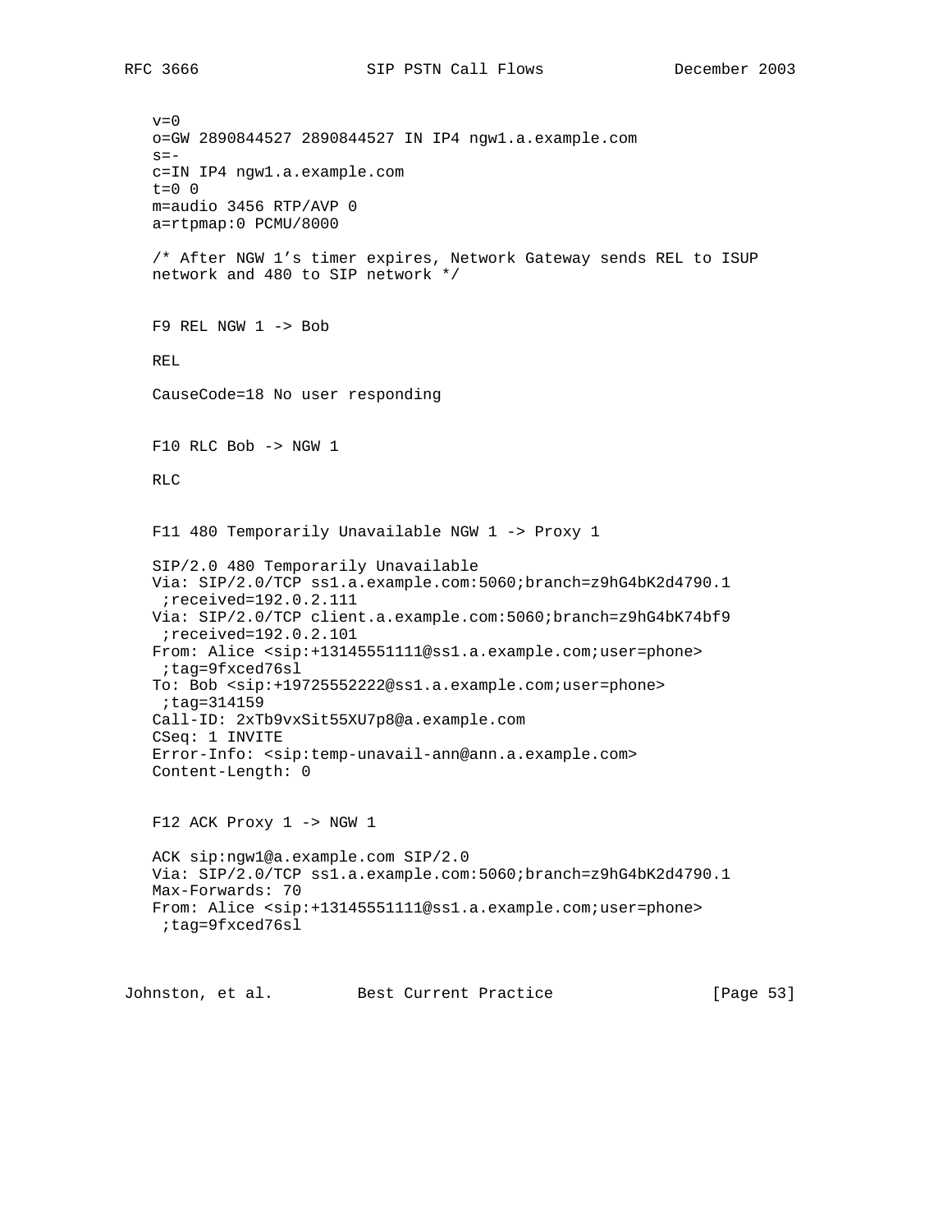```
v=0
o=GW 2890844527 2890844527 IN IP4 ngw1.a.example.com
s=-
c=IN IP4 ngw1.a.example.com
t=0 0
m=audio 3456 RTP/AVP 0
a=rtpmap:0 PCMU/8000

/* After NGW 1’s timer expires, Network Gateway sends REL to ISUP
network and 480 to SIP network */


F9 REL NGW 1 -> Bob

REL

CauseCode=18 No user responding


F10 RLC Bob -> NGW 1

RLC


F11 480 Temporarily Unavailable NGW 1 -> Proxy 1

SIP/2.0 480 Temporarily Unavailable
Via: SIP/2.0/TCP ss1.a.example.com:5060;branch=z9hG4bK2d4790.1
 ;received=192.0.2.111
Via: SIP/2.0/TCP client.a.example.com:5060;branch=z9hG4bK74bf9
 ;received=192.0.2.101
From: Alice <sip:+13145551111@ss1.a.example.com;user=phone>
 ;tag=9fxced76sl
To: Bob <sip:+19725552222@ss1.a.example.com;user=phone>
 ;tag=314159
Call-ID: 2xTb9vxSit55XU7p8@a.example.com
CSeq: 1 INVITE
Error-Info: <sip:temp-unavail-ann@ann.a.example.com>
Content-Length: 0


F12 ACK Proxy 1 -> NGW 1

ACK sip:ngw1@a.example.com SIP/2.0
Via: SIP/2.0/TCP ss1.a.example.com:5060;branch=z9hG4bK2d4790.1
Max-Forwards: 70
From: Alice <sip:+13145551111@ss1.a.example.com;user=phone>
 ;tag=9fxced76sl
```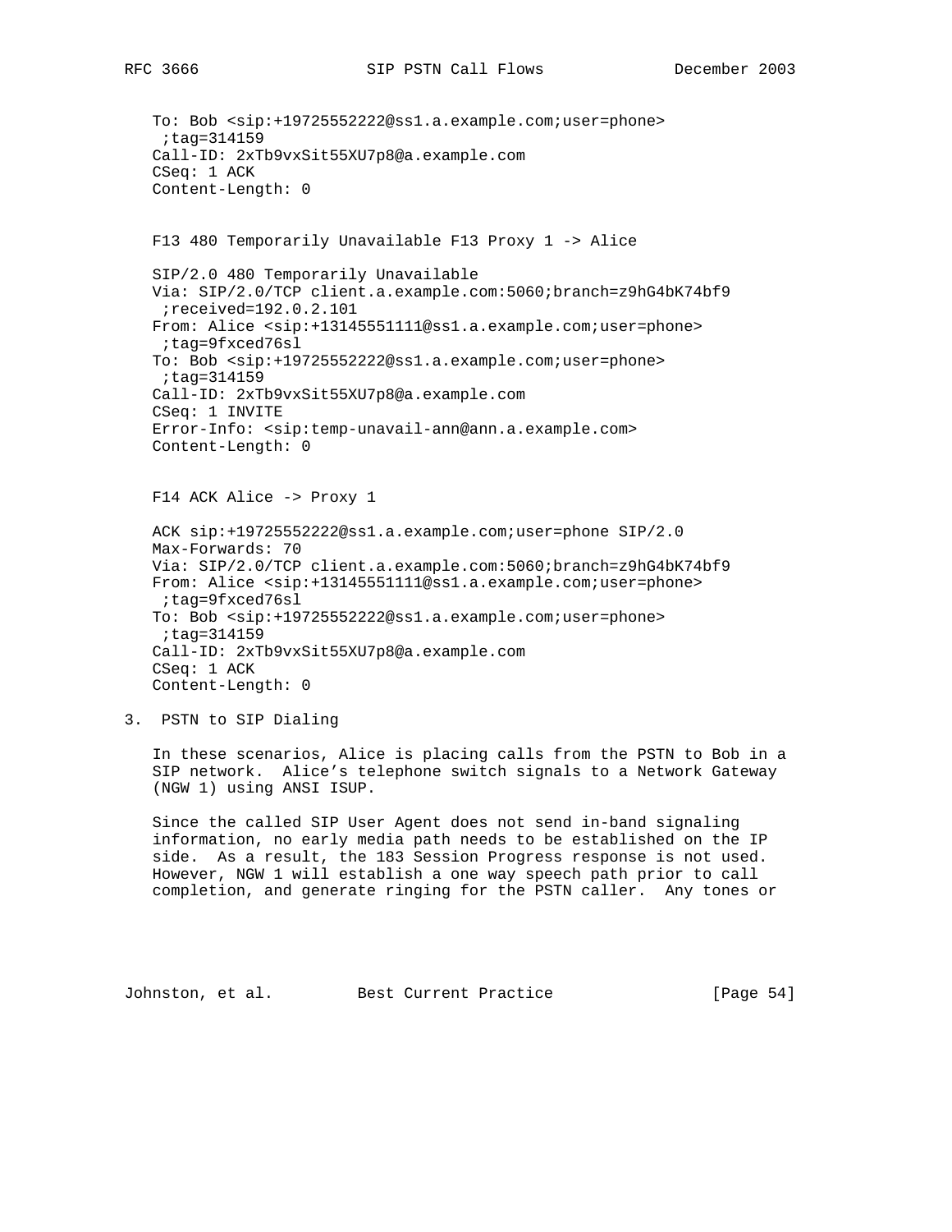```
   To: Bob <sip:+19725552222@ss1.a.example.com;user=phone>
    ;tag=314159
   Call-ID: 2xTb9vxSit55XU7p8@a.example.com
   CSeq: 1 ACK
   Content-Length: 0
```

F13 480 Temporarily Unavailable F13 Proxy 1 -> Alice

```
   SIP/2.0 480 Temporarily Unavailable
   Via: SIP/2.0/TCP client.a.example.com:5060;branch=z9hG4bK74bf9
    ;received=192.0.2.101
   From: Alice <sip:+13145551111@ss1.a.example.com;user=phone>
    ;tag=9fxced76sl
   To: Bob <sip:+19725552222@ss1.a.example.com;user=phone>
    ;tag=314159
   Call-ID: 2xTb9vxSit55XU7p8@a.example.com
   CSeq: 1 INVITE
   Error-Info: <sip:temp-unavail-ann@ann.a.example.com>
   Content-Length: 0
```

F14 ACK Alice -> Proxy 1

```
   ACK sip:+19725552222@ss1.a.example.com;user=phone SIP/2.0
   Max-Forwards: 70
   Via: SIP/2.0/TCP client.a.example.com:5060;branch=z9hG4bK74bf9
   From: Alice <sip:+13145551111@ss1.a.example.com;user=phone>
    ;tag=9fxced76sl
   To: Bob <sip:+19725552222@ss1.a.example.com;user=phone>
    ;tag=314159
   Call-ID: 2xTb9vxSit55XU7p8@a.example.com
   CSeq: 1 ACK
   Content-Length: 0
```

## 3. PSTN to SIP Dialing

In these scenarios, Alice is placing calls from the PSTN to Bob in a SIP network. Alice's telephone switch signals to a Network Gateway (NGW 1) using ANSI ISUP.

Since the called SIP User Agent does not send in-band signaling information, no early media path needs to be established on the IP side. As a result, the 183 Session Progress response is not used. However, NGW 1 will establish a one way speech path prior to call completion, and generate ringing for the PSTN caller. Any tones or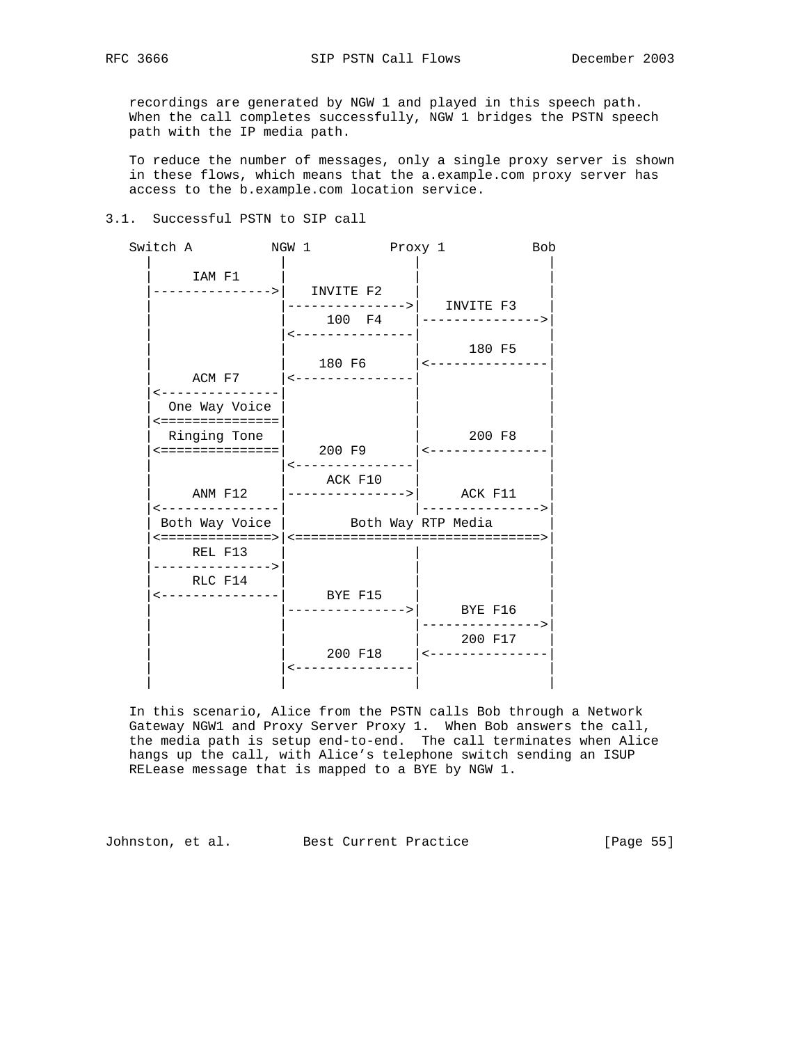recordings are generated by NGW 1 and played in this speech path. When the call completes successfully, NGW 1 bridges the PSTN speech path with the IP media path.

To reduce the number of messages, only a single proxy server is shown in these flows, which means that the a.example.com proxy server has access to the b.example.com location service.

### 3.1. Successful PSTN to SIP call

```
   Switch A          NGW 1          Proxy 1           Bob
      |                |               |               |
      |     IAM F1     |               |               |
      |--------------->|   INVITE F2   |               |
      |                |--------------->|   INVITE F3   |
      |                |    100  F4    |--------------->|
      |                |<---------------|               |
      |                |               |     180 F5    |
      |                |    180 F6     |<---------------|
      |     ACM F7     |<---------------|               |
      |<---------------|               |               |
      |  One Way Voice |               |               |
      |<===============|               |               |
      |  Ringing Tone  |               |     200 F8    |
      |<===============|    200 F9     |<---------------|
      |                |<---------------|               |
      |                |    ACK F10    |               |
      |     ANM F12    |--------------->|    ACK F11    |
      |<---------------|               |--------------->|
      | Both Way Voice |       Both Way RTP Media      |
      |<==============>|<==============================>|
      |     REL F13    |               |               |
      |--------------->|               |               |
      |     RLC F14    |               |               |
      |<---------------|    BYE F15    |               |
      |                |--------------->|    BYE F16    |
      |                |               |--------------->|
      |                |               |    200 F17    |
      |                |    200 F18    |<---------------|
      |                |<---------------|               |
      |                |               |               |
```

In this scenario, Alice from the PSTN calls Bob through a Network Gateway NGW1 and Proxy Server Proxy 1. When Bob answers the call, the media path is setup end-to-end. The call terminates when Alice hangs up the call, with Alice's telephone switch sending an ISUP RELease message that is mapped to a BYE by NGW 1.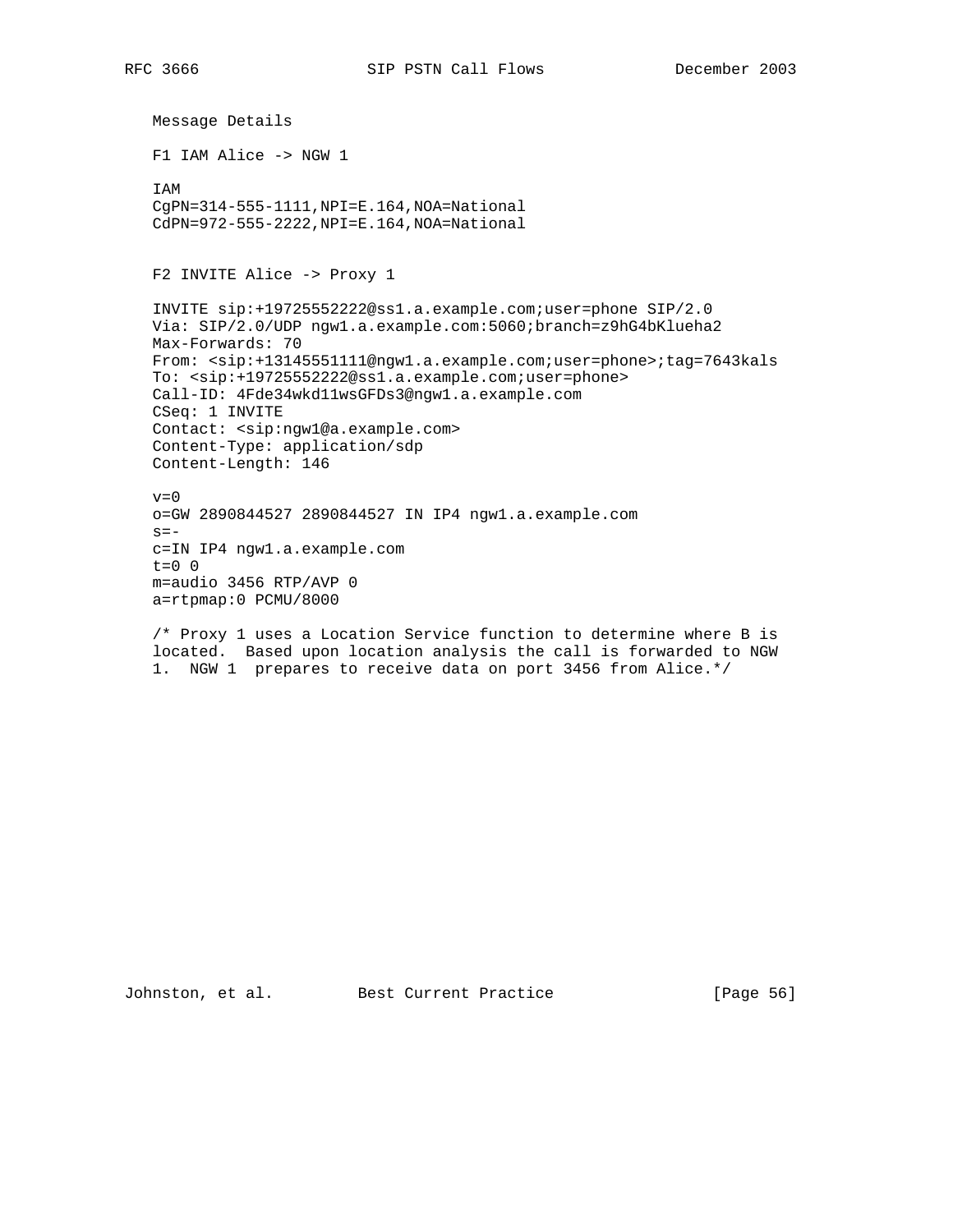Message Details

F1 IAM Alice -> NGW 1

```
IAM
CgPN=314-555-1111,NPI=E.164,NOA=National
CdPN=972-555-2222,NPI=E.164,NOA=National
```

F2 INVITE Alice -> Proxy 1

```
INVITE sip:+19725552222@ss1.a.example.com;user=phone SIP/2.0
Via: SIP/2.0/UDP ngw1.a.example.com:5060;branch=z9hG4bKlueha2
Max-Forwards: 70
From: <sip:+13145551111@ngw1.a.example.com;user=phone>;tag=7643kals
To: <sip:+19725552222@ss1.a.example.com;user=phone>
Call-ID: 4Fde34wkd11wsGFDs3@ngw1.a.example.com
CSeq: 1 INVITE
Contact: <sip:ngw1@a.example.com>
Content-Type: application/sdp
Content-Length: 146

v=0
o=GW 2890844527 2890844527 IN IP4 ngw1.a.example.com
s=-
c=IN IP4 ngw1.a.example.com
t=0 0
m=audio 3456 RTP/AVP 0
a=rtpmap:0 PCMU/8000
```

/* Proxy 1 uses a Location Service function to determine where B is located. Based upon location analysis the call is forwarded to NGW 1. NGW 1 prepares to receive data on port 3456 from Alice.*/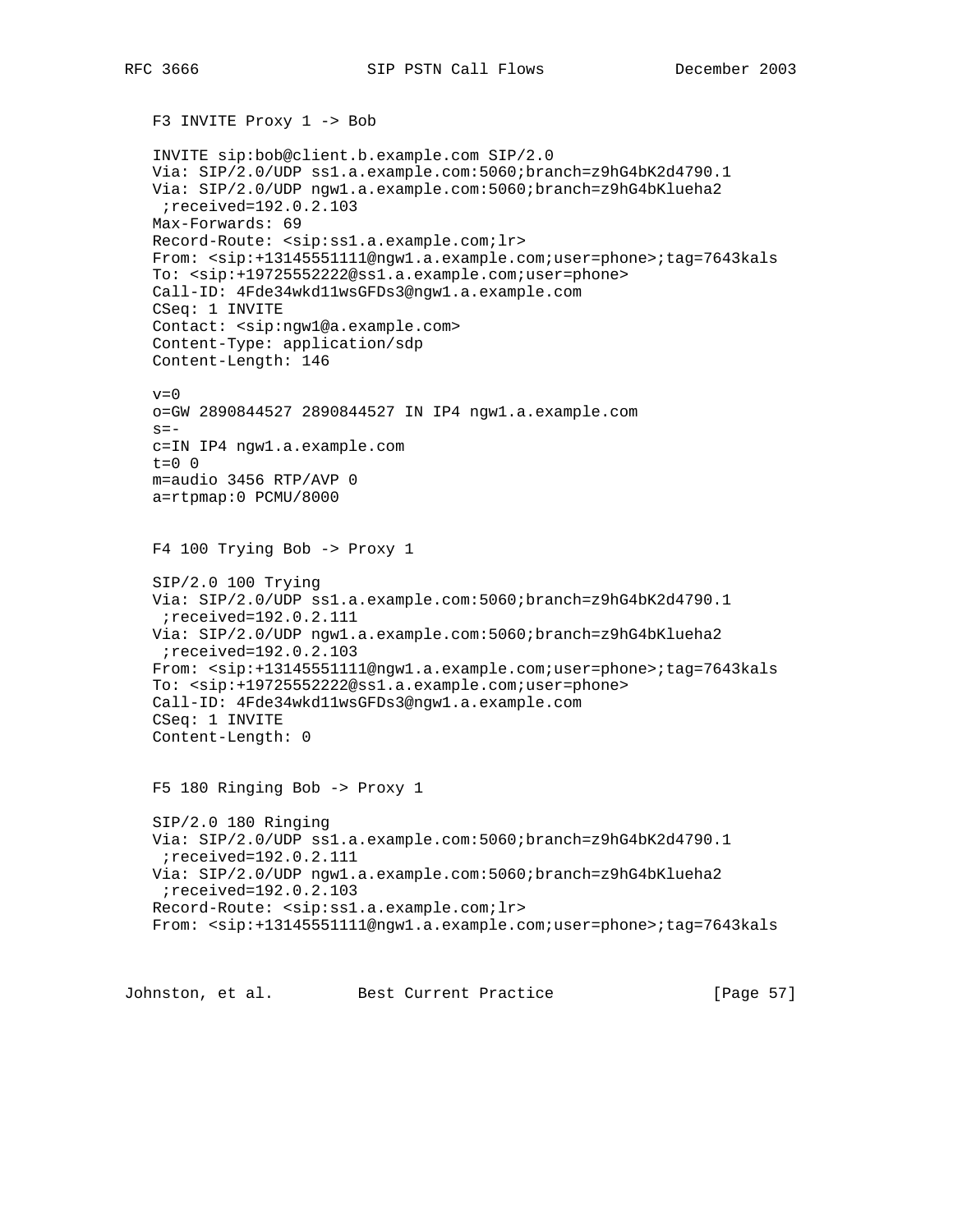F3 INVITE Proxy 1 -> Bob

```
INVITE sip:bob@client.b.example.com SIP/2.0
Via: SIP/2.0/UDP ss1.a.example.com:5060;branch=z9hG4bK2d4790.1
Via: SIP/2.0/UDP ngw1.a.example.com:5060;branch=z9hG4bKlueha2
 ;received=192.0.2.103
Max-Forwards: 69
Record-Route: <sip:ss1.a.example.com;lr>
From: <sip:+13145551111@ngw1.a.example.com;user=phone>;tag=7643kals
To: <sip:+19725552222@ss1.a.example.com;user=phone>
Call-ID: 4Fde34wkd11wsGFDs3@ngw1.a.example.com
CSeq: 1 INVITE
Contact: <sip:ngw1@a.example.com>
Content-Type: application/sdp
Content-Length: 146

v=0
o=GW 2890844527 2890844527 IN IP4 ngw1.a.example.com
s=-
c=IN IP4 ngw1.a.example.com
t=0 0
m=audio 3456 RTP/AVP 0
a=rtpmap:0 PCMU/8000
```

F4 100 Trying Bob -> Proxy 1

```
SIP/2.0 100 Trying
Via: SIP/2.0/UDP ss1.a.example.com:5060;branch=z9hG4bK2d4790.1
 ;received=192.0.2.111
Via: SIP/2.0/UDP ngw1.a.example.com:5060;branch=z9hG4bKlueha2
 ;received=192.0.2.103
From: <sip:+13145551111@ngw1.a.example.com;user=phone>;tag=7643kals
To: <sip:+19725552222@ss1.a.example.com;user=phone>
Call-ID: 4Fde34wkd11wsGFDs3@ngw1.a.example.com
CSeq: 1 INVITE
Content-Length: 0
```

F5 180 Ringing Bob -> Proxy 1

```
SIP/2.0 180 Ringing
Via: SIP/2.0/UDP ss1.a.example.com:5060;branch=z9hG4bK2d4790.1
 ;received=192.0.2.111
Via: SIP/2.0/UDP ngw1.a.example.com:5060;branch=z9hG4bKlueha2
 ;received=192.0.2.103
Record-Route: <sip:ss1.a.example.com;lr>
From: <sip:+13145551111@ngw1.a.example.com;user=phone>;tag=7643kals
```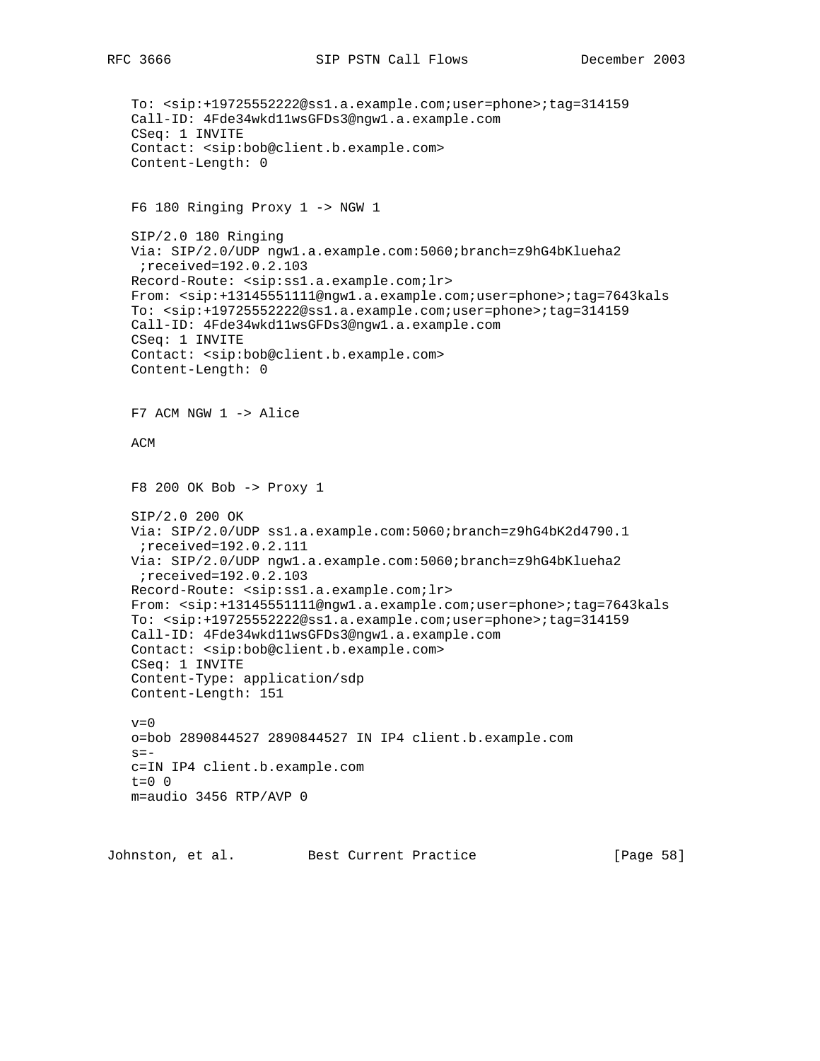```
To: <sip:+19725552222@ss1.a.example.com;user=phone>;tag=314159
Call-ID: 4Fde34wkd11wsGFDs3@ngw1.a.example.com
CSeq: 1 INVITE
Contact: <sip:bob@client.b.example.com>
Content-Length: 0
```

F6 180 Ringing Proxy 1 -> NGW 1

```
SIP/2.0 180 Ringing
Via: SIP/2.0/UDP ngw1.a.example.com:5060;branch=z9hG4bKlueha2
 ;received=192.0.2.103
Record-Route: <sip:ss1.a.example.com;lr>
From: <sip:+13145551111@ngw1.a.example.com;user=phone>;tag=7643kals
To: <sip:+19725552222@ss1.a.example.com;user=phone>;tag=314159
Call-ID: 4Fde34wkd11wsGFDs3@ngw1.a.example.com
CSeq: 1 INVITE
Contact: <sip:bob@client.b.example.com>
Content-Length: 0
```

F7 ACM NGW 1 -> Alice

ACM

F8 200 OK Bob -> Proxy 1

```
SIP/2.0 200 OK
Via: SIP/2.0/UDP ss1.a.example.com:5060;branch=z9hG4bK2d4790.1
 ;received=192.0.2.111
Via: SIP/2.0/UDP ngw1.a.example.com:5060;branch=z9hG4bKlueha2
 ;received=192.0.2.103
Record-Route: <sip:ss1.a.example.com;lr>
From: <sip:+13145551111@ngw1.a.example.com;user=phone>;tag=7643kals
To: <sip:+19725552222@ss1.a.example.com;user=phone>;tag=314159
Call-ID: 4Fde34wkd11wsGFDs3@ngw1.a.example.com
Contact: <sip:bob@client.b.example.com>
CSeq: 1 INVITE
Content-Type: application/sdp
Content-Length: 151

v=0
o=bob 2890844527 2890844527 IN IP4 client.b.example.com
s=-
c=IN IP4 client.b.example.com
t=0 0
m=audio 3456 RTP/AVP 0
```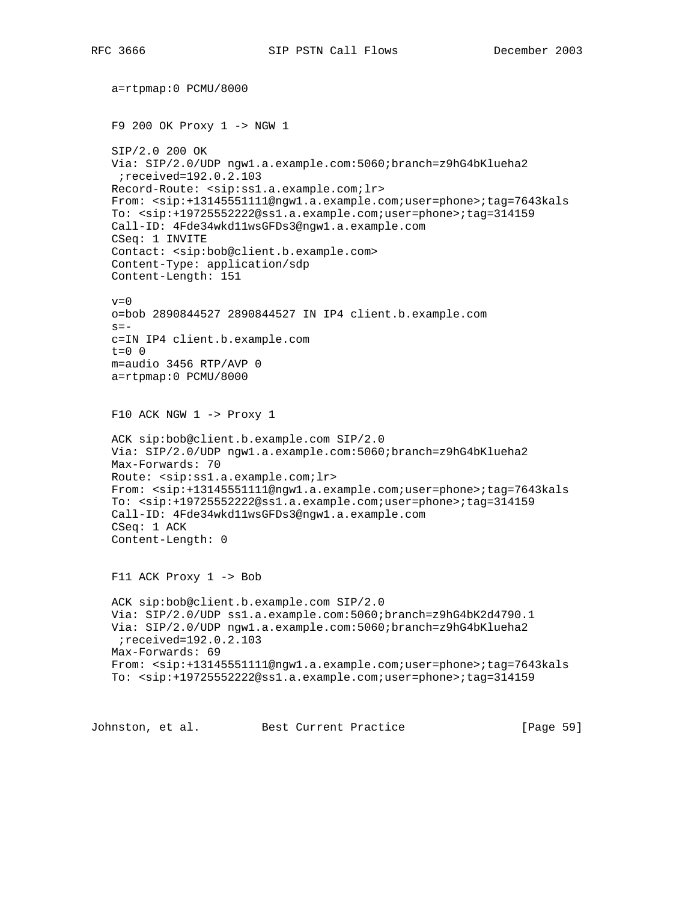```
a=rtpmap:0 PCMU/8000
```

F9 200 OK Proxy 1 -> NGW 1

```
SIP/2.0 200 OK
Via: SIP/2.0/UDP ngw1.a.example.com:5060;branch=z9hG4bKlueha2
 ;received=192.0.2.103
Record-Route: <sip:ss1.a.example.com;lr>
From: <sip:+13145551111@ngw1.a.example.com;user=phone>;tag=7643kals
To: <sip:+19725552222@ss1.a.example.com;user=phone>;tag=314159
Call-ID: 4Fde34wkd11wsGFDs3@ngw1.a.example.com
CSeq: 1 INVITE
Contact: <sip:bob@client.b.example.com>
Content-Type: application/sdp
Content-Length: 151

v=0
o=bob 2890844527 2890844527 IN IP4 client.b.example.com
s=-
c=IN IP4 client.b.example.com
t=0 0
m=audio 3456 RTP/AVP 0
a=rtpmap:0 PCMU/8000
```

F10 ACK NGW 1 -> Proxy 1

```
ACK sip:bob@client.b.example.com SIP/2.0
Via: SIP/2.0/UDP ngw1.a.example.com:5060;branch=z9hG4bKlueha2
Max-Forwards: 70
Route: <sip:ss1.a.example.com;lr>
From: <sip:+13145551111@ngw1.a.example.com;user=phone>;tag=7643kals
To: <sip:+19725552222@ss1.a.example.com;user=phone>;tag=314159
Call-ID: 4Fde34wkd11wsGFDs3@ngw1.a.example.com
CSeq: 1 ACK
Content-Length: 0
```

F11 ACK Proxy 1 -> Bob

```
ACK sip:bob@client.b.example.com SIP/2.0
Via: SIP/2.0/UDP ss1.a.example.com:5060;branch=z9hG4bK2d4790.1
Via: SIP/2.0/UDP ngw1.a.example.com:5060;branch=z9hG4bKlueha2
 ;received=192.0.2.103
Max-Forwards: 69
From: <sip:+13145551111@ngw1.a.example.com;user=phone>;tag=7643kals
To: <sip:+19725552222@ss1.a.example.com;user=phone>;tag=314159
```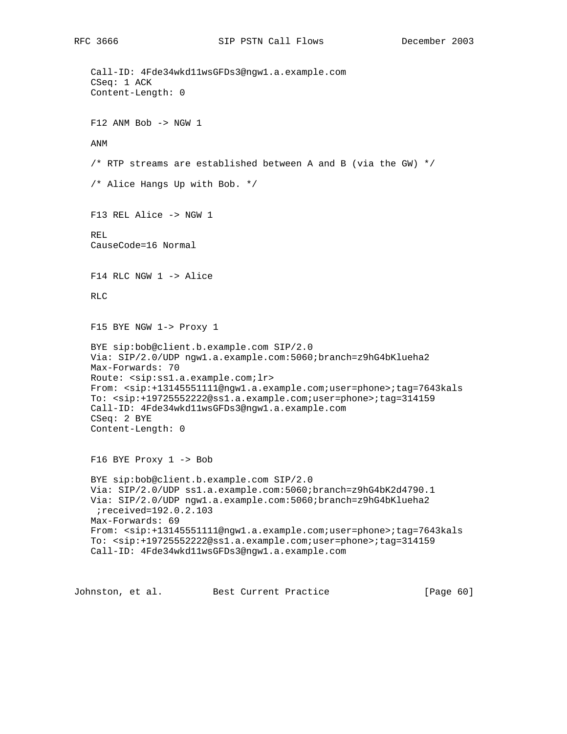```
Call-ID: 4Fde34wkd11wsGFDs3@ngw1.a.example.com
CSeq: 1 ACK
Content-Length: 0
```

F12 ANM Bob -> NGW 1

```
ANM
```

/* RTP streams are established between A and B (via the GW) */

/* Alice Hangs Up with Bob. */

F13 REL Alice -> NGW 1

```
REL
CauseCode=16 Normal
```

F14 RLC NGW 1 -> Alice

```
RLC
```

F15 BYE NGW 1-> Proxy 1

```
BYE sip:bob@client.b.example.com SIP/2.0
Via: SIP/2.0/UDP ngw1.a.example.com:5060;branch=z9hG4bKlueha2
Max-Forwards: 70
Route: <sip:ss1.a.example.com;lr>
From: <sip:+13145551111@ngw1.a.example.com;user=phone>;tag=7643kals
To: <sip:+19725552222@ss1.a.example.com;user=phone>;tag=314159
Call-ID: 4Fde34wkd11wsGFDs3@ngw1.a.example.com
CSeq: 2 BYE
Content-Length: 0
```

F16 BYE Proxy 1 -> Bob

```
BYE sip:bob@client.b.example.com SIP/2.0
Via: SIP/2.0/UDP ss1.a.example.com:5060;branch=z9hG4bK2d4790.1
Via: SIP/2.0/UDP ngw1.a.example.com:5060;branch=z9hG4bKlueha2
 ;received=192.0.2.103
Max-Forwards: 69
From: <sip:+13145551111@ngw1.a.example.com;user=phone>;tag=7643kals
To: <sip:+19725552222@ss1.a.example.com;user=phone>;tag=314159
Call-ID: 4Fde34wkd11wsGFDs3@ngw1.a.example.com
```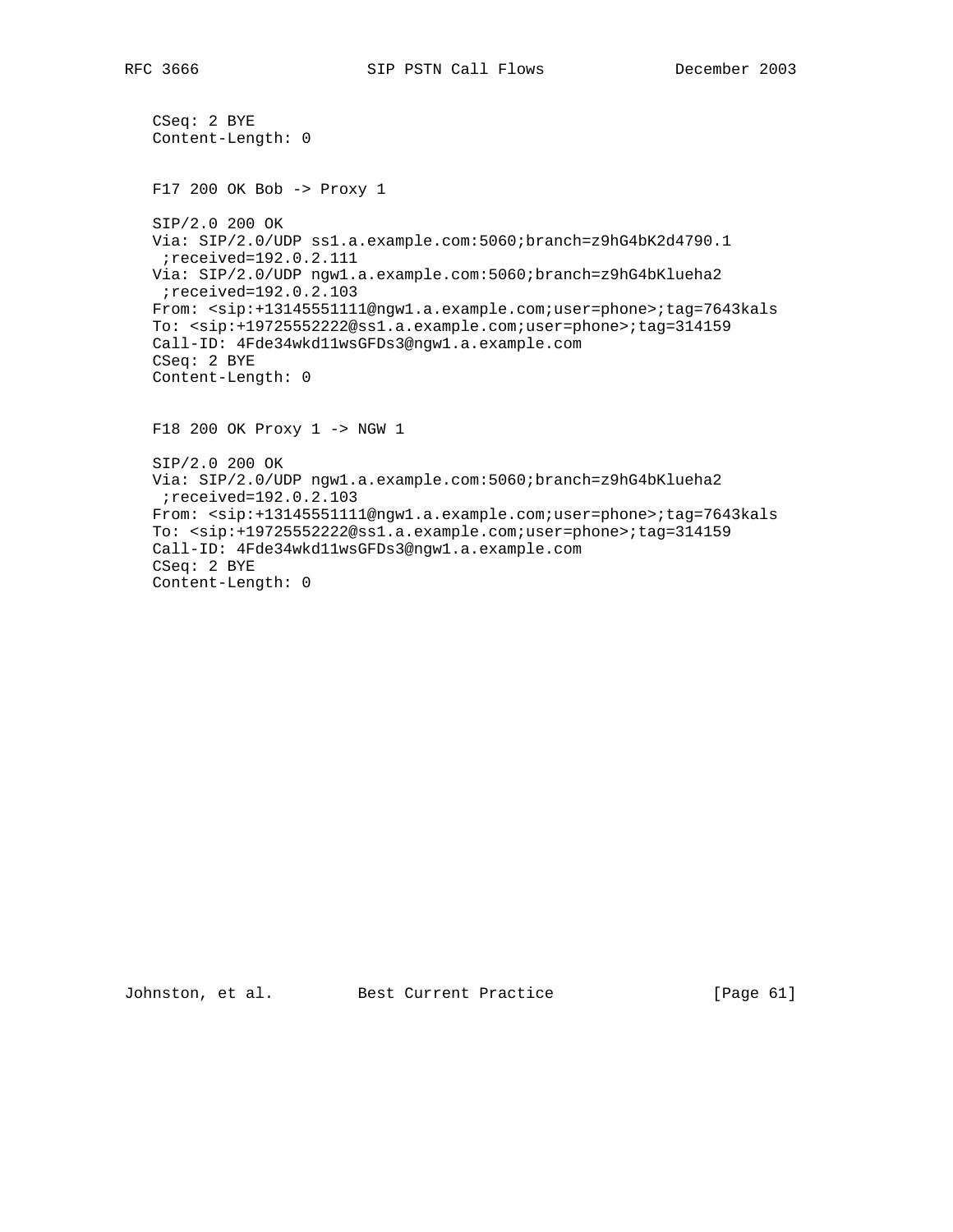```
   CSeq: 2 BYE
   Content-Length: 0
```

F17 200 OK Bob -> Proxy 1

```
   SIP/2.0 200 OK
   Via: SIP/2.0/UDP ss1.a.example.com:5060;branch=z9hG4bK2d4790.1
    ;received=192.0.2.111
   Via: SIP/2.0/UDP ngw1.a.example.com:5060;branch=z9hG4bKlueha2
    ;received=192.0.2.103
   From: <sip:+13145551111@ngw1.a.example.com;user=phone>;tag=7643kals
   To: <sip:+19725552222@ss1.a.example.com;user=phone>;tag=314159
   Call-ID: 4Fde34wkd11wsGFDs3@ngw1.a.example.com
   CSeq: 2 BYE
   Content-Length: 0
```

F18 200 OK Proxy 1 -> NGW 1

```
   SIP/2.0 200 OK
   Via: SIP/2.0/UDP ngw1.a.example.com:5060;branch=z9hG4bKlueha2
    ;received=192.0.2.103
   From: <sip:+13145551111@ngw1.a.example.com;user=phone>;tag=7643kals
   To: <sip:+19725552222@ss1.a.example.com;user=phone>;tag=314159
   Call-ID: 4Fde34wkd11wsGFDs3@ngw1.a.example.com
   CSeq: 2 BYE
   Content-Length: 0
```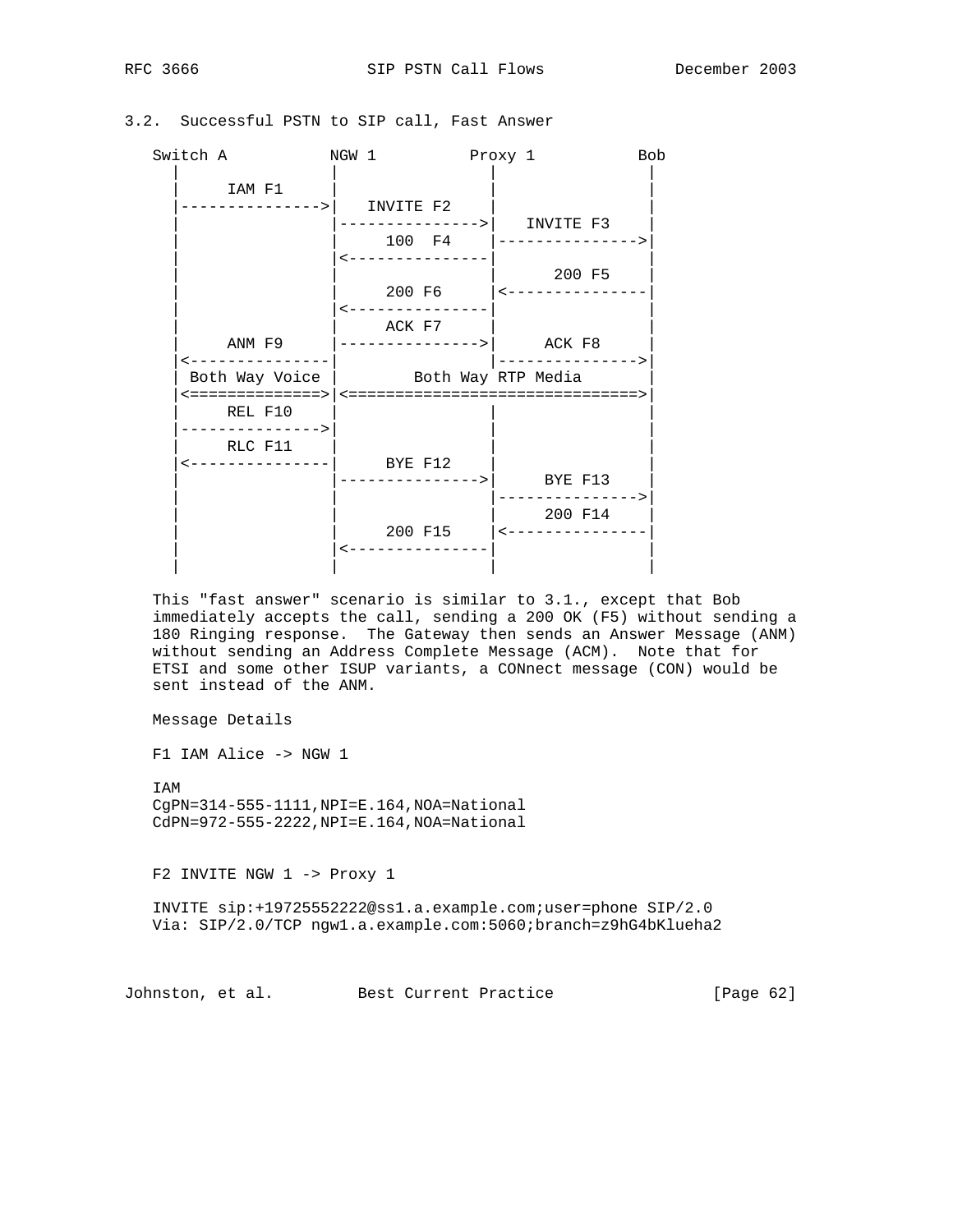### 3.2. Successful PSTN to SIP call, Fast Answer

```
   Switch A           NGW 1          Proxy 1           Bob
     |                  |               |               |
     |      IAM F1      |               |               |
     |--------------->|   INVITE F2   |               |
     |                  |--------------->|   INVITE F3   |
     |                  |     100  F4    |--------------->|
     |                  |<---------------|               |
     |                  |               |     200 F5    |
     |                  |     200 F6     |<---------------|
     |                  |<---------------|               |
     |                  |     ACK F7     |               |
     |      ANM F9      |--------------->|     ACK F8    |
     |<---------------|               |--------------->|
     | Both Way Voice |         Both Way RTP Media         |
     |<==============>|<==============================>|
     |      REL F10     |               |               |
     |--------------->|               |               |
     |      RLC F11     |               |               |
     |<---------------|     BYE F12    |               |
     |                  |--------------->|     BYE F13   |
     |                  |               |--------------->|
     |                  |               |     200 F14   |
     |                  |     200 F15    |<---------------|
     |                  |<---------------|               |
     |                  |               |               |
```

This "fast answer" scenario is similar to 3.1., except that Bob immediately accepts the call, sending a 200 OK (F5) without sending a 180 Ringing response. The Gateway then sends an Answer Message (ANM) without sending an Address Complete Message (ACM). Note that for ETSI and some other ISUP variants, a CONnect message (CON) would be sent instead of the ANM.

Message Details

F1 IAM Alice -> NGW 1

```
IAM
CgPN=314-555-1111,NPI=E.164,NOA=National
CdPN=972-555-2222,NPI=E.164,NOA=National
```

F2 INVITE NGW 1 -> Proxy 1

```
INVITE sip:+19725552222@ss1.a.example.com;user=phone SIP/2.0
Via: SIP/2.0/TCP ngw1.a.example.com:5060;branch=z9hG4bKlueha2
```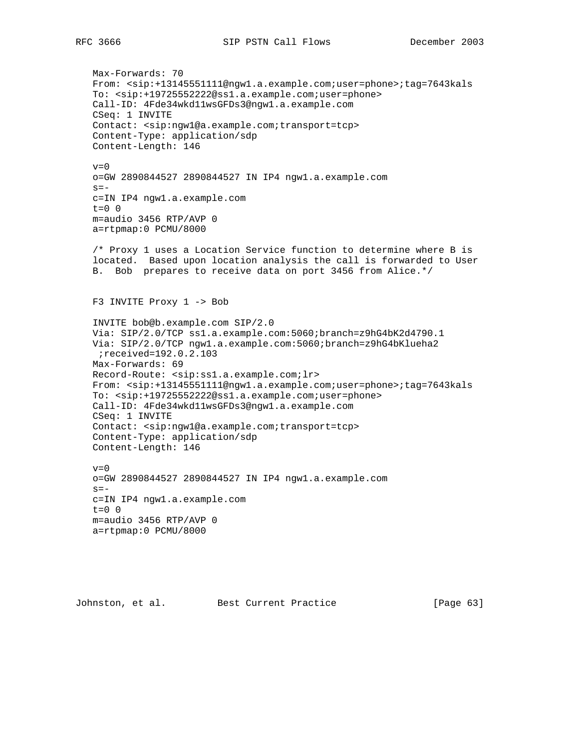```
Max-Forwards: 70
From: <sip:+13145551111@ngw1.a.example.com;user=phone>;tag=7643kals
To: <sip:+19725552222@ss1.a.example.com;user=phone>
Call-ID: 4Fde34wkd11wsGFDs3@ngw1.a.example.com
CSeq: 1 INVITE
Contact: <sip:ngw1@a.example.com;transport=tcp>
Content-Type: application/sdp
Content-Length: 146

v=0
o=GW 2890844527 2890844527 IN IP4 ngw1.a.example.com
s=-
c=IN IP4 ngw1.a.example.com
t=0 0
m=audio 3456 RTP/AVP 0
a=rtpmap:0 PCMU/8000

/* Proxy 1 uses a Location Service function to determine where B is
located.  Based upon location analysis the call is forwarded to User
B.  Bob  prepares to receive data on port 3456 from Alice.*/


F3 INVITE Proxy 1 -> Bob

INVITE bob@b.example.com SIP/2.0
Via: SIP/2.0/TCP ss1.a.example.com:5060;branch=z9hG4bK2d4790.1
Via: SIP/2.0/TCP ngw1.a.example.com:5060;branch=z9hG4bKlueha2
 ;received=192.0.2.103
Max-Forwards: 69
Record-Route: <sip:ss1.a.example.com;lr>
From: <sip:+13145551111@ngw1.a.example.com;user=phone>;tag=7643kals
To: <sip:+19725552222@ss1.a.example.com;user=phone>
Call-ID: 4Fde34wkd11wsGFDs3@ngw1.a.example.com
CSeq: 1 INVITE
Contact: <sip:ngw1@a.example.com;transport=tcp>
Content-Type: application/sdp
Content-Length: 146

v=0
o=GW 2890844527 2890844527 IN IP4 ngw1.a.example.com
s=-
c=IN IP4 ngw1.a.example.com
t=0 0
m=audio 3456 RTP/AVP 0
a=rtpmap:0 PCMU/8000
```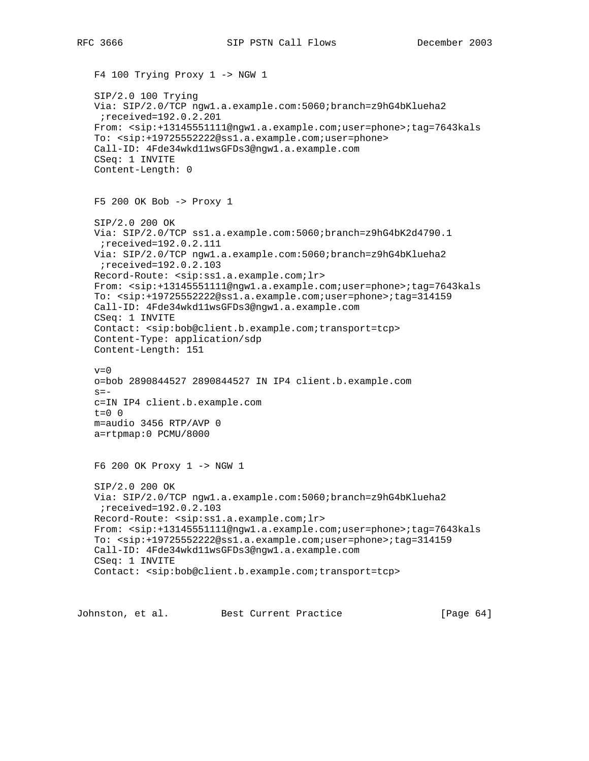F4 100 Trying Proxy 1 -> NGW 1

```
SIP/2.0 100 Trying
Via: SIP/2.0/TCP ngw1.a.example.com:5060;branch=z9hG4bKlueha2
 ;received=192.0.2.201
From: <sip:+13145551111@ngw1.a.example.com;user=phone>;tag=7643kals
To: <sip:+19725552222@ss1.a.example.com;user=phone>
Call-ID: 4Fde34wkd11wsGFDs3@ngw1.a.example.com
CSeq: 1 INVITE
Content-Length: 0
```

F5 200 OK Bob -> Proxy 1

```
SIP/2.0 200 OK
Via: SIP/2.0/TCP ss1.a.example.com:5060;branch=z9hG4bK2d4790.1
 ;received=192.0.2.111
Via: SIP/2.0/TCP ngw1.a.example.com:5060;branch=z9hG4bKlueha2
 ;received=192.0.2.103
Record-Route: <sip:ss1.a.example.com;lr>
From: <sip:+13145551111@ngw1.a.example.com;user=phone>;tag=7643kals
To: <sip:+19725552222@ss1.a.example.com;user=phone>;tag=314159
Call-ID: 4Fde34wkd11wsGFDs3@ngw1.a.example.com
CSeq: 1 INVITE
Contact: <sip:bob@client.b.example.com;transport=tcp>
Content-Type: application/sdp
Content-Length: 151

v=0
o=bob 2890844527 2890844527 IN IP4 client.b.example.com
s=-
c=IN IP4 client.b.example.com
t=0 0
m=audio 3456 RTP/AVP 0
a=rtpmap:0 PCMU/8000
```

F6 200 OK Proxy 1 -> NGW 1

```
SIP/2.0 200 OK
Via: SIP/2.0/TCP ngw1.a.example.com:5060;branch=z9hG4bKlueha2
 ;received=192.0.2.103
Record-Route: <sip:ss1.a.example.com;lr>
From: <sip:+13145551111@ngw1.a.example.com;user=phone>;tag=7643kals
To: <sip:+19725552222@ss1.a.example.com;user=phone>;tag=314159
Call-ID: 4Fde34wkd11wsGFDs3@ngw1.a.example.com
CSeq: 1 INVITE
Contact: <sip:bob@client.b.example.com;transport=tcp>
```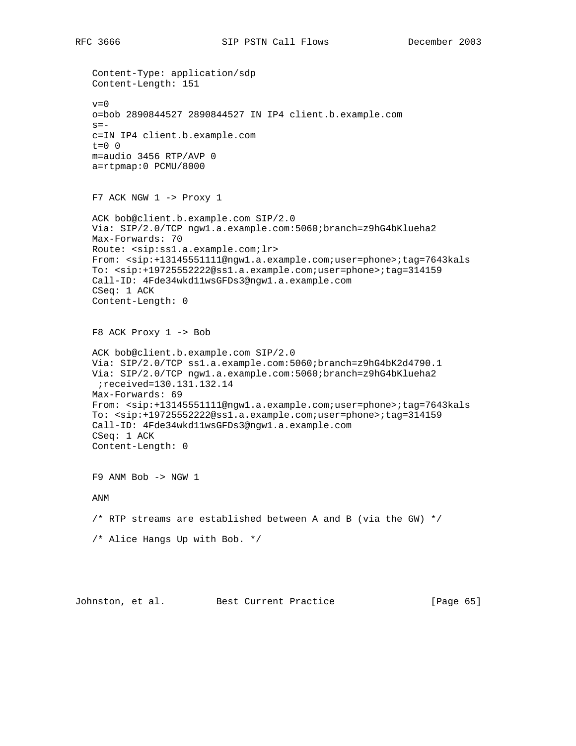```
Content-Type: application/sdp
Content-Length: 151

v=0
o=bob 2890844527 2890844527 IN IP4 client.b.example.com
s=-
c=IN IP4 client.b.example.com
t=0 0
m=audio 3456 RTP/AVP 0
a=rtpmap:0 PCMU/8000
```

F7 ACK NGW 1 -> Proxy 1

```
ACK bob@client.b.example.com SIP/2.0
Via: SIP/2.0/TCP ngw1.a.example.com:5060;branch=z9hG4bKlueha2
Max-Forwards: 70
Route: <sip:ss1.a.example.com;lr>
From: <sip:+13145551111@ngw1.a.example.com;user=phone>;tag=7643kals
To: <sip:+19725552222@ss1.a.example.com;user=phone>;tag=314159
Call-ID: 4Fde34wkd11wsGFDs3@ngw1.a.example.com
CSeq: 1 ACK
Content-Length: 0
```

F8 ACK Proxy 1 -> Bob

```
ACK bob@client.b.example.com SIP/2.0
Via: SIP/2.0/TCP ss1.a.example.com:5060;branch=z9hG4bK2d4790.1
Via: SIP/2.0/TCP ngw1.a.example.com:5060;branch=z9hG4bKlueha2
 ;received=130.131.132.14
Max-Forwards: 69
From: <sip:+13145551111@ngw1.a.example.com;user=phone>;tag=7643kals
To: <sip:+19725552222@ss1.a.example.com;user=phone>;tag=314159
Call-ID: 4Fde34wkd11wsGFDs3@ngw1.a.example.com
CSeq: 1 ACK
Content-Length: 0
```

F9 ANM Bob -> NGW 1

ANM

/* RTP streams are established between A and B (via the GW) */

/* Alice Hangs Up with Bob. */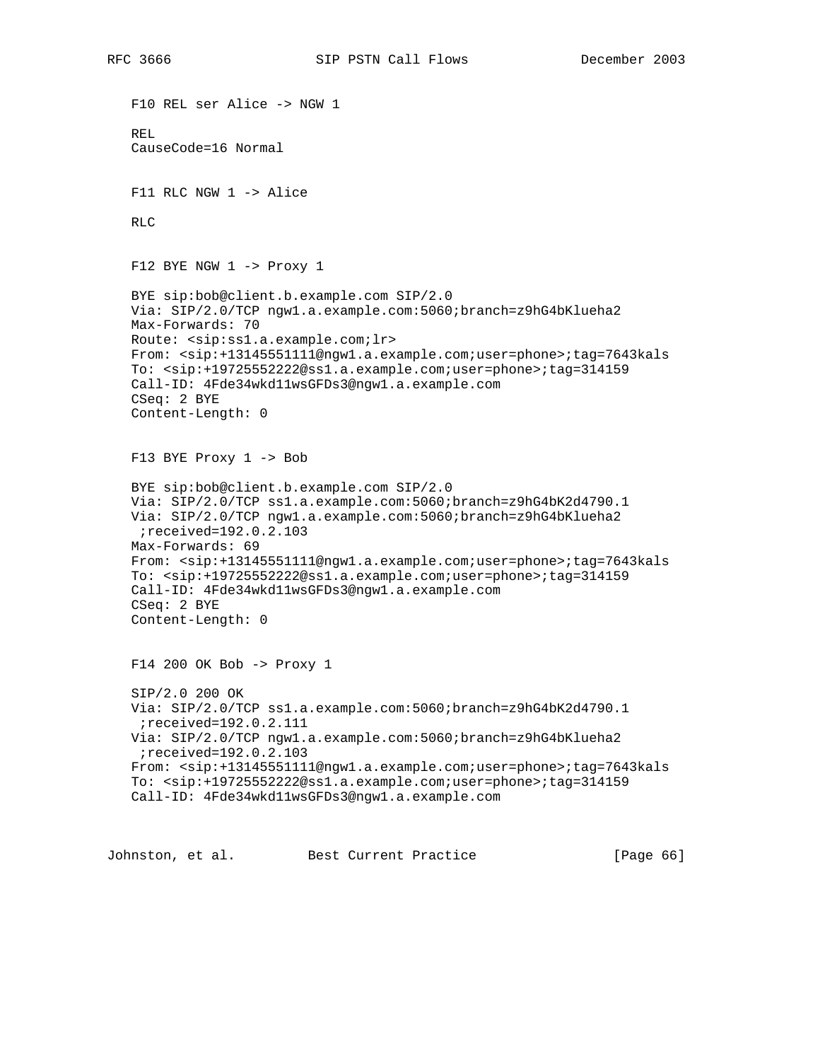F10 REL ser Alice -> NGW 1

```
REL
CauseCode=16 Normal
```

F11 RLC NGW 1 -> Alice

```
RLC
```

F12 BYE NGW 1 -> Proxy 1

```
BYE sip:bob@client.b.example.com SIP/2.0
Via: SIP/2.0/TCP ngw1.a.example.com:5060;branch=z9hG4bKlueha2
Max-Forwards: 70
Route: <sip:ss1.a.example.com;lr>
From: <sip:+13145551111@ngw1.a.example.com;user=phone>;tag=7643kals
To: <sip:+19725552222@ss1.a.example.com;user=phone>;tag=314159
Call-ID: 4Fde34wkd11wsGFDs3@ngw1.a.example.com
CSeq: 2 BYE
Content-Length: 0
```

F13 BYE Proxy 1 -> Bob

```
BYE sip:bob@client.b.example.com SIP/2.0
Via: SIP/2.0/TCP ss1.a.example.com:5060;branch=z9hG4bK2d4790.1
Via: SIP/2.0/TCP ngw1.a.example.com:5060;branch=z9hG4bKlueha2
 ;received=192.0.2.103
Max-Forwards: 69
From: <sip:+13145551111@ngw1.a.example.com;user=phone>;tag=7643kals
To: <sip:+19725552222@ss1.a.example.com;user=phone>;tag=314159
Call-ID: 4Fde34wkd11wsGFDs3@ngw1.a.example.com
CSeq: 2 BYE
Content-Length: 0
```

F14 200 OK Bob -> Proxy 1

```
SIP/2.0 200 OK
Via: SIP/2.0/TCP ss1.a.example.com:5060;branch=z9hG4bK2d4790.1
 ;received=192.0.2.111
Via: SIP/2.0/TCP ngw1.a.example.com:5060;branch=z9hG4bKlueha2
 ;received=192.0.2.103
From: <sip:+13145551111@ngw1.a.example.com;user=phone>;tag=7643kals
To: <sip:+19725552222@ss1.a.example.com;user=phone>;tag=314159
Call-ID: 4Fde34wkd11wsGFDs3@ngw1.a.example.com
```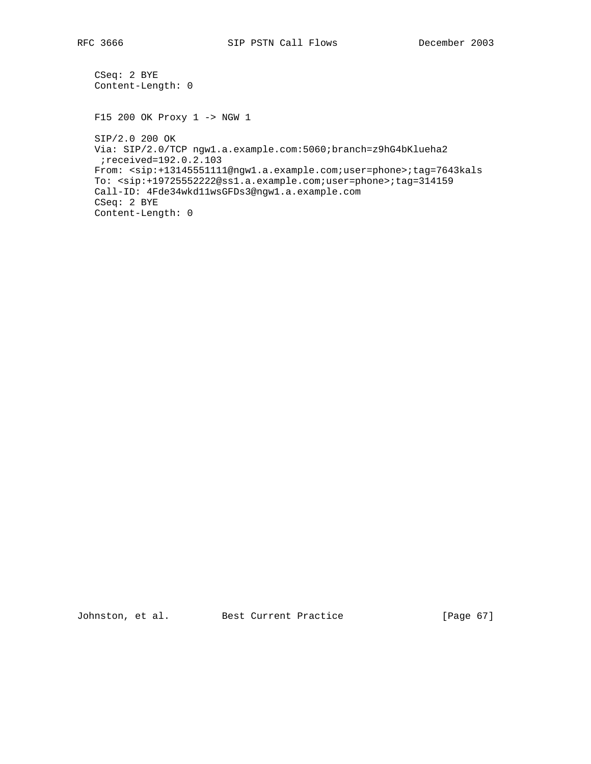```
CSeq: 2 BYE
Content-Length: 0
```

F15 200 OK Proxy 1 -> NGW 1

```
SIP/2.0 200 OK
Via: SIP/2.0/TCP ngw1.a.example.com:5060;branch=z9hG4bKlueha2
 ;received=192.0.2.103
From: <sip:+13145551111@ngw1.a.example.com;user=phone>;tag=7643kals
To: <sip:+19725552222@ss1.a.example.com;user=phone>;tag=314159
Call-ID: 4Fde34wkd11wsGFDs3@ngw1.a.example.com
CSeq: 2 BYE
Content-Length: 0
```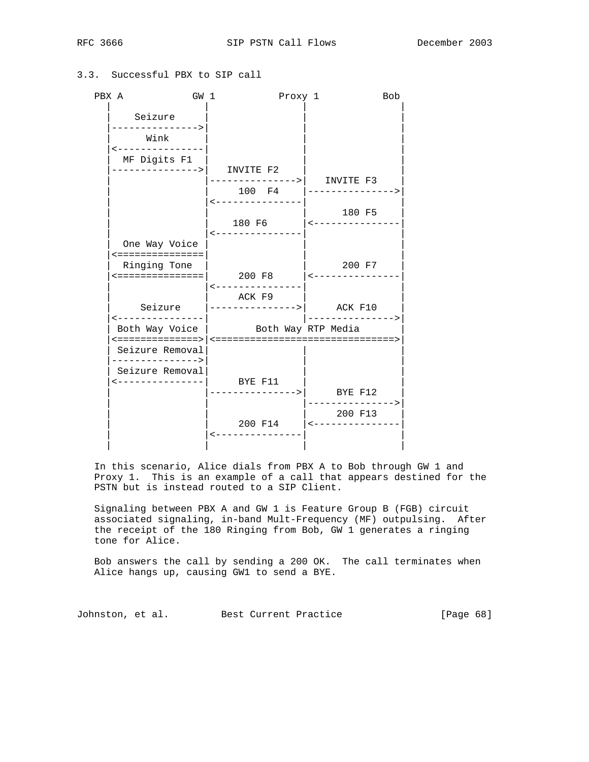### 3.3. Successful PBX to SIP call

```
   PBX A           GW 1           Proxy 1           Bob
     |               |               |               |
     |    Seizure    |               |               |
     |-------------->|               |               |
     |      Wink     |               |               |
     |<--------------|               |               |
     |  MF Digits F1 |               |               |
     |-------------->|   INVITE F2   |               |
     |               |-------------->|   INVITE F3   |
     |               |    100  F4    |-------------->|
     |               |<--------------|               |
     |               |               |     180 F5    |
     |               |    180 F6     |<--------------|
     |               |<--------------|               |
     | One Way Voice |               |               |
     |<==============|               |               |
     |  Ringing Tone |               |     200 F7    |
     |<==============|    200 F8     |<--------------|
     |               |<--------------|               |
     |               |    ACK F9     |               |
     |    Seizure    |-------------->|    ACK F10    |
     |<--------------|               |-------------->|
     | Both Way Voice|      Both Way RTP Media       |
     |<=============>|<=============================>|
     | Seizure Removal|              |               |
     |-------------->|               |               |
     | Seizure Removal|              |               |
     |<--------------|    BYE F11    |               |
     |               |-------------->|    BYE F12    |
     |               |               |-------------->|
     |               |               |    200 F13    |
     |               |    200 F14    |<--------------|
     |               |<--------------|               |
     |               |               |               |
```

In this scenario, Alice dials from PBX A to Bob through GW 1 and Proxy 1. This is an example of a call that appears destined for the PSTN but is instead routed to a SIP Client.

Signaling between PBX A and GW 1 is Feature Group B (FGB) circuit associated signaling, in-band Mult-Frequency (MF) outpulsing. After the receipt of the 180 Ringing from Bob, GW 1 generates a ringing tone for Alice.

Bob answers the call by sending a 200 OK. The call terminates when Alice hangs up, causing GW1 to send a BYE.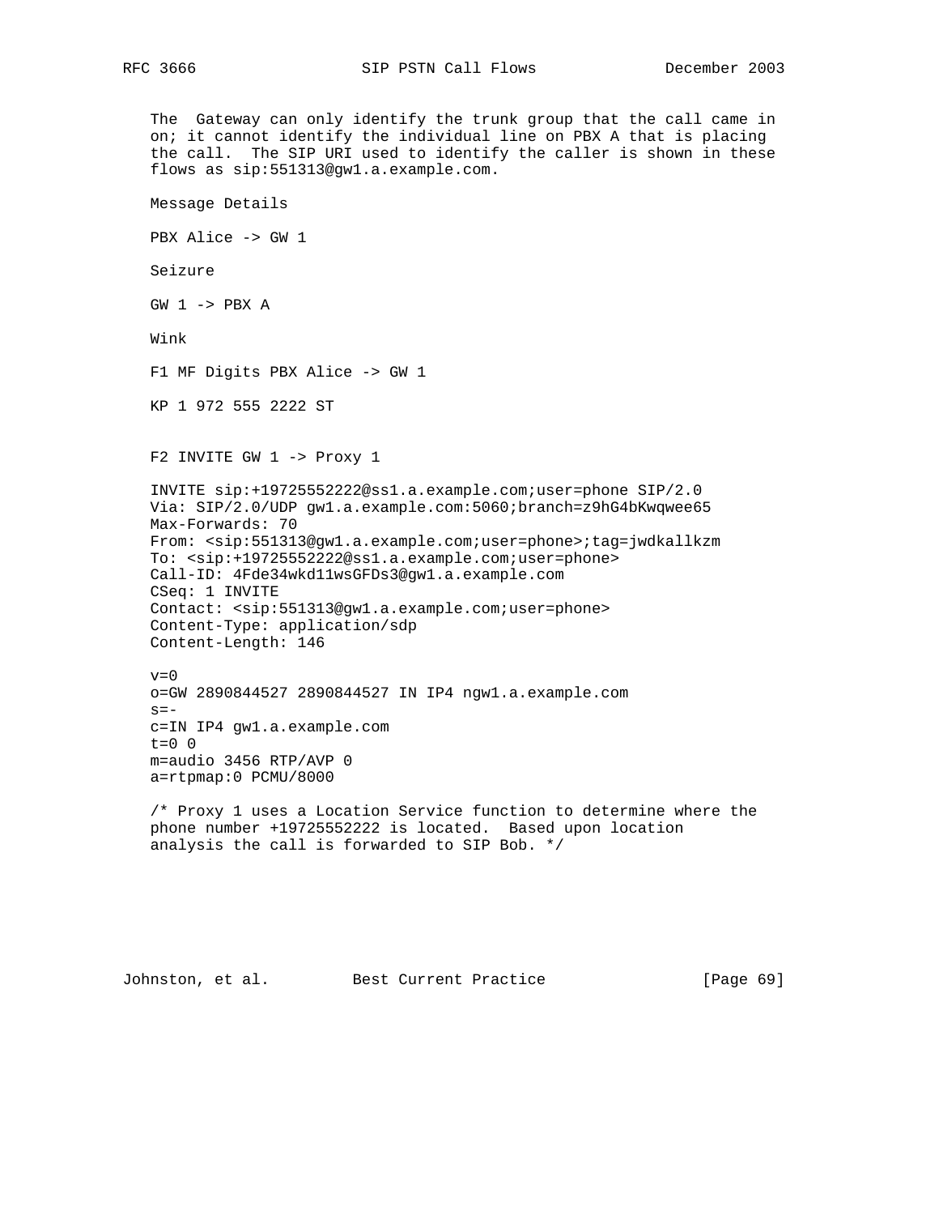The  Gateway can only identify the trunk group that the call came in on; it cannot identify the individual line on PBX A that is placing the call.  The SIP URI used to identify the caller is shown in these flows as sip:551313@gw1.a.example.com.

Message Details

PBX Alice -> GW 1

Seizure

GW 1 -> PBX A

Wink

F1 MF Digits PBX Alice -> GW 1

KP 1 972 555 2222 ST

F2 INVITE GW 1 -> Proxy 1

```
INVITE sip:+19725552222@ss1.a.example.com;user=phone SIP/2.0
Via: SIP/2.0/UDP gw1.a.example.com:5060;branch=z9hG4bKwqwee65
Max-Forwards: 70
From: <sip:551313@gw1.a.example.com;user=phone>;tag=jwdkallkzm
To: <sip:+19725552222@ss1.a.example.com;user=phone>
Call-ID: 4Fde34wkd11wsGFDs3@gw1.a.example.com
CSeq: 1 INVITE
Contact: <sip:551313@gw1.a.example.com;user=phone>
Content-Type: application/sdp
Content-Length: 146

v=0
o=GW 2890844527 2890844527 IN IP4 ngw1.a.example.com
s=-
c=IN IP4 gw1.a.example.com
t=0 0
m=audio 3456 RTP/AVP 0
a=rtpmap:0 PCMU/8000
```

/* Proxy 1 uses a Location Service function to determine where the phone number +19725552222 is located.  Based upon location analysis the call is forwarded to SIP Bob. */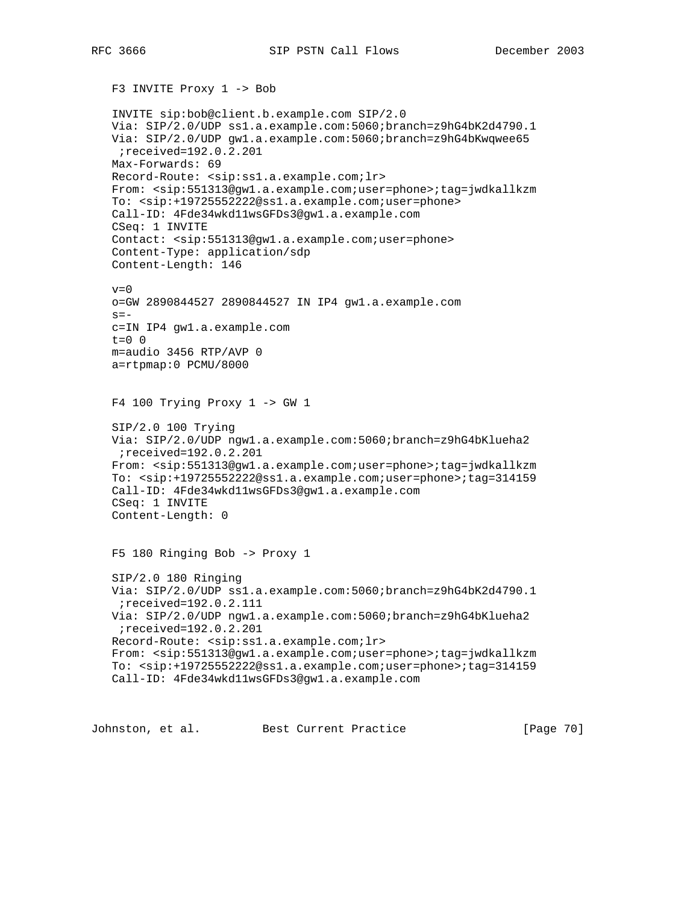F3 INVITE Proxy 1 -> Bob

```
INVITE sip:bob@client.b.example.com SIP/2.0
Via: SIP/2.0/UDP ss1.a.example.com:5060;branch=z9hG4bK2d4790.1
Via: SIP/2.0/UDP gw1.a.example.com:5060;branch=z9hG4bKwqwee65
 ;received=192.0.2.201
Max-Forwards: 69
Record-Route: <sip:ss1.a.example.com;lr>
From: <sip:551313@gw1.a.example.com;user=phone>;tag=jwdkallkzm
To: <sip:+19725552222@ss1.a.example.com;user=phone>
Call-ID: 4Fde34wkd11wsGFDs3@gw1.a.example.com
CSeq: 1 INVITE
Contact: <sip:551313@gw1.a.example.com;user=phone>
Content-Type: application/sdp
Content-Length: 146

v=0
o=GW 2890844527 2890844527 IN IP4 gw1.a.example.com
s=-
c=IN IP4 gw1.a.example.com
t=0 0
m=audio 3456 RTP/AVP 0
a=rtpmap:0 PCMU/8000
```

F4 100 Trying Proxy 1 -> GW 1

```
SIP/2.0 100 Trying
Via: SIP/2.0/UDP ngw1.a.example.com:5060;branch=z9hG4bKlueha2
 ;received=192.0.2.201
From: <sip:551313@gw1.a.example.com;user=phone>;tag=jwdkallkzm
To: <sip:+19725552222@ss1.a.example.com;user=phone>;tag=314159
Call-ID: 4Fde34wkd11wsGFDs3@gw1.a.example.com
CSeq: 1 INVITE
Content-Length: 0
```

F5 180 Ringing Bob -> Proxy 1

```
SIP/2.0 180 Ringing
Via: SIP/2.0/UDP ss1.a.example.com:5060;branch=z9hG4bK2d4790.1
 ;received=192.0.2.111
Via: SIP/2.0/UDP ngw1.a.example.com:5060;branch=z9hG4bKlueha2
 ;received=192.0.2.201
Record-Route: <sip:ss1.a.example.com;lr>
From: <sip:551313@gw1.a.example.com;user=phone>;tag=jwdkallkzm
To: <sip:+19725552222@ss1.a.example.com;user=phone>;tag=314159
Call-ID: 4Fde34wkd11wsGFDs3@gw1.a.example.com
```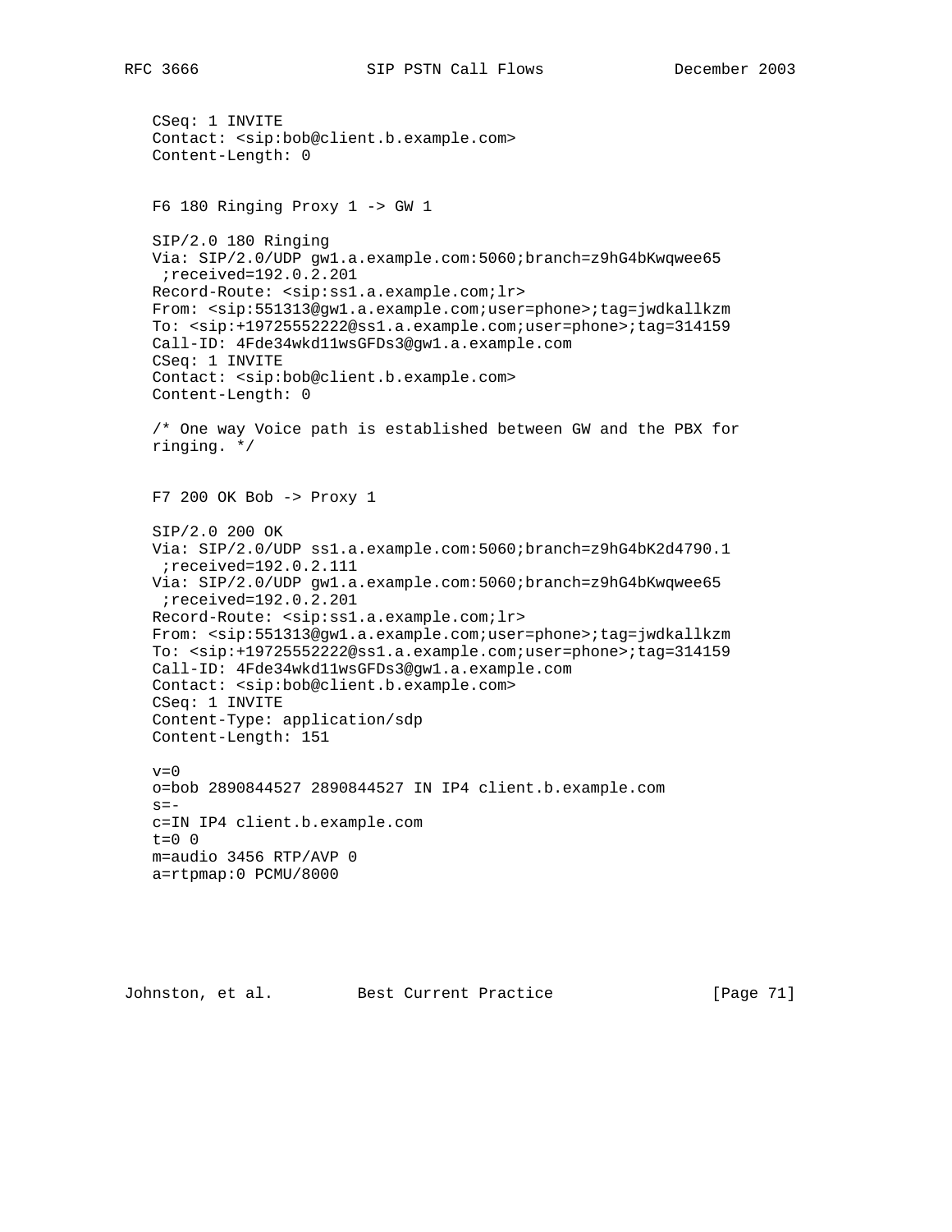```
CSeq: 1 INVITE
Contact: <sip:bob@client.b.example.com>
Content-Length: 0
```

F6 180 Ringing Proxy 1 -> GW 1

```
SIP/2.0 180 Ringing
Via: SIP/2.0/UDP gw1.a.example.com:5060;branch=z9hG4bKwqwee65
 ;received=192.0.2.201
Record-Route: <sip:ss1.a.example.com;lr>
From: <sip:551313@gw1.a.example.com;user=phone>;tag=jwdkallkzm
To: <sip:+19725552222@ss1.a.example.com;user=phone>;tag=314159
Call-ID: 4Fde34wkd11wsGFDs3@gw1.a.example.com
CSeq: 1 INVITE
Contact: <sip:bob@client.b.example.com>
Content-Length: 0
```

/* One way Voice path is established between GW and the PBX for ringing. */

F7 200 OK Bob -> Proxy 1

```
SIP/2.0 200 OK
Via: SIP/2.0/UDP ss1.a.example.com:5060;branch=z9hG4bK2d4790.1
 ;received=192.0.2.111
Via: SIP/2.0/UDP gw1.a.example.com:5060;branch=z9hG4bKwqwee65
 ;received=192.0.2.201
Record-Route: <sip:ss1.a.example.com;lr>
From: <sip:551313@gw1.a.example.com;user=phone>;tag=jwdkallkzm
To: <sip:+19725552222@ss1.a.example.com;user=phone>;tag=314159
Call-ID: 4Fde34wkd11wsGFDs3@gw1.a.example.com
Contact: <sip:bob@client.b.example.com>
CSeq: 1 INVITE
Content-Type: application/sdp
Content-Length: 151

v=0
o=bob 2890844527 2890844527 IN IP4 client.b.example.com
s=-
c=IN IP4 client.b.example.com
t=0 0
m=audio 3456 RTP/AVP 0
a=rtpmap:0 PCMU/8000
```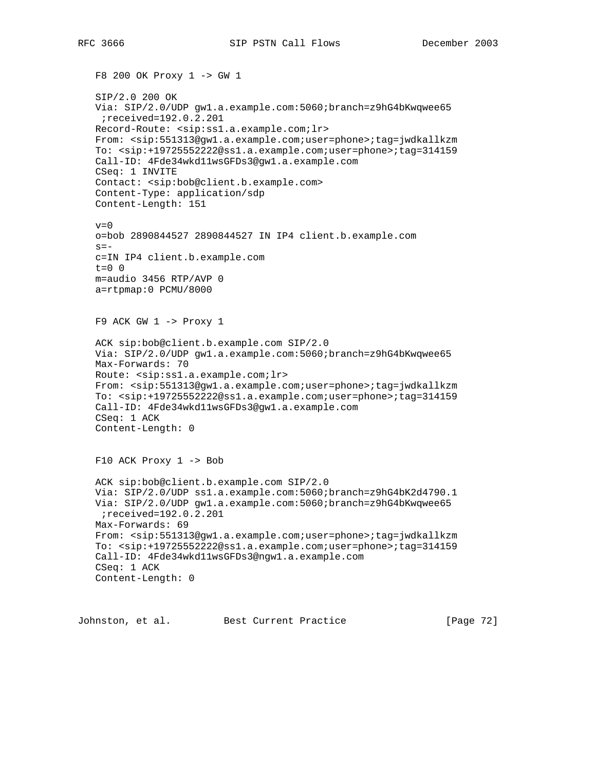F8 200 OK Proxy 1 -> GW 1

```
SIP/2.0 200 OK
Via: SIP/2.0/UDP gw1.a.example.com:5060;branch=z9hG4bKwqwee65
 ;received=192.0.2.201
Record-Route: <sip:ss1.a.example.com;lr>
From: <sip:551313@gw1.a.example.com;user=phone>;tag=jwdkallkzm
To: <sip:+19725552222@ss1.a.example.com;user=phone>;tag=314159
Call-ID: 4Fde34wkd11wsGFDs3@gw1.a.example.com
CSeq: 1 INVITE
Contact: <sip:bob@client.b.example.com>
Content-Type: application/sdp
Content-Length: 151

v=0
o=bob 2890844527 2890844527 IN IP4 client.b.example.com
s=-
c=IN IP4 client.b.example.com
t=0 0
m=audio 3456 RTP/AVP 0
a=rtpmap:0 PCMU/8000
```

F9 ACK GW 1 -> Proxy 1

```
ACK sip:bob@client.b.example.com SIP/2.0
Via: SIP/2.0/UDP gw1.a.example.com:5060;branch=z9hG4bKwqwee65
Max-Forwards: 70
Route: <sip:ss1.a.example.com;lr>
From: <sip:551313@gw1.a.example.com;user=phone>;tag=jwdkallkzm
To: <sip:+19725552222@ss1.a.example.com;user=phone>;tag=314159
Call-ID: 4Fde34wkd11wsGFDs3@gw1.a.example.com
CSeq: 1 ACK
Content-Length: 0
```

F10 ACK Proxy 1 -> Bob

```
ACK sip:bob@client.b.example.com SIP/2.0
Via: SIP/2.0/UDP ss1.a.example.com:5060;branch=z9hG4bK2d4790.1
Via: SIP/2.0/UDP gw1.a.example.com:5060;branch=z9hG4bKwqwee65
 ;received=192.0.2.201
Max-Forwards: 69
From: <sip:551313@gw1.a.example.com;user=phone>;tag=jwdkallkzm
To: <sip:+19725552222@ss1.a.example.com;user=phone>;tag=314159
Call-ID: 4Fde34wkd11wsGFDs3@ngw1.a.example.com
CSeq: 1 ACK
Content-Length: 0
```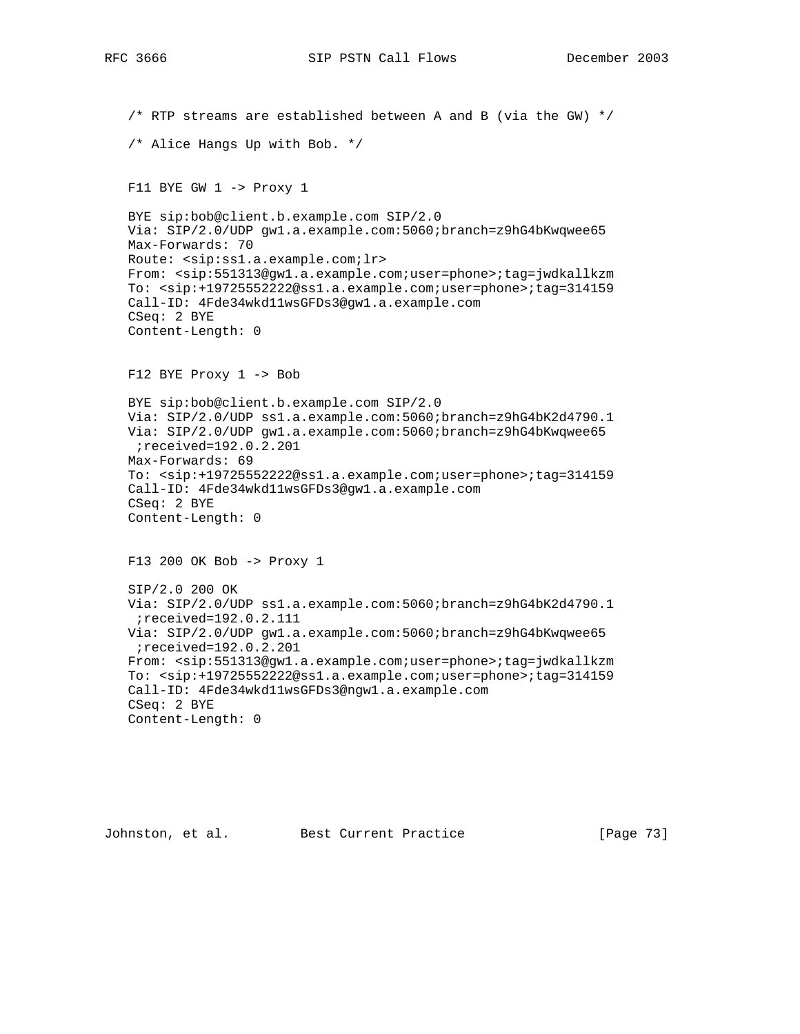```
   /* RTP streams are established between A and B (via the GW) */

   /* Alice Hangs Up with Bob. */


   F11 BYE GW 1 -> Proxy 1

   BYE sip:bob@client.b.example.com SIP/2.0
   Via: SIP/2.0/UDP gw1.a.example.com:5060;branch=z9hG4bKwqwee65
   Max-Forwards: 70
   Route: <sip:ss1.a.example.com;lr>
   From: <sip:551313@gw1.a.example.com;user=phone>;tag=jwdkallkzm
   To: <sip:+19725552222@ss1.a.example.com;user=phone>;tag=314159
   Call-ID: 4Fde34wkd11wsGFDs3@gw1.a.example.com
   CSeq: 2 BYE
   Content-Length: 0


   F12 BYE Proxy 1 -> Bob

   BYE sip:bob@client.b.example.com SIP/2.0
   Via: SIP/2.0/UDP ss1.a.example.com:5060;branch=z9hG4bK2d4790.1
   Via: SIP/2.0/UDP gw1.a.example.com:5060;branch=z9hG4bKwqwee65
    ;received=192.0.2.201
   Max-Forwards: 69
   To: <sip:+19725552222@ss1.a.example.com;user=phone>;tag=314159
   Call-ID: 4Fde34wkd11wsGFDs3@gw1.a.example.com
   CSeq: 2 BYE
   Content-Length: 0


   F13 200 OK Bob -> Proxy 1

   SIP/2.0 200 OK
   Via: SIP/2.0/UDP ss1.a.example.com:5060;branch=z9hG4bK2d4790.1
    ;received=192.0.2.111
   Via: SIP/2.0/UDP gw1.a.example.com:5060;branch=z9hG4bKwqwee65
    ;received=192.0.2.201
   From: <sip:551313@gw1.a.example.com;user=phone>;tag=jwdkallkzm
   To: <sip:+19725552222@ss1.a.example.com;user=phone>;tag=314159
   Call-ID: 4Fde34wkd11wsGFDs3@ngw1.a.example.com
   CSeq: 2 BYE
   Content-Length: 0
```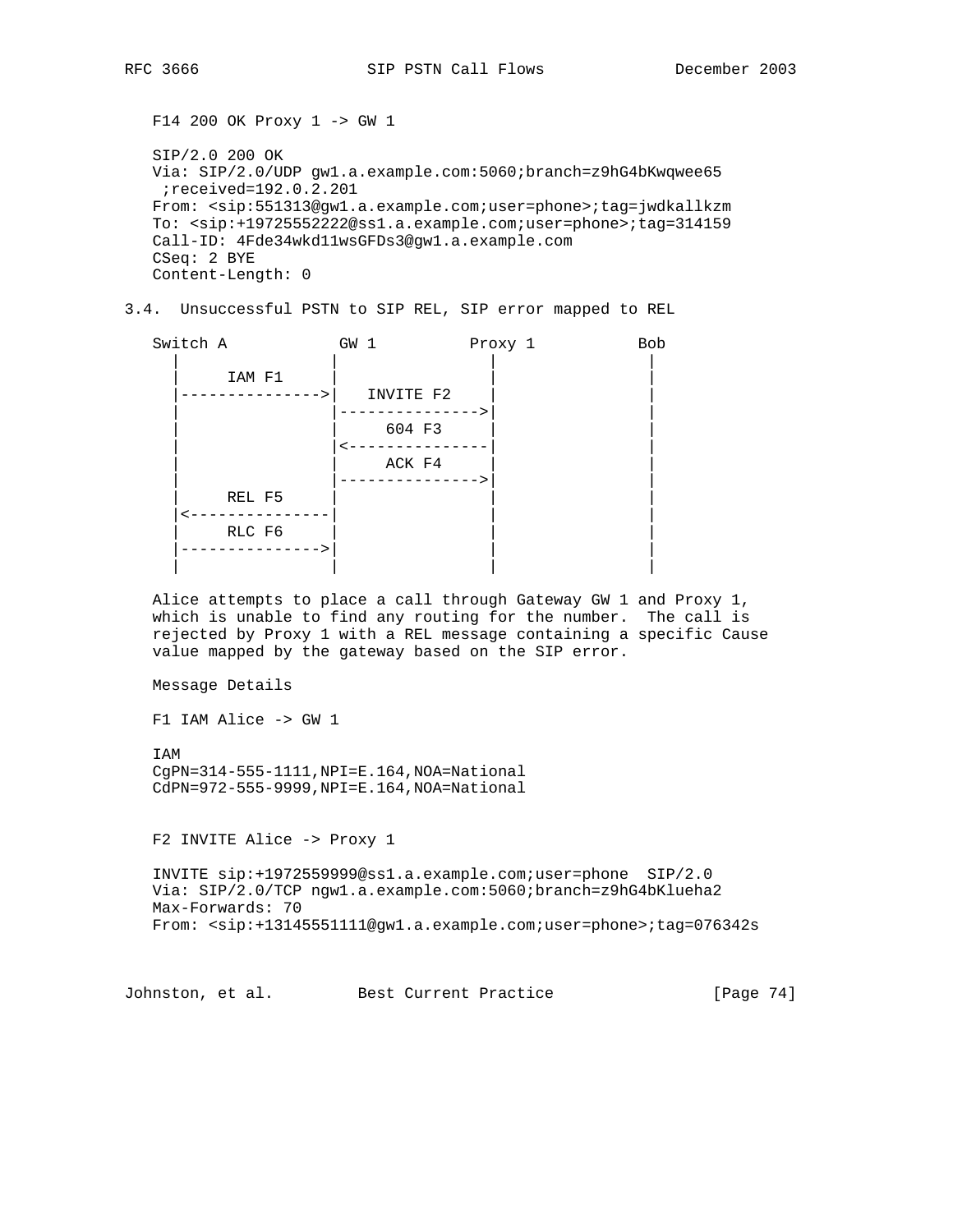F14 200 OK Proxy 1 -> GW 1

```
SIP/2.0 200 OK
Via: SIP/2.0/UDP gw1.a.example.com:5060;branch=z9hG4bKwqwee65
 ;received=192.0.2.201
From: <sip:551313@gw1.a.example.com;user=phone>;tag=jwdkallkzm
To: <sip:+19725552222@ss1.a.example.com;user=phone>;tag=314159
Call-ID: 4Fde34wkd11wsGFDs3@gw1.a.example.com
CSeq: 2 BYE
Content-Length: 0
```

## 3.4. Unsuccessful PSTN to SIP REL, SIP error mapped to REL

```
Switch A            GW 1          Proxy 1           Bob
   |                 |                |                 |
   |     IAM F1      |                |                 |
   |---------------->|   INVITE F2    |                 |
   |                 |--------------->|                 |
   |                 |     604 F3     |                 |
   |                 |<---------------|                 |
   |                 |     ACK F4     |                 |
   |                 |--------------->|                 |
   |     REL F5      |                |                 |
   |<----------------|                |                 |
   |     RLC F6      |                |                 |
   |---------------->|                |                 |
   |                 |                |                 |
```

Alice attempts to place a call through Gateway GW 1 and Proxy 1, which is unable to find any routing for the number. The call is rejected by Proxy 1 with a REL message containing a specific Cause value mapped by the gateway based on the SIP error.

Message Details

F1 IAM Alice -> GW 1

```
IAM
CgPN=314-555-1111,NPI=E.164,NOA=National
CdPN=972-555-9999,NPI=E.164,NOA=National
```

F2 INVITE Alice -> Proxy 1

```
INVITE sip:+1972559999@ss1.a.example.com;user=phone  SIP/2.0
Via: SIP/2.0/TCP ngw1.a.example.com:5060;branch=z9hG4bKlueha2
Max-Forwards: 70
From: <sip:+13145551111@gw1.a.example.com;user=phone>;tag=076342s
```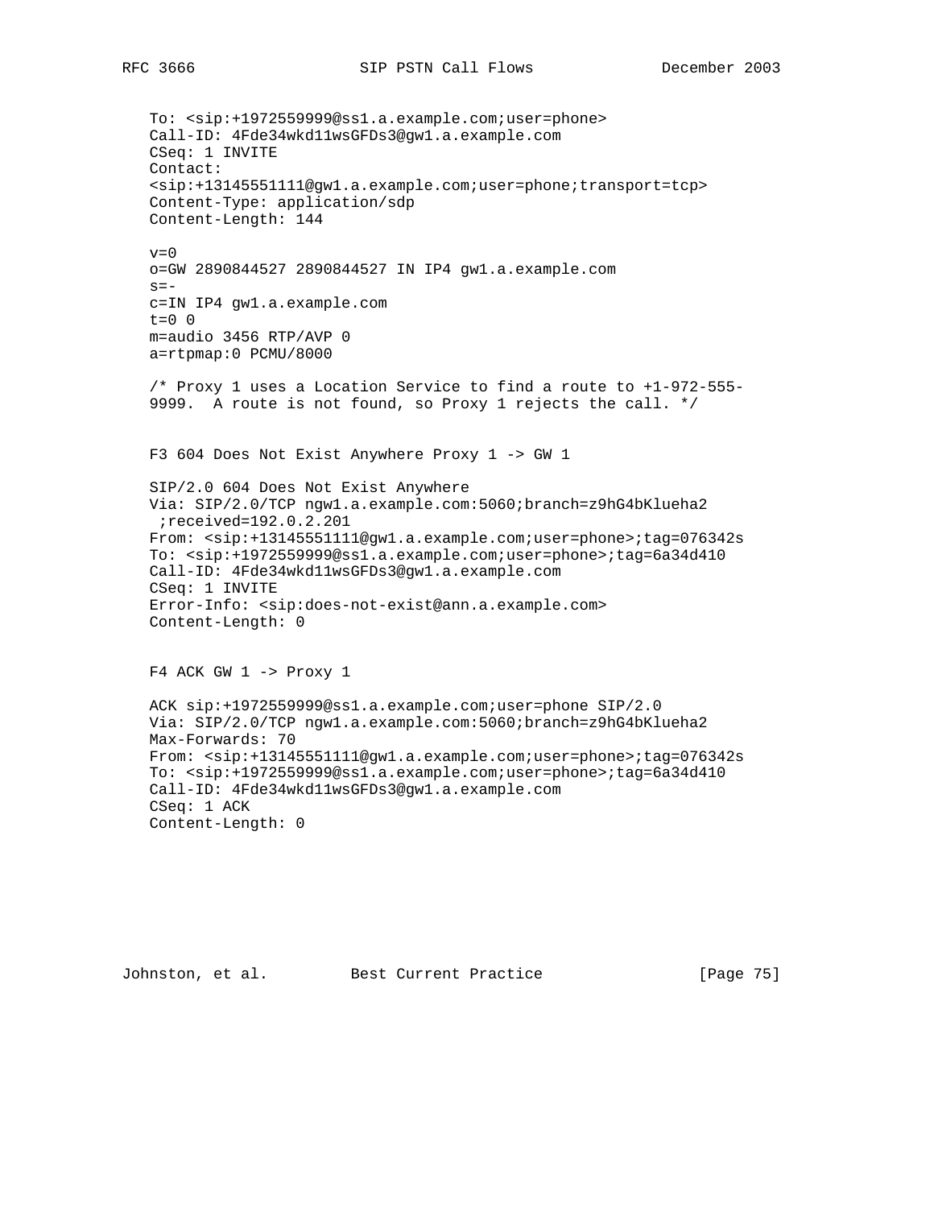```
To: <sip:+1972559999@ss1.a.example.com;user=phone>
Call-ID: 4Fde34wkd11wsGFDs3@gw1.a.example.com
CSeq: 1 INVITE
Contact:
<sip:+13145551111@gw1.a.example.com;user=phone;transport=tcp>
Content-Type: application/sdp
Content-Length: 144

v=0
o=GW 2890844527 2890844527 IN IP4 gw1.a.example.com
s=-
c=IN IP4 gw1.a.example.com
t=0 0
m=audio 3456 RTP/AVP 0
a=rtpmap:0 PCMU/8000

/* Proxy 1 uses a Location Service to find a route to +1-972-555-
9999.  A route is not found, so Proxy 1 rejects the call. */
```

F3 604 Does Not Exist Anywhere Proxy 1 -> GW 1

```
SIP/2.0 604 Does Not Exist Anywhere
Via: SIP/2.0/TCP ngw1.a.example.com:5060;branch=z9hG4bKlueha2
 ;received=192.0.2.201
From: <sip:+13145551111@gw1.a.example.com;user=phone>;tag=076342s
To: <sip:+1972559999@ss1.a.example.com;user=phone>;tag=6a34d410
Call-ID: 4Fde34wkd11wsGFDs3@gw1.a.example.com
CSeq: 1 INVITE
Error-Info: <sip:does-not-exist@ann.a.example.com>
Content-Length: 0
```

F4 ACK GW 1 -> Proxy 1

```
ACK sip:+1972559999@ss1.a.example.com;user=phone SIP/2.0
Via: SIP/2.0/TCP ngw1.a.example.com:5060;branch=z9hG4bKlueha2
Max-Forwards: 70
From: <sip:+13145551111@gw1.a.example.com;user=phone>;tag=076342s
To: <sip:+1972559999@ss1.a.example.com;user=phone>;tag=6a34d410
Call-ID: 4Fde34wkd11wsGFDs3@gw1.a.example.com
CSeq: 1 ACK
Content-Length: 0
```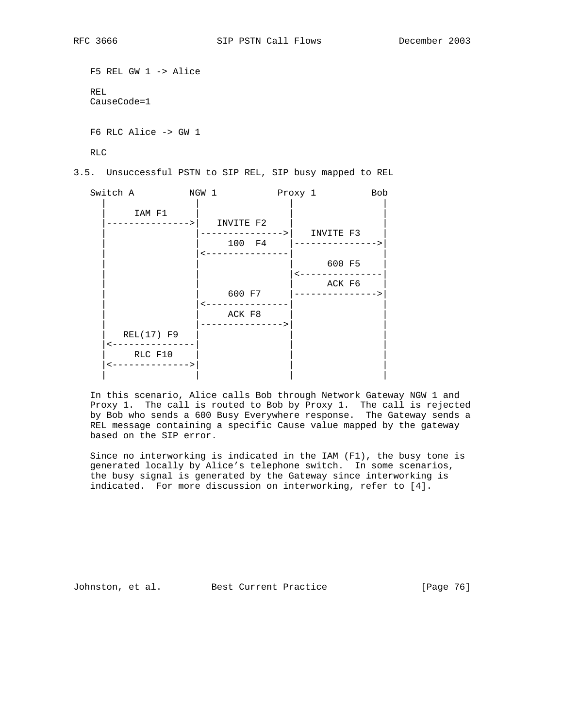```
   F5 REL GW 1 -> Alice

   REL
   CauseCode=1


   F6 RLC Alice -> GW 1

   RLC
```

### 3.5. Unsuccessful PSTN to SIP REL, SIP busy mapped to REL

```
   Switch A          NGW 1           Proxy 1          Bob
     |                |                 |                |
     |     IAM F1     |                 |                |
     |--------------->|   INVITE F2     |                |
     |                |---------------->|   INVITE F3    |
     |                |     100  F4     |--------------->|
     |                |<----------------|                |
     |                |                 |     600 F5     |
     |                |                 |<---------------|
     |                |                 |     ACK F6     |
     |                |     600 F7      |--------------->|
     |                |<----------------|                |
     |                |     ACK F8      |                |
     |                |---------------->|                |
     |   REL(17) F9   |                 |                |
     |<---------------|                 |                |
     |     RLC F10    |                 |                |
     |<-------------->|                 |                |
     |                |                 |                |
```

In this scenario, Alice calls Bob through Network Gateway NGW 1 and Proxy 1. The call is routed to Bob by Proxy 1. The call is rejected by Bob who sends a 600 Busy Everywhere response. The Gateway sends a REL message containing a specific Cause value mapped by the gateway based on the SIP error.

Since no interworking is indicated in the IAM (F1), the busy tone is generated locally by Alice's telephone switch. In some scenarios, the busy signal is generated by the Gateway since interworking is indicated. For more discussion on interworking, refer to [4].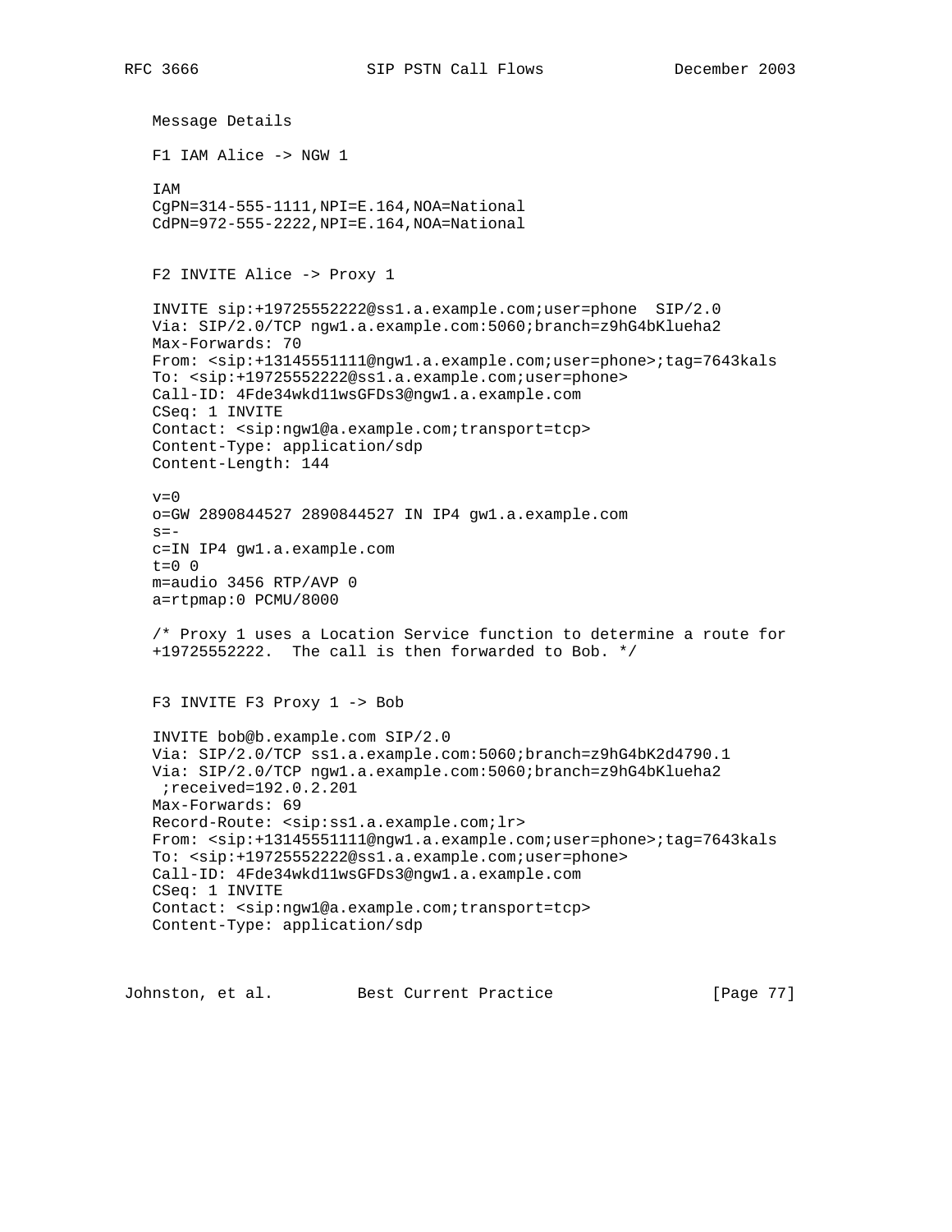Message Details

F1 IAM Alice -> NGW 1

```
IAM
CgPN=314-555-1111,NPI=E.164,NOA=National
CdPN=972-555-2222,NPI=E.164,NOA=National
```

F2 INVITE Alice -> Proxy 1

```
INVITE sip:+19725552222@ss1.a.example.com;user=phone  SIP/2.0
Via: SIP/2.0/TCP ngw1.a.example.com:5060;branch=z9hG4bKlueha2
Max-Forwards: 70
From: <sip:+13145551111@ngw1.a.example.com;user=phone>;tag=7643kals
To: <sip:+19725552222@ss1.a.example.com;user=phone>
Call-ID: 4Fde34wkd11wsGFDs3@ngw1.a.example.com
CSeq: 1 INVITE
Contact: <sip:ngw1@a.example.com;transport=tcp>
Content-Type: application/sdp
Content-Length: 144

v=0
o=GW 2890844527 2890844527 IN IP4 gw1.a.example.com
s=-
c=IN IP4 gw1.a.example.com
t=0 0
m=audio 3456 RTP/AVP 0
a=rtpmap:0 PCMU/8000
```

/* Proxy 1 uses a Location Service function to determine a route for +19725552222. The call is then forwarded to Bob. */

F3 INVITE F3 Proxy 1 -> Bob

```
INVITE bob@b.example.com SIP/2.0
Via: SIP/2.0/TCP ss1.a.example.com:5060;branch=z9hG4bK2d4790.1
Via: SIP/2.0/TCP ngw1.a.example.com:5060;branch=z9hG4bKlueha2
 ;received=192.0.2.201
Max-Forwards: 69
Record-Route: <sip:ss1.a.example.com;lr>
From: <sip:+13145551111@ngw1.a.example.com;user=phone>;tag=7643kals
To: <sip:+19725552222@ss1.a.example.com;user=phone>
Call-ID: 4Fde34wkd11wsGFDs3@ngw1.a.example.com
CSeq: 1 INVITE
Contact: <sip:ngw1@a.example.com;transport=tcp>
Content-Type: application/sdp
```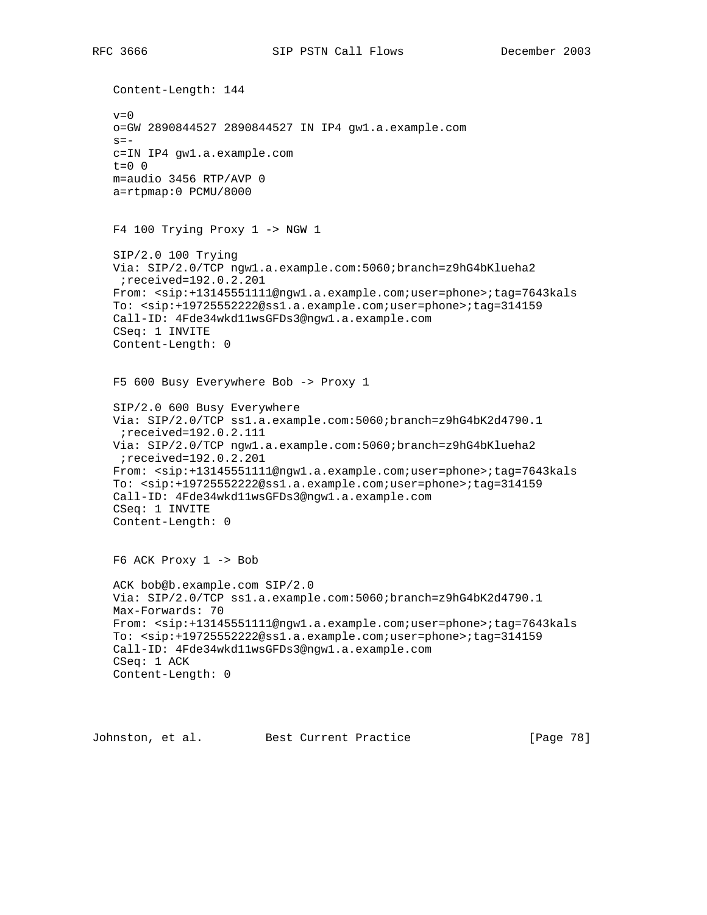```
Content-Length: 144

v=0
o=GW 2890844527 2890844527 IN IP4 gw1.a.example.com
s=-
c=IN IP4 gw1.a.example.com
t=0 0
m=audio 3456 RTP/AVP 0
a=rtpmap:0 PCMU/8000
```

F4 100 Trying Proxy 1 -> NGW 1

```
SIP/2.0 100 Trying
Via: SIP/2.0/TCP ngw1.a.example.com:5060;branch=z9hG4bKlueha2
 ;received=192.0.2.201
From: <sip:+13145551111@ngw1.a.example.com;user=phone>;tag=7643kals
To: <sip:+19725552222@ss1.a.example.com;user=phone>;tag=314159
Call-ID: 4Fde34wkd11wsGFDs3@ngw1.a.example.com
CSeq: 1 INVITE
Content-Length: 0
```

F5 600 Busy Everywhere Bob -> Proxy 1

```
SIP/2.0 600 Busy Everywhere
Via: SIP/2.0/TCP ss1.a.example.com:5060;branch=z9hG4bK2d4790.1
 ;received=192.0.2.111
Via: SIP/2.0/TCP ngw1.a.example.com:5060;branch=z9hG4bKlueha2
 ;received=192.0.2.201
From: <sip:+13145551111@ngw1.a.example.com;user=phone>;tag=7643kals
To: <sip:+19725552222@ss1.a.example.com;user=phone>;tag=314159
Call-ID: 4Fde34wkd11wsGFDs3@ngw1.a.example.com
CSeq: 1 INVITE
Content-Length: 0
```

F6 ACK Proxy 1 -> Bob

```
ACK bob@b.example.com SIP/2.0
Via: SIP/2.0/TCP ss1.a.example.com:5060;branch=z9hG4bK2d4790.1
Max-Forwards: 70
From: <sip:+13145551111@ngw1.a.example.com;user=phone>;tag=7643kals
To: <sip:+19725552222@ss1.a.example.com;user=phone>;tag=314159
Call-ID: 4Fde34wkd11wsGFDs3@ngw1.a.example.com
CSeq: 1 ACK
Content-Length: 0
```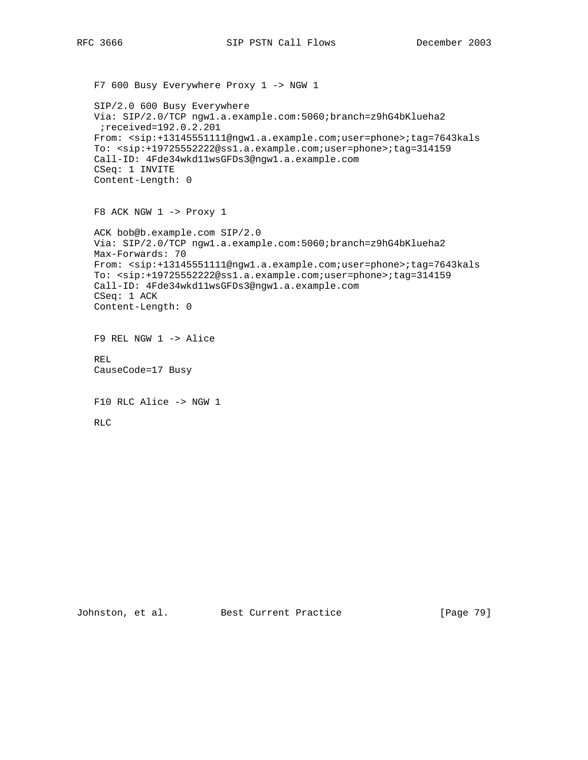F7 600 Busy Everywhere Proxy 1 -> NGW 1

```
SIP/2.0 600 Busy Everywhere
Via: SIP/2.0/TCP ngw1.a.example.com:5060;branch=z9hG4bKlueha2
 ;received=192.0.2.201
From: <sip:+13145551111@ngw1.a.example.com;user=phone>;tag=7643kals
To: <sip:+19725552222@ss1.a.example.com;user=phone>;tag=314159
Call-ID: 4Fde34wkd11wsGFDs3@ngw1.a.example.com
CSeq: 1 INVITE
Content-Length: 0
```

F8 ACK NGW 1 -> Proxy 1

```
ACK bob@b.example.com SIP/2.0
Via: SIP/2.0/TCP ngw1.a.example.com:5060;branch=z9hG4bKlueha2
Max-Forwards: 70
From: <sip:+13145551111@ngw1.a.example.com;user=phone>;tag=7643kals
To: <sip:+19725552222@ss1.a.example.com;user=phone>;tag=314159
Call-ID: 4Fde34wkd11wsGFDs3@ngw1.a.example.com
CSeq: 1 ACK
Content-Length: 0
```

F9 REL NGW 1 -> Alice

```
REL
CauseCode=17 Busy
```

F10 RLC Alice -> NGW 1

```
RLC
```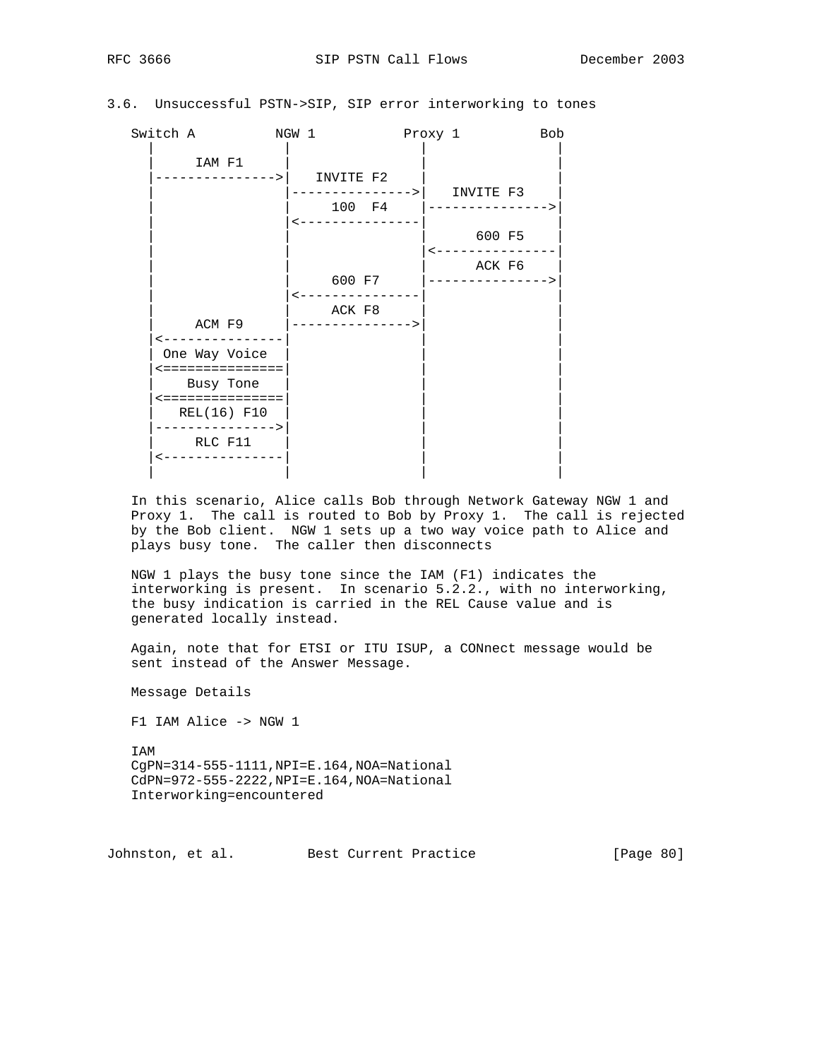### 3.6. Unsuccessful PSTN->SIP, SIP error interworking to tones

```
   Switch A          NGW 1           Proxy 1          Bob
     |                 |                |               |
     |     IAM F1      |                |               |
     |---------------->|   INVITE F2    |               |
     |                 |--------------->|   INVITE F3   |
     |                 |     100  F4    |-------------->|
     |                 |<---------------|               |
     |                 |                |     600 F5    |
     |                 |                |<--------------|
     |                 |                |     ACK F6    |
     |                 |     600 F7     |-------------->|
     |                 |<---------------|               |
     |                 |     ACK F8     |               |
     |     ACM F9      |--------------->|               |
     |<----------------|                |               |
     | One Way Voice   |                |               |
     |<================|                |               |
     |    Busy Tone    |                |               |
     |<================|                |               |
     |   REL(16) F10   |                |               |
     |---------------->|                |               |
     |     RLC F11     |                |               |
     |<----------------|                |               |
     |                 |                |               |
```

In this scenario, Alice calls Bob through Network Gateway NGW 1 and Proxy 1. The call is routed to Bob by Proxy 1. The call is rejected by the Bob client. NGW 1 sets up a two way voice path to Alice and plays busy tone. The caller then disconnects

NGW 1 plays the busy tone since the IAM (F1) indicates the interworking is present. In scenario 5.2.2., with no interworking, the busy indication is carried in the REL Cause value and is generated locally instead.

Again, note that for ETSI or ITU ISUP, a CONnect message would be sent instead of the Answer Message.

Message Details

F1 IAM Alice -> NGW 1

```
IAM
CgPN=314-555-1111,NPI=E.164,NOA=National
CdPN=972-555-2222,NPI=E.164,NOA=National
Interworking=encountered
```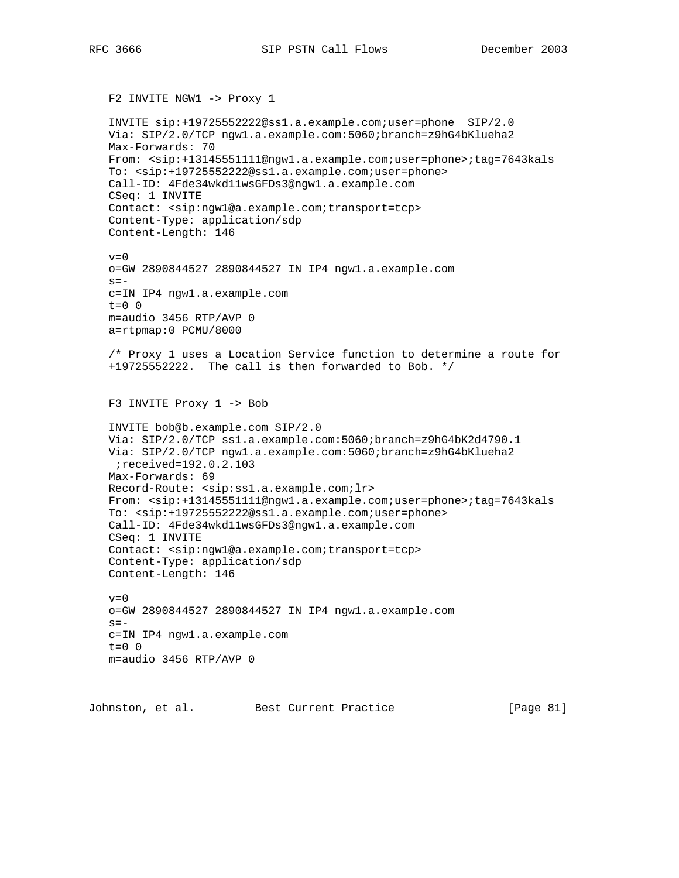F2 INVITE NGW1 -> Proxy 1

```
INVITE sip:+19725552222@ss1.a.example.com;user=phone  SIP/2.0
Via: SIP/2.0/TCP ngw1.a.example.com:5060;branch=z9hG4bKlueha2
Max-Forwards: 70
From: <sip:+13145551111@ngw1.a.example.com;user=phone>;tag=7643kals
To: <sip:+19725552222@ss1.a.example.com;user=phone>
Call-ID: 4Fde34wkd11wsGFDs3@ngw1.a.example.com
CSeq: 1 INVITE
Contact: <sip:ngw1@a.example.com;transport=tcp>
Content-Type: application/sdp
Content-Length: 146

v=0
o=GW 2890844527 2890844527 IN IP4 ngw1.a.example.com
s=-
c=IN IP4 ngw1.a.example.com
t=0 0
m=audio 3456 RTP/AVP 0
a=rtpmap:0 PCMU/8000
```

/* Proxy 1 uses a Location Service function to determine a route for +19725552222. The call is then forwarded to Bob. */

F3 INVITE Proxy 1 -> Bob

```
INVITE bob@b.example.com SIP/2.0
Via: SIP/2.0/TCP ss1.a.example.com:5060;branch=z9hG4bK2d4790.1
Via: SIP/2.0/TCP ngw1.a.example.com:5060;branch=z9hG4bKlueha2
 ;received=192.0.2.103
Max-Forwards: 69
Record-Route: <sip:ss1.a.example.com;lr>
From: <sip:+13145551111@ngw1.a.example.com;user=phone>;tag=7643kals
To: <sip:+19725552222@ss1.a.example.com;user=phone>
Call-ID: 4Fde34wkd11wsGFDs3@ngw1.a.example.com
CSeq: 1 INVITE
Contact: <sip:ngw1@a.example.com;transport=tcp>
Content-Type: application/sdp
Content-Length: 146

v=0
o=GW 2890844527 2890844527 IN IP4 ngw1.a.example.com
s=-
c=IN IP4 ngw1.a.example.com
t=0 0
m=audio 3456 RTP/AVP 0
```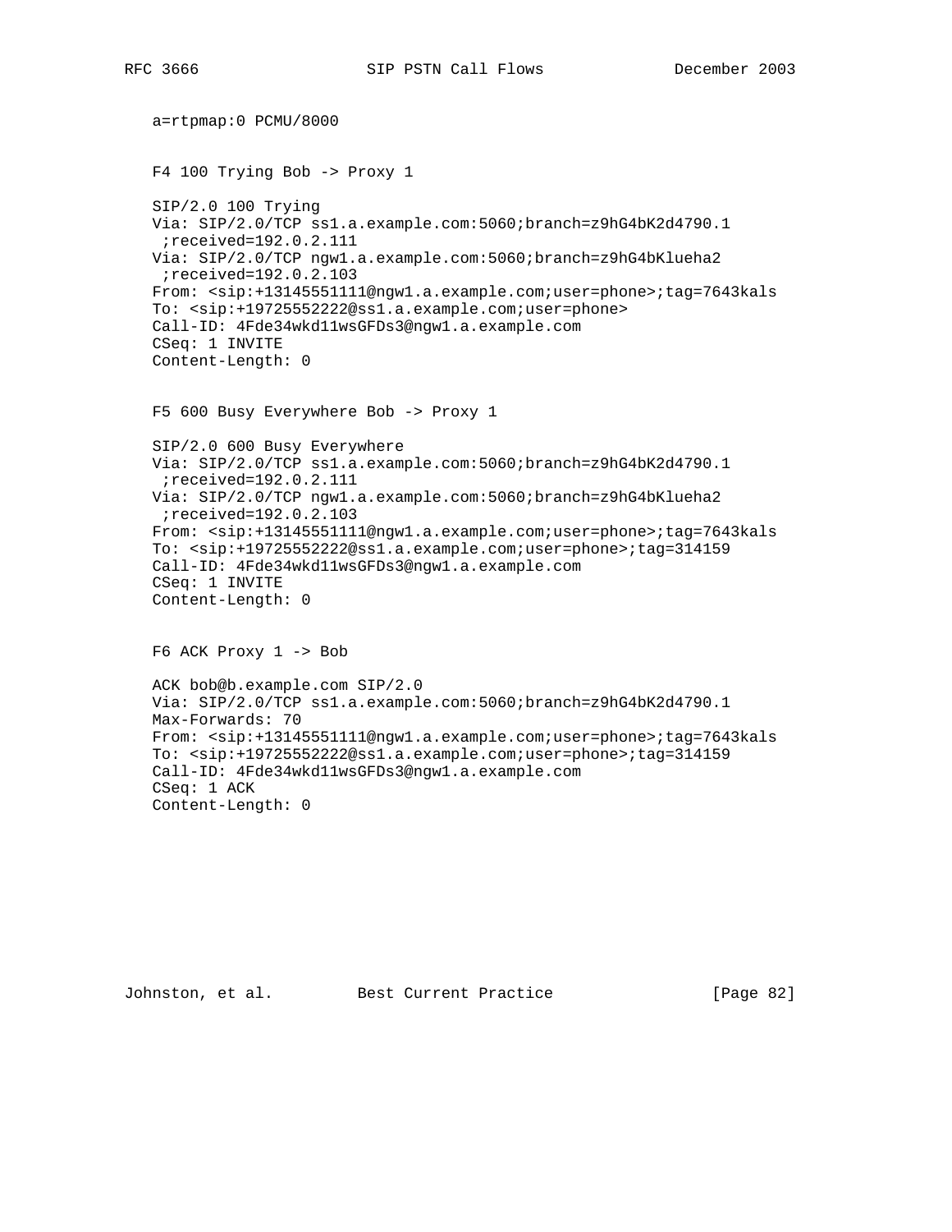```
a=rtpmap:0 PCMU/8000
```

F4 100 Trying Bob -> Proxy 1

```
SIP/2.0 100 Trying
Via: SIP/2.0/TCP ss1.a.example.com:5060;branch=z9hG4bK2d4790.1
 ;received=192.0.2.111
Via: SIP/2.0/TCP ngw1.a.example.com:5060;branch=z9hG4bKlueha2
 ;received=192.0.2.103
From: <sip:+13145551111@ngw1.a.example.com;user=phone>;tag=7643kals
To: <sip:+19725552222@ss1.a.example.com;user=phone>
Call-ID: 4Fde34wkd11wsGFDs3@ngw1.a.example.com
CSeq: 1 INVITE
Content-Length: 0
```

F5 600 Busy Everywhere Bob -> Proxy 1

```
SIP/2.0 600 Busy Everywhere
Via: SIP/2.0/TCP ss1.a.example.com:5060;branch=z9hG4bK2d4790.1
 ;received=192.0.2.111
Via: SIP/2.0/TCP ngw1.a.example.com:5060;branch=z9hG4bKlueha2
 ;received=192.0.2.103
From: <sip:+13145551111@ngw1.a.example.com;user=phone>;tag=7643kals
To: <sip:+19725552222@ss1.a.example.com;user=phone>;tag=314159
Call-ID: 4Fde34wkd11wsGFDs3@ngw1.a.example.com
CSeq: 1 INVITE
Content-Length: 0
```

F6 ACK Proxy 1 -> Bob

```
ACK bob@b.example.com SIP/2.0
Via: SIP/2.0/TCP ss1.a.example.com:5060;branch=z9hG4bK2d4790.1
Max-Forwards: 70
From: <sip:+13145551111@ngw1.a.example.com;user=phone>;tag=7643kals
To: <sip:+19725552222@ss1.a.example.com;user=phone>;tag=314159
Call-ID: 4Fde34wkd11wsGFDs3@ngw1.a.example.com
CSeq: 1 ACK
Content-Length: 0
```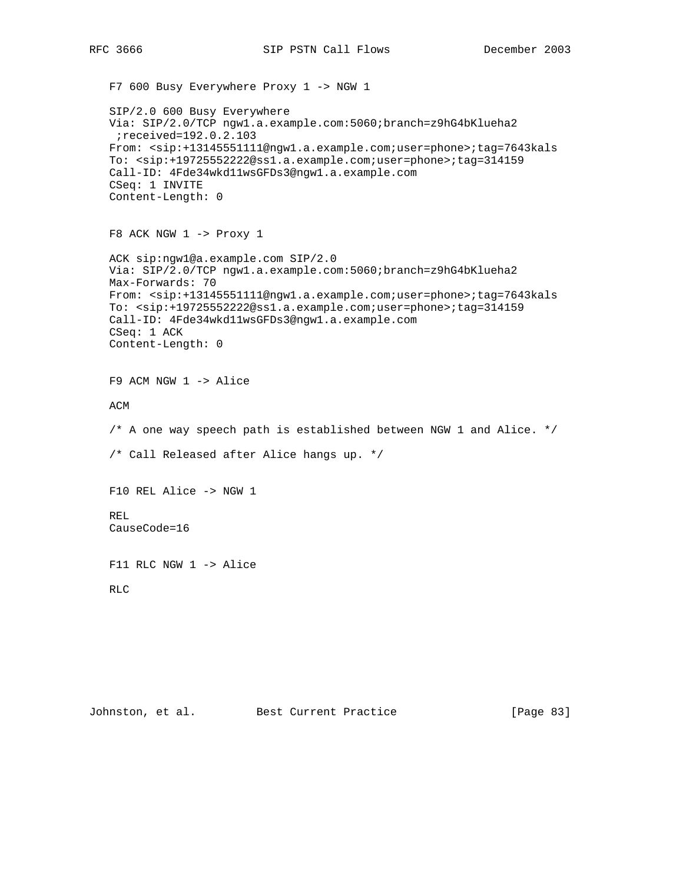F7 600 Busy Everywhere Proxy 1 -> NGW 1

```
SIP/2.0 600 Busy Everywhere
Via: SIP/2.0/TCP ngw1.a.example.com:5060;branch=z9hG4bKlueha2
 ;received=192.0.2.103
From: <sip:+13145551111@ngw1.a.example.com;user=phone>;tag=7643kals
To: <sip:+19725552222@ss1.a.example.com;user=phone>;tag=314159
Call-ID: 4Fde34wkd11wsGFDs3@ngw1.a.example.com
CSeq: 1 INVITE
Content-Length: 0
```

F8 ACK NGW 1 -> Proxy 1

```
ACK sip:ngw1@a.example.com SIP/2.0
Via: SIP/2.0/TCP ngw1.a.example.com:5060;branch=z9hG4bKlueha2
Max-Forwards: 70
From: <sip:+13145551111@ngw1.a.example.com;user=phone>;tag=7643kals
To: <sip:+19725552222@ss1.a.example.com;user=phone>;tag=314159
Call-ID: 4Fde34wkd11wsGFDs3@ngw1.a.example.com
CSeq: 1 ACK
Content-Length: 0
```

F9 ACM NGW 1 -> Alice

```
ACM
```

/* A one way speech path is established between NGW 1 and Alice. */

/* Call Released after Alice hangs up. */

F10 REL Alice -> NGW 1

```
REL
CauseCode=16
```

F11 RLC NGW 1 -> Alice

```
RLC
```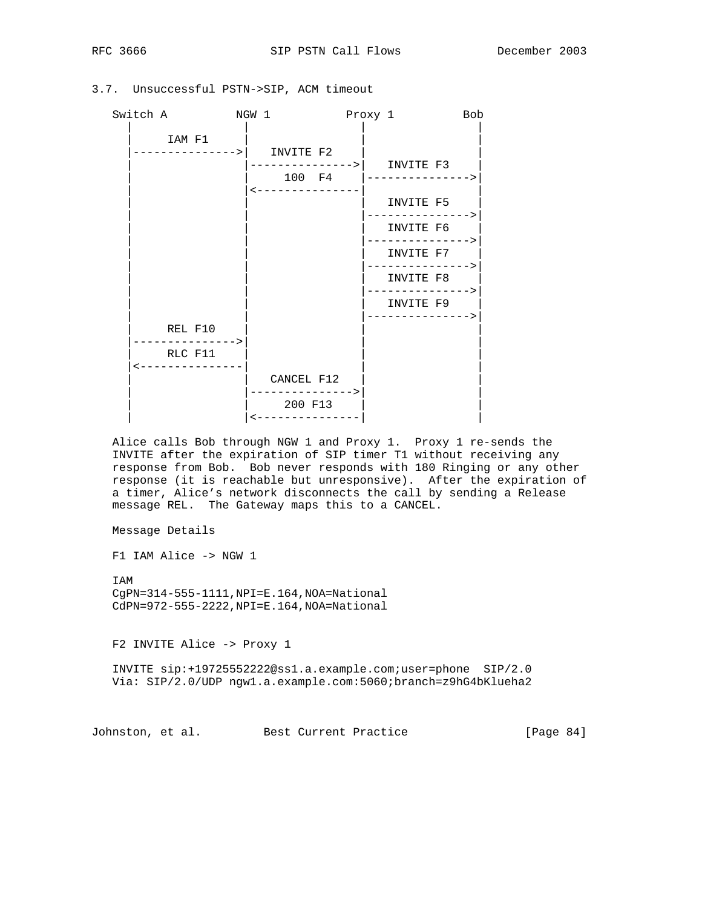### 3.7. Unsuccessful PSTN->SIP, ACM timeout

```
   Switch A          NGW 1           Proxy 1          Bob
      |                |                |                |
      |     IAM F1     |                |                |
      |--------------->|   INVITE F2    |                |
      |                |--------------->|   INVITE F3    |
      |                |     100  F4    |--------------->|
      |                |<---------------|                |
      |                |                |   INVITE F5    |
      |                |                |--------------->|
      |                |                |   INVITE F6    |
      |                |                |--------------->|
      |                |                |   INVITE F7    |
      |                |                |--------------->|
      |                |                |   INVITE F8    |
      |                |                |--------------->|
      |                |                |   INVITE F9    |
      |                |                |--------------->|
      |     REL F10    |                |                |
      |--------------->|                |                |
      |     RLC F11    |                |                |
      |<---------------|                |                |
      |                |   CANCEL F12   |                |
      |                |--------------->|                |
      |                |     200 F13    |                |
      |                |<---------------|                |
```

Alice calls Bob through NGW 1 and Proxy 1. Proxy 1 re-sends the INVITE after the expiration of SIP timer T1 without receiving any response from Bob. Bob never responds with 180 Ringing or any other response (it is reachable but unresponsive). After the expiration of a timer, Alice's network disconnects the call by sending a Release message REL. The Gateway maps this to a CANCEL.

Message Details

F1 IAM Alice -> NGW 1

```
IAM
CgPN=314-555-1111,NPI=E.164,NOA=National
CdPN=972-555-2222,NPI=E.164,NOA=National
```

F2 INVITE Alice -> Proxy 1

```
INVITE sip:+19725552222@ss1.a.example.com;user=phone  SIP/2.0
Via: SIP/2.0/UDP ngw1.a.example.com:5060;branch=z9hG4bKlueha2
```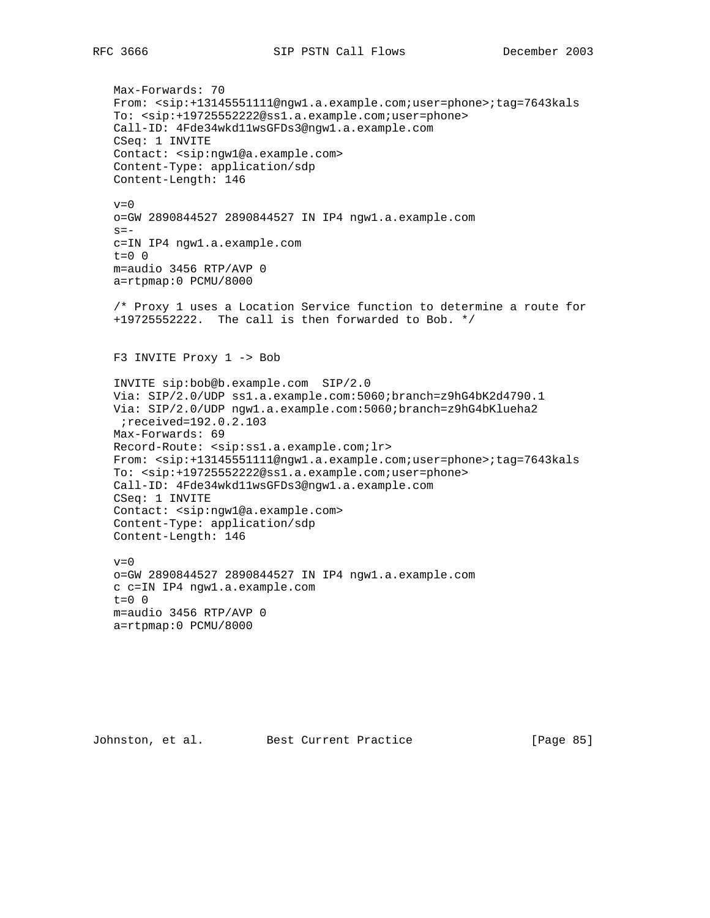```
Max-Forwards: 70
From: <sip:+13145551111@ngw1.a.example.com;user=phone>;tag=7643kals
To: <sip:+19725552222@ss1.a.example.com;user=phone>
Call-ID: 4Fde34wkd11wsGFDs3@ngw1.a.example.com
CSeq: 1 INVITE
Contact: <sip:ngw1@a.example.com>
Content-Type: application/sdp
Content-Length: 146

v=0
o=GW 2890844527 2890844527 IN IP4 ngw1.a.example.com
s=-
c=IN IP4 ngw1.a.example.com
t=0 0
m=audio 3456 RTP/AVP 0
a=rtpmap:0 PCMU/8000
```

/* Proxy 1 uses a Location Service function to determine a route for +19725552222. The call is then forwarded to Bob. */

F3 INVITE Proxy 1 -> Bob

```
INVITE sip:bob@b.example.com  SIP/2.0
Via: SIP/2.0/UDP ss1.a.example.com:5060;branch=z9hG4bK2d4790.1
Via: SIP/2.0/UDP ngw1.a.example.com:5060;branch=z9hG4bKlueha2
 ;received=192.0.2.103
Max-Forwards: 69
Record-Route: <sip:ss1.a.example.com;lr>
From: <sip:+13145551111@ngw1.a.example.com;user=phone>;tag=7643kals
To: <sip:+19725552222@ss1.a.example.com;user=phone>
Call-ID: 4Fde34wkd11wsGFDs3@ngw1.a.example.com
CSeq: 1 INVITE
Contact: <sip:ngw1@a.example.com>
Content-Type: application/sdp
Content-Length: 146

v=0
o=GW 2890844527 2890844527 IN IP4 ngw1.a.example.com
c c=IN IP4 ngw1.a.example.com
t=0 0
m=audio 3456 RTP/AVP 0
a=rtpmap:0 PCMU/8000
```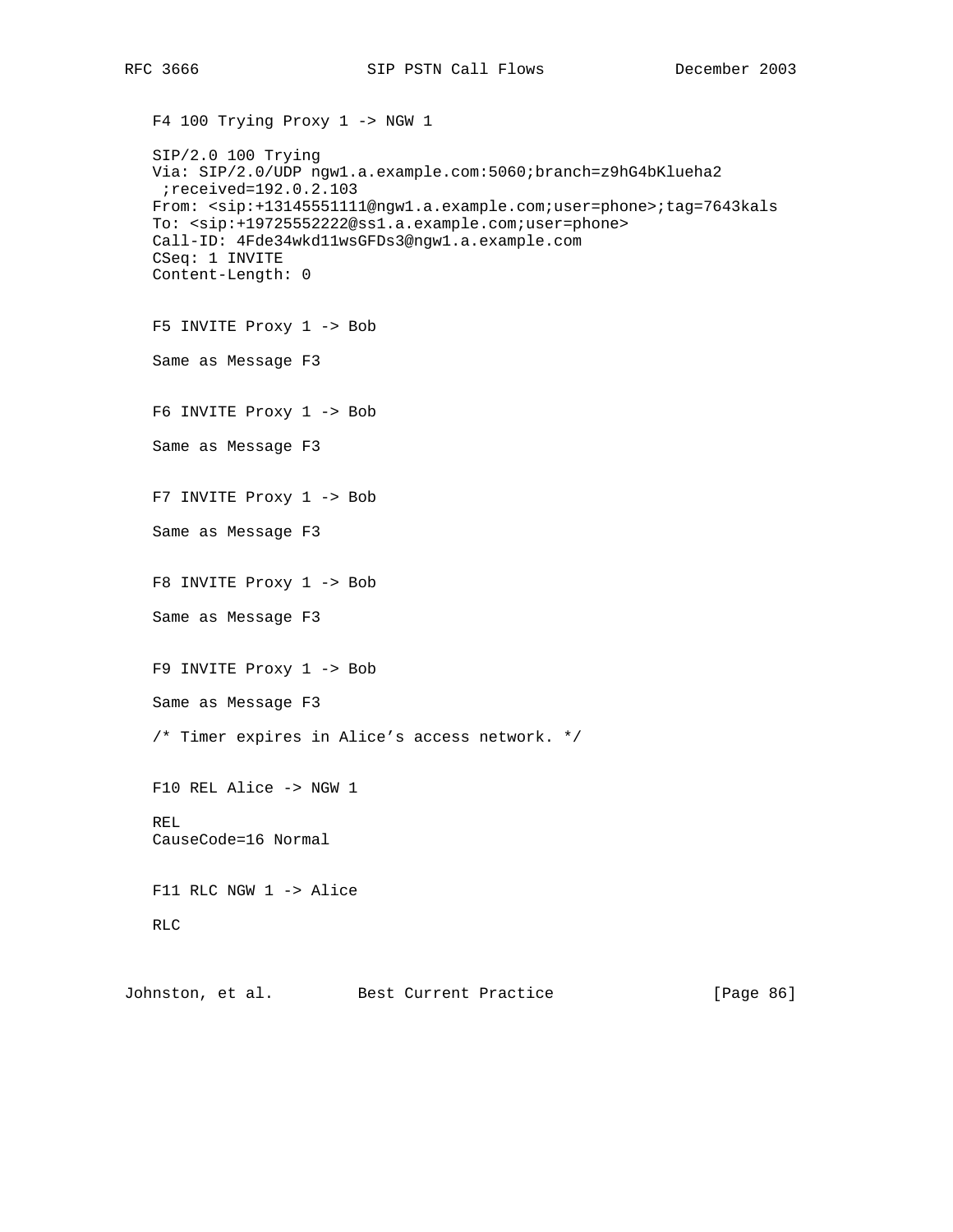F4 100 Trying Proxy 1 -> NGW 1

```
SIP/2.0 100 Trying
Via: SIP/2.0/UDP ngw1.a.example.com:5060;branch=z9hG4bKlueha2
 ;received=192.0.2.103
From: <sip:+13145551111@ngw1.a.example.com;user=phone>;tag=7643kals
To: <sip:+19725552222@ss1.a.example.com;user=phone>
Call-ID: 4Fde34wkd11wsGFDs3@ngw1.a.example.com
CSeq: 1 INVITE
Content-Length: 0
```

F5 INVITE Proxy 1 -> Bob

Same as Message F3

F6 INVITE Proxy 1 -> Bob

Same as Message F3

F7 INVITE Proxy 1 -> Bob

Same as Message F3

F8 INVITE Proxy 1 -> Bob

Same as Message F3

F9 INVITE Proxy 1 -> Bob

Same as Message F3

/* Timer expires in Alice’s access network. */

F10 REL Alice -> NGW 1

```
REL
CauseCode=16 Normal
```

F11 RLC NGW 1 -> Alice

```
RLC
```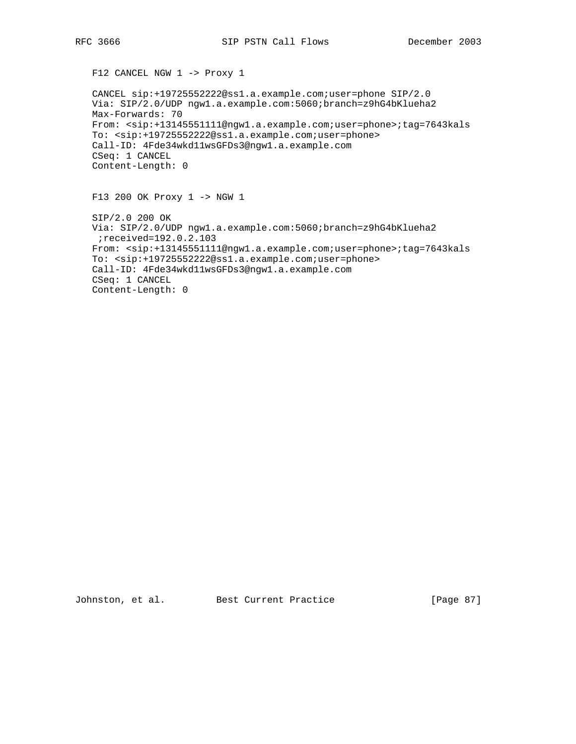F12 CANCEL NGW 1 -> Proxy 1

```
CANCEL sip:+19725552222@ss1.a.example.com;user=phone SIP/2.0
Via: SIP/2.0/UDP ngw1.a.example.com:5060;branch=z9hG4bKlueha2
Max-Forwards: 70
From: <sip:+13145551111@ngw1.a.example.com;user=phone>;tag=7643kals
To: <sip:+19725552222@ss1.a.example.com;user=phone>
Call-ID: 4Fde34wkd11wsGFDs3@ngw1.a.example.com
CSeq: 1 CANCEL
Content-Length: 0
```

F13 200 OK Proxy 1 -> NGW 1

```
SIP/2.0 200 OK
Via: SIP/2.0/UDP ngw1.a.example.com:5060;branch=z9hG4bKlueha2
 ;received=192.0.2.103
From: <sip:+13145551111@ngw1.a.example.com;user=phone>;tag=7643kals
To: <sip:+19725552222@ss1.a.example.com;user=phone>
Call-ID: 4Fde34wkd11wsGFDs3@ngw1.a.example.com
CSeq: 1 CANCEL
Content-Length: 0
```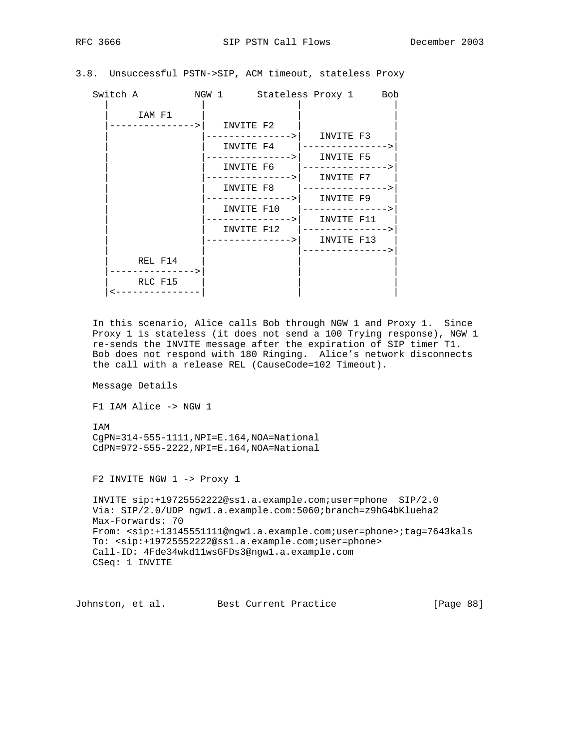### 3.8. Unsuccessful PSTN->SIP, ACM timeout, stateless Proxy

```
   Switch A          NGW 1      Stateless Proxy 1     Bob
      |                |                |               |
      |     IAM F1     |                |               |
      |--------------->|   INVITE F2    |               |
      |                |--------------->|   INVITE F3   |
      |                |   INVITE F4    |-------------->|
      |                |--------------->|   INVITE F5   |
      |                |   INVITE F6    |-------------->|
      |                |--------------->|   INVITE F7   |
      |                |   INVITE F8    |-------------->|
      |                |--------------->|   INVITE F9   |
      |                |   INVITE F10   |-------------->|
      |                |--------------->|   INVITE F11  |
      |                |   INVITE F12   |-------------->|
      |                |--------------->|   INVITE F13  |
      |                |                |-------------->|
      |     REL F14    |                |               |
      |--------------->|                |               |
      |     RLC F15    |                |               |
      |<---------------|                |               |
```

In this scenario, Alice calls Bob through NGW 1 and Proxy 1. Since Proxy 1 is stateless (it does not send a 100 Trying response), NGW 1 re-sends the INVITE message after the expiration of SIP timer T1. Bob does not respond with 180 Ringing. Alice's network disconnects the call with a release REL (CauseCode=102 Timeout).

Message Details

F1 IAM Alice -> NGW 1

```
IAM
CgPN=314-555-1111,NPI=E.164,NOA=National
CdPN=972-555-2222,NPI=E.164,NOA=National
```

F2 INVITE NGW 1 -> Proxy 1

```
INVITE sip:+19725552222@ss1.a.example.com;user=phone  SIP/2.0
Via: SIP/2.0/UDP ngw1.a.example.com:5060;branch=z9hG4bKlueha2
Max-Forwards: 70
From: <sip:+13145551111@ngw1.a.example.com;user=phone>;tag=7643kals
To: <sip:+19725552222@ss1.a.example.com;user=phone>
Call-ID: 4Fde34wkd11wsGFDs3@ngw1.a.example.com
CSeq: 1 INVITE
```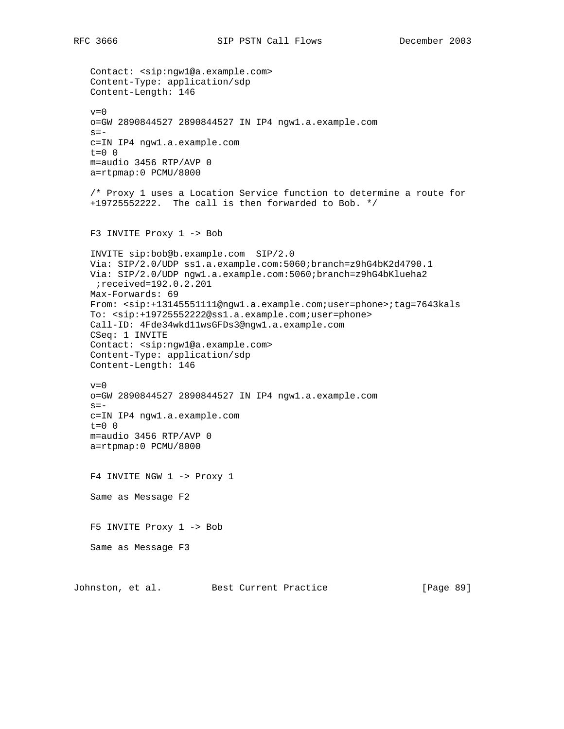```
Contact: <sip:ngw1@a.example.com>
Content-Type: application/sdp
Content-Length: 146

v=0
o=GW 2890844527 2890844527 IN IP4 ngw1.a.example.com
s=-
c=IN IP4 ngw1.a.example.com
t=0 0
m=audio 3456 RTP/AVP 0
a=rtpmap:0 PCMU/8000
```

/* Proxy 1 uses a Location Service function to determine a route for +19725552222. The call is then forwarded to Bob. */

F3 INVITE Proxy 1 -> Bob

```
INVITE sip:bob@b.example.com  SIP/2.0
Via: SIP/2.0/UDP ss1.a.example.com:5060;branch=z9hG4bK2d4790.1
Via: SIP/2.0/UDP ngw1.a.example.com:5060;branch=z9hG4bKlueha2
 ;received=192.0.2.201
Max-Forwards: 69
From: <sip:+13145551111@ngw1.a.example.com;user=phone>;tag=7643kals
To: <sip:+19725552222@ss1.a.example.com;user=phone>
Call-ID: 4Fde34wkd11wsGFDs3@ngw1.a.example.com
CSeq: 1 INVITE
Contact: <sip:ngw1@a.example.com>
Content-Type: application/sdp
Content-Length: 146

v=0
o=GW 2890844527 2890844527 IN IP4 ngw1.a.example.com
s=-
c=IN IP4 ngw1.a.example.com
t=0 0
m=audio 3456 RTP/AVP 0
a=rtpmap:0 PCMU/8000
```

F4 INVITE NGW 1 -> Proxy 1

Same as Message F2

F5 INVITE Proxy 1 -> Bob

Same as Message F3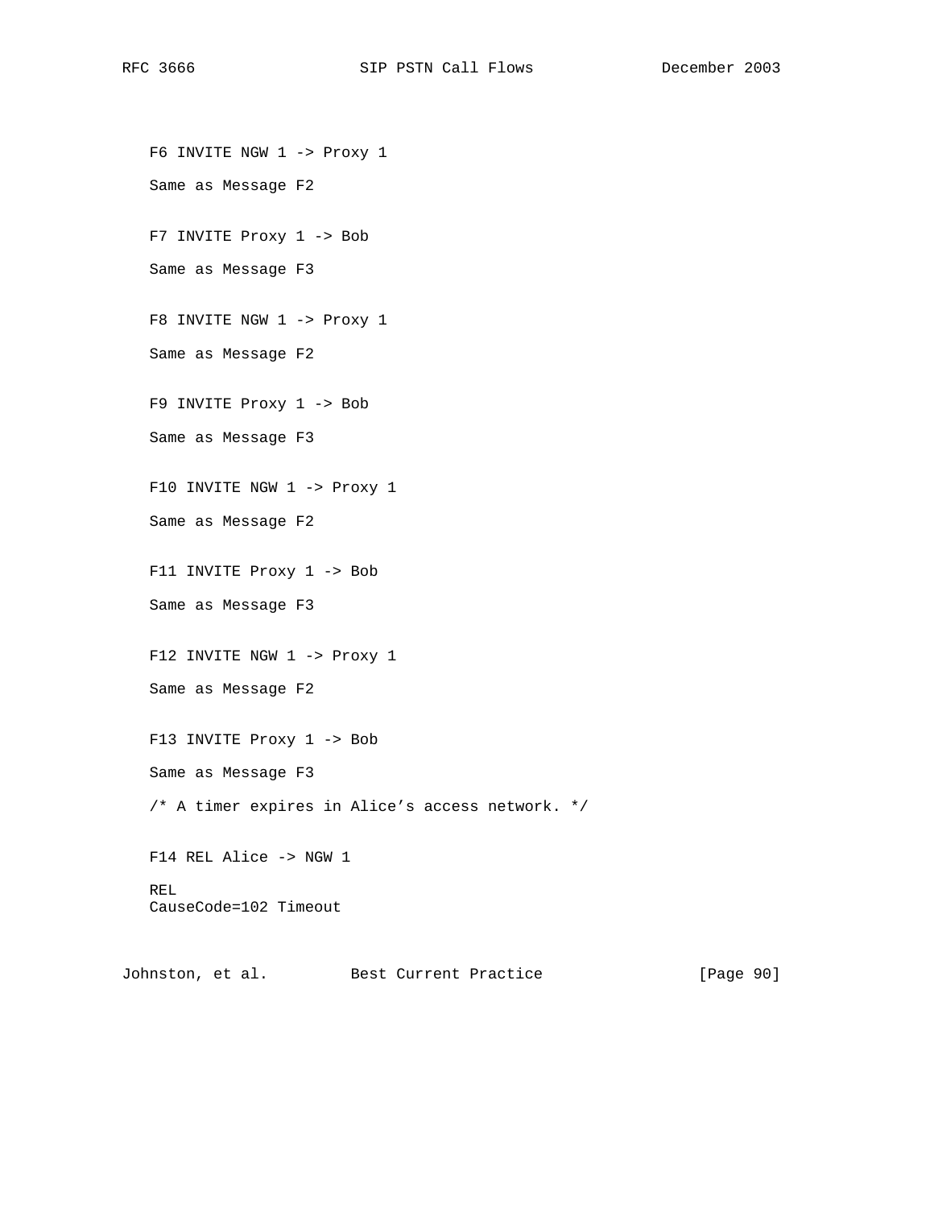F6 INVITE NGW 1 -> Proxy 1

Same as Message F2

F7 INVITE Proxy 1 -> Bob

Same as Message F3

F8 INVITE NGW 1 -> Proxy 1

Same as Message F2

F9 INVITE Proxy 1 -> Bob

Same as Message F3

F10 INVITE NGW 1 -> Proxy 1

Same as Message F2

F11 INVITE Proxy 1 -> Bob

Same as Message F3

F12 INVITE NGW 1 -> Proxy 1

Same as Message F2

F13 INVITE Proxy 1 -> Bob

Same as Message F3

/* A timer expires in Alice's access network. */

F14 REL Alice -> NGW 1

```
REL
CauseCode=102 Timeout
```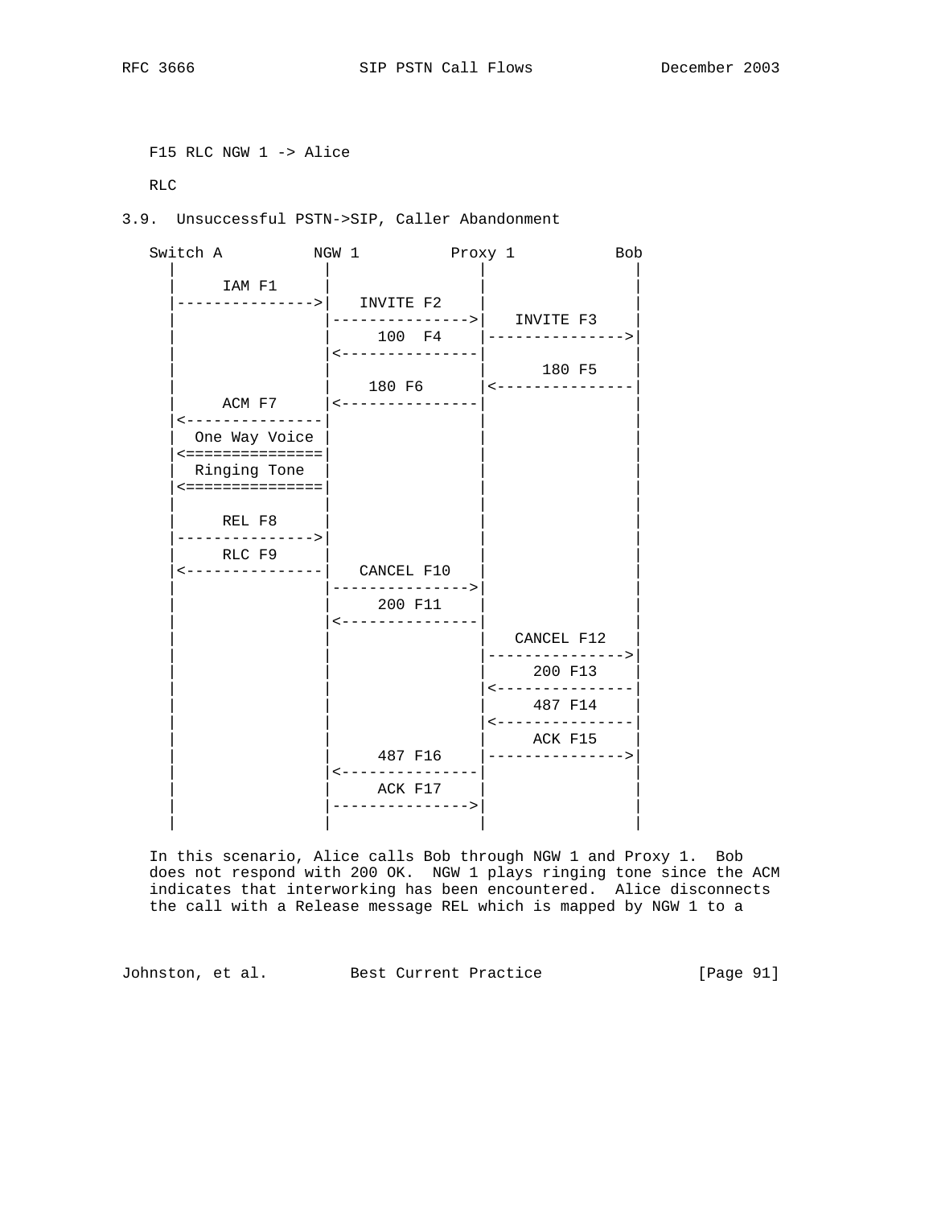F15 RLC NGW 1 -> Alice

RLC

## 3.9. Unsuccessful PSTN->SIP, Caller Abandonment

```
   Switch A          NGW 1          Proxy 1           Bob
      |                |               |               |
      |     IAM F1     |               |               |
      |--------------->|   INVITE F2   |               |
      |                |-------------->|   INVITE F3   |
      |                |     100  F4   |-------------->|
      |                |<--------------|               |
      |                |               |     180 F5    |
      |                |    180 F6     |<--------------|
      |     ACM F7     |<--------------|               |
      |<---------------|               |               |
      | One Way Voice  |               |               |
      |<===============|               |               |
      |  Ringing Tone  |               |               |
      |<===============|               |               |
      |                |               |               |
      |     REL F8     |               |               |
      |--------------->|               |               |
      |     RLC F9     |               |               |
      |<---------------|   CANCEL F10  |               |
      |                |-------------->|               |
      |                |     200 F11   |               |
      |                |<--------------|               |
      |                |               |  CANCEL F12   |
      |                |               |-------------->|
      |                |               |    200 F13    |
      |                |               |<--------------|
      |                |               |    487 F14    |
      |                |               |<--------------|
      |                |               |    ACK F15    |
      |                |    487 F16    |-------------->|
      |                |<--------------|               |
      |                |    ACK F17    |               |
      |                |-------------->|               |
      |                |               |               |
```

In this scenario, Alice calls Bob through NGW 1 and Proxy 1. Bob does not respond with 200 OK. NGW 1 plays ringing tone since the ACM indicates that interworking has been encountered. Alice disconnects the call with a Release message REL which is mapped by NGW 1 to a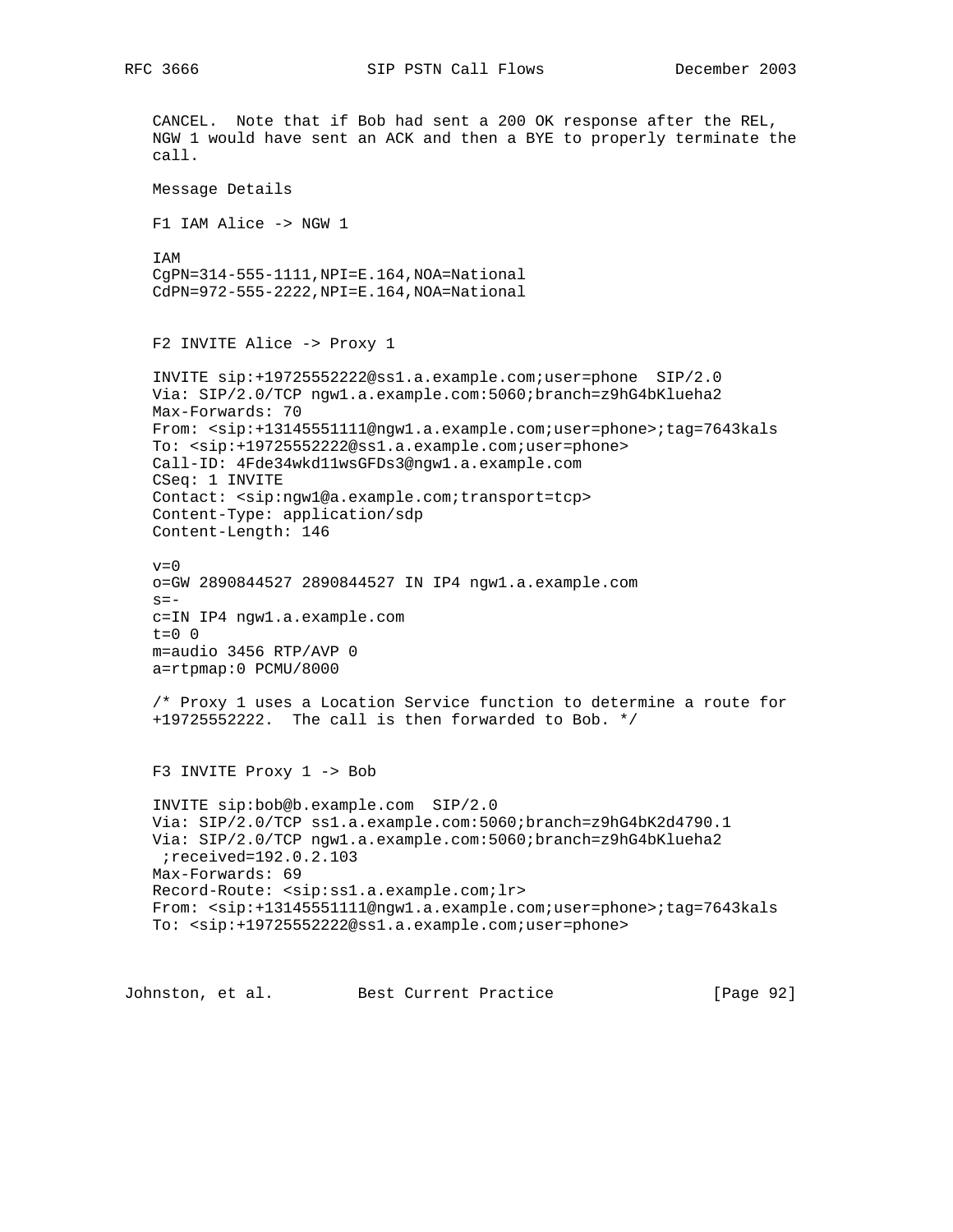CANCEL. Note that if Bob had sent a 200 OK response after the REL, NGW 1 would have sent an ACK and then a BYE to properly terminate the call.

Message Details

F1 IAM Alice -> NGW 1

```
IAM
CgPN=314-555-1111,NPI=E.164,NOA=National
CdPN=972-555-2222,NPI=E.164,NOA=National
```

F2 INVITE Alice -> Proxy 1

```
INVITE sip:+19725552222@ss1.a.example.com;user=phone  SIP/2.0
Via: SIP/2.0/TCP ngw1.a.example.com:5060;branch=z9hG4bKlueha2
Max-Forwards: 70
From: <sip:+13145551111@ngw1.a.example.com;user=phone>;tag=7643kals
To: <sip:+19725552222@ss1.a.example.com;user=phone>
Call-ID: 4Fde34wkd11wsGFDs3@ngw1.a.example.com
CSeq: 1 INVITE
Contact: <sip:ngw1@a.example.com;transport=tcp>
Content-Type: application/sdp
Content-Length: 146

v=0
o=GW 2890844527 2890844527 IN IP4 ngw1.a.example.com
s=-
c=IN IP4 ngw1.a.example.com
t=0 0
m=audio 3456 RTP/AVP 0
a=rtpmap:0 PCMU/8000

/* Proxy 1 uses a Location Service function to determine a route for
+19725552222.  The call is then forwarded to Bob. */
```

F3 INVITE Proxy 1 -> Bob

```
INVITE sip:bob@b.example.com  SIP/2.0
Via: SIP/2.0/TCP ss1.a.example.com:5060;branch=z9hG4bK2d4790.1
Via: SIP/2.0/TCP ngw1.a.example.com:5060;branch=z9hG4bKlueha2
 ;received=192.0.2.103
Max-Forwards: 69
Record-Route: <sip:ss1.a.example.com;lr>
From: <sip:+13145551111@ngw1.a.example.com;user=phone>;tag=7643kals
To: <sip:+19725552222@ss1.a.example.com;user=phone>
```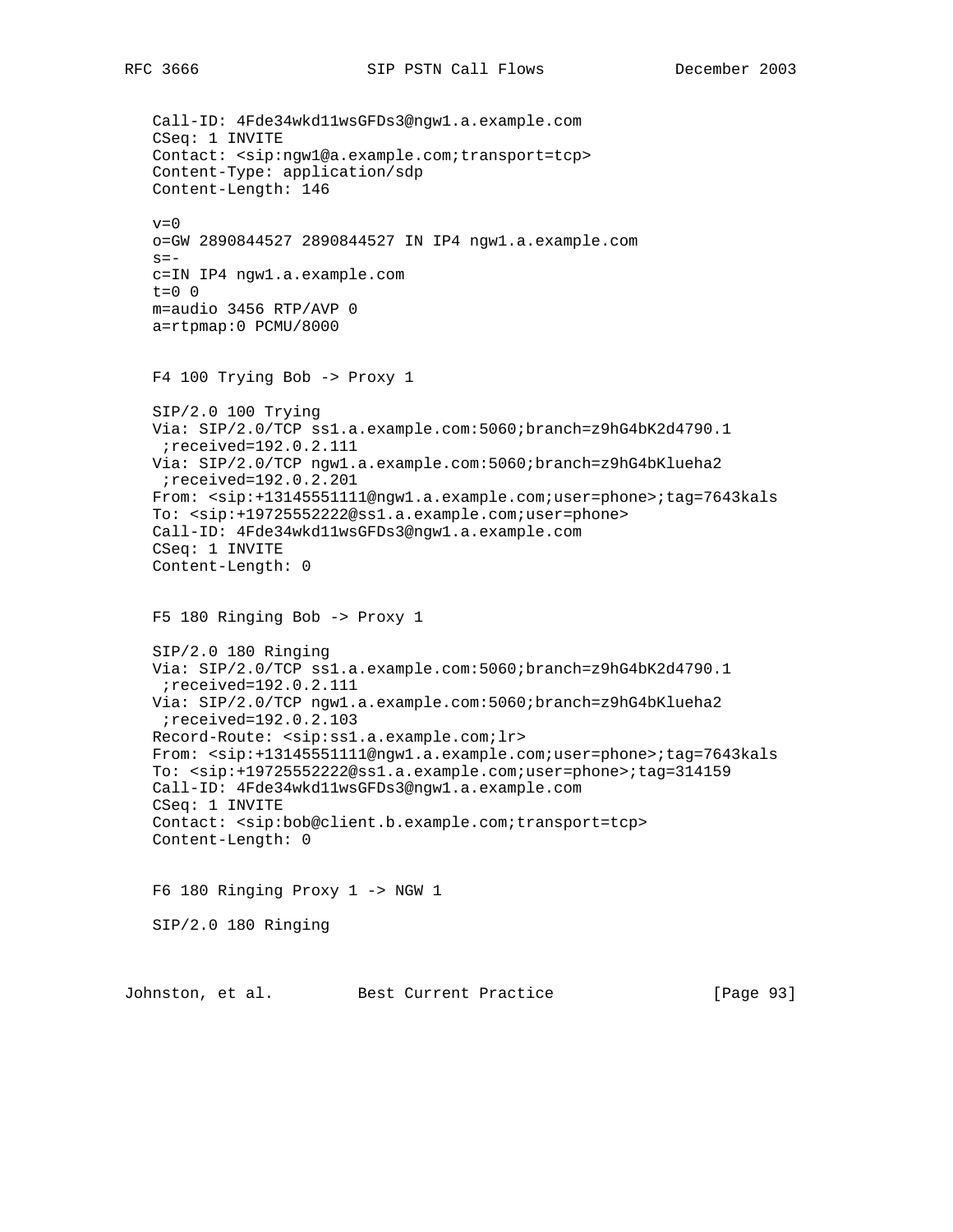```
Call-ID: 4Fde34wkd11wsGFDs3@ngw1.a.example.com
CSeq: 1 INVITE
Contact: <sip:ngw1@a.example.com;transport=tcp>
Content-Type: application/sdp
Content-Length: 146

v=0
o=GW 2890844527 2890844527 IN IP4 ngw1.a.example.com
s=-
c=IN IP4 ngw1.a.example.com
t=0 0
m=audio 3456 RTP/AVP 0
a=rtpmap:0 PCMU/8000
```

F4 100 Trying Bob -> Proxy 1

```
SIP/2.0 100 Trying
Via: SIP/2.0/TCP ss1.a.example.com:5060;branch=z9hG4bK2d4790.1
 ;received=192.0.2.111
Via: SIP/2.0/TCP ngw1.a.example.com:5060;branch=z9hG4bKlueha2
 ;received=192.0.2.201
From: <sip:+13145551111@ngw1.a.example.com;user=phone>;tag=7643kals
To: <sip:+19725552222@ss1.a.example.com;user=phone>
Call-ID: 4Fde34wkd11wsGFDs3@ngw1.a.example.com
CSeq: 1 INVITE
Content-Length: 0
```

F5 180 Ringing Bob -> Proxy 1

```
SIP/2.0 180 Ringing
Via: SIP/2.0/TCP ss1.a.example.com:5060;branch=z9hG4bK2d4790.1
 ;received=192.0.2.111
Via: SIP/2.0/TCP ngw1.a.example.com:5060;branch=z9hG4bKlueha2
 ;received=192.0.2.103
Record-Route: <sip:ss1.a.example.com;lr>
From: <sip:+13145551111@ngw1.a.example.com;user=phone>;tag=7643kals
To: <sip:+19725552222@ss1.a.example.com;user=phone>;tag=314159
Call-ID: 4Fde34wkd11wsGFDs3@ngw1.a.example.com
CSeq: 1 INVITE
Contact: <sip:bob@client.b.example.com;transport=tcp>
Content-Length: 0
```

F6 180 Ringing Proxy 1 -> NGW 1

```
SIP/2.0 180 Ringing
```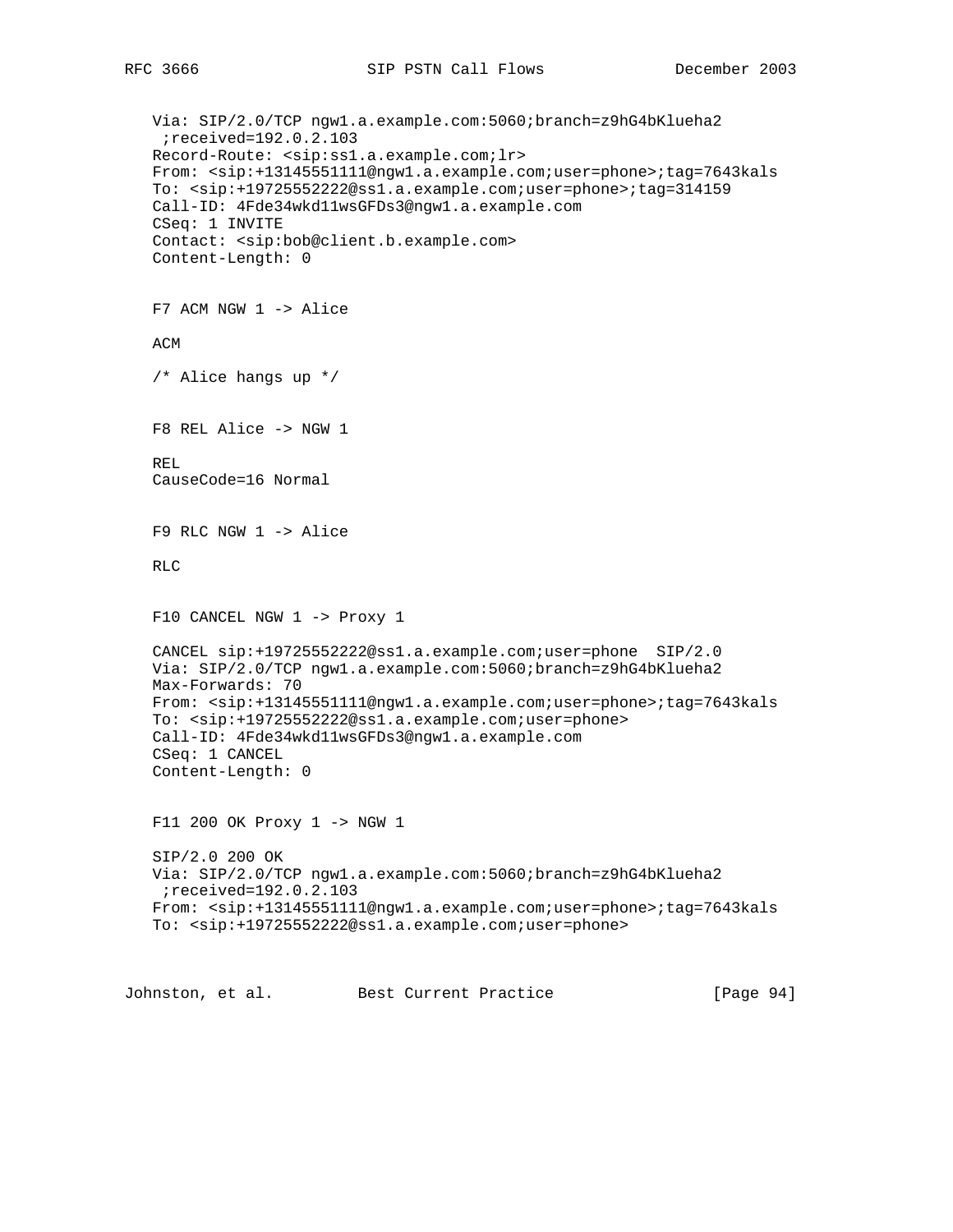```
Via: SIP/2.0/TCP ngw1.a.example.com:5060;branch=z9hG4bKlueha2
 ;received=192.0.2.103
Record-Route: <sip:ss1.a.example.com;lr>
From: <sip:+13145551111@ngw1.a.example.com;user=phone>;tag=7643kals
To: <sip:+19725552222@ss1.a.example.com;user=phone>;tag=314159
Call-ID: 4Fde34wkd11wsGFDs3@ngw1.a.example.com
CSeq: 1 INVITE
Contact: <sip:bob@client.b.example.com>
Content-Length: 0
```

F7 ACM NGW 1 -> Alice

```
ACM
```

/* Alice hangs up */

F8 REL Alice -> NGW 1

```
REL
CauseCode=16 Normal
```

F9 RLC NGW 1 -> Alice

```
RLC
```

F10 CANCEL NGW 1 -> Proxy 1

```
CANCEL sip:+19725552222@ss1.a.example.com;user=phone  SIP/2.0
Via: SIP/2.0/TCP ngw1.a.example.com:5060;branch=z9hG4bKlueha2
Max-Forwards: 70
From: <sip:+13145551111@ngw1.a.example.com;user=phone>;tag=7643kals
To: <sip:+19725552222@ss1.a.example.com;user=phone>
Call-ID: 4Fde34wkd11wsGFDs3@ngw1.a.example.com
CSeq: 1 CANCEL
Content-Length: 0
```

F11 200 OK Proxy 1 -> NGW 1

```
SIP/2.0 200 OK
Via: SIP/2.0/TCP ngw1.a.example.com:5060;branch=z9hG4bKlueha2
 ;received=192.0.2.103
From: <sip:+13145551111@ngw1.a.example.com;user=phone>;tag=7643kals
To: <sip:+19725552222@ss1.a.example.com;user=phone>
```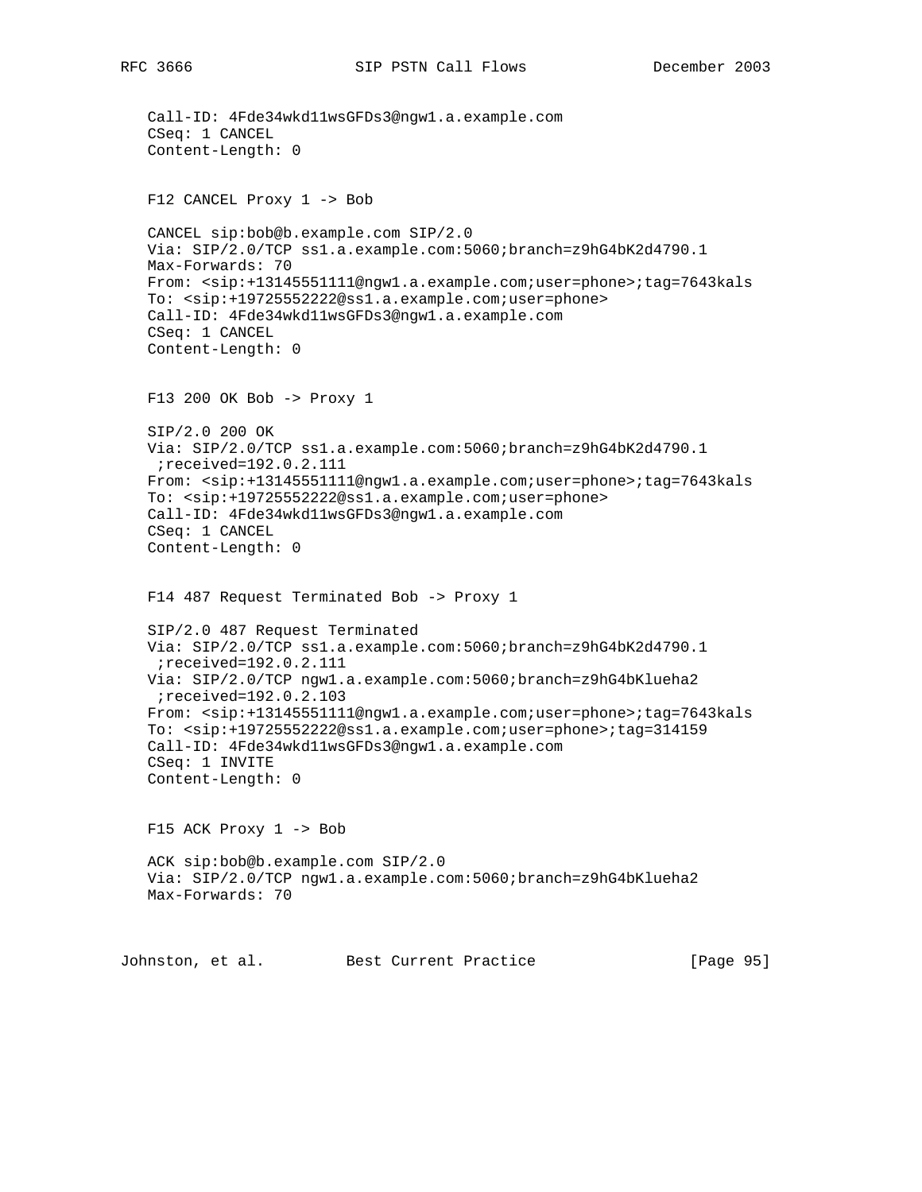```
   Call-ID: 4Fde34wkd11wsGFDs3@ngw1.a.example.com
   CSeq: 1 CANCEL
   Content-Length: 0
```

F12 CANCEL Proxy 1 -> Bob

```
   CANCEL sip:bob@b.example.com SIP/2.0
   Via: SIP/2.0/TCP ss1.a.example.com:5060;branch=z9hG4bK2d4790.1
   Max-Forwards: 70
   From: <sip:+13145551111@ngw1.a.example.com;user=phone>;tag=7643kals
   To: <sip:+19725552222@ss1.a.example.com;user=phone>
   Call-ID: 4Fde34wkd11wsGFDs3@ngw1.a.example.com
   CSeq: 1 CANCEL
   Content-Length: 0
```

F13 200 OK Bob -> Proxy 1

```
   SIP/2.0 200 OK
   Via: SIP/2.0/TCP ss1.a.example.com:5060;branch=z9hG4bK2d4790.1
    ;received=192.0.2.111
   From: <sip:+13145551111@ngw1.a.example.com;user=phone>;tag=7643kals
   To: <sip:+19725552222@ss1.a.example.com;user=phone>
   Call-ID: 4Fde34wkd11wsGFDs3@ngw1.a.example.com
   CSeq: 1 CANCEL
   Content-Length: 0
```

F14 487 Request Terminated Bob -> Proxy 1

```
   SIP/2.0 487 Request Terminated
   Via: SIP/2.0/TCP ss1.a.example.com:5060;branch=z9hG4bK2d4790.1
    ;received=192.0.2.111
   Via: SIP/2.0/TCP ngw1.a.example.com:5060;branch=z9hG4bKlueha2
    ;received=192.0.2.103
   From: <sip:+13145551111@ngw1.a.example.com;user=phone>;tag=7643kals
   To: <sip:+19725552222@ss1.a.example.com;user=phone>;tag=314159
   Call-ID: 4Fde34wkd11wsGFDs3@ngw1.a.example.com
   CSeq: 1 INVITE
   Content-Length: 0
```

F15 ACK Proxy 1 -> Bob

```
   ACK sip:bob@b.example.com SIP/2.0
   Via: SIP/2.0/TCP ngw1.a.example.com:5060;branch=z9hG4bKlueha2
   Max-Forwards: 70
```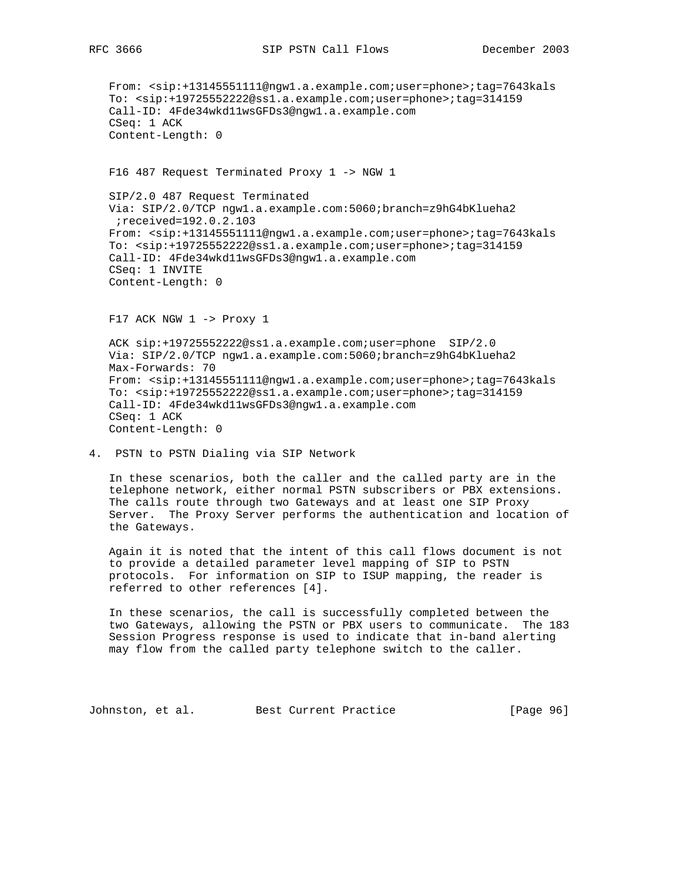```
From: <sip:+13145551111@ngw1.a.example.com;user=phone>;tag=7643kals
To: <sip:+19725552222@ss1.a.example.com;user=phone>;tag=314159
Call-ID: 4Fde34wkd11wsGFDs3@ngw1.a.example.com
CSeq: 1 ACK
Content-Length: 0
```

F16 487 Request Terminated Proxy 1 -> NGW 1

```
SIP/2.0 487 Request Terminated
Via: SIP/2.0/TCP ngw1.a.example.com:5060;branch=z9hG4bKlueha2
 ;received=192.0.2.103
From: <sip:+13145551111@ngw1.a.example.com;user=phone>;tag=7643kals
To: <sip:+19725552222@ss1.a.example.com;user=phone>;tag=314159
Call-ID: 4Fde34wkd11wsGFDs3@ngw1.a.example.com
CSeq: 1 INVITE
Content-Length: 0
```

F17 ACK NGW 1 -> Proxy 1

```
ACK sip:+19725552222@ss1.a.example.com;user=phone  SIP/2.0
Via: SIP/2.0/TCP ngw1.a.example.com:5060;branch=z9hG4bKlueha2
Max-Forwards: 70
From: <sip:+13145551111@ngw1.a.example.com;user=phone>;tag=7643kals
To: <sip:+19725552222@ss1.a.example.com;user=phone>;tag=314159
Call-ID: 4Fde34wkd11wsGFDs3@ngw1.a.example.com
CSeq: 1 ACK
Content-Length: 0
```

# 4. PSTN to PSTN Dialing via SIP Network

In these scenarios, both the caller and the called party are in the telephone network, either normal PSTN subscribers or PBX extensions. The calls route through two Gateways and at least one SIP Proxy Server. The Proxy Server performs the authentication and location of the Gateways.

Again it is noted that the intent of this call flows document is not to provide a detailed parameter level mapping of SIP to PSTN protocols. For information on SIP to ISUP mapping, the reader is referred to other references [4].

In these scenarios, the call is successfully completed between the two Gateways, allowing the PSTN or PBX users to communicate. The 183 Session Progress response is used to indicate that in-band alerting may flow from the called party telephone switch to the caller.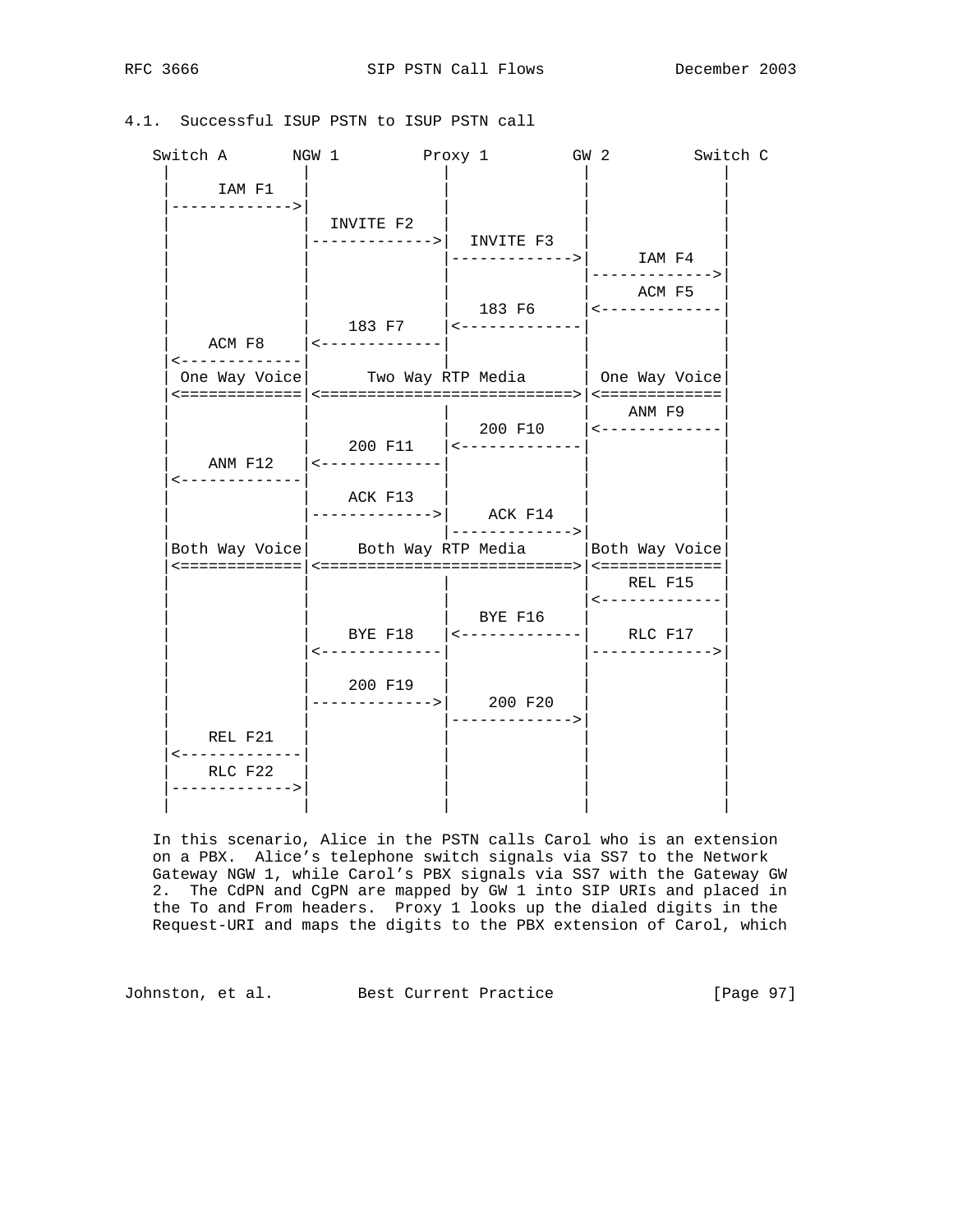### 4.1. Successful ISUP PSTN to ISUP PSTN call

```
   Switch A       NGW 1         Proxy 1         GW 2         Switch C
     |              |              |              |              |
     |     IAM F1   |              |              |              |
     |------------->|              |              |              |
     |              |  INVITE F2   |              |              |
     |              |------------->|  INVITE F3   |              |
     |              |              |------------->|     IAM F4   |
     |              |              |              |------------->|
     |              |              |              |     ACM F5   |
     |              |              |   183 F6     |<-------------|
     |              |    183 F7    |<-------------|              |
     |    ACM F8    |<-------------|              |              |
     |<-------------|              |              |              |
     | One Way Voice|      Two Way RTP Media      | One Way Voice|
     |<=============|<===========================>|<=============|
     |              |              |              |    ANM F9    |
     |              |              |   200 F10    |<-------------|
     |              |    200 F11   |<-------------|              |
     |    ANM F12   |<-------------|              |              |
     |<-------------|              |              |              |
     |              |    ACK F13   |              |              |
     |              |------------->|    ACK F14   |              |
     |              |              |------------->|              |
     |Both Way Voice|     Both Way RTP Media      |Both Way Voice|
     |<=============|<===========================>|<=============|
     |              |              |              |    REL F15   |
     |              |              |              |<-------------|
     |              |              |   BYE F16    |              |
     |              |    BYE F18   |<-------------|    RLC F17   |
     |              |<-------------|              |------------->|
     |              |              |              |              |
     |              |    200 F19   |              |              |
     |              |------------->|    200 F20   |              |
     |              |              |------------->|              |
     |    REL F21   |              |              |              |
     |<-------------|              |              |              |
     |    RLC F22   |              |              |              |
     |------------->|              |              |              |
     |              |              |              |              |
```

In this scenario, Alice in the PSTN calls Carol who is an extension on a PBX. Alice's telephone switch signals via SS7 to the Network Gateway NGW 1, while Carol's PBX signals via SS7 with the Gateway GW 2. The CdPN and CgPN are mapped by GW 1 into SIP URIs and placed in the To and From headers. Proxy 1 looks up the dialed digits in the Request-URI and maps the digits to the PBX extension of Carol, which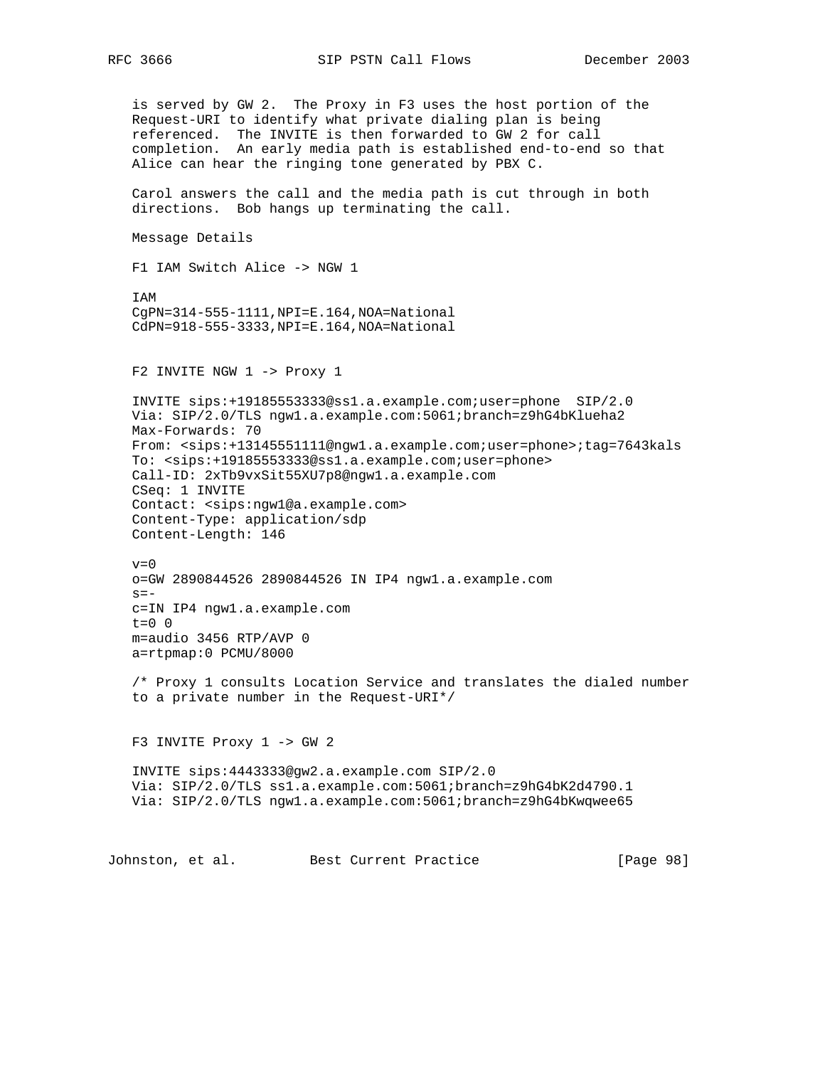is served by GW 2. The Proxy in F3 uses the host portion of the Request-URI to identify what private dialing plan is being referenced. The INVITE is then forwarded to GW 2 for call completion. An early media path is established end-to-end so that Alice can hear the ringing tone generated by PBX C.

Carol answers the call and the media path is cut through in both directions. Bob hangs up terminating the call.

Message Details

F1 IAM Switch Alice -> NGW 1

```
IAM
CgPN=314-555-1111,NPI=E.164,NOA=National
CdPN=918-555-3333,NPI=E.164,NOA=National
```

F2 INVITE NGW 1 -> Proxy 1

```
INVITE sips:+19185553333@ss1.a.example.com;user=phone  SIP/2.0
Via: SIP/2.0/TLS ngw1.a.example.com:5061;branch=z9hG4bKlueha2
Max-Forwards: 70
From: <sips:+13145551111@ngw1.a.example.com;user=phone>;tag=7643kals
To: <sips:+19185553333@ss1.a.example.com;user=phone>
Call-ID: 2xTb9vxSit55XU7p8@ngw1.a.example.com
CSeq: 1 INVITE
Contact: <sips:ngw1@a.example.com>
Content-Type: application/sdp
Content-Length: 146

v=0
o=GW 2890844526 2890844526 IN IP4 ngw1.a.example.com
s=-
c=IN IP4 ngw1.a.example.com
t=0 0
m=audio 3456 RTP/AVP 0
a=rtpmap:0 PCMU/8000
```

/* Proxy 1 consults Location Service and translates the dialed number to a private number in the Request-URI*/

F3 INVITE Proxy 1 -> GW 2

```
INVITE sips:4443333@gw2.a.example.com SIP/2.0
Via: SIP/2.0/TLS ss1.a.example.com:5061;branch=z9hG4bK2d4790.1
Via: SIP/2.0/TLS ngw1.a.example.com:5061;branch=z9hG4bKwqwee65
```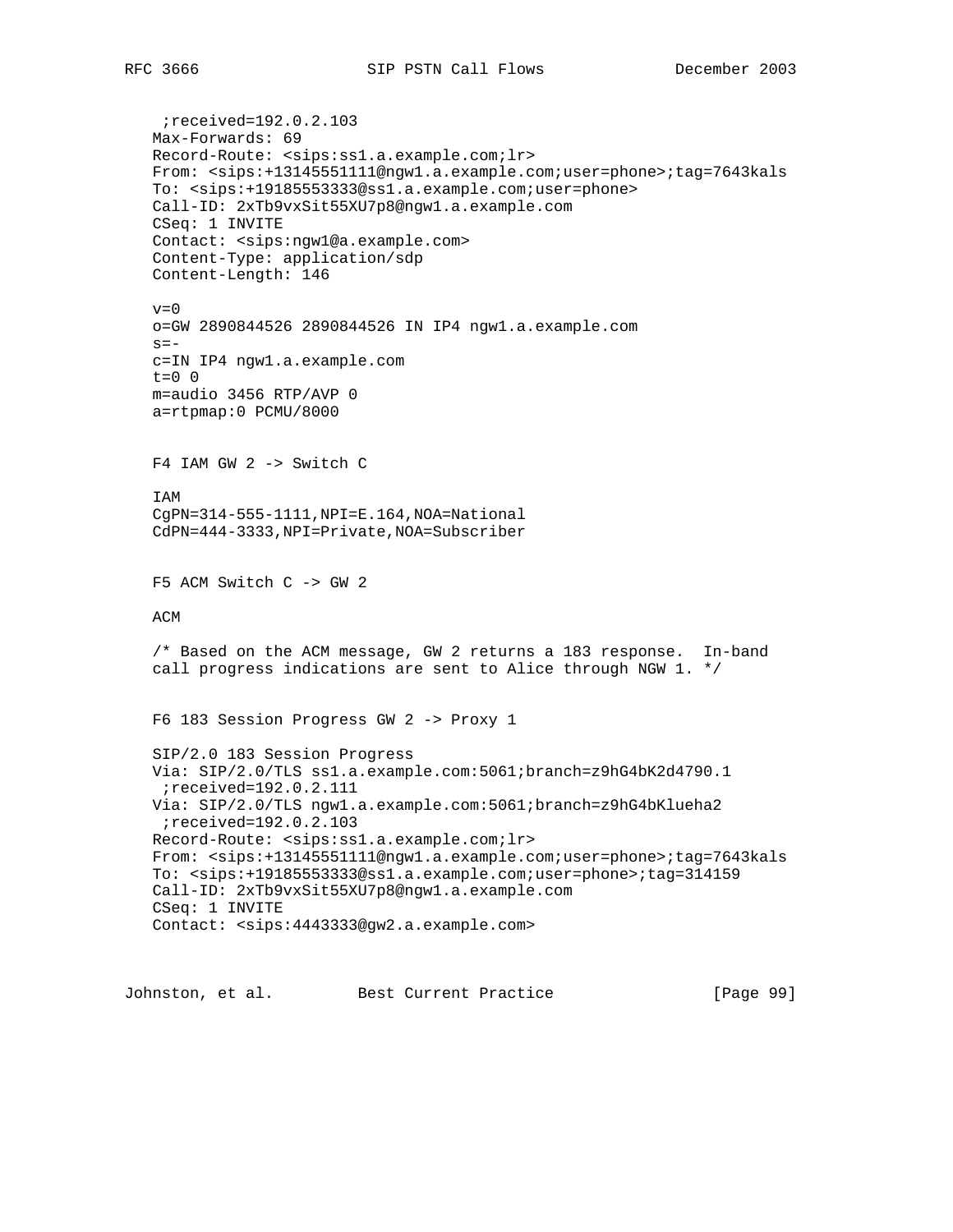```
 ;received=192.0.2.103
Max-Forwards: 69
Record-Route: <sips:ss1.a.example.com;lr>
From: <sips:+13145551111@ngw1.a.example.com;user=phone>;tag=7643kals
To: <sips:+19185553333@ss1.a.example.com;user=phone>
Call-ID: 2xTb9vxSit55XU7p8@ngw1.a.example.com
CSeq: 1 INVITE
Contact: <sips:ngw1@a.example.com>
Content-Type: application/sdp
Content-Length: 146

v=0
o=GW 2890844526 2890844526 IN IP4 ngw1.a.example.com
s=-
c=IN IP4 ngw1.a.example.com
t=0 0
m=audio 3456 RTP/AVP 0
a=rtpmap:0 PCMU/8000


F4 IAM GW 2 -> Switch C

IAM
CgPN=314-555-1111,NPI=E.164,NOA=National
CdPN=444-3333,NPI=Private,NOA=Subscriber


F5 ACM Switch C -> GW 2

ACM

/* Based on the ACM message, GW 2 returns a 183 response.  In-band
call progress indications are sent to Alice through NGW 1. */


F6 183 Session Progress GW 2 -> Proxy 1

SIP/2.0 183 Session Progress
Via: SIP/2.0/TLS ss1.a.example.com:5061;branch=z9hG4bK2d4790.1
 ;received=192.0.2.111
Via: SIP/2.0/TLS ngw1.a.example.com:5061;branch=z9hG4bKlueha2
 ;received=192.0.2.103
Record-Route: <sips:ss1.a.example.com;lr>
From: <sips:+13145551111@ngw1.a.example.com;user=phone>;tag=7643kals
To: <sips:+19185553333@ss1.a.example.com;user=phone>;tag=314159
Call-ID: 2xTb9vxSit55XU7p8@ngw1.a.example.com
CSeq: 1 INVITE
Contact: <sips:4443333@gw2.a.example.com>
```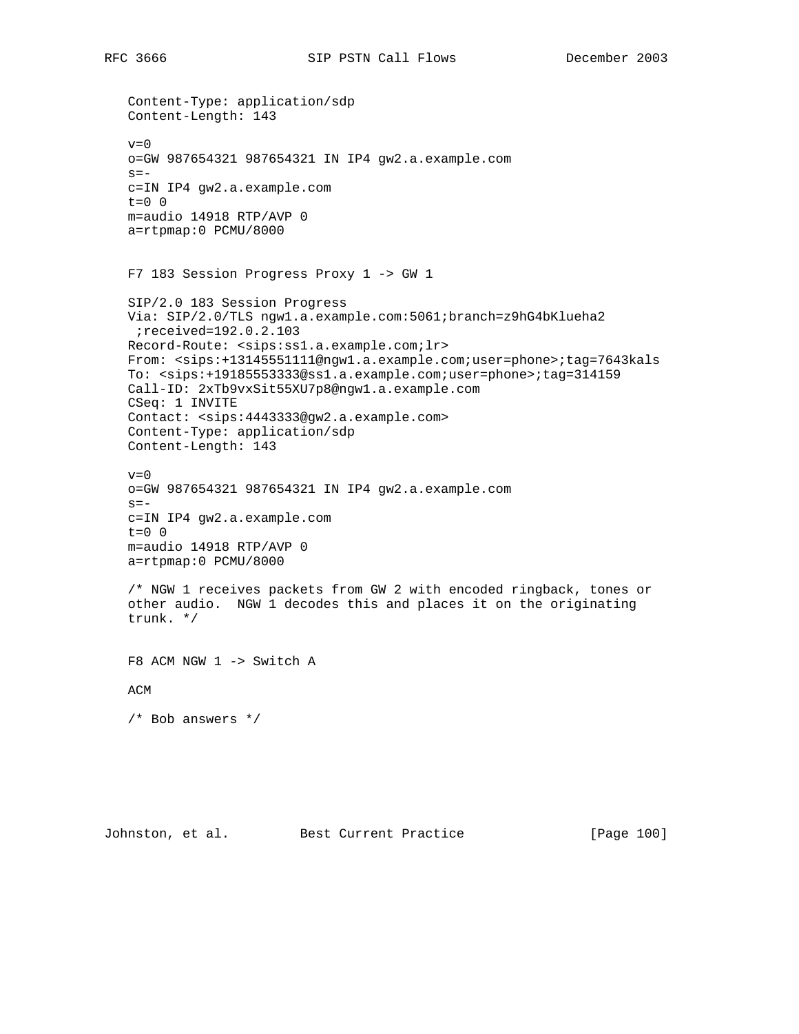```
Content-Type: application/sdp
Content-Length: 143

v=0
o=GW 987654321 987654321 IN IP4 gw2.a.example.com
s=-
c=IN IP4 gw2.a.example.com
t=0 0
m=audio 14918 RTP/AVP 0
a=rtpmap:0 PCMU/8000
```

F7 183 Session Progress Proxy 1 -> GW 1

```
SIP/2.0 183 Session Progress
Via: SIP/2.0/TLS ngw1.a.example.com:5061;branch=z9hG4bKlueha2
 ;received=192.0.2.103
Record-Route: <sips:ss1.a.example.com;lr>
From: <sips:+13145551111@ngw1.a.example.com;user=phone>;tag=7643kals
To: <sips:+19185553333@ss1.a.example.com;user=phone>;tag=314159
Call-ID: 2xTb9vxSit55XU7p8@ngw1.a.example.com
CSeq: 1 INVITE
Contact: <sips:4443333@gw2.a.example.com>
Content-Type: application/sdp
Content-Length: 143

v=0
o=GW 987654321 987654321 IN IP4 gw2.a.example.com
s=-
c=IN IP4 gw2.a.example.com
t=0 0
m=audio 14918 RTP/AVP 0
a=rtpmap:0 PCMU/8000
```

/* NGW 1 receives packets from GW 2 with encoded ringback, tones or other audio. NGW 1 decodes this and places it on the originating trunk. */

F8 ACM NGW 1 -> Switch A

ACM

/* Bob answers */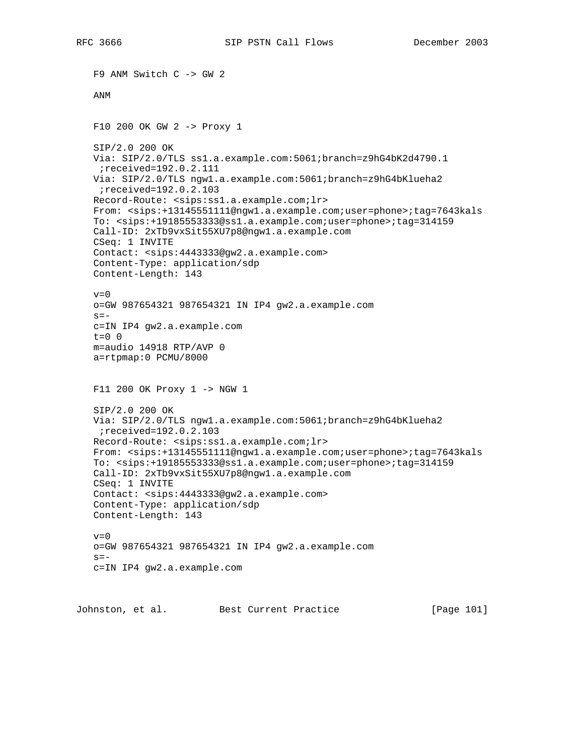F9 ANM Switch C -> GW 2

```
ANM
```

F10 200 OK GW 2 -> Proxy 1

```
SIP/2.0 200 OK
Via: SIP/2.0/TLS ss1.a.example.com:5061;branch=z9hG4bK2d4790.1
 ;received=192.0.2.111
Via: SIP/2.0/TLS ngw1.a.example.com:5061;branch=z9hG4bKlueha2
 ;received=192.0.2.103
Record-Route: <sips:ss1.a.example.com;lr>
From: <sips:+13145551111@ngw1.a.example.com;user=phone>;tag=7643kals
To: <sips:+19185553333@ss1.a.example.com;user=phone>;tag=314159
Call-ID: 2xTb9vxSit55XU7p8@ngw1.a.example.com
CSeq: 1 INVITE
Contact: <sips:4443333@gw2.a.example.com>
Content-Type: application/sdp
Content-Length: 143

v=0
o=GW 987654321 987654321 IN IP4 gw2.a.example.com
s=-
c=IN IP4 gw2.a.example.com
t=0 0
m=audio 14918 RTP/AVP 0
a=rtpmap:0 PCMU/8000
```

F11 200 OK Proxy 1 -> NGW 1

```
SIP/2.0 200 OK
Via: SIP/2.0/TLS ngw1.a.example.com:5061;branch=z9hG4bKlueha2
 ;received=192.0.2.103
Record-Route: <sips:ss1.a.example.com;lr>
From: <sips:+13145551111@ngw1.a.example.com;user=phone>;tag=7643kals
To: <sips:+19185553333@ss1.a.example.com;user=phone>;tag=314159
Call-ID: 2xTb9vxSit55XU7p8@ngw1.a.example.com
CSeq: 1 INVITE
Contact: <sips:4443333@gw2.a.example.com>
Content-Type: application/sdp
Content-Length: 143

v=0
o=GW 987654321 987654321 IN IP4 gw2.a.example.com
s=-
c=IN IP4 gw2.a.example.com
```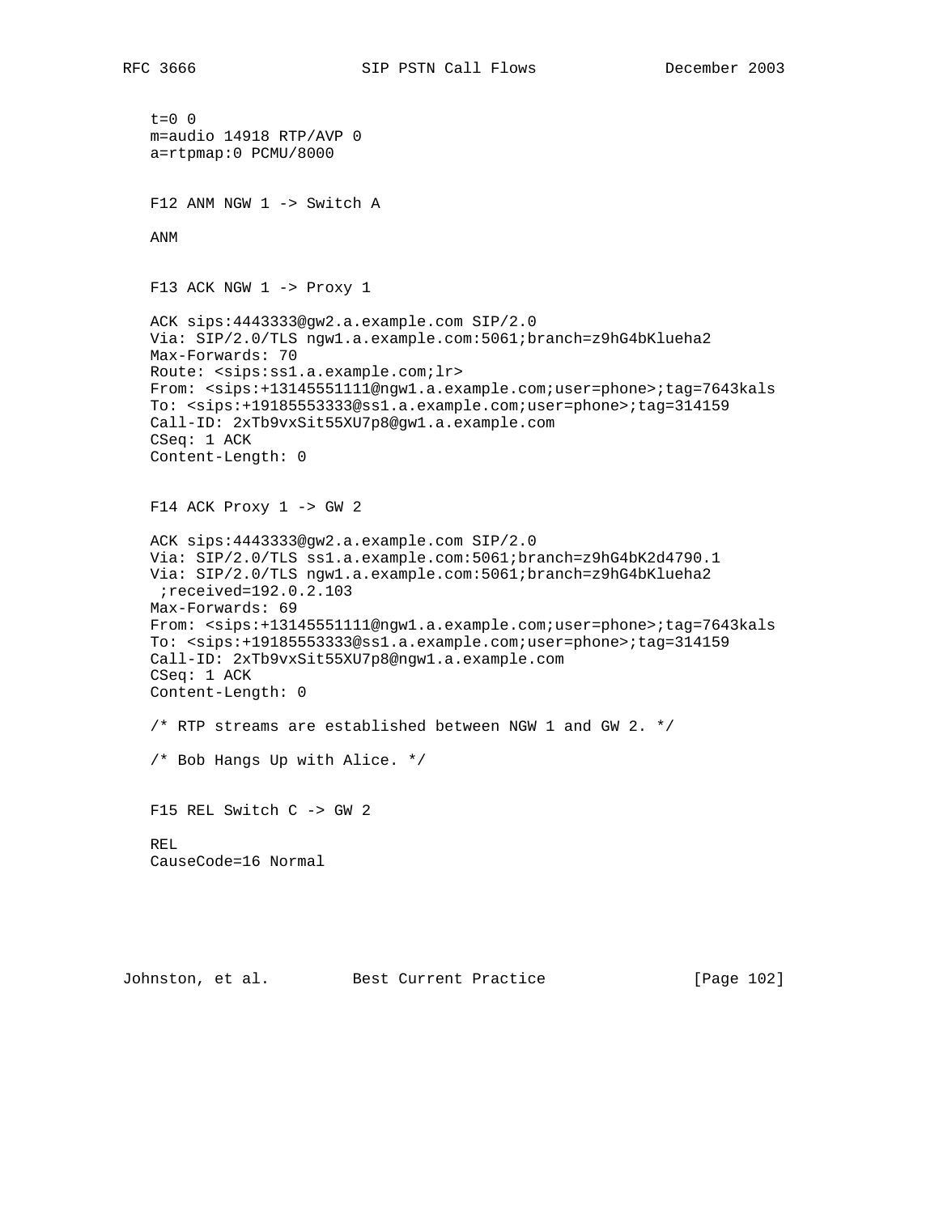```
t=0 0
m=audio 14918 RTP/AVP 0
a=rtpmap:0 PCMU/8000
```

F12 ANM NGW 1 -> Switch A

```
ANM
```

F13 ACK NGW 1 -> Proxy 1

```
ACK sips:4443333@gw2.a.example.com SIP/2.0
Via: SIP/2.0/TLS ngw1.a.example.com:5061;branch=z9hG4bKlueha2
Max-Forwards: 70
Route: <sips:ss1.a.example.com;lr>
From: <sips:+13145551111@ngw1.a.example.com;user=phone>;tag=7643kals
To: <sips:+19185553333@ss1.a.example.com;user=phone>;tag=314159
Call-ID: 2xTb9vxSit55XU7p8@gw1.a.example.com
CSeq: 1 ACK
Content-Length: 0
```

F14 ACK Proxy 1 -> GW 2

```
ACK sips:4443333@gw2.a.example.com SIP/2.0
Via: SIP/2.0/TLS ss1.a.example.com:5061;branch=z9hG4bK2d4790.1
Via: SIP/2.0/TLS ngw1.a.example.com:5061;branch=z9hG4bKlueha2
 ;received=192.0.2.103
Max-Forwards: 69
From: <sips:+13145551111@ngw1.a.example.com;user=phone>;tag=7643kals
To: <sips:+19185553333@ss1.a.example.com;user=phone>;tag=314159
Call-ID: 2xTb9vxSit55XU7p8@ngw1.a.example.com
CSeq: 1 ACK
Content-Length: 0
```

/* RTP streams are established between NGW 1 and GW 2. */

/* Bob Hangs Up with Alice. */

F15 REL Switch C -> GW 2

```
REL
CauseCode=16 Normal
```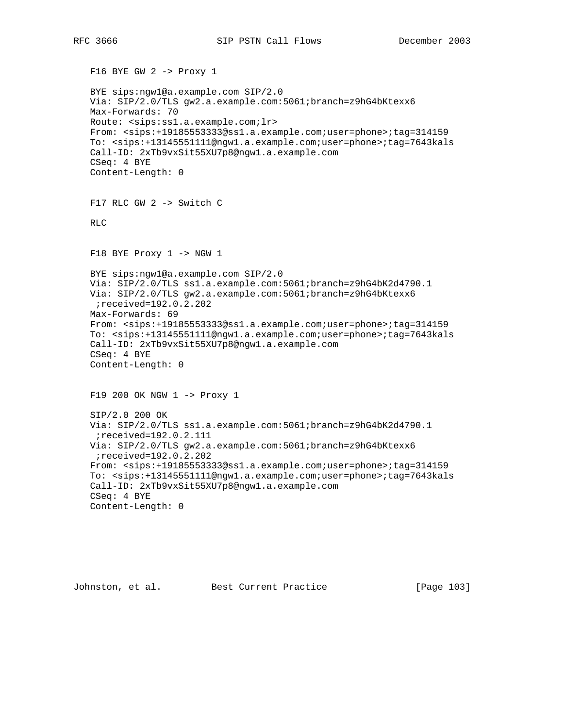F16 BYE GW 2 -> Proxy 1

```
BYE sips:ngw1@a.example.com SIP/2.0
Via: SIP/2.0/TLS gw2.a.example.com:5061;branch=z9hG4bKtexx6
Max-Forwards: 70
Route: <sips:ss1.a.example.com;lr>
From: <sips:+19185553333@ss1.a.example.com;user=phone>;tag=314159
To: <sips:+13145551111@ngw1.a.example.com;user=phone>;tag=7643kals
Call-ID: 2xTb9vxSit55XU7p8@ngw1.a.example.com
CSeq: 4 BYE
Content-Length: 0
```

F17 RLC GW 2 -> Switch C

```
RLC
```

F18 BYE Proxy 1 -> NGW 1

```
BYE sips:ngw1@a.example.com SIP/2.0
Via: SIP/2.0/TLS ss1.a.example.com:5061;branch=z9hG4bK2d4790.1
Via: SIP/2.0/TLS gw2.a.example.com:5061;branch=z9hG4bKtexx6
 ;received=192.0.2.202
Max-Forwards: 69
From: <sips:+19185553333@ss1.a.example.com;user=phone>;tag=314159
To: <sips:+13145551111@ngw1.a.example.com;user=phone>;tag=7643kals
Call-ID: 2xTb9vxSit55XU7p8@ngw1.a.example.com
CSeq: 4 BYE
Content-Length: 0
```

F19 200 OK NGW 1 -> Proxy 1

```
SIP/2.0 200 OK
Via: SIP/2.0/TLS ss1.a.example.com:5061;branch=z9hG4bK2d4790.1
 ;received=192.0.2.111
Via: SIP/2.0/TLS gw2.a.example.com:5061;branch=z9hG4bKtexx6
 ;received=192.0.2.202
From: <sips:+19185553333@ss1.a.example.com;user=phone>;tag=314159
To: <sips:+13145551111@ngw1.a.example.com;user=phone>;tag=7643kals
Call-ID: 2xTb9vxSit55XU7p8@ngw1.a.example.com
CSeq: 4 BYE
Content-Length: 0
```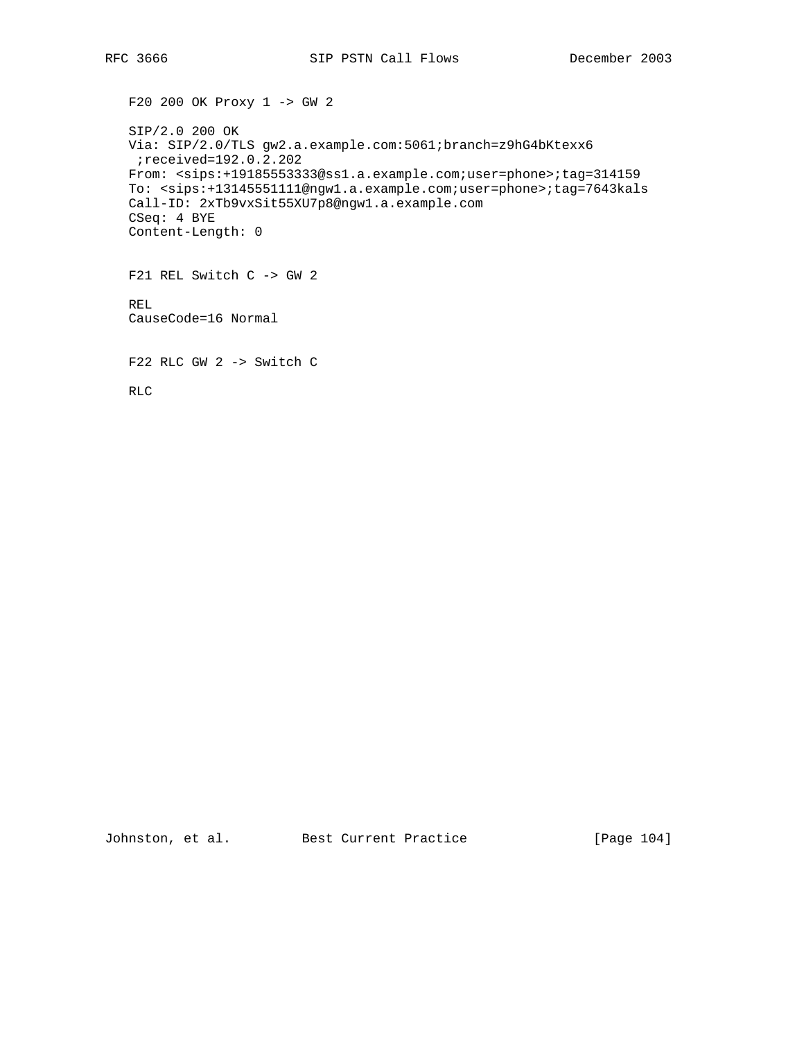F20 200 OK Proxy 1 -> GW 2

```
SIP/2.0 200 OK
Via: SIP/2.0/TLS gw2.a.example.com:5061;branch=z9hG4bKtexx6
 ;received=192.0.2.202
From: <sips:+19185553333@ss1.a.example.com;user=phone>;tag=314159
To: <sips:+13145551111@ngw1.a.example.com;user=phone>;tag=7643kals
Call-ID: 2xTb9vxSit55XU7p8@ngw1.a.example.com
CSeq: 4 BYE
Content-Length: 0
```

F21 REL Switch C -> GW 2

```
REL
CauseCode=16 Normal
```

F22 RLC GW 2 -> Switch C

```
RLC
```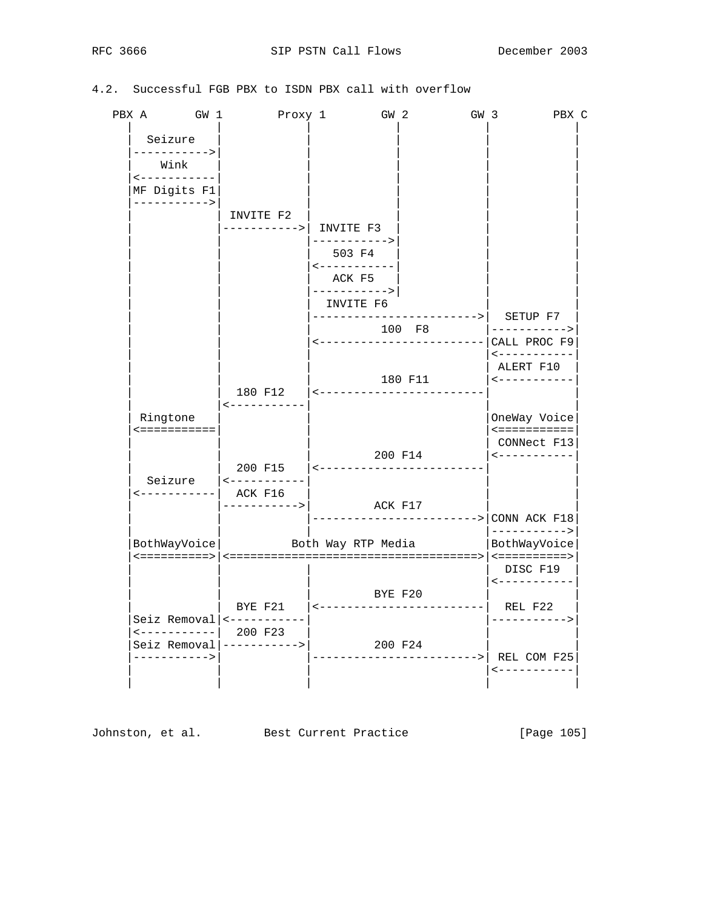### 4.2. Successful FGB PBX to ISDN PBX call with overflow

```
   PBX A       GW 1        Proxy 1        GW 2         GW 3        PBX C
     |            |            |            |            |            |
     |  Seizure   |            |            |            |            |
     |----------->|            |            |            |            |
     |    Wink    |            |            |            |            |
     |<-----------|            |            |            |            |
     |MF Digits F1|            |            |            |            |
     |----------->|            |            |            |            |
     |            | INVITE F2  |            |            |            |
     |            |----------->| INVITE F3  |            |            |
     |            |            |----------->|            |            |
     |            |            |   503 F4   |            |            |
     |            |            |<-----------|            |            |
     |            |            |   ACK F5   |            |            |
     |            |            |----------->|            |            |
     |            |            |  INVITE F6              |            |
     |            |            |------------------------>|  SETUP F7  |
     |            |            |          100  F8        |----------->|
     |            |            |<------------------------|CALL PROC F9|
     |            |            |                         |<-----------|
     |            |            |                         | ALERT F10  |
     |            |            |          180 F11        |<-----------|
     |            |  180 F12   |<------------------------|            |
     |            |<-----------|                         |            |
     | Ringtone   |            |                         |OneWay Voice|
     |<===========|            |                         |<===========|
     |            |            |                         | CONNect F13|
     |            |            |         200 F14         |<-----------|
     |            |  200 F15   |<------------------------|            |
     |  Seizure   |<-----------|                         |            |
     |<-----------|  ACK F16   |                         |            |
     |            |----------->|         ACK F17         |            |
     |            |            |------------------------>|CONN ACK F18|
     |            |            |                         |----------->|
     |BothWayVoice|          Both Way RTP Media          |BothWayVoice|
     |<==========>|<===================================>|<==========>|
     |            |            |                         |  DISC F19  |
     |            |            |                         |<-----------|
     |            |            |         BYE F20         |            |
     |            |  BYE F21   |<------------------------|  REL F22   |
     |Seiz Removal|<-----------|                         |----------->|
     |<-----------|  200 F23   |                         |            |
     |Seiz Removal|----------->|         200 F24         |            |
     |----------->|            |------------------------>| REL COM F25|
     |            |            |                         |<-----------|
     |            |            |                         |            |
```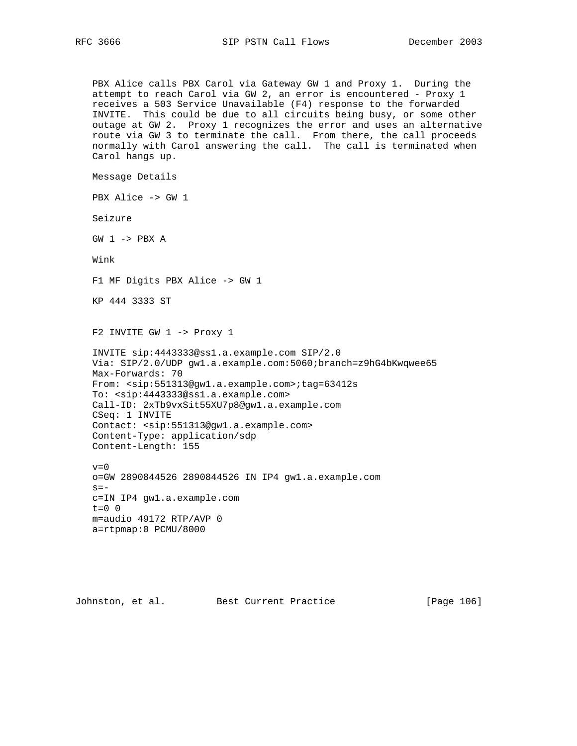PBX Alice calls PBX Carol via Gateway GW 1 and Proxy 1. During the attempt to reach Carol via GW 2, an error is encountered - Proxy 1 receives a 503 Service Unavailable (F4) response to the forwarded INVITE. This could be due to all circuits being busy, or some other outage at GW 2. Proxy 1 recognizes the error and uses an alternative route via GW 3 to terminate the call. From there, the call proceeds normally with Carol answering the call. The call is terminated when Carol hangs up.

Message Details

PBX Alice -> GW 1

Seizure

GW 1 -> PBX A

Wink

F1 MF Digits PBX Alice -> GW 1

KP 444 3333 ST

F2 INVITE GW 1 -> Proxy 1

```
INVITE sip:4443333@ss1.a.example.com SIP/2.0
Via: SIP/2.0/UDP gw1.a.example.com:5060;branch=z9hG4bKwqwee65
Max-Forwards: 70
From: <sip:551313@gw1.a.example.com>;tag=63412s
To: <sip:4443333@ss1.a.example.com>
Call-ID: 2xTb9vxSit55XU7p8@gw1.a.example.com
CSeq: 1 INVITE
Contact: <sip:551313@gw1.a.example.com>
Content-Type: application/sdp
Content-Length: 155

v=0
o=GW 2890844526 2890844526 IN IP4 gw1.a.example.com
s=-
c=IN IP4 gw1.a.example.com
t=0 0
m=audio 49172 RTP/AVP 0
a=rtpmap:0 PCMU/8000
```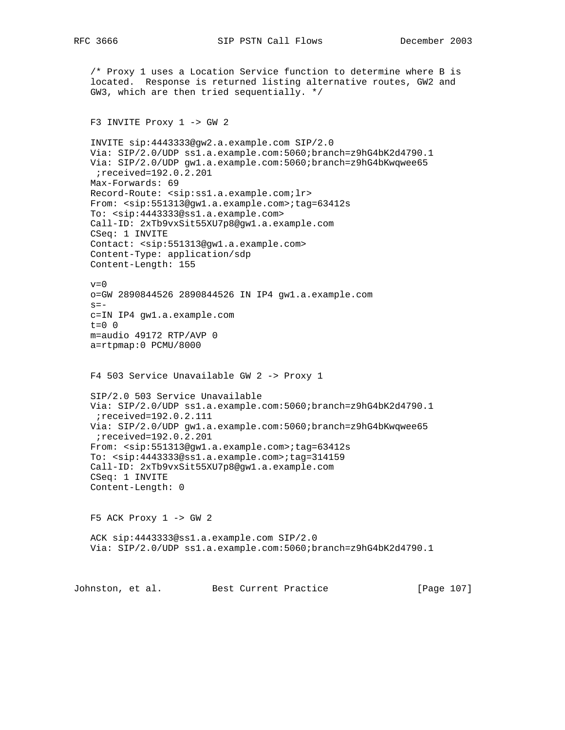/* Proxy 1 uses a Location Service function to determine where B is located. Response is returned listing alternative routes, GW2 and GW3, which are then tried sequentially. */

F3 INVITE Proxy 1 -> GW 2

```
INVITE sip:4443333@gw2.a.example.com SIP/2.0
Via: SIP/2.0/UDP ss1.a.example.com:5060;branch=z9hG4bK2d4790.1
Via: SIP/2.0/UDP gw1.a.example.com:5060;branch=z9hG4bKwqwee65
 ;received=192.0.2.201
Max-Forwards: 69
Record-Route: <sip:ss1.a.example.com;lr>
From: <sip:551313@gw1.a.example.com>;tag=63412s
To: <sip:4443333@ss1.a.example.com>
Call-ID: 2xTb9vxSit55XU7p8@gw1.a.example.com
CSeq: 1 INVITE
Contact: <sip:551313@gw1.a.example.com>
Content-Type: application/sdp
Content-Length: 155

v=0
o=GW 2890844526 2890844526 IN IP4 gw1.a.example.com
s=-
c=IN IP4 gw1.a.example.com
t=0 0
m=audio 49172 RTP/AVP 0
a=rtpmap:0 PCMU/8000
```

F4 503 Service Unavailable GW 2 -> Proxy 1

```
SIP/2.0 503 Service Unavailable
Via: SIP/2.0/UDP ss1.a.example.com:5060;branch=z9hG4bK2d4790.1
 ;received=192.0.2.111
Via: SIP/2.0/UDP gw1.a.example.com:5060;branch=z9hG4bKwqwee65
 ;received=192.0.2.201
From: <sip:551313@gw1.a.example.com>;tag=63412s
To: <sip:4443333@ss1.a.example.com>;tag=314159
Call-ID: 2xTb9vxSit55XU7p8@gw1.a.example.com
CSeq: 1 INVITE
Content-Length: 0
```

F5 ACK Proxy 1 -> GW 2

```
ACK sip:4443333@ss1.a.example.com SIP/2.0
Via: SIP/2.0/UDP ss1.a.example.com:5060;branch=z9hG4bK2d4790.1
```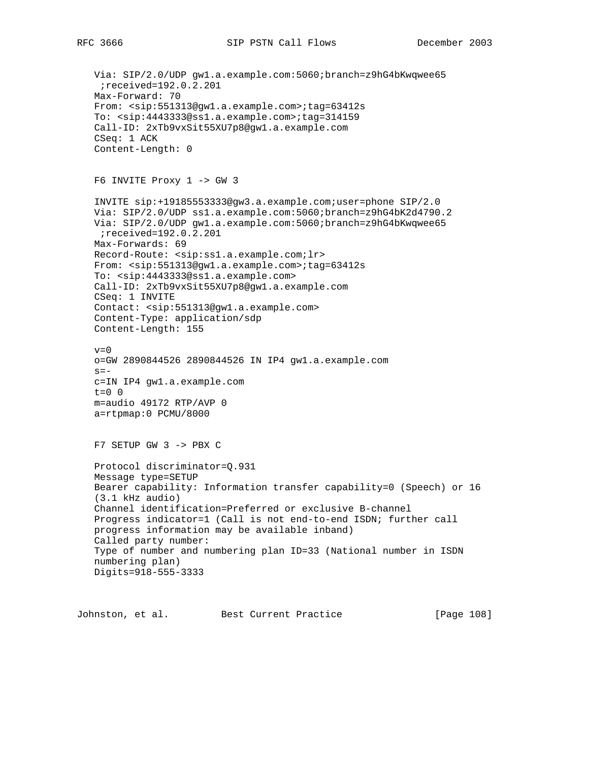```
Via: SIP/2.0/UDP gw1.a.example.com:5060;branch=z9hG4bKwqwee65
 ;received=192.0.2.201
Max-Forward: 70
From: <sip:551313@gw1.a.example.com>;tag=63412s
To: <sip:4443333@ss1.a.example.com>;tag=314159
Call-ID: 2xTb9vxSit55XU7p8@gw1.a.example.com
CSeq: 1 ACK
Content-Length: 0
```

F6 INVITE Proxy 1 -> GW 3

```
INVITE sip:+19185553333@gw3.a.example.com;user=phone SIP/2.0
Via: SIP/2.0/UDP ss1.a.example.com:5060;branch=z9hG4bK2d4790.2
Via: SIP/2.0/UDP gw1.a.example.com:5060;branch=z9hG4bKwqwee65
 ;received=192.0.2.201
Max-Forwards: 69
Record-Route: <sip:ss1.a.example.com;lr>
From: <sip:551313@gw1.a.example.com>;tag=63412s
To: <sip:4443333@ss1.a.example.com>
Call-ID: 2xTb9vxSit55XU7p8@gw1.a.example.com
CSeq: 1 INVITE
Contact: <sip:551313@gw1.a.example.com>
Content-Type: application/sdp
Content-Length: 155

v=0
o=GW 2890844526 2890844526 IN IP4 gw1.a.example.com
s=-
c=IN IP4 gw1.a.example.com
t=0 0
m=audio 49172 RTP/AVP 0
a=rtpmap:0 PCMU/8000
```

F7 SETUP GW 3 -> PBX C

```
Protocol discriminator=Q.931
Message type=SETUP
Bearer capability: Information transfer capability=0 (Speech) or 16
(3.1 kHz audio)
Channel identification=Preferred or exclusive B-channel
Progress indicator=1 (Call is not end-to-end ISDN; further call
progress information may be available inband)
Called party number:
Type of number and numbering plan ID=33 (National number in ISDN
numbering plan)
Digits=918-555-3333
```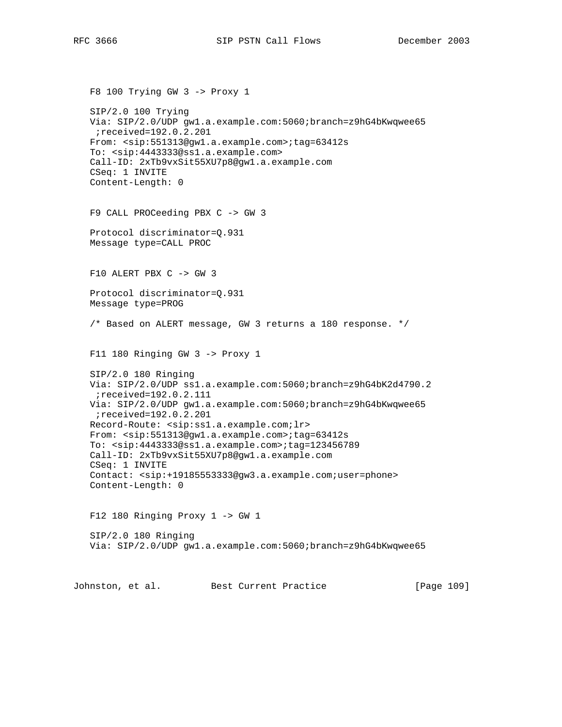F8 100 Trying GW 3 -> Proxy 1

```
SIP/2.0 100 Trying
Via: SIP/2.0/UDP gw1.a.example.com:5060;branch=z9hG4bKwqwee65
 ;received=192.0.2.201
From: <sip:551313@gw1.a.example.com>;tag=63412s
To: <sip:4443333@ss1.a.example.com>
Call-ID: 2xTb9vxSit55XU7p8@gw1.a.example.com
CSeq: 1 INVITE
Content-Length: 0
```

F9 CALL PROCeeding PBX C -> GW 3

```
Protocol discriminator=Q.931
Message type=CALL PROC
```

F10 ALERT PBX C -> GW 3

```
Protocol discriminator=Q.931
Message type=PROG
```

/* Based on ALERT message, GW 3 returns a 180 response. */

F11 180 Ringing GW 3 -> Proxy 1

```
SIP/2.0 180 Ringing
Via: SIP/2.0/UDP ss1.a.example.com:5060;branch=z9hG4bK2d4790.2
 ;received=192.0.2.111
Via: SIP/2.0/UDP gw1.a.example.com:5060;branch=z9hG4bKwqwee65
 ;received=192.0.2.201
Record-Route: <sip:ss1.a.example.com;lr>
From: <sip:551313@gw1.a.example.com>;tag=63412s
To: <sip:4443333@ss1.a.example.com>;tag=123456789
Call-ID: 2xTb9vxSit55XU7p8@gw1.a.example.com
CSeq: 1 INVITE
Contact: <sip:+19185553333@gw3.a.example.com;user=phone>
Content-Length: 0
```

F12 180 Ringing Proxy 1 -> GW 1

```
SIP/2.0 180 Ringing
Via: SIP/2.0/UDP gw1.a.example.com:5060;branch=z9hG4bKwqwee65
```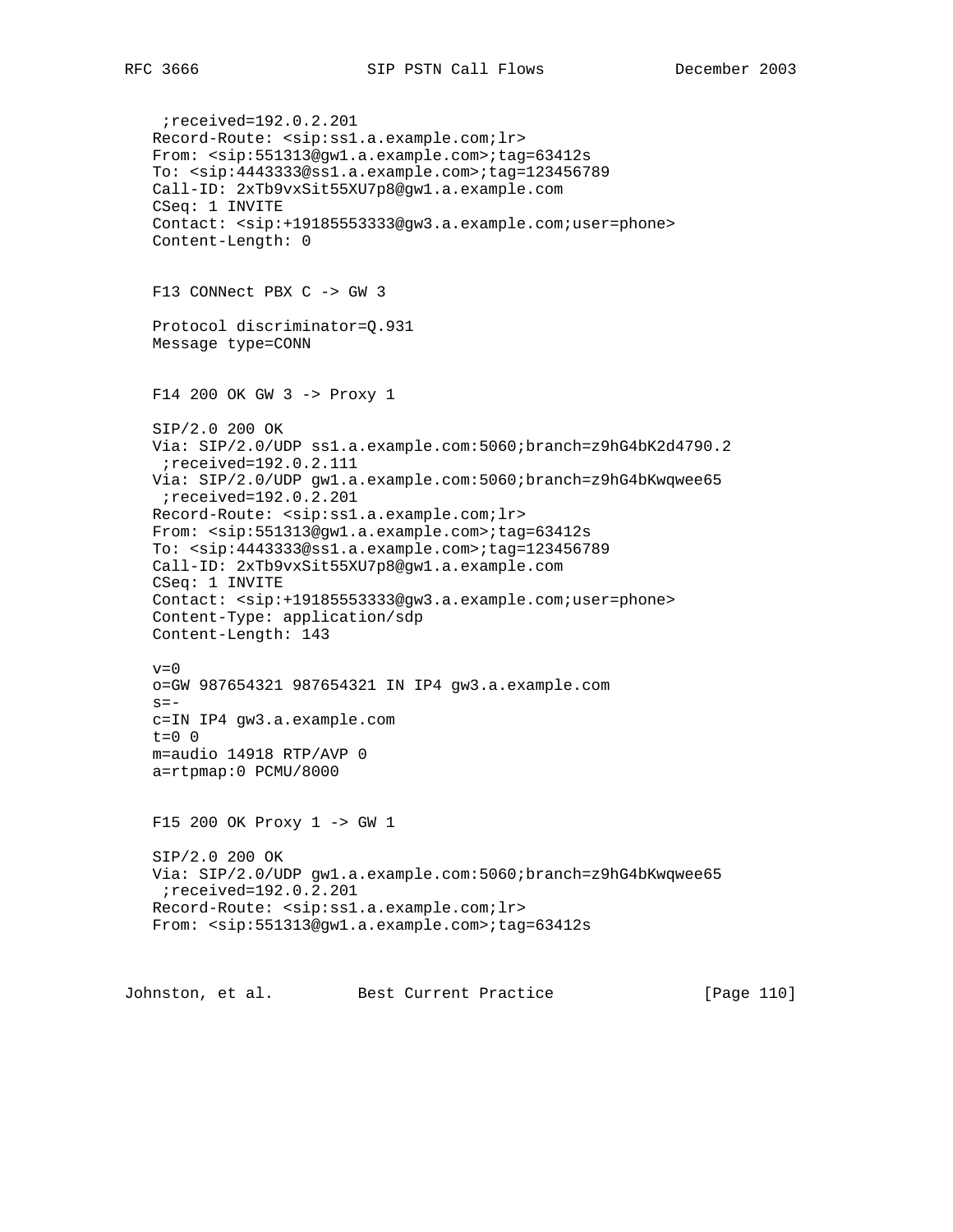```
 ;received=192.0.2.201
Record-Route: <sip:ss1.a.example.com;lr>
From: <sip:551313@gw1.a.example.com>;tag=63412s
To: <sip:4443333@ss1.a.example.com>;tag=123456789
Call-ID: 2xTb9vxSit55XU7p8@gw1.a.example.com
CSeq: 1 INVITE
Contact: <sip:+19185553333@gw3.a.example.com;user=phone>
Content-Length: 0
```

F13 CONNect PBX C -> GW 3

```
Protocol discriminator=Q.931
Message type=CONN
```

F14 200 OK GW 3 -> Proxy 1

```
SIP/2.0 200 OK
Via: SIP/2.0/UDP ss1.a.example.com:5060;branch=z9hG4bK2d4790.2
 ;received=192.0.2.111
Via: SIP/2.0/UDP gw1.a.example.com:5060;branch=z9hG4bKwqwee65
 ;received=192.0.2.201
Record-Route: <sip:ss1.a.example.com;lr>
From: <sip:551313@gw1.a.example.com>;tag=63412s
To: <sip:4443333@ss1.a.example.com>;tag=123456789
Call-ID: 2xTb9vxSit55XU7p8@gw1.a.example.com
CSeq: 1 INVITE
Contact: <sip:+19185553333@gw3.a.example.com;user=phone>
Content-Type: application/sdp
Content-Length: 143

v=0
o=GW 987654321 987654321 IN IP4 gw3.a.example.com
s=-
c=IN IP4 gw3.a.example.com
t=0 0
m=audio 14918 RTP/AVP 0
a=rtpmap:0 PCMU/8000
```

F15 200 OK Proxy 1 -> GW 1

```
SIP/2.0 200 OK
Via: SIP/2.0/UDP gw1.a.example.com:5060;branch=z9hG4bKwqwee65
 ;received=192.0.2.201
Record-Route: <sip:ss1.a.example.com;lr>
From: <sip:551313@gw1.a.example.com>;tag=63412s
```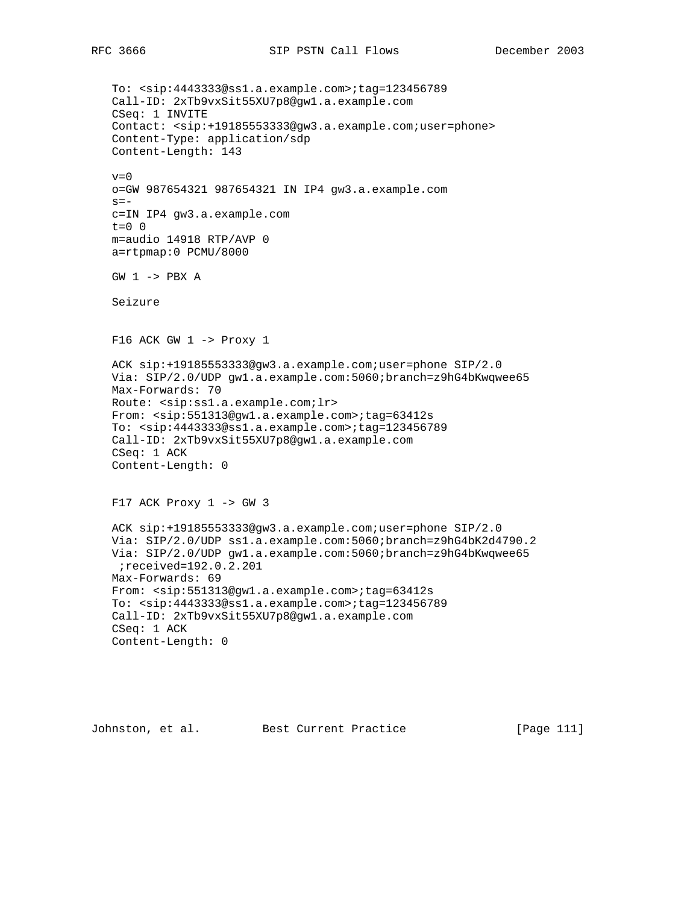```
To: <sip:4443333@ss1.a.example.com>;tag=123456789
Call-ID: 2xTb9vxSit55XU7p8@gw1.a.example.com
CSeq: 1 INVITE
Contact: <sip:+19185553333@gw3.a.example.com;user=phone>
Content-Type: application/sdp
Content-Length: 143

v=0
o=GW 987654321 987654321 IN IP4 gw3.a.example.com
s=-
c=IN IP4 gw3.a.example.com
t=0 0
m=audio 14918 RTP/AVP 0
a=rtpmap:0 PCMU/8000
```

GW 1 -> PBX A

Seizure

F16 ACK GW 1 -> Proxy 1

```
ACK sip:+19185553333@gw3.a.example.com;user=phone SIP/2.0
Via: SIP/2.0/UDP gw1.a.example.com:5060;branch=z9hG4bKwqwee65
Max-Forwards: 70
Route: <sip:ss1.a.example.com;lr>
From: <sip:551313@gw1.a.example.com>;tag=63412s
To: <sip:4443333@ss1.a.example.com>;tag=123456789
Call-ID: 2xTb9vxSit55XU7p8@gw1.a.example.com
CSeq: 1 ACK
Content-Length: 0
```

F17 ACK Proxy 1 -> GW 3

```
ACK sip:+19185553333@gw3.a.example.com;user=phone SIP/2.0
Via: SIP/2.0/UDP ss1.a.example.com:5060;branch=z9hG4bK2d4790.2
Via: SIP/2.0/UDP gw1.a.example.com:5060;branch=z9hG4bKwqwee65
 ;received=192.0.2.201
Max-Forwards: 69
From: <sip:551313@gw1.a.example.com>;tag=63412s
To: <sip:4443333@ss1.a.example.com>;tag=123456789
Call-ID: 2xTb9vxSit55XU7p8@gw1.a.example.com
CSeq: 1 ACK
Content-Length: 0
```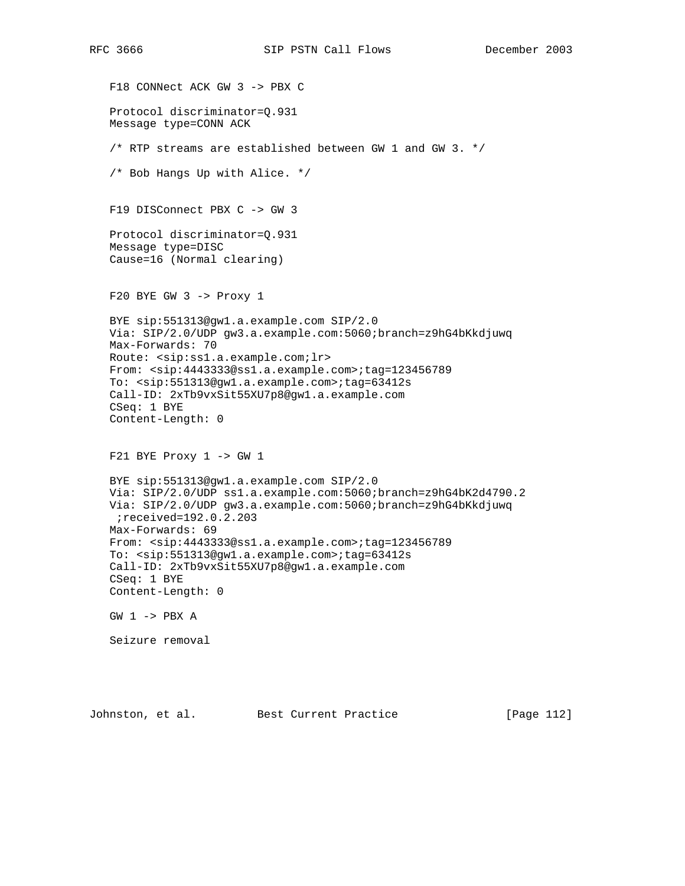F18 CONNect ACK GW 3 -> PBX C

```
Protocol discriminator=Q.931
Message type=CONN ACK
```

/* RTP streams are established between GW 1 and GW 3. */

/* Bob Hangs Up with Alice. */

F19 DISConnect PBX C -> GW 3

```
Protocol discriminator=Q.931
Message type=DISC
Cause=16 (Normal clearing)
```

F20 BYE GW 3 -> Proxy 1

```
BYE sip:551313@gw1.a.example.com SIP/2.0
Via: SIP/2.0/UDP gw3.a.example.com:5060;branch=z9hG4bKkdjuwq
Max-Forwards: 70
Route: <sip:ss1.a.example.com;lr>
From: <sip:4443333@ss1.a.example.com>;tag=123456789
To: <sip:551313@gw1.a.example.com>;tag=63412s
Call-ID: 2xTb9vxSit55XU7p8@gw1.a.example.com
CSeq: 1 BYE
Content-Length: 0
```

F21 BYE Proxy 1 -> GW 1

```
BYE sip:551313@gw1.a.example.com SIP/2.0
Via: SIP/2.0/UDP ss1.a.example.com:5060;branch=z9hG4bK2d4790.2
Via: SIP/2.0/UDP gw3.a.example.com:5060;branch=z9hG4bKkdjuwq
 ;received=192.0.2.203
Max-Forwards: 69
From: <sip:4443333@ss1.a.example.com>;tag=123456789
To: <sip:551313@gw1.a.example.com>;tag=63412s
Call-ID: 2xTb9vxSit55XU7p8@gw1.a.example.com
CSeq: 1 BYE
Content-Length: 0
```

GW 1 -> PBX A

Seizure removal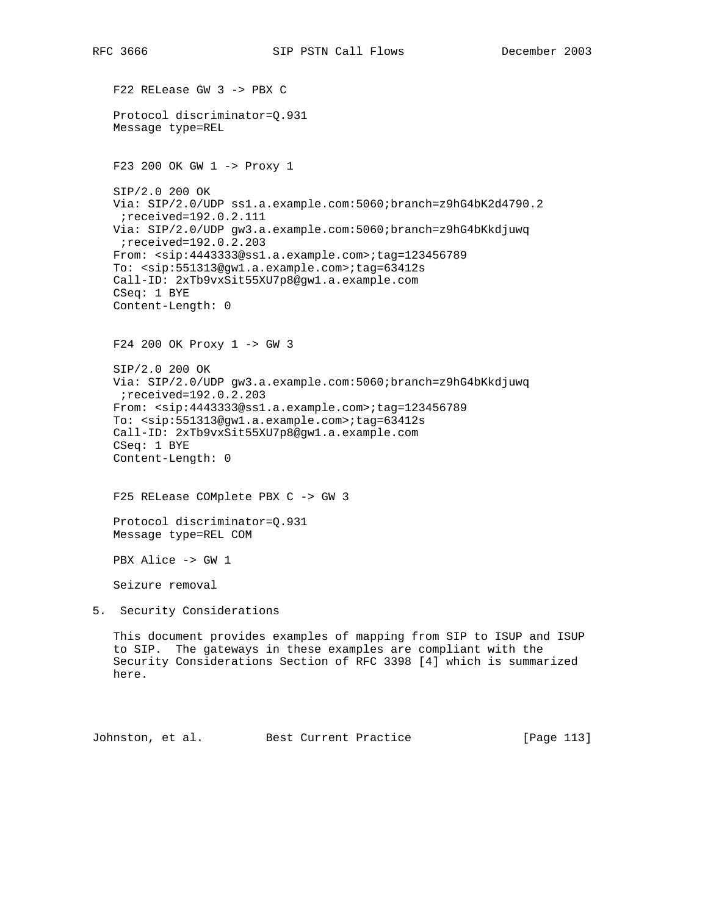F22 RELease GW 3 -> PBX C

```
Protocol discriminator=Q.931
Message type=REL
```

F23 200 OK GW 1 -> Proxy 1

```
SIP/2.0 200 OK
Via: SIP/2.0/UDP ss1.a.example.com:5060;branch=z9hG4bK2d4790.2
 ;received=192.0.2.111
Via: SIP/2.0/UDP gw3.a.example.com:5060;branch=z9hG4bKkdjuwq
 ;received=192.0.2.203
From: <sip:4443333@ss1.a.example.com>;tag=123456789
To: <sip:551313@gw1.a.example.com>;tag=63412s
Call-ID: 2xTb9vxSit55XU7p8@gw1.a.example.com
CSeq: 1 BYE
Content-Length: 0
```

F24 200 OK Proxy 1 -> GW 3

```
SIP/2.0 200 OK
Via: SIP/2.0/UDP gw3.a.example.com:5060;branch=z9hG4bKkdjuwq
 ;received=192.0.2.203
From: <sip:4443333@ss1.a.example.com>;tag=123456789
To: <sip:551313@gw1.a.example.com>;tag=63412s
Call-ID: 2xTb9vxSit55XU7p8@gw1.a.example.com
CSeq: 1 BYE
Content-Length: 0
```

F25 RELease COMplete PBX C -> GW 3

```
Protocol discriminator=Q.931
Message type=REL COM
```

PBX Alice -> GW 1

Seizure removal

## 5. Security Considerations

This document provides examples of mapping from SIP to ISUP and ISUP to SIP. The gateways in these examples are compliant with the Security Considerations Section of RFC 3398 [4] which is summarized here.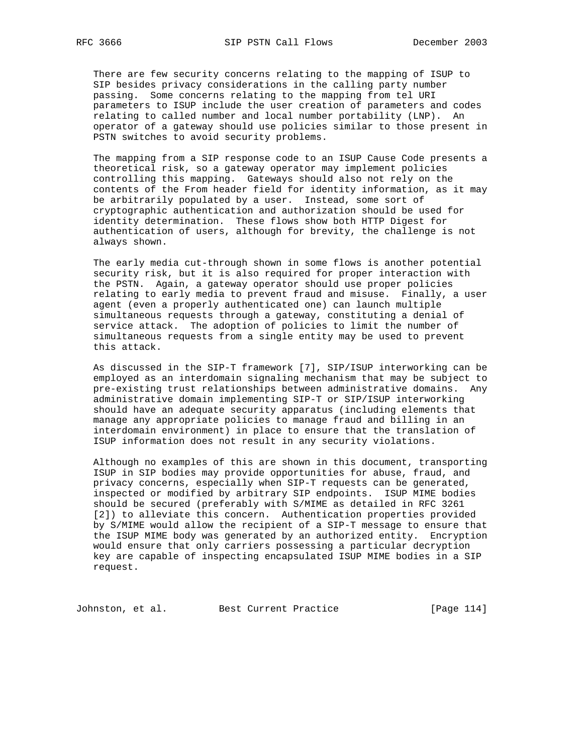There are few security concerns relating to the mapping of ISUP to SIP besides privacy considerations in the calling party number passing. Some concerns relating to the mapping from tel URI parameters to ISUP include the user creation of parameters and codes relating to called number and local number portability (LNP). An operator of a gateway should use policies similar to those present in PSTN switches to avoid security problems.

The mapping from a SIP response code to an ISUP Cause Code presents a theoretical risk, so a gateway operator may implement policies controlling this mapping. Gateways should also not rely on the contents of the From header field for identity information, as it may be arbitrarily populated by a user. Instead, some sort of cryptographic authentication and authorization should be used for identity determination. These flows show both HTTP Digest for authentication of users, although for brevity, the challenge is not always shown.

The early media cut-through shown in some flows is another potential security risk, but it is also required for proper interaction with the PSTN. Again, a gateway operator should use proper policies relating to early media to prevent fraud and misuse. Finally, a user agent (even a properly authenticated one) can launch multiple simultaneous requests through a gateway, constituting a denial of service attack. The adoption of policies to limit the number of simultaneous requests from a single entity may be used to prevent this attack.

As discussed in the SIP-T framework [7], SIP/ISUP interworking can be employed as an interdomain signaling mechanism that may be subject to pre-existing trust relationships between administrative domains. Any administrative domain implementing SIP-T or SIP/ISUP interworking should have an adequate security apparatus (including elements that manage any appropriate policies to manage fraud and billing in an interdomain environment) in place to ensure that the translation of ISUP information does not result in any security violations.

Although no examples of this are shown in this document, transporting ISUP in SIP bodies may provide opportunities for abuse, fraud, and privacy concerns, especially when SIP-T requests can be generated, inspected or modified by arbitrary SIP endpoints. ISUP MIME bodies should be secured (preferably with S/MIME as detailed in RFC 3261 [2]) to alleviate this concern. Authentication properties provided by S/MIME would allow the recipient of a SIP-T message to ensure that the ISUP MIME body was generated by an authorized entity. Encryption would ensure that only carriers possessing a particular decryption key are capable of inspecting encapsulated ISUP MIME bodies in a SIP request.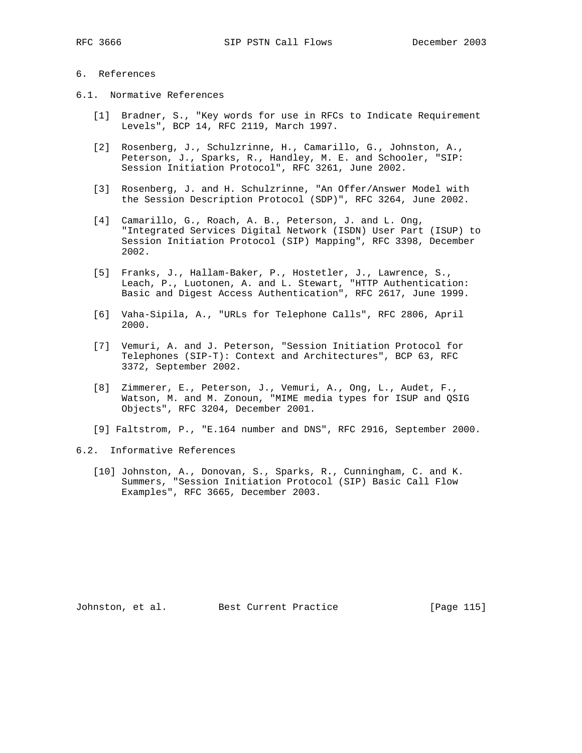# 6. References

## 6.1. Normative References

[1] Bradner, S., "Key words for use in RFCs to Indicate Requirement Levels", BCP 14, RFC 2119, March 1997.

[2] Rosenberg, J., Schulzrinne, H., Camarillo, G., Johnston, A., Peterson, J., Sparks, R., Handley, M. E. and Schooler, "SIP: Session Initiation Protocol", RFC 3261, June 2002.

[3] Rosenberg, J. and H. Schulzrinne, "An Offer/Answer Model with the Session Description Protocol (SDP)", RFC 3264, June 2002.

[4] Camarillo, G., Roach, A. B., Peterson, J. and L. Ong, "Integrated Services Digital Network (ISDN) User Part (ISUP) to Session Initiation Protocol (SIP) Mapping", RFC 3398, December 2002.

[5] Franks, J., Hallam-Baker, P., Hostetler, J., Lawrence, S., Leach, P., Luotonen, A. and L. Stewart, "HTTP Authentication: Basic and Digest Access Authentication", RFC 2617, June 1999.

[6] Vaha-Sipila, A., "URLs for Telephone Calls", RFC 2806, April 2000.

[7] Vemuri, A. and J. Peterson, "Session Initiation Protocol for Telephones (SIP-T): Context and Architectures", BCP 63, RFC 3372, September 2002.

[8] Zimmerer, E., Peterson, J., Vemuri, A., Ong, L., Audet, F., Watson, M. and M. Zonoun, "MIME media types for ISUP and QSIG Objects", RFC 3204, December 2001.

[9] Faltstrom, P., "E.164 number and DNS", RFC 2916, September 2000.

## 6.2. Informative References

[10] Johnston, A., Donovan, S., Sparks, R., Cunningham, C. and K. Summers, "Session Initiation Protocol (SIP) Basic Call Flow Examples", RFC 3665, December 2003.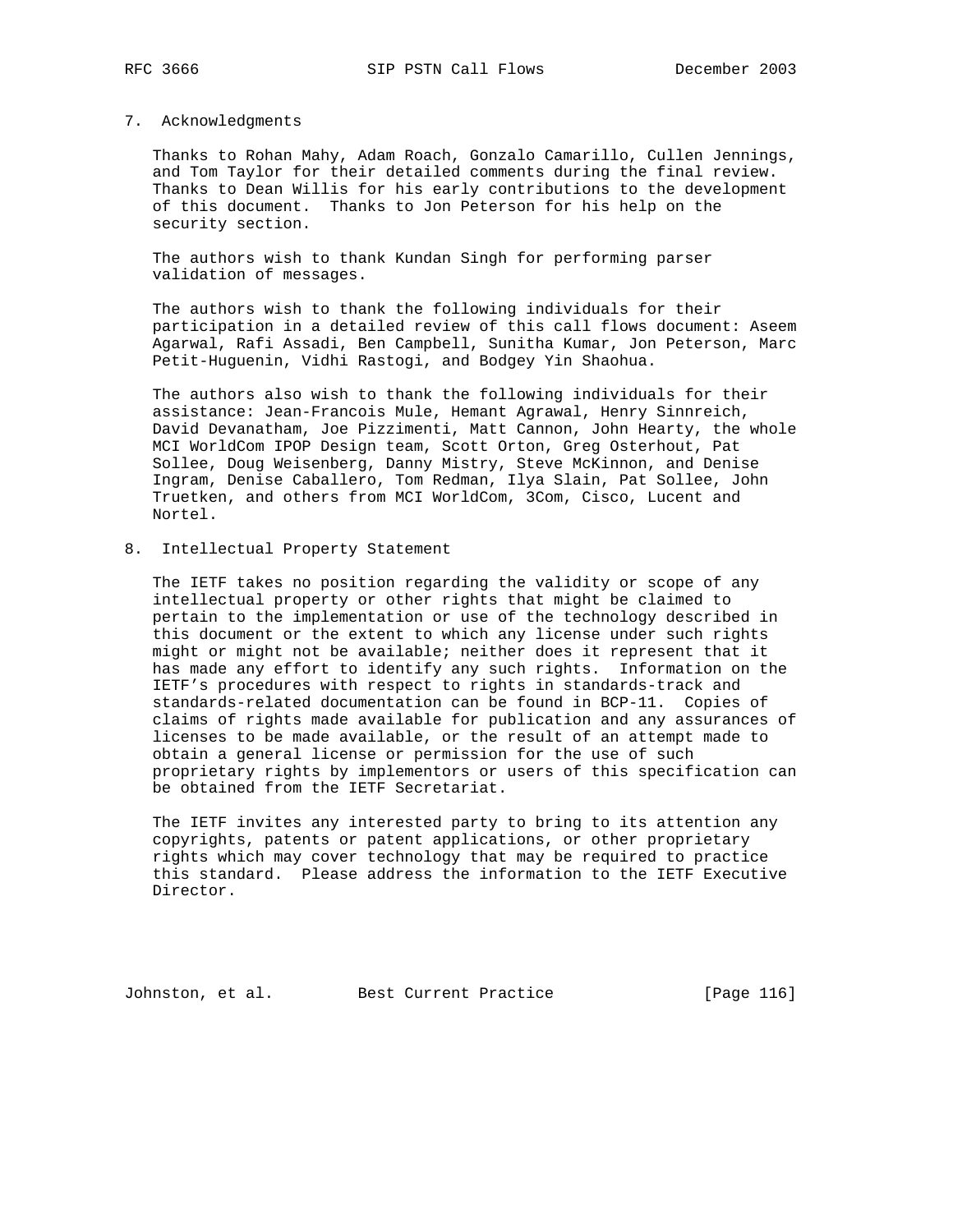## 7. Acknowledgments

Thanks to Rohan Mahy, Adam Roach, Gonzalo Camarillo, Cullen Jennings, and Tom Taylor for their detailed comments during the final review. Thanks to Dean Willis for his early contributions to the development of this document. Thanks to Jon Peterson for his help on the security section.

The authors wish to thank Kundan Singh for performing parser validation of messages.

The authors wish to thank the following individuals for their participation in a detailed review of this call flows document: Aseem Agarwal, Rafi Assadi, Ben Campbell, Sunitha Kumar, Jon Peterson, Marc Petit-Huguenin, Vidhi Rastogi, and Bodgey Yin Shaohua.

The authors also wish to thank the following individuals for their assistance: Jean-Francois Mule, Hemant Agrawal, Henry Sinnreich, David Devanatham, Joe Pizzimenti, Matt Cannon, John Hearty, the whole MCI WorldCom IPOP Design team, Scott Orton, Greg Osterhout, Pat Sollee, Doug Weisenberg, Danny Mistry, Steve McKinnon, and Denise Ingram, Denise Caballero, Tom Redman, Ilya Slain, Pat Sollee, John Truetken, and others from MCI WorldCom, 3Com, Cisco, Lucent and Nortel.

## 8. Intellectual Property Statement

The IETF takes no position regarding the validity or scope of any intellectual property or other rights that might be claimed to pertain to the implementation or use of the technology described in this document or the extent to which any license under such rights might or might not be available; neither does it represent that it has made any effort to identify any such rights. Information on the IETF's procedures with respect to rights in standards-track and standards-related documentation can be found in BCP-11. Copies of claims of rights made available for publication and any assurances of licenses to be made available, or the result of an attempt made to obtain a general license or permission for the use of such proprietary rights by implementors or users of this specification can be obtained from the IETF Secretariat.

The IETF invites any interested party to bring to its attention any copyrights, patents or patent applications, or other proprietary rights which may cover technology that may be required to practice this standard. Please address the information to the IETF Executive Director.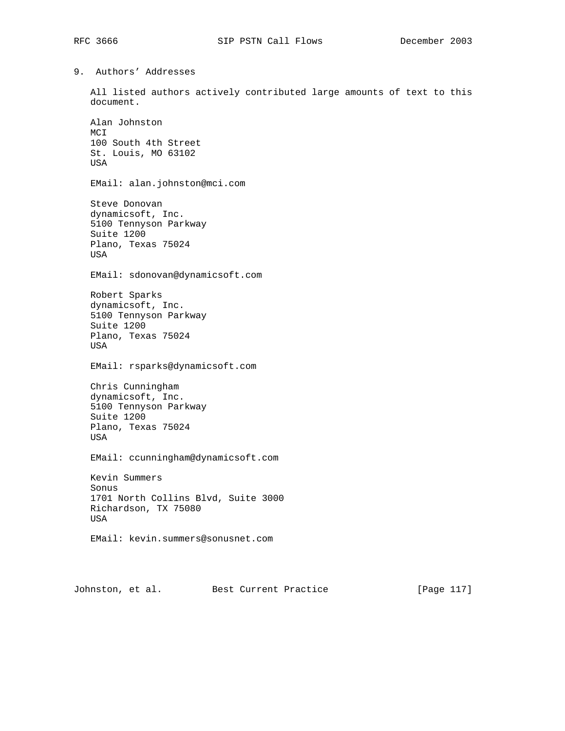## 9. Authors' Addresses

All listed authors actively contributed large amounts of text to this document.

Alan Johnston
MCI
100 South 4th Street
St. Louis, MO 63102
USA

EMail: alan.johnston@mci.com

Steve Donovan
dynamicsoft, Inc.
5100 Tennyson Parkway
Suite 1200
Plano, Texas 75024
USA

EMail: sdonovan@dynamicsoft.com

Robert Sparks
dynamicsoft, Inc.
5100 Tennyson Parkway
Suite 1200
Plano, Texas 75024
USA

EMail: rsparks@dynamicsoft.com

Chris Cunningham
dynamicsoft, Inc.
5100 Tennyson Parkway
Suite 1200
Plano, Texas 75024
USA

EMail: ccunningham@dynamicsoft.com

Kevin Summers
Sonus
1701 North Collins Blvd, Suite 3000
Richardson, TX 75080
USA

EMail: kevin.summers@sonusnet.com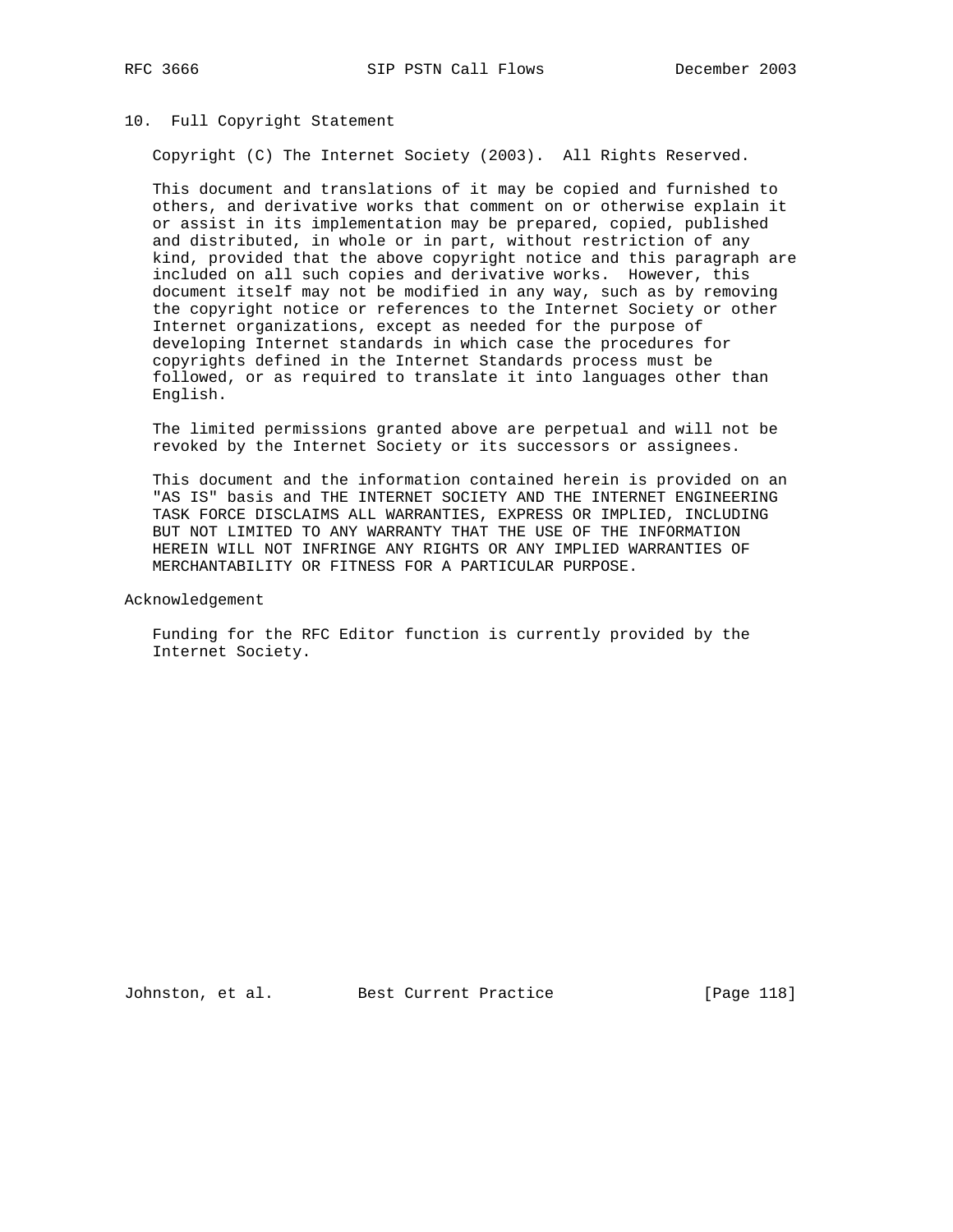## 10. Full Copyright Statement

Copyright (C) The Internet Society (2003). All Rights Reserved.

This document and translations of it may be copied and furnished to others, and derivative works that comment on or otherwise explain it or assist in its implementation may be prepared, copied, published and distributed, in whole or in part, without restriction of any kind, provided that the above copyright notice and this paragraph are included on all such copies and derivative works. However, this document itself may not be modified in any way, such as by removing the copyright notice or references to the Internet Society or other Internet organizations, except as needed for the purpose of developing Internet standards in which case the procedures for copyrights defined in the Internet Standards process must be followed, or as required to translate it into languages other than English.

The limited permissions granted above are perpetual and will not be revoked by the Internet Society or its successors or assignees.

This document and the information contained herein is provided on an "AS IS" basis and THE INTERNET SOCIETY AND THE INTERNET ENGINEERING TASK FORCE DISCLAIMS ALL WARRANTIES, EXPRESS OR IMPLIED, INCLUDING BUT NOT LIMITED TO ANY WARRANTY THAT THE USE OF THE INFORMATION HEREIN WILL NOT INFRINGE ANY RIGHTS OR ANY IMPLIED WARRANTIES OF MERCHANTABILITY OR FITNESS FOR A PARTICULAR PURPOSE.

## Acknowledgement

Funding for the RFC Editor function is currently provided by the Internet Society.